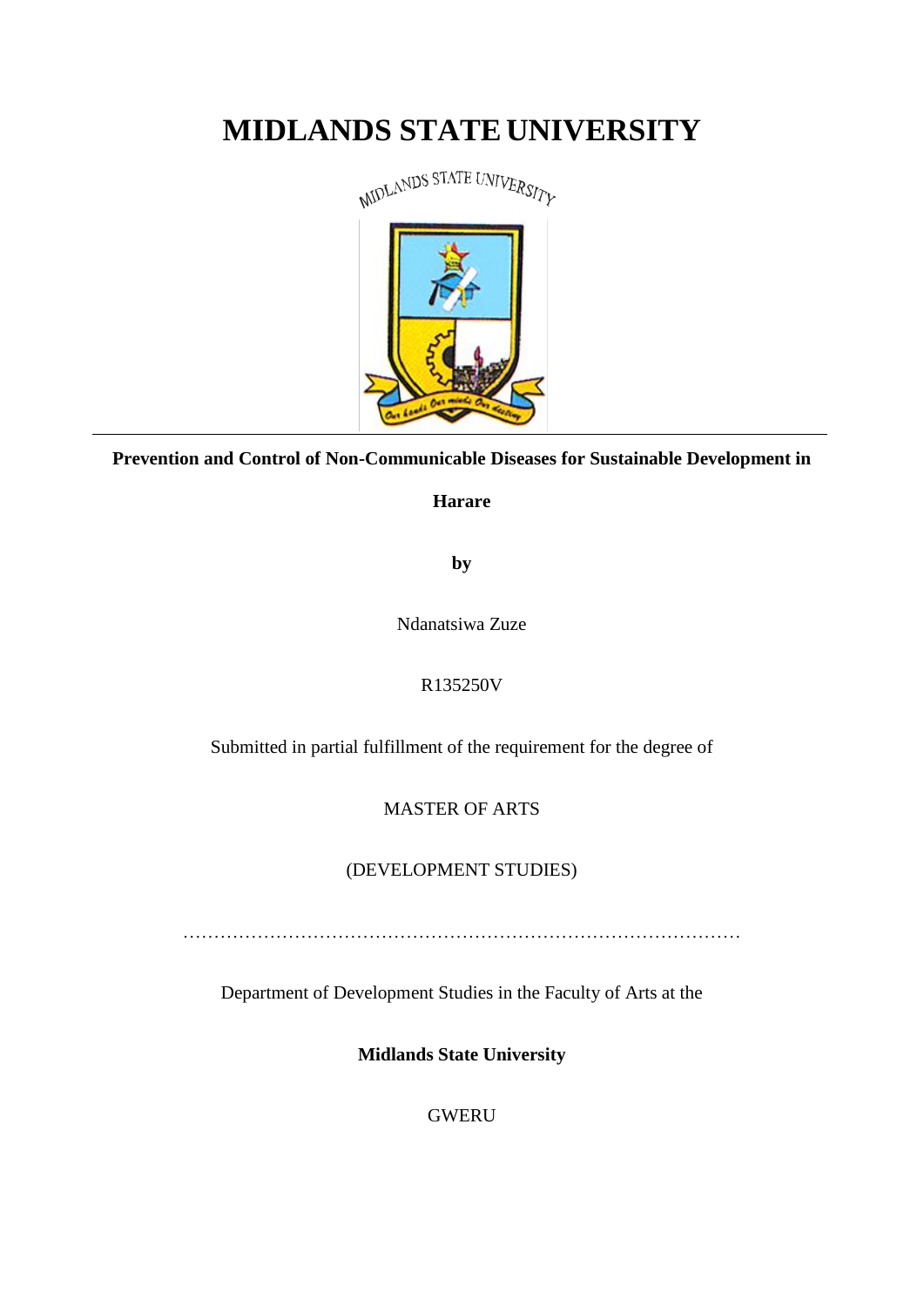# MIDLANDS STATE UNIVERSITY

---

**Prevention and Control of Non-Communicable Diseases for Sustainable Development in Harare**

**by**

Ndanatsiwa Zuze

R135250V

Submitted in partial fulfillment of the requirement for the degree of

MASTER OF ARTS

(DEVELOPMENT STUDIES)

…………………………………………………………………………………

Department of Development Studies in the Faculty of Arts at the

**Midlands State University**

GWERU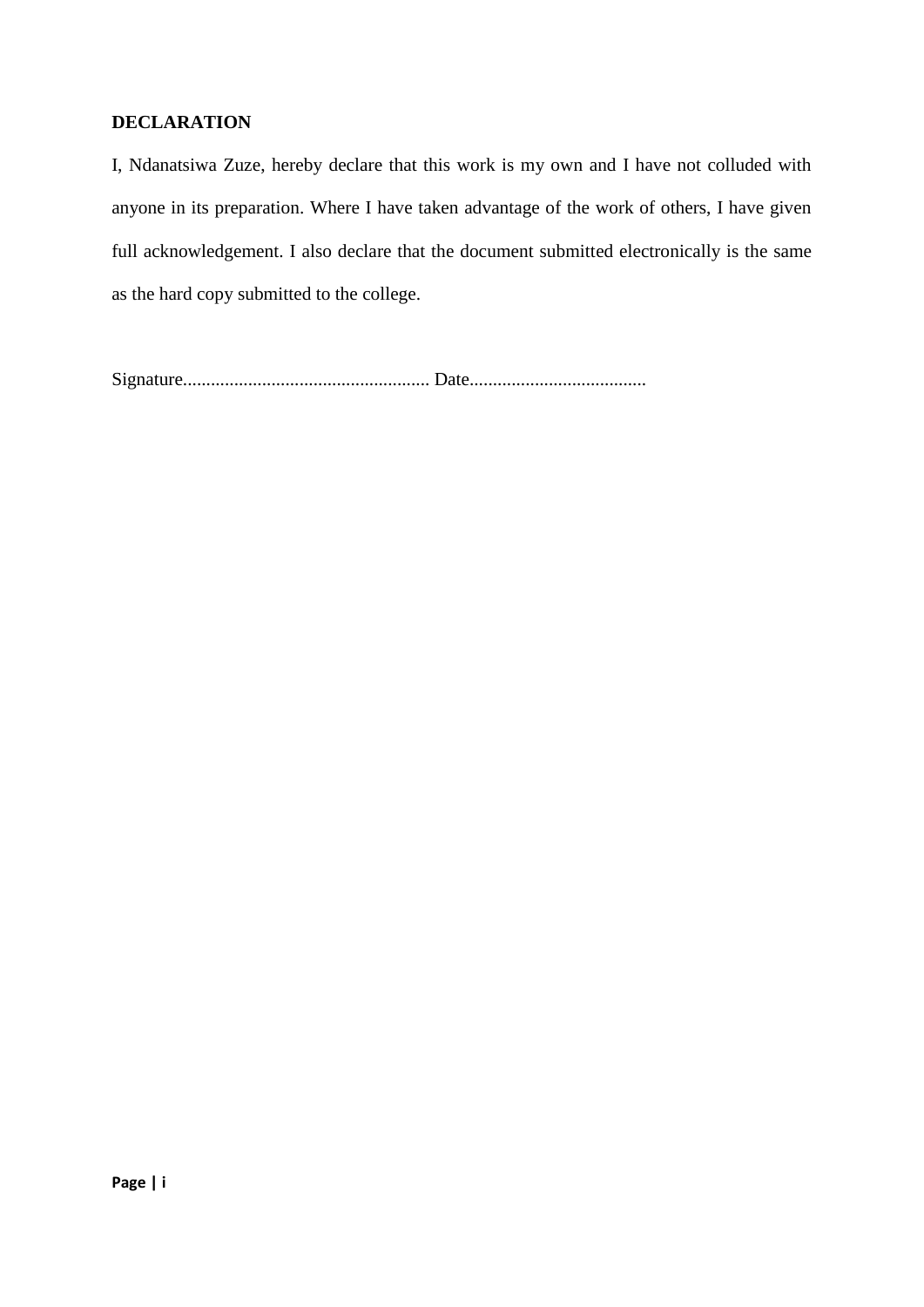## DECLARATION

I, Ndanatsiwa Zuze, hereby declare that this work is my own and I have not colluded with anyone in its preparation. Where I have taken advantage of the work of others, I have given full acknowledgement. I also declare that the document submitted electronically is the same as the hard copy submitted to the college.

Signature..................................................... Date......................................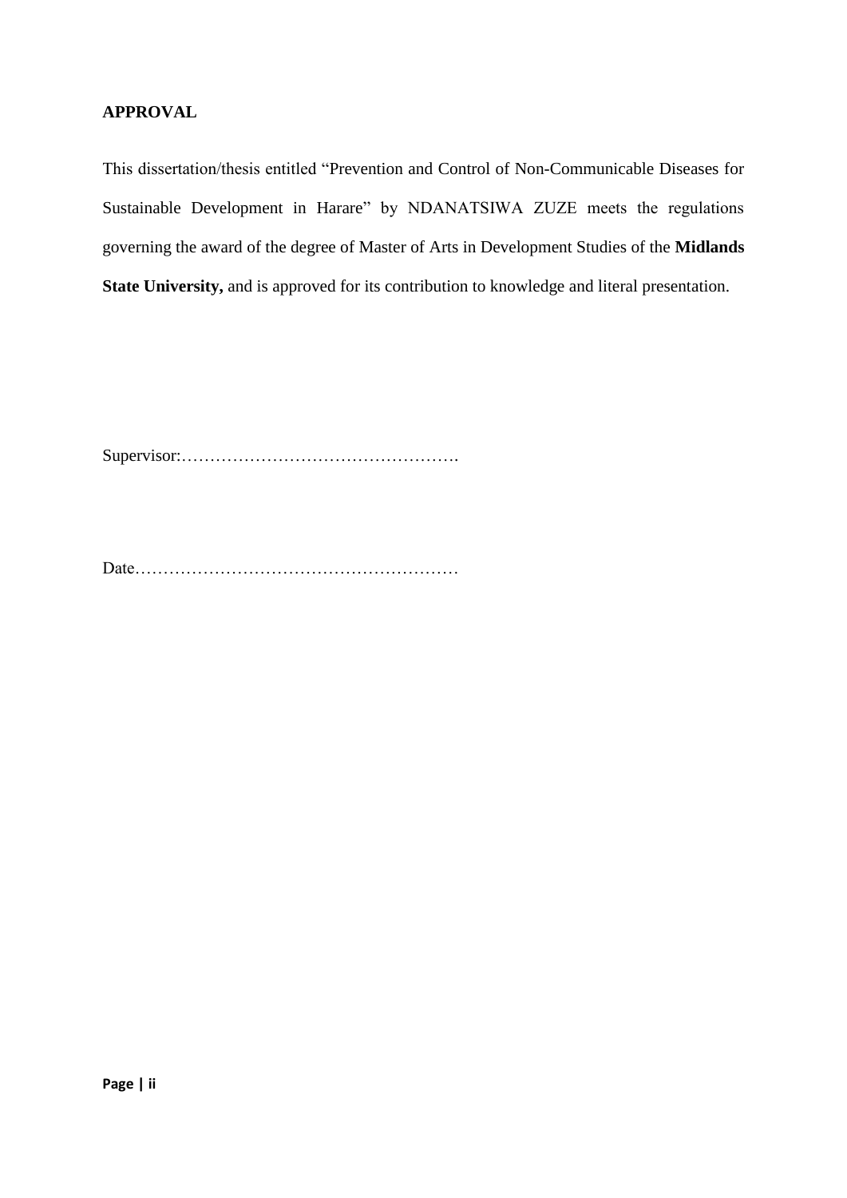**APPROVAL**

This dissertation/thesis entitled "Prevention and Control of Non-Communicable Diseases for Sustainable Development in Harare" by NDANATSIWA ZUZE meets the regulations governing the award of the degree of Master of Arts in Development Studies of the **Midlands State University,** and is approved for its contribution to knowledge and literal presentation.

Supervisor:………………………………………….

Date…………………………………………………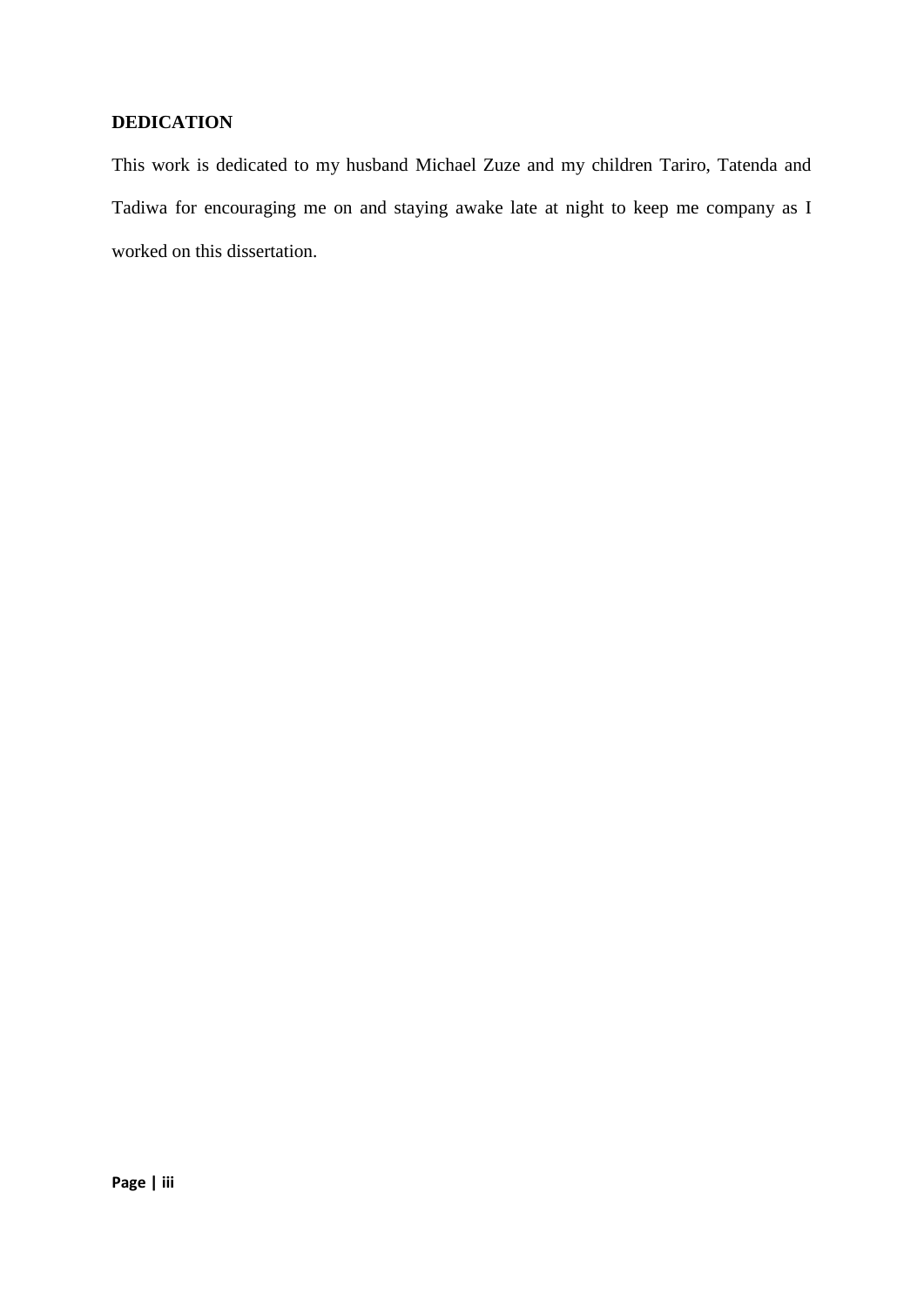## DEDICATION

This work is dedicated to my husband Michael Zuze and my children Tariro, Tatenda and Tadiwa for encouraging me on and staying awake late at night to keep me company as I worked on this dissertation.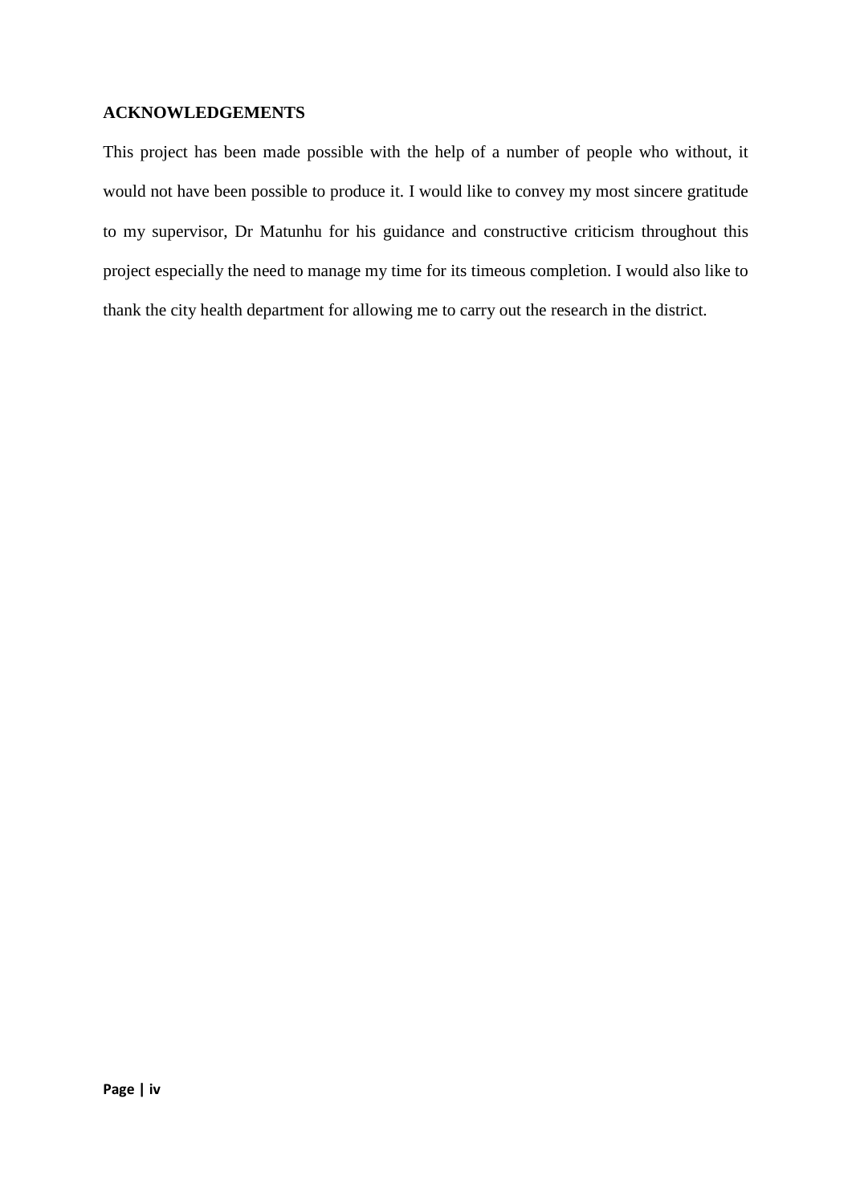## ACKNOWLEDGEMENTS

This project has been made possible with the help of a number of people who without, it would not have been possible to produce it. I would like to convey my most sincere gratitude to my supervisor, Dr Matunhu for his guidance and constructive criticism throughout this project especially the need to manage my time for its timeous completion. I would also like to thank the city health department for allowing me to carry out the research in the district.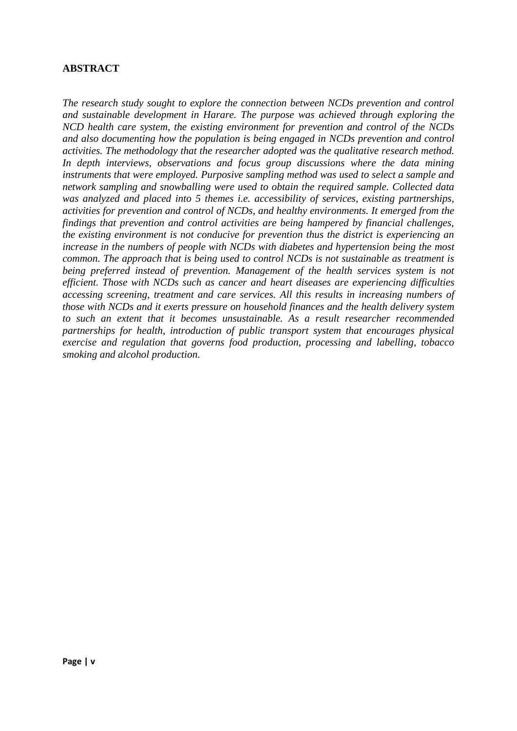**ABSTRACT**

*The research study sought to explore the connection between NCDs prevention and control and sustainable development in Harare. The purpose was achieved through exploring the NCD health care system, the existing environment for prevention and control of the NCDs and also documenting how the population is being engaged in NCDs prevention and control activities. The methodology that the researcher adopted was the qualitative research method. In depth interviews, observations and focus group discussions where the data mining instruments that were employed. Purposive sampling method was used to select a sample and network sampling and snowballing were used to obtain the required sample. Collected data was analyzed and placed into 5 themes i.e. accessibility of services, existing partnerships, activities for prevention and control of NCDs, and healthy environments. It emerged from the findings that prevention and control activities are being hampered by financial challenges, the existing environment is not conducive for prevention thus the district is experiencing an increase in the numbers of people with NCDs with diabetes and hypertension being the most common. The approach that is being used to control NCDs is not sustainable as treatment is being preferred instead of prevention. Management of the health services system is not efficient. Those with NCDs such as cancer and heart diseases are experiencing difficulties accessing screening, treatment and care services. All this results in increasing numbers of those with NCDs and it exerts pressure on household finances and the health delivery system to such an extent that it becomes unsustainable. As a result researcher recommended partnerships for health, introduction of public transport system that encourages physical exercise and regulation that governs food production, processing and labelling, tobacco smoking and alcohol production.*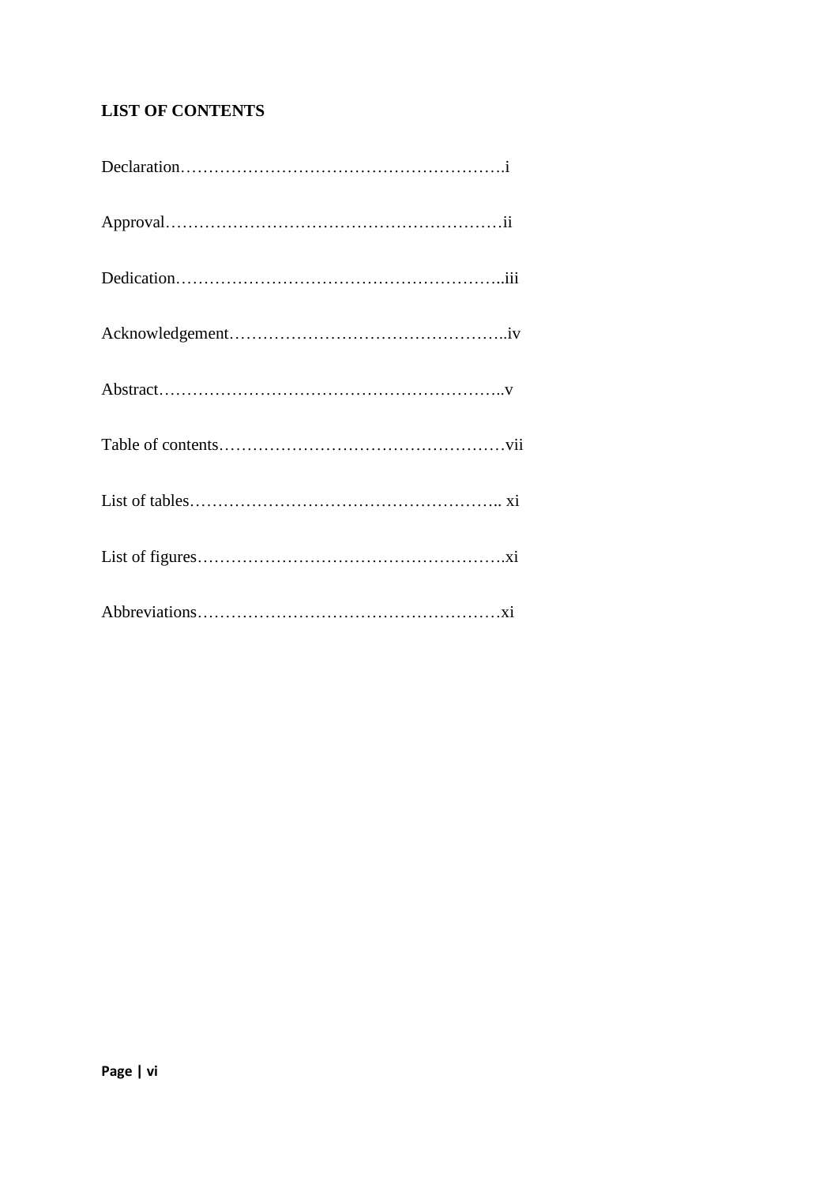**LIST OF CONTENTS**

Declaration…………………………………………………i

Approval……………………………………………………ii

Dedication…………………………………………………..iii

Acknowledgement…………………………………………..iv

Abstract……………………………………………………..v

Table of contents……………………………………………vii

List of tables……………………………………………….. xi

List of figures……………………………………………….xi

Abbreviations………………………………………………xi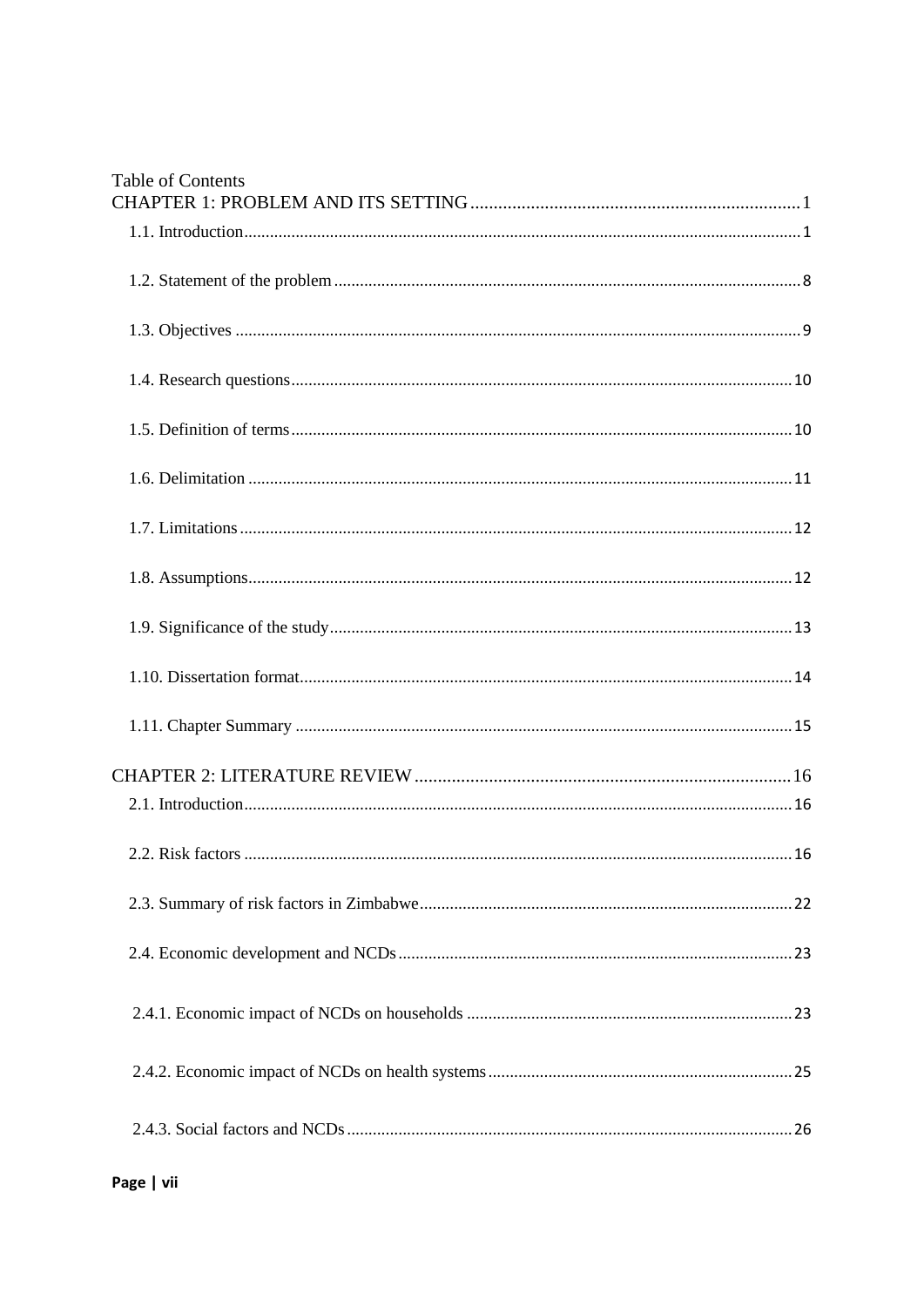Table of Contents

CHAPTER 1: PROBLEM AND ITS SETTING ........................................................................ 1

1.1. Introduction ........................................................................................................................ 1

1.2. Statement of the problem ................................................................................................... 8

1.3. Objectives .......................................................................................................................... 9

1.4. Research questions ........................................................................................................... 10

1.5. Definition of terms ........................................................................................................... 10

1.6. Delimitation ..................................................................................................................... 11

1.7. Limitations ....................................................................................................................... 12

1.8. Assumptions ..................................................................................................................... 12

1.9. Significance of the study .................................................................................................. 13

1.10. Dissertation format ......................................................................................................... 14

1.11. Chapter Summary ........................................................................................................... 15

CHAPTER 2: LITERATURE REVIEW .................................................................................. 16

2.1. Introduction ...................................................................................................................... 16

2.2. Risk factors ...................................................................................................................... 16

2.3. Summary of risk factors in Zimbabwe ............................................................................. 22

2.4. Economic development and NCDs .................................................................................. 23

2.4.1. Economic impact of NCDs on households .................................................................. 23

2.4.2. Economic impact of NCDs on health systems ............................................................. 25

2.4.3. Social factors and NCDs .............................................................................................. 26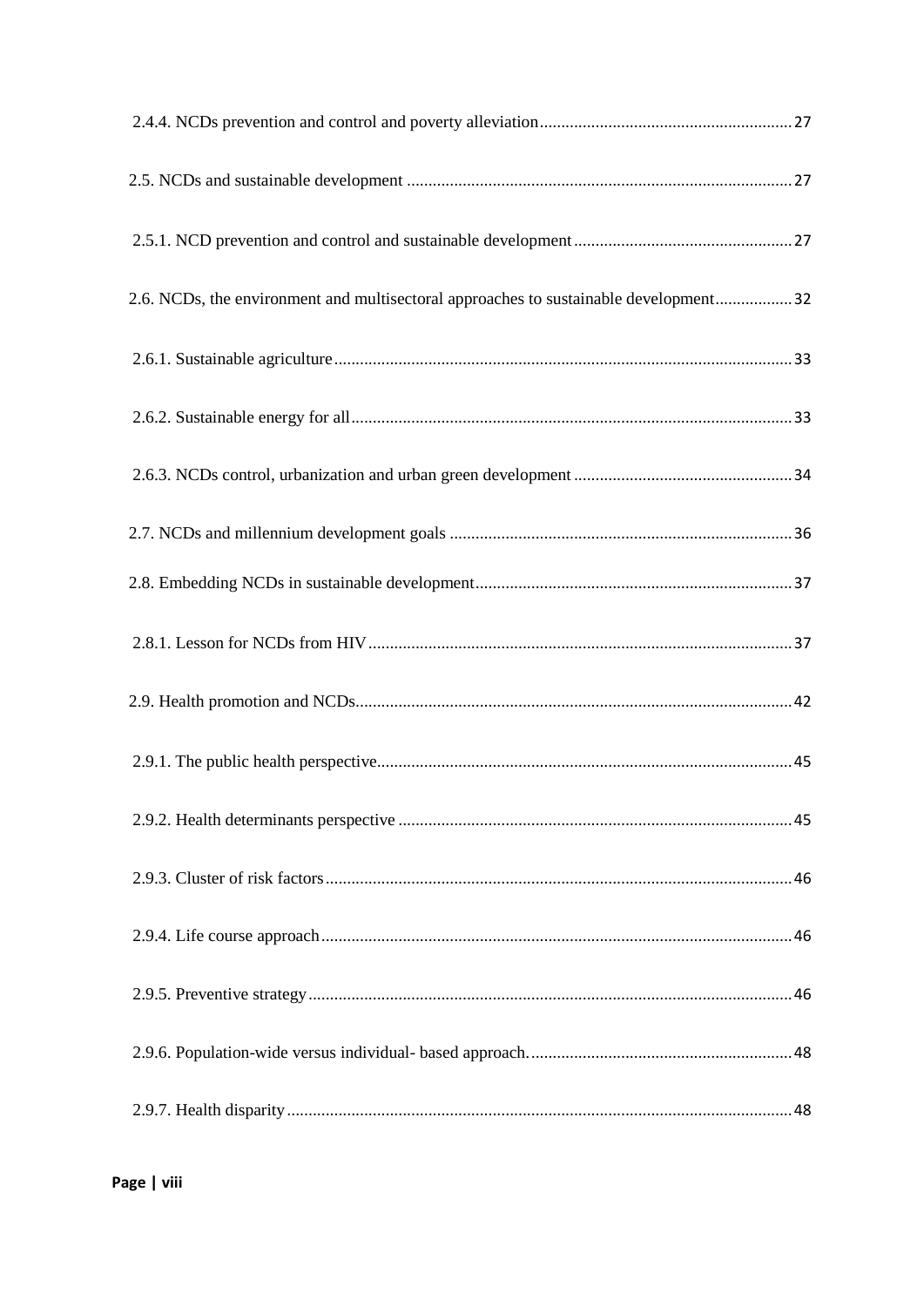2.4.4. NCDs prevention and control and poverty alleviation........................................................... 27

2.5. NCDs and sustainable development .......................................................................................... 27

2.5.1. NCD prevention and control and sustainable development .................................................. 27

2.6. NCDs, the environment and multisectoral approaches to sustainable development.................. 32

2.6.1. Sustainable agriculture.......................................................................................................... 33

2.6.2. Sustainable energy for all...................................................................................................... 33

2.6.3. NCDs control, urbanization and urban green development .................................................. 34

2.7. NCDs and millennium development goals ............................................................................... 36

2.8. Embedding NCDs in sustainable development......................................................................... 37

2.8.1. Lesson for NCDs from HIV.................................................................................................. 37

2.9. Health promotion and NCDs..................................................................................................... 42

2.9.1. The public health perspective................................................................................................ 45

2.9.2. Health determinants perspective ........................................................................................... 45

2.9.3. Cluster of risk factors............................................................................................................ 46

2.9.4. Life course approach............................................................................................................. 46

2.9.5. Preventive strategy................................................................................................................ 46

2.9.6. Population-wide versus individual- based approach............................................................. 48

2.9.7. Health disparity..................................................................................................................... 48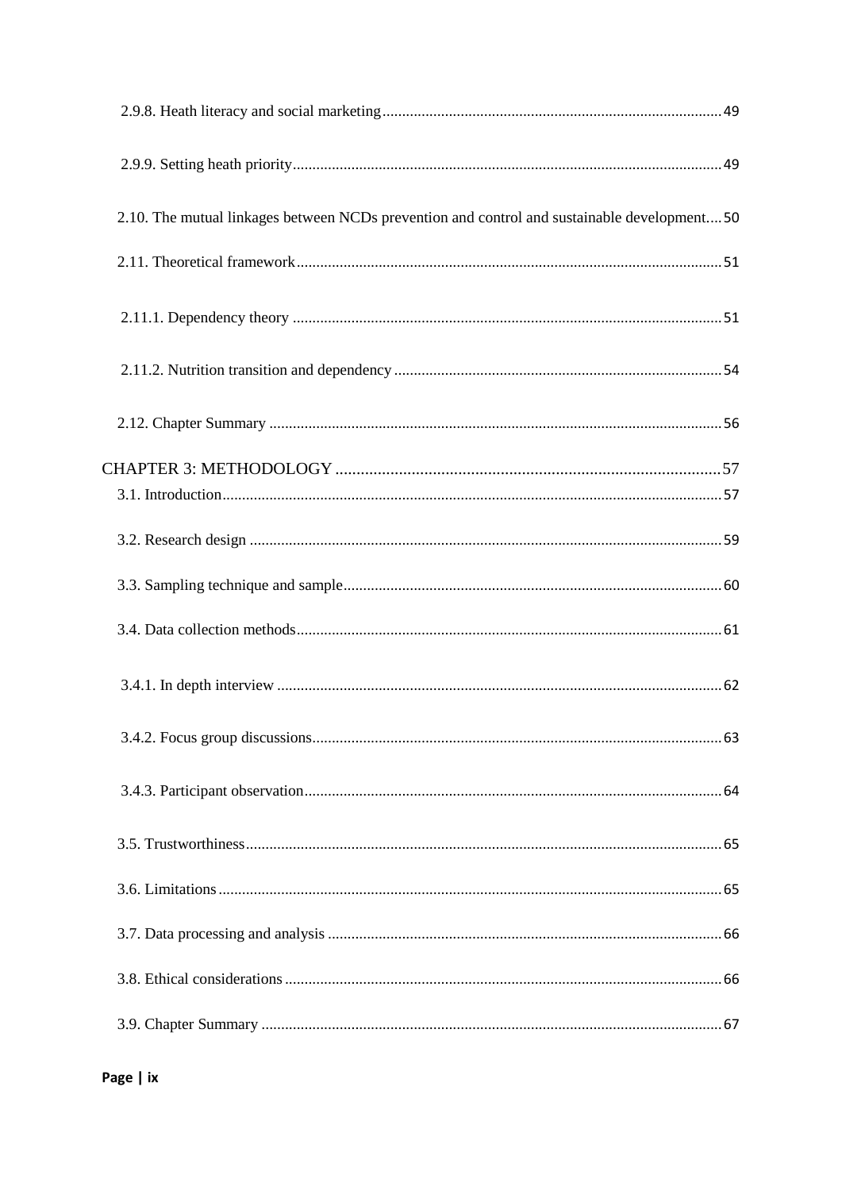2.9.8. Heath literacy and social marketing ........ 49

2.9.9. Setting heath priority ........ 49

2.10. The mutual linkages between NCDs prevention and control and sustainable development ........ 50

2.11. Theoretical framework ........ 51

2.11.1. Dependency theory ........ 51

2.11.2. Nutrition transition and dependency ........ 54

2.12. Chapter Summary ........ 56

CHAPTER 3: METHODOLOGY ........ 57

3.1. Introduction ........ 57

3.2. Research design ........ 59

3.3. Sampling technique and sample ........ 60

3.4. Data collection methods ........ 61

3.4.1. In depth interview ........ 62

3.4.2. Focus group discussions ........ 63

3.4.3. Participant observation ........ 64

3.5. Trustworthiness ........ 65

3.6. Limitations ........ 65

3.7. Data processing and analysis ........ 66

3.8. Ethical considerations ........ 66

3.9. Chapter Summary ........ 67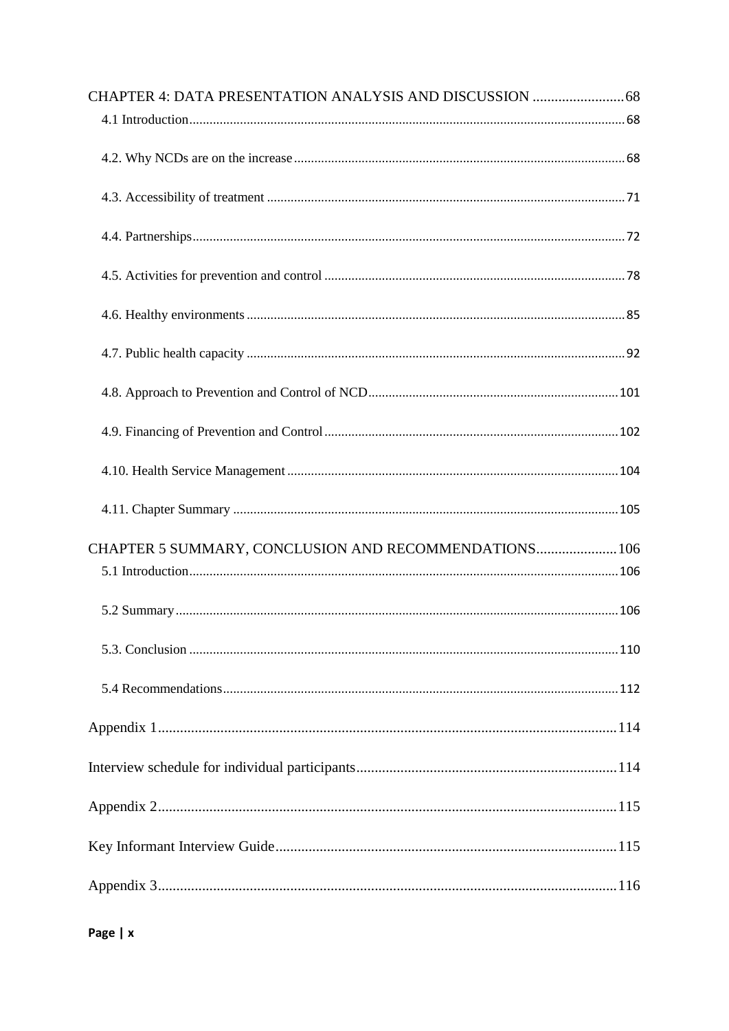CHAPTER 4: DATA PRESENTATION ANALYSIS AND DISCUSSION ......................... 68

4.1 Introduction ................................................................................................................ 68

4.2. Why NCDs are on the increase ................................................................................. 68

4.3. Accessibility of treatment ......................................................................................... 71

4.4. Partnerships ............................................................................................................... 72

4.5. Activities for prevention and control ........................................................................ 78

4.6. Healthy environments ............................................................................................... 85

4.7. Public health capacity ............................................................................................... 92

4.8. Approach to Prevention and Control of NCD ......................................................... 101

4.9. Financing of Prevention and Control ...................................................................... 102

4.10. Health Service Management ................................................................................. 104

4.11. Chapter Summary ................................................................................................. 105

CHAPTER 5 SUMMARY, CONCLUSION AND RECOMMENDATIONS ...................... 106

5.1 Introduction .............................................................................................................. 106

5.2 Summary .................................................................................................................. 106

5.3. Conclusion .............................................................................................................. 110

5.4 Recommendations .................................................................................................... 112

Appendix 1 .............................................................................................................................. 114

Interview schedule for individual participants ....................................................................... 114

Appendix 2 .............................................................................................................................. 115

Key Informant Interview Guide ............................................................................................. 115

Appendix 3 .............................................................................................................................. 116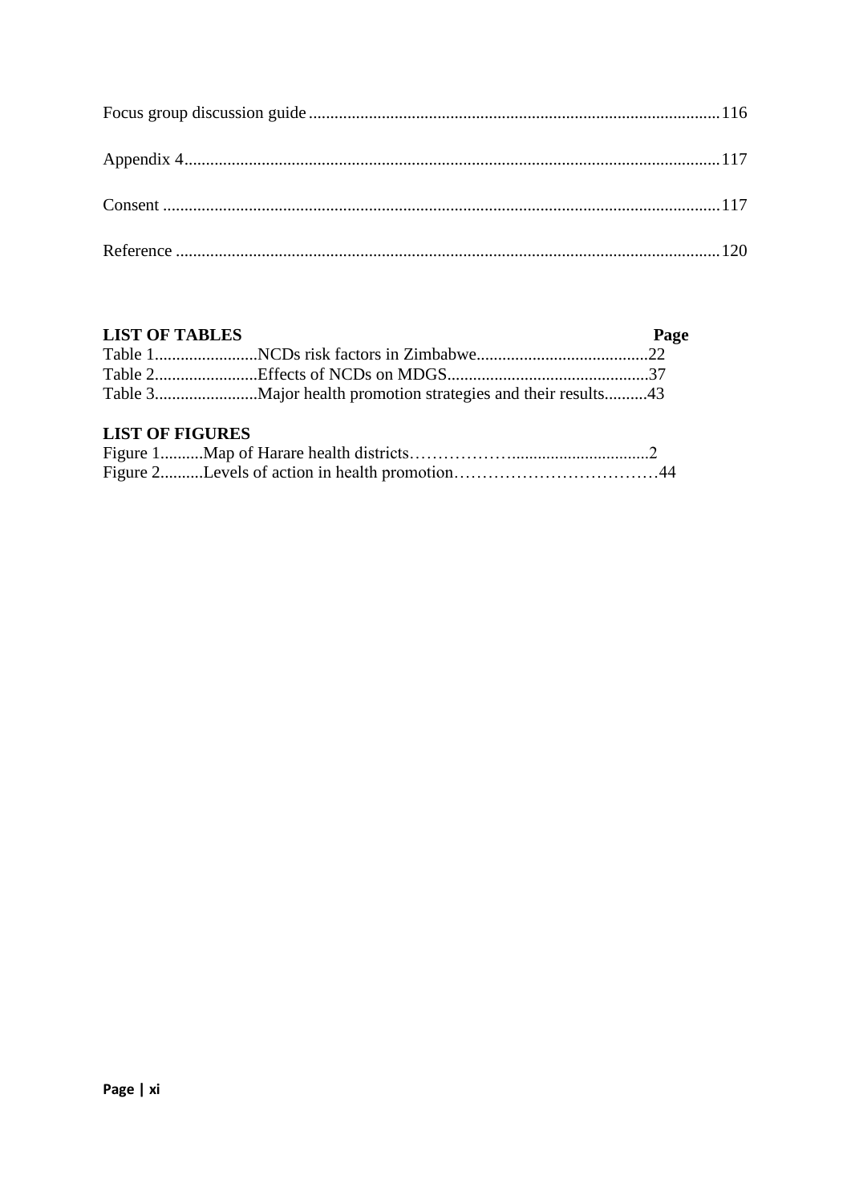Focus group discussion guide ........................................................................................116

Appendix 4.................................................................................................................117

Consent .....................................................................................................................117

Reference ..................................................................................................................120

**LIST OF TABLES** **Page**

Table 1........................NCDs risk factors in Zimbabwe........................................22
Table 2........................Effects of NCDs on MDGS...............................................37
Table 3........................Major health promotion strategies and their results..........43

**LIST OF FIGURES**

Figure 1..........Map of Harare health districts……………….................................2
Figure 2..........Levels of action in health promotion………………………………44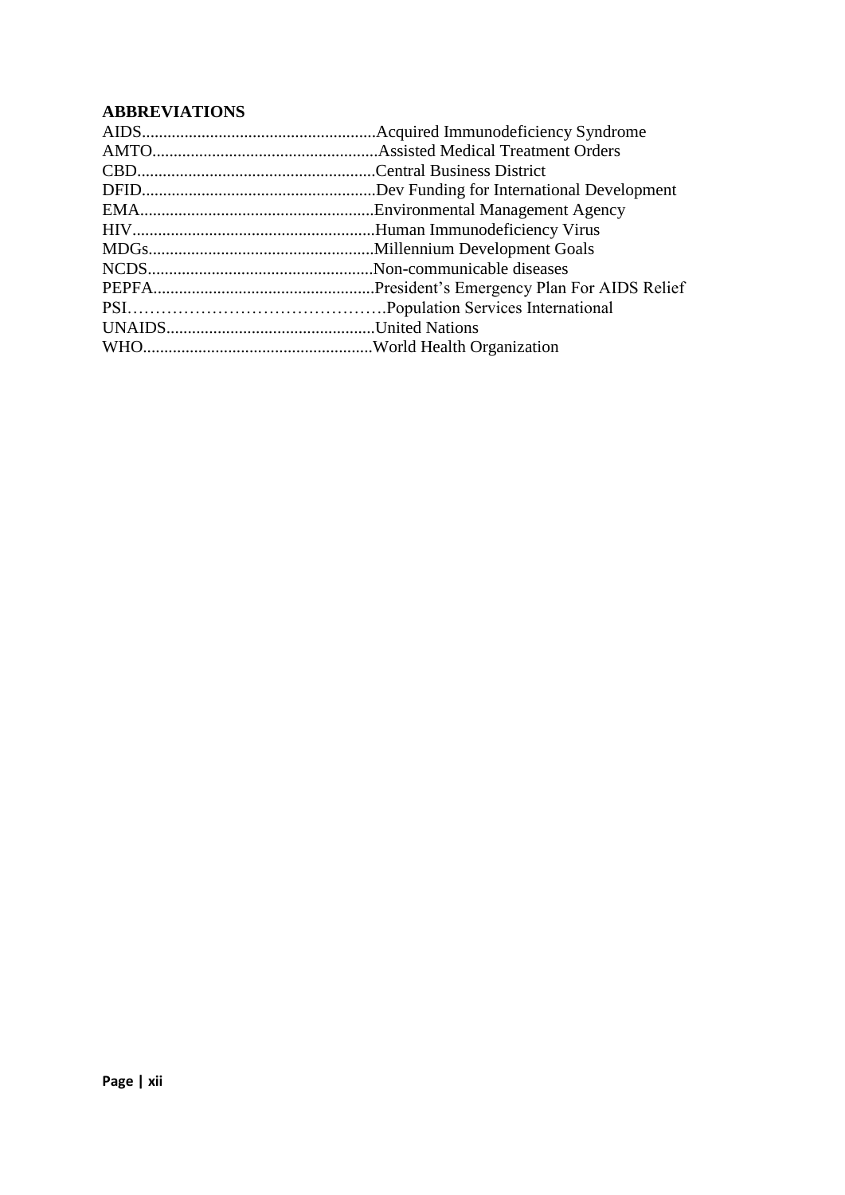**ABBREVIATIONS**

AIDS.......................................................Acquired Immunodeficiency Syndrome
AMTO.....................................................Assisted Medical Treatment Orders
CBD........................................................Central Business District
DFID.......................................................Dev Funding for International Development
EMA.......................................................Environmental Management Agency
HIV.........................................................Human Immunodeficiency Virus
MDGs.....................................................Millennium Development Goals
NCDS.....................................................Non-communicable diseases
PEPFA....................................................President's Emergency Plan For AIDS Relief
PSI……………………………………….Population Services International
UNAIDS.................................................United Nations
WHO......................................................World Health Organization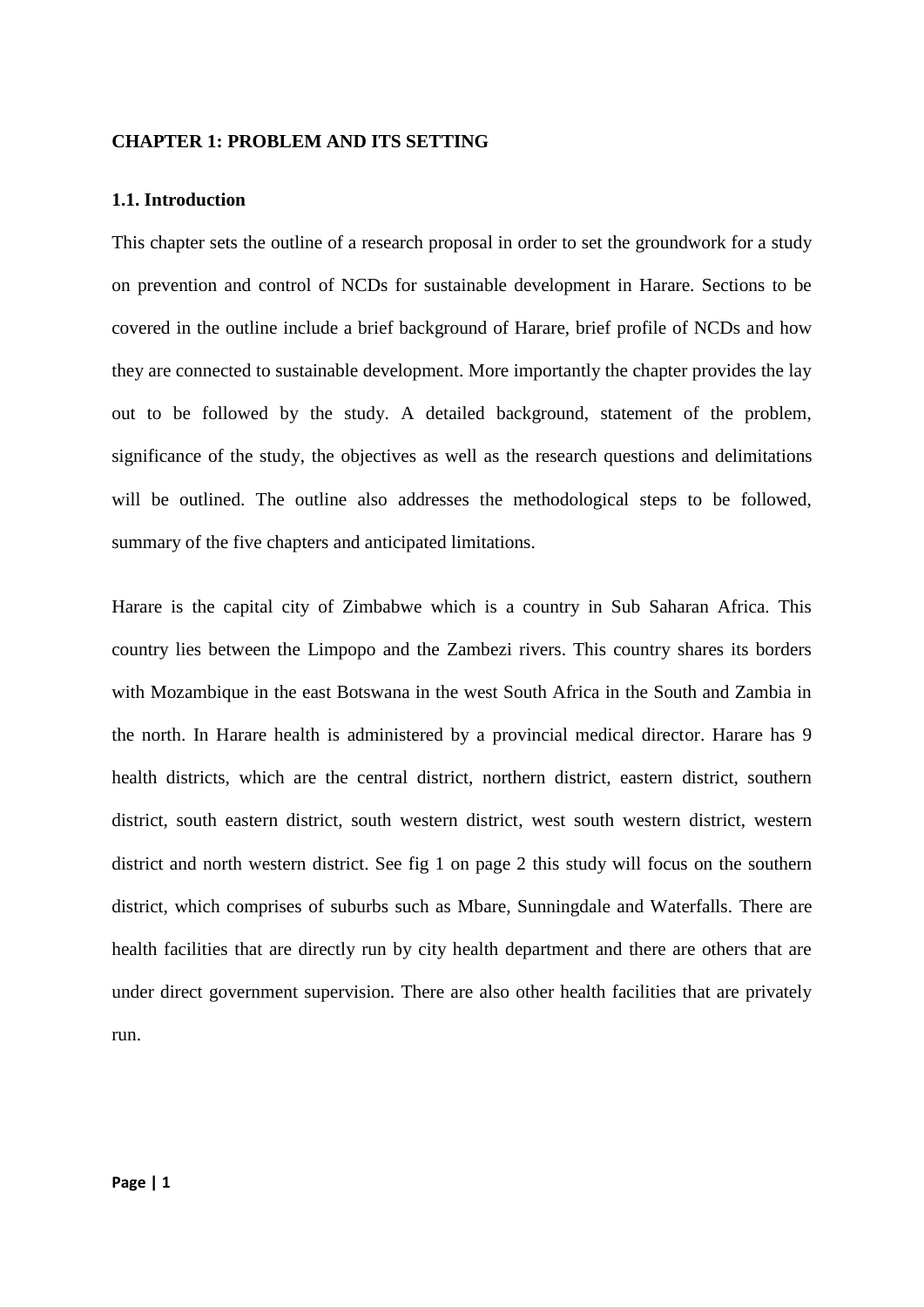## CHAPTER 1: PROBLEM AND ITS SETTING

### 1.1. Introduction

This chapter sets the outline of a research proposal in order to set the groundwork for a study on prevention and control of NCDs for sustainable development in Harare. Sections to be covered in the outline include a brief background of Harare, brief profile of NCDs and how they are connected to sustainable development. More importantly the chapter provides the lay out to be followed by the study. A detailed background, statement of the problem, significance of the study, the objectives as well as the research questions and delimitations will be outlined. The outline also addresses the methodological steps to be followed, summary of the five chapters and anticipated limitations.

Harare is the capital city of Zimbabwe which is a country in Sub Saharan Africa. This country lies between the Limpopo and the Zambezi rivers. This country shares its borders with Mozambique in the east Botswana in the west South Africa in the South and Zambia in the north. In Harare health is administered by a provincial medical director. Harare has 9 health districts, which are the central district, northern district, eastern district, southern district, south eastern district, south western district, west south western district, western district and north western district. See fig 1 on page 2 this study will focus on the southern district, which comprises of suburbs such as Mbare, Sunningdale and Waterfalls. There are health facilities that are directly run by city health department and there are others that are under direct government supervision. There are also other health facilities that are privately run.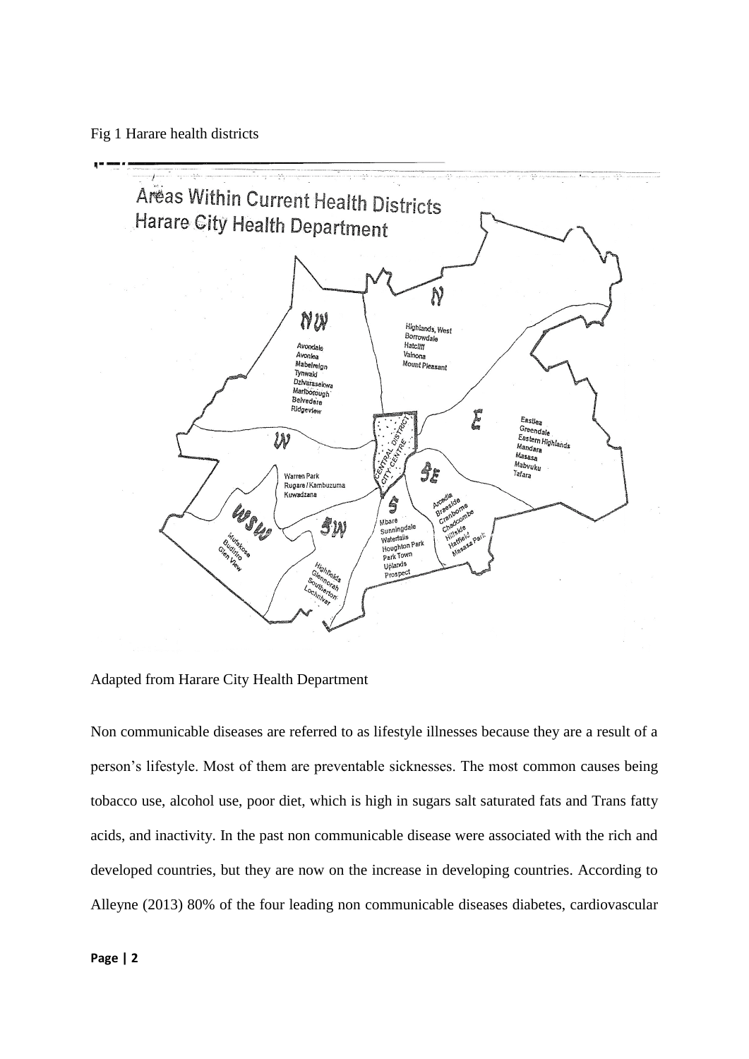Fig 1 Harare health districts

Adapted from Harare City Health Department

Non communicable diseases are referred to as lifestyle illnesses because they are a result of a person's lifestyle. Most of them are preventable sicknesses. The most common causes being tobacco use, alcohol use, poor diet, which is high in sugars salt saturated fats and Trans fatty acids, and inactivity. In the past non communicable disease were associated with the rich and developed countries, but they are now on the increase in developing countries. According to Alleyne (2013) 80% of the four leading non communicable diseases diabetes, cardiovascular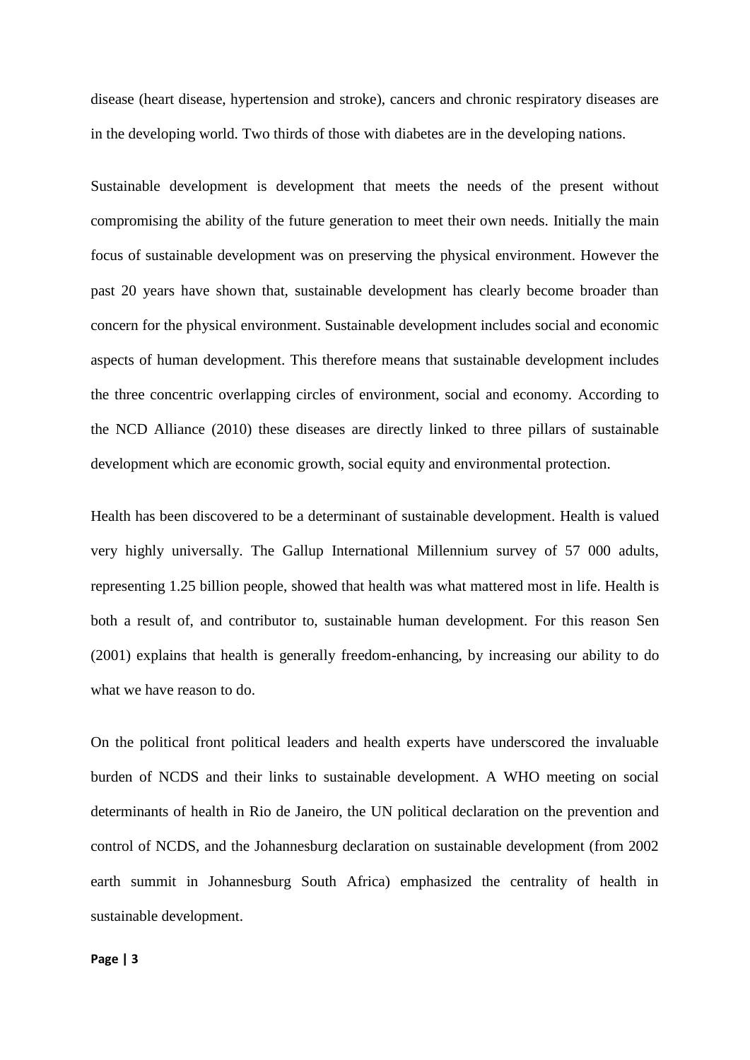disease (heart disease, hypertension and stroke), cancers and chronic respiratory diseases are in the developing world. Two thirds of those with diabetes are in the developing nations.

Sustainable development is development that meets the needs of the present without compromising the ability of the future generation to meet their own needs. Initially the main focus of sustainable development was on preserving the physical environment. However the past 20 years have shown that, sustainable development has clearly become broader than concern for the physical environment. Sustainable development includes social and economic aspects of human development. This therefore means that sustainable development includes the three concentric overlapping circles of environment, social and economy. According to the NCD Alliance (2010) these diseases are directly linked to three pillars of sustainable development which are economic growth, social equity and environmental protection.

Health has been discovered to be a determinant of sustainable development. Health is valued very highly universally. The Gallup International Millennium survey of 57 000 adults, representing 1.25 billion people, showed that health was what mattered most in life. Health is both a result of, and contributor to, sustainable human development. For this reason Sen (2001) explains that health is generally freedom-enhancing, by increasing our ability to do what we have reason to do.

On the political front political leaders and health experts have underscored the invaluable burden of NCDS and their links to sustainable development. A WHO meeting on social determinants of health in Rio de Janeiro, the UN political declaration on the prevention and control of NCDS, and the Johannesburg declaration on sustainable development (from 2002 earth summit in Johannesburg South Africa) emphasized the centrality of health in sustainable development.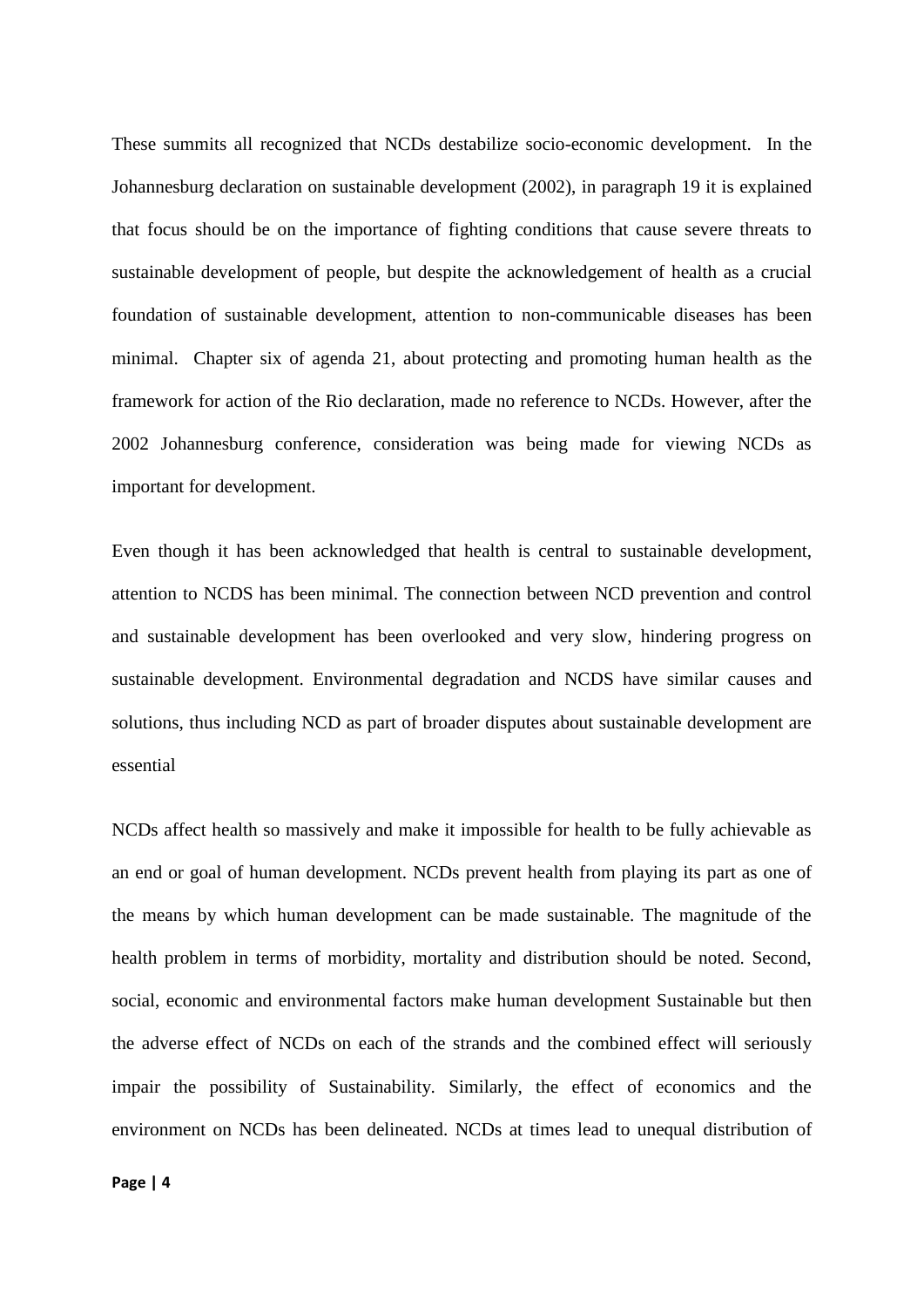These summits all recognized that NCDs destabilize socio-economic development.  In the Johannesburg declaration on sustainable development (2002), in paragraph 19 it is explained that focus should be on the importance of fighting conditions that cause severe threats to sustainable development of people, but despite the acknowledgement of health as a crucial foundation of sustainable development, attention to non-communicable diseases has been minimal.  Chapter six of agenda 21, about protecting and promoting human health as the framework for action of the Rio declaration, made no reference to NCDs. However, after the 2002 Johannesburg conference, consideration was being made for viewing NCDs as important for development.

Even though it has been acknowledged that health is central to sustainable development, attention to NCDS has been minimal. The connection between NCD prevention and control and sustainable development has been overlooked and very slow, hindering progress on sustainable development. Environmental degradation and NCDS have similar causes and solutions, thus including NCD as part of broader disputes about sustainable development are essential

NCDs affect health so massively and make it impossible for health to be fully achievable as an end or goal of human development. NCDs prevent health from playing its part as one of the means by which human development can be made sustainable. The magnitude of the health problem in terms of morbidity, mortality and distribution should be noted. Second, social, economic and environmental factors make human development Sustainable but then the adverse effect of NCDs on each of the strands and the combined effect will seriously impair the possibility of Sustainability. Similarly, the effect of economics and the environment on NCDs has been delineated. NCDs at times lead to unequal distribution of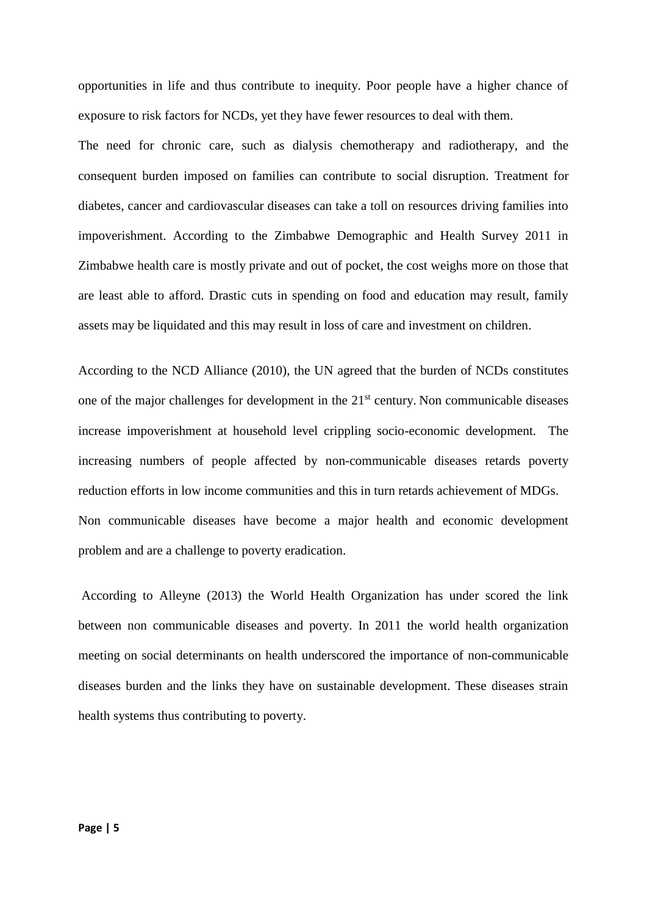opportunities in life and thus contribute to inequity. Poor people have a higher chance of exposure to risk factors for NCDs, yet they have fewer resources to deal with them.

The need for chronic care, such as dialysis chemotherapy and radiotherapy, and the consequent burden imposed on families can contribute to social disruption. Treatment for diabetes, cancer and cardiovascular diseases can take a toll on resources driving families into impoverishment. According to the Zimbabwe Demographic and Health Survey 2011 in Zimbabwe health care is mostly private and out of pocket, the cost weighs more on those that are least able to afford. Drastic cuts in spending on food and education may result, family assets may be liquidated and this may result in loss of care and investment on children.

According to the NCD Alliance (2010), the UN agreed that the burden of NCDs constitutes one of the major challenges for development in the 21st century. Non communicable diseases increase impoverishment at household level crippling socio-economic development. The increasing numbers of people affected by non-communicable diseases retards poverty reduction efforts in low income communities and this in turn retards achievement of MDGs. Non communicable diseases have become a major health and economic development problem and are a challenge to poverty eradication.

According to Alleyne (2013) the World Health Organization has under scored the link between non communicable diseases and poverty. In 2011 the world health organization meeting on social determinants on health underscored the importance of non-communicable diseases burden and the links they have on sustainable development. These diseases strain health systems thus contributing to poverty.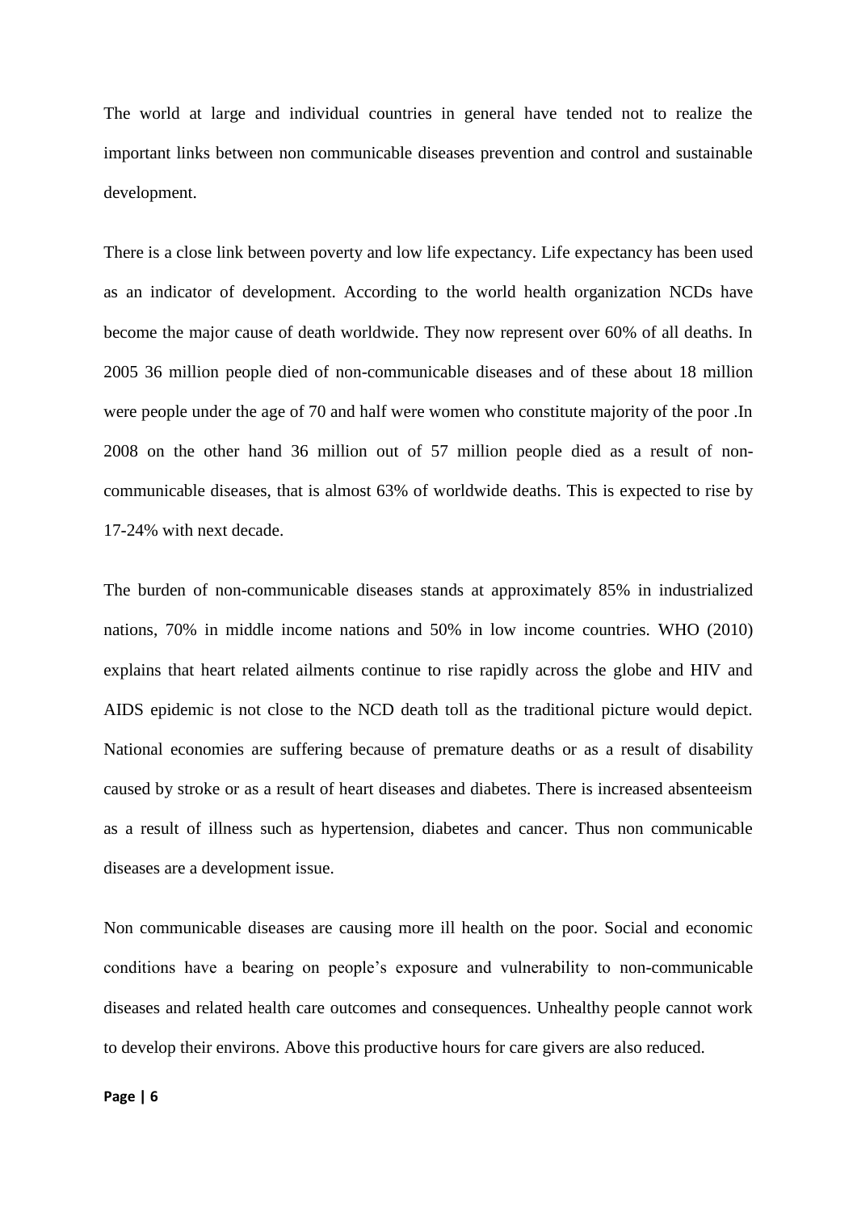The world at large and individual countries in general have tended not to realize the important links between non communicable diseases prevention and control and sustainable development.

There is a close link between poverty and low life expectancy. Life expectancy has been used as an indicator of development. According to the world health organization NCDs have become the major cause of death worldwide. They now represent over 60% of all deaths. In 2005 36 million people died of non-communicable diseases and of these about 18 million were people under the age of 70 and half were women who constitute majority of the poor .In 2008 on the other hand 36 million out of 57 million people died as a result of non-communicable diseases, that is almost 63% of worldwide deaths. This is expected to rise by 17-24% with next decade.

The burden of non-communicable diseases stands at approximately 85% in industrialized nations, 70% in middle income nations and 50% in low income countries. WHO (2010) explains that heart related ailments continue to rise rapidly across the globe and HIV and AIDS epidemic is not close to the NCD death toll as the traditional picture would depict. National economies are suffering because of premature deaths or as a result of disability caused by stroke or as a result of heart diseases and diabetes. There is increased absenteeism as a result of illness such as hypertension, diabetes and cancer. Thus non communicable diseases are a development issue.

Non communicable diseases are causing more ill health on the poor. Social and economic conditions have a bearing on people's exposure and vulnerability to non-communicable diseases and related health care outcomes and consequences. Unhealthy people cannot work to develop their environs. Above this productive hours for care givers are also reduced.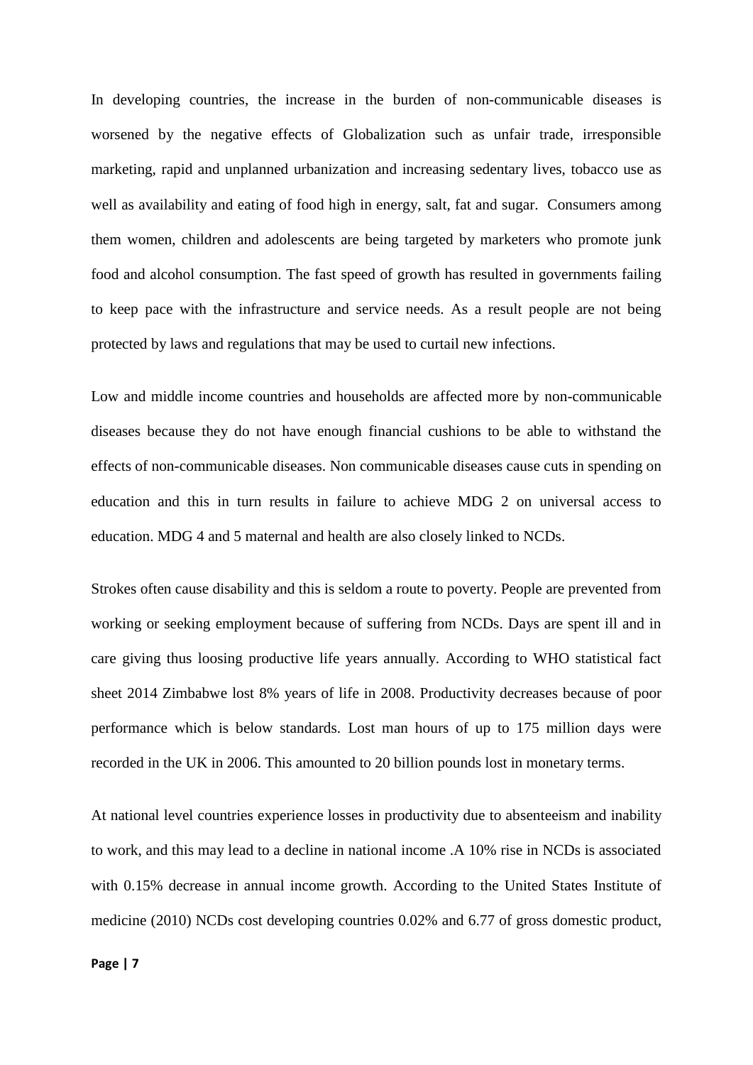In developing countries, the increase in the burden of non-communicable diseases is worsened by the negative effects of Globalization such as unfair trade, irresponsible marketing, rapid and unplanned urbanization and increasing sedentary lives, tobacco use as well as availability and eating of food high in energy, salt, fat and sugar. Consumers among them women, children and adolescents are being targeted by marketers who promote junk food and alcohol consumption. The fast speed of growth has resulted in governments failing to keep pace with the infrastructure and service needs. As a result people are not being protected by laws and regulations that may be used to curtail new infections.

Low and middle income countries and households are affected more by non-communicable diseases because they do not have enough financial cushions to be able to withstand the effects of non-communicable diseases. Non communicable diseases cause cuts in spending on education and this in turn results in failure to achieve MDG 2 on universal access to education. MDG 4 and 5 maternal and health are also closely linked to NCDs.

Strokes often cause disability and this is seldom a route to poverty. People are prevented from working or seeking employment because of suffering from NCDs. Days are spent ill and in care giving thus loosing productive life years annually. According to WHO statistical fact sheet 2014 Zimbabwe lost 8% years of life in 2008. Productivity decreases because of poor performance which is below standards. Lost man hours of up to 175 million days were recorded in the UK in 2006. This amounted to 20 billion pounds lost in monetary terms.

At national level countries experience losses in productivity due to absenteeism and inability to work, and this may lead to a decline in national income .A 10% rise in NCDs is associated with 0.15% decrease in annual income growth. According to the United States Institute of medicine (2010) NCDs cost developing countries 0.02% and 6.77 of gross domestic product,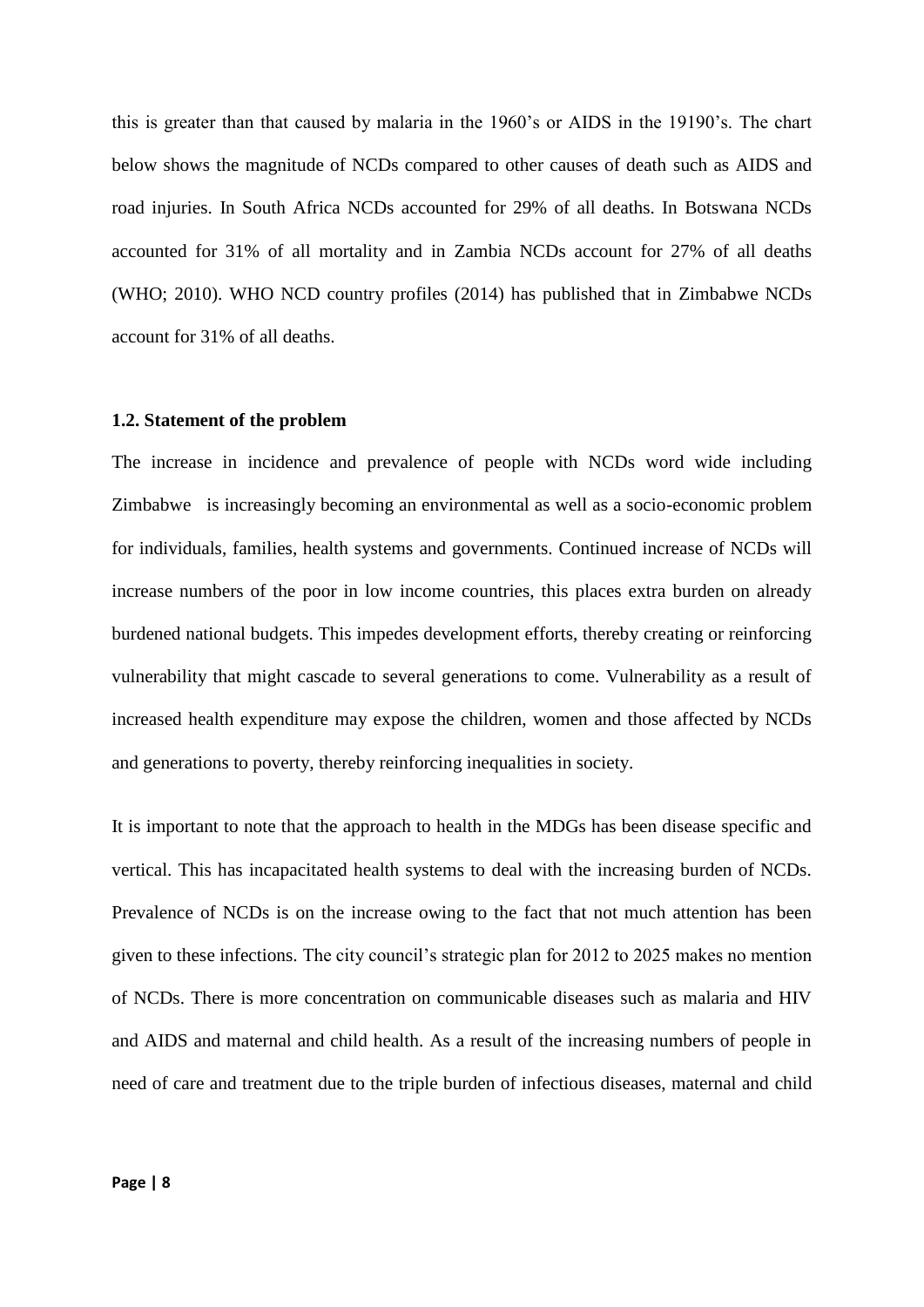this is greater than that caused by malaria in the 1960's or AIDS in the 19190's. The chart below shows the magnitude of NCDs compared to other causes of death such as AIDS and road injuries. In South Africa NCDs accounted for 29% of all deaths. In Botswana NCDs accounted for 31% of all mortality and in Zambia NCDs account for 27% of all deaths (WHO; 2010). WHO NCD country profiles (2014) has published that in Zimbabwe NCDs account for 31% of all deaths.

### 1.2. Statement of the problem

The increase in incidence and prevalence of people with NCDs word wide including Zimbabwe is increasingly becoming an environmental as well as a socio-economic problem for individuals, families, health systems and governments. Continued increase of NCDs will increase numbers of the poor in low income countries, this places extra burden on already burdened national budgets. This impedes development efforts, thereby creating or reinforcing vulnerability that might cascade to several generations to come. Vulnerability as a result of increased health expenditure may expose the children, women and those affected by NCDs and generations to poverty, thereby reinforcing inequalities in society.

It is important to note that the approach to health in the MDGs has been disease specific and vertical. This has incapacitated health systems to deal with the increasing burden of NCDs. Prevalence of NCDs is on the increase owing to the fact that not much attention has been given to these infections. The city council's strategic plan for 2012 to 2025 makes no mention of NCDs. There is more concentration on communicable diseases such as malaria and HIV and AIDS and maternal and child health. As a result of the increasing numbers of people in need of care and treatment due to the triple burden of infectious diseases, maternal and child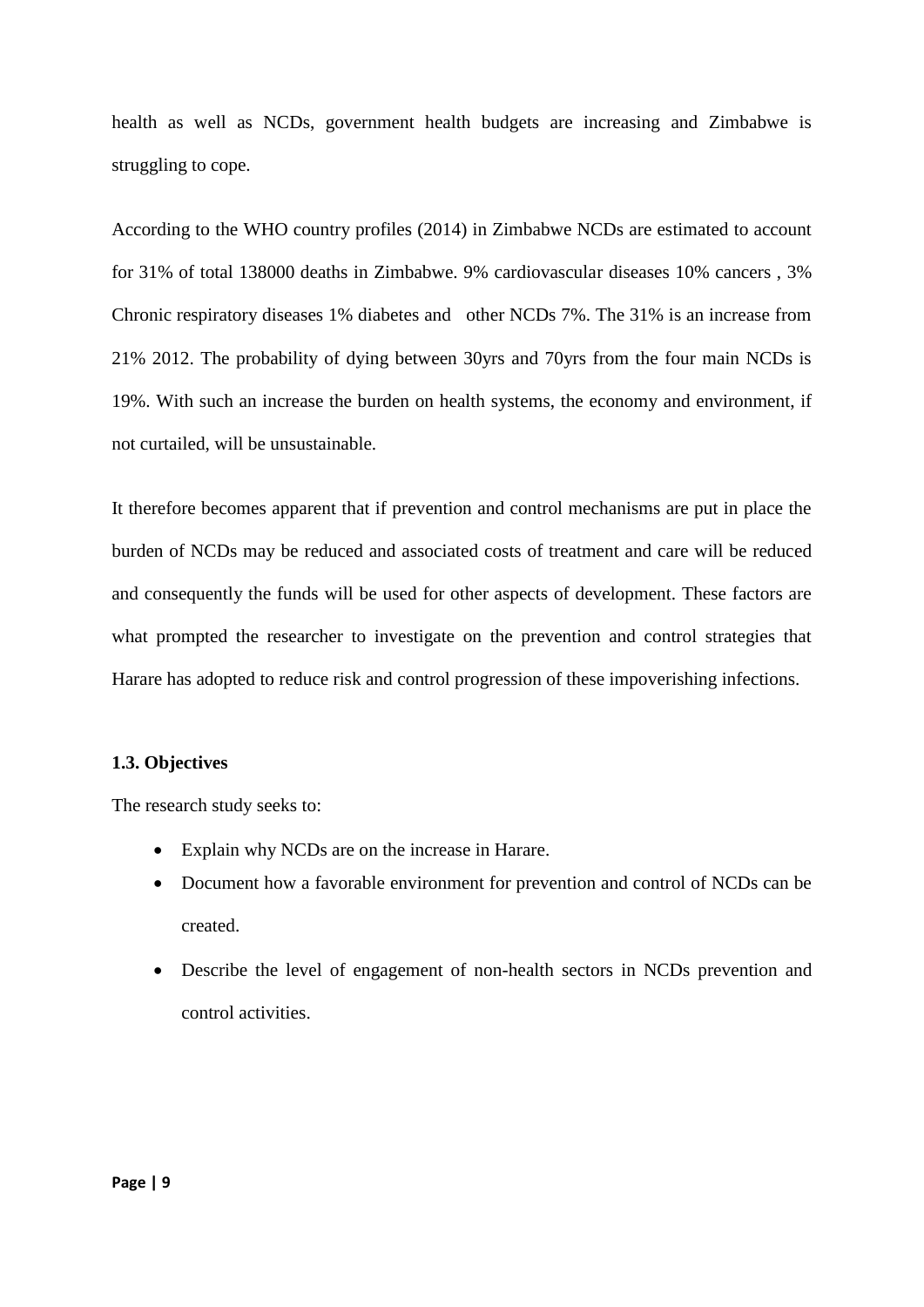health as well as NCDs, government health budgets are increasing and Zimbabwe is struggling to cope.

According to the WHO country profiles (2014) in Zimbabwe NCDs are estimated to account for 31% of total 138000 deaths in Zimbabwe. 9% cardiovascular diseases 10% cancers , 3% Chronic respiratory diseases 1% diabetes and other NCDs 7%. The 31% is an increase from 21% 2012. The probability of dying between 30yrs and 70yrs from the four main NCDs is 19%. With such an increase the burden on health systems, the economy and environment, if not curtailed, will be unsustainable.

It therefore becomes apparent that if prevention and control mechanisms are put in place the burden of NCDs may be reduced and associated costs of treatment and care will be reduced and consequently the funds will be used for other aspects of development. These factors are what prompted the researcher to investigate on the prevention and control strategies that Harare has adopted to reduce risk and control progression of these impoverishing infections.

### 1.3. Objectives

The research study seeks to:

- Explain why NCDs are on the increase in Harare.
- Document how a favorable environment for prevention and control of NCDs can be created.
- Describe the level of engagement of non-health sectors in NCDs prevention and control activities.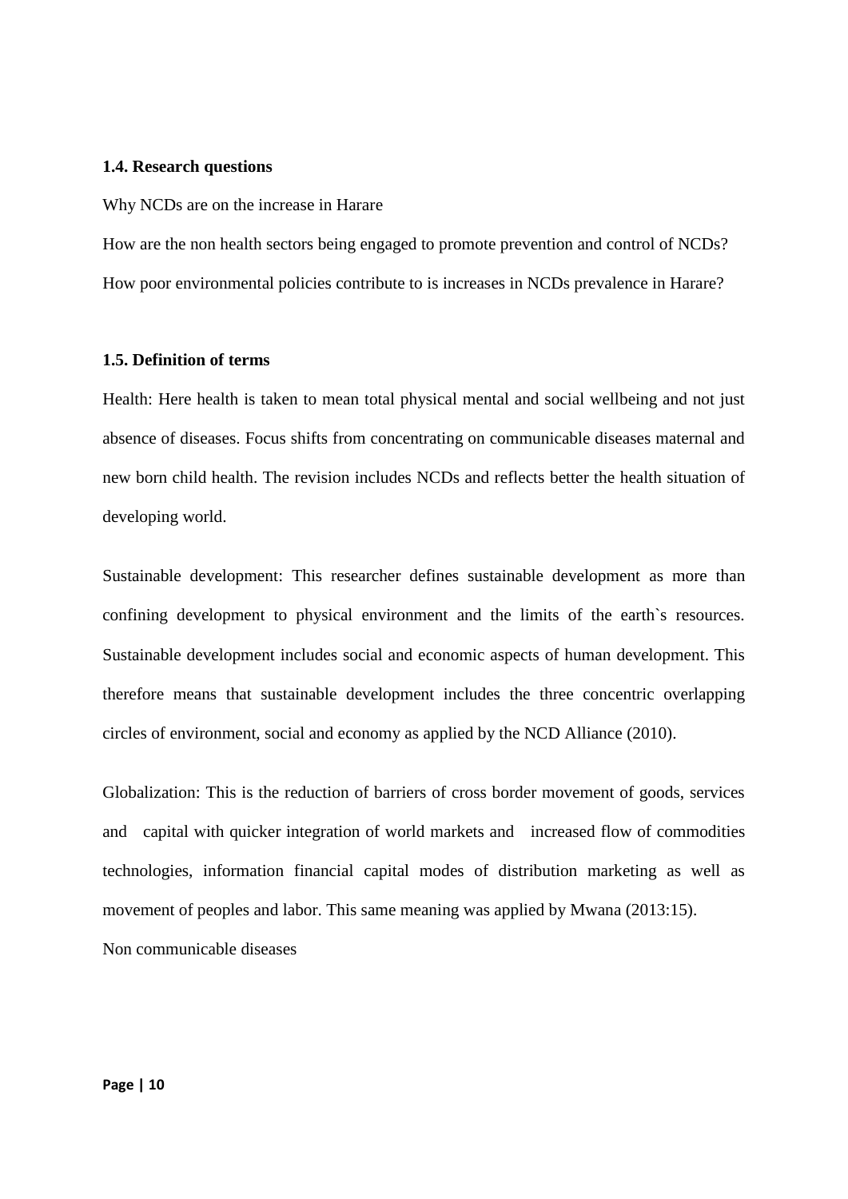**1.4. Research questions**

Why NCDs are on the increase in Harare

How are the non health sectors being engaged to promote prevention and control of NCDs?

How poor environmental policies contribute to is increases in NCDs prevalence in Harare?

**1.5. Definition of terms**

Health: Here health is taken to mean total physical mental and social wellbeing and not just absence of diseases. Focus shifts from concentrating on communicable diseases maternal and new born child health. The revision includes NCDs and reflects better the health situation of developing world.

Sustainable development: This researcher defines sustainable development as more than confining development to physical environment and the limits of the earth`s resources. Sustainable development includes social and economic aspects of human development. This therefore means that sustainable development includes the three concentric overlapping circles of environment, social and economy as applied by the NCD Alliance (2010).

Globalization: This is the reduction of barriers of cross border movement of goods, services and capital with quicker integration of world markets and increased flow of commodities technologies, information financial capital modes of distribution marketing as well as movement of peoples and labor. This same meaning was applied by Mwana (2013:15).

Non communicable diseases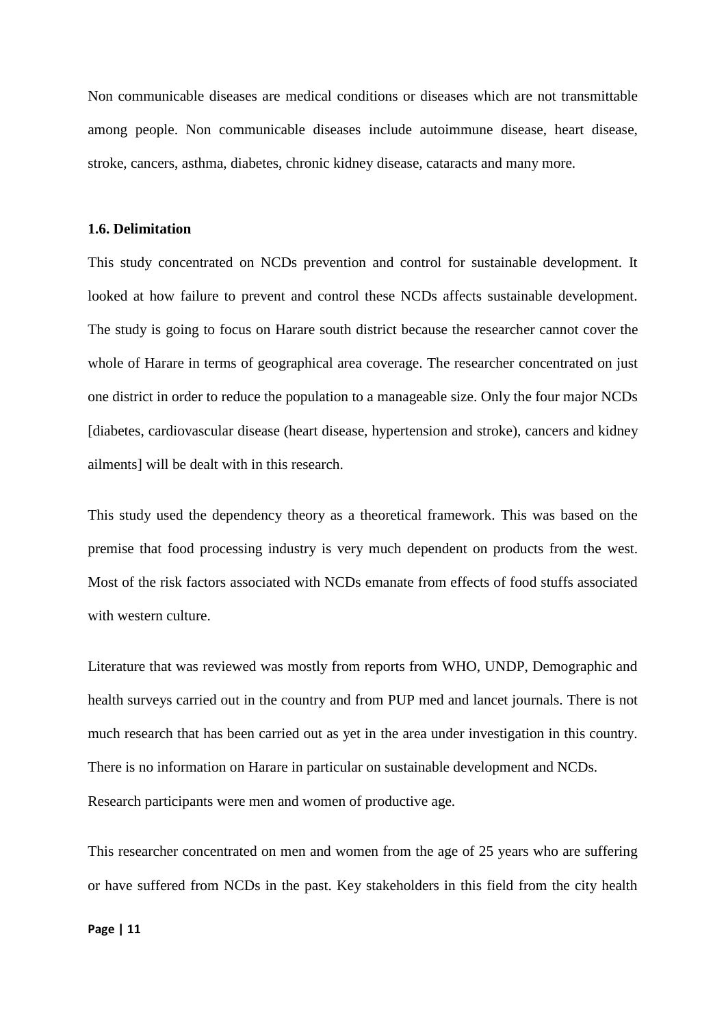Non communicable diseases are medical conditions or diseases which are not transmittable among people. Non communicable diseases include autoimmune disease, heart disease, stroke, cancers, asthma, diabetes, chronic kidney disease, cataracts and many more.

### 1.6. Delimitation

This study concentrated on NCDs prevention and control for sustainable development. It looked at how failure to prevent and control these NCDs affects sustainable development. The study is going to focus on Harare south district because the researcher cannot cover the whole of Harare in terms of geographical area coverage. The researcher concentrated on just one district in order to reduce the population to a manageable size. Only the four major NCDs [diabetes, cardiovascular disease (heart disease, hypertension and stroke), cancers and kidney ailments] will be dealt with in this research.

This study used the dependency theory as a theoretical framework. This was based on the premise that food processing industry is very much dependent on products from the west. Most of the risk factors associated with NCDs emanate from effects of food stuffs associated with western culture.

Literature that was reviewed was mostly from reports from WHO, UNDP, Demographic and health surveys carried out in the country and from PUP med and lancet journals. There is not much research that has been carried out as yet in the area under investigation in this country. There is no information on Harare in particular on sustainable development and NCDs.
Research participants were men and women of productive age.

This researcher concentrated on men and women from the age of 25 years who are suffering or have suffered from NCDs in the past. Key stakeholders in this field from the city health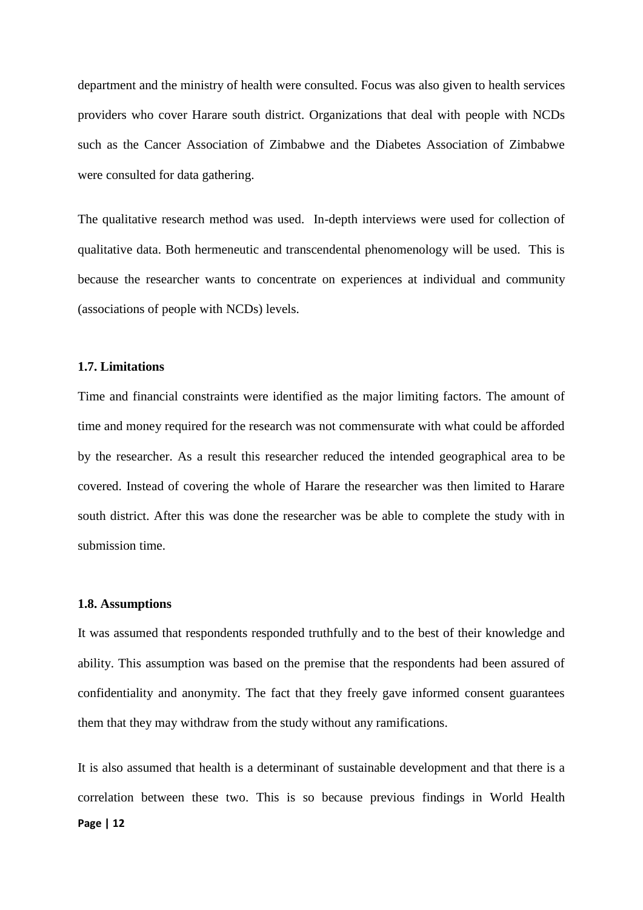department and the ministry of health were consulted. Focus was also given to health services providers who cover Harare south district. Organizations that deal with people with NCDs such as the Cancer Association of Zimbabwe and the Diabetes Association of Zimbabwe were consulted for data gathering.

The qualitative research method was used. In-depth interviews were used for collection of qualitative data. Both hermeneutic and transcendental phenomenology will be used. This is because the researcher wants to concentrate on experiences at individual and community (associations of people with NCDs) levels.

### 1.7. Limitations

Time and financial constraints were identified as the major limiting factors. The amount of time and money required for the research was not commensurate with what could be afforded by the researcher. As a result this researcher reduced the intended geographical area to be covered. Instead of covering the whole of Harare the researcher was then limited to Harare south district. After this was done the researcher was be able to complete the study with in submission time.

### 1.8. Assumptions

It was assumed that respondents responded truthfully and to the best of their knowledge and ability. This assumption was based on the premise that the respondents had been assured of confidentiality and anonymity. The fact that they freely gave informed consent guarantees them that they may withdraw from the study without any ramifications.

It is also assumed that health is a determinant of sustainable development and that there is a correlation between these two. This is so because previous findings in World Health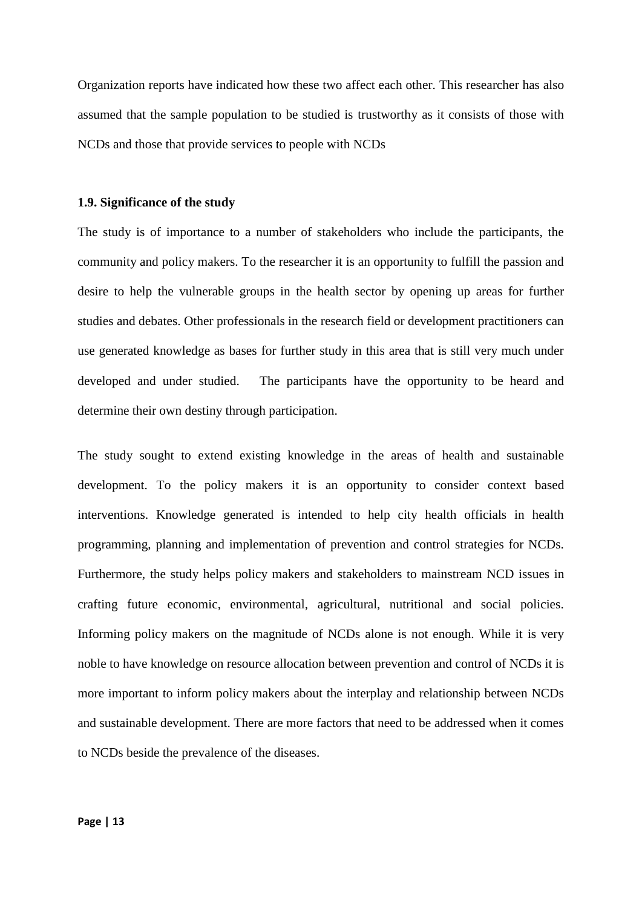Organization reports have indicated how these two affect each other. This researcher has also assumed that the sample population to be studied is trustworthy as it consists of those with NCDs and those that provide services to people with NCDs

### 1.9. Significance of the study

The study is of importance to a number of stakeholders who include the participants, the community and policy makers. To the researcher it is an opportunity to fulfill the passion and desire to help the vulnerable groups in the health sector by opening up areas for further studies and debates. Other professionals in the research field or development practitioners can use generated knowledge as bases for further study in this area that is still very much under developed and under studied. The participants have the opportunity to be heard and determine their own destiny through participation.

The study sought to extend existing knowledge in the areas of health and sustainable development. To the policy makers it is an opportunity to consider context based interventions. Knowledge generated is intended to help city health officials in health programming, planning and implementation of prevention and control strategies for NCDs. Furthermore, the study helps policy makers and stakeholders to mainstream NCD issues in crafting future economic, environmental, agricultural, nutritional and social policies. Informing policy makers on the magnitude of NCDs alone is not enough. While it is very noble to have knowledge on resource allocation between prevention and control of NCDs it is more important to inform policy makers about the interplay and relationship between NCDs and sustainable development. There are more factors that need to be addressed when it comes to NCDs beside the prevalence of the diseases.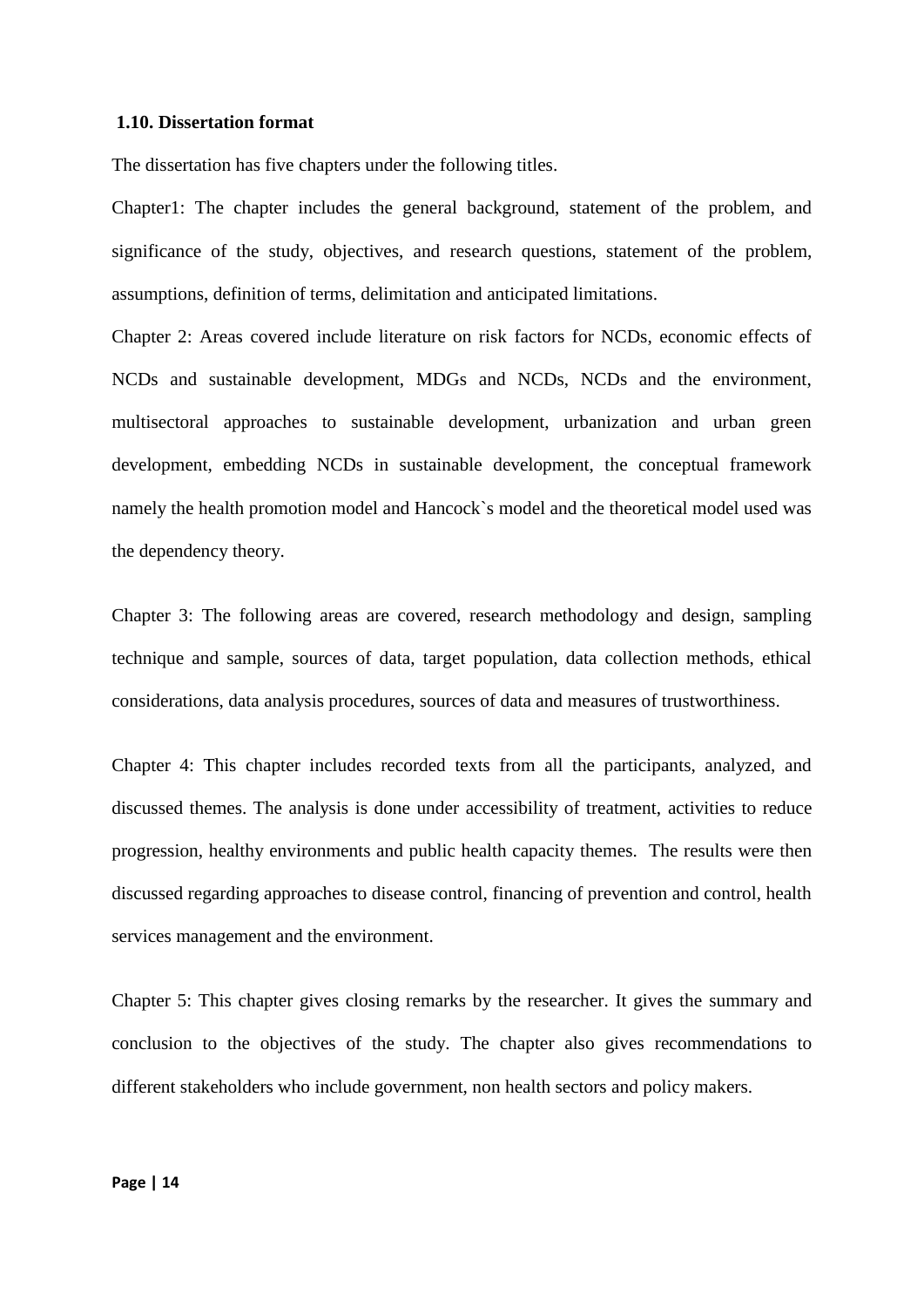### 1.10. Dissertation format

The dissertation has five chapters under the following titles.

Chapter1: The chapter includes the general background, statement of the problem, and significance of the study, objectives, and research questions, statement of the problem, assumptions, definition of terms, delimitation and anticipated limitations.

Chapter 2: Areas covered include literature on risk factors for NCDs, economic effects of NCDs and sustainable development, MDGs and NCDs, NCDs and the environment, multisectoral approaches to sustainable development, urbanization and urban green development, embedding NCDs in sustainable development, the conceptual framework namely the health promotion model and Hancock`s model and the theoretical model used was the dependency theory.

Chapter 3: The following areas are covered, research methodology and design, sampling technique and sample, sources of data, target population, data collection methods, ethical considerations, data analysis procedures, sources of data and measures of trustworthiness.

Chapter 4: This chapter includes recorded texts from all the participants, analyzed, and discussed themes. The analysis is done under accessibility of treatment, activities to reduce progression, healthy environments and public health capacity themes. The results were then discussed regarding approaches to disease control, financing of prevention and control, health services management and the environment.

Chapter 5: This chapter gives closing remarks by the researcher. It gives the summary and conclusion to the objectives of the study. The chapter also gives recommendations to different stakeholders who include government, non health sectors and policy makers.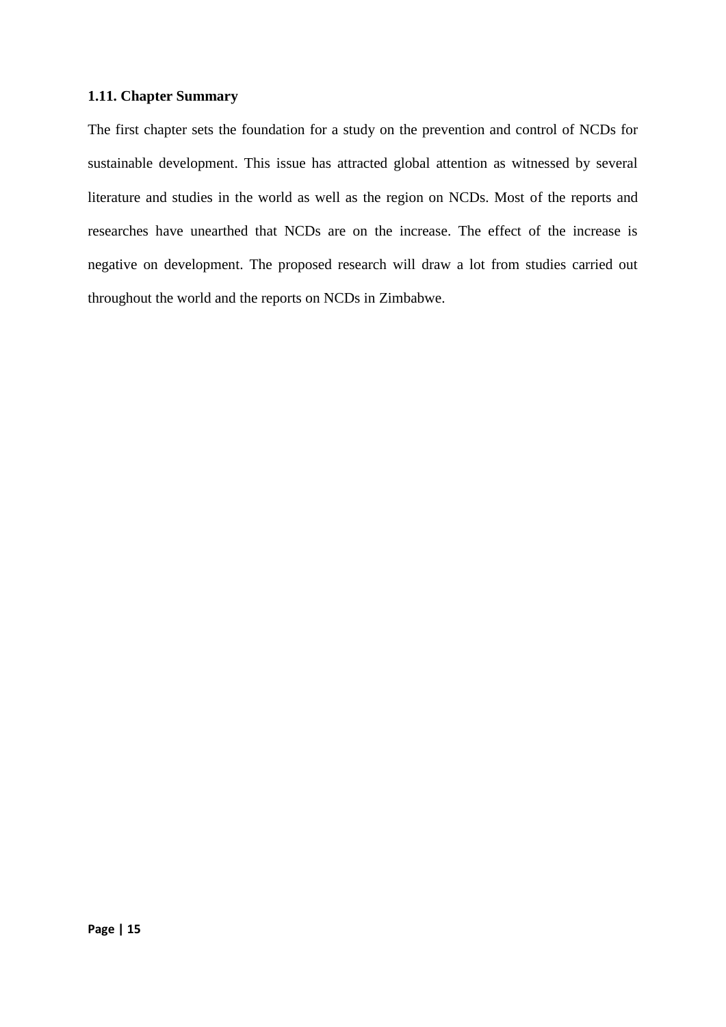### 1.11. Chapter Summary

The first chapter sets the foundation for a study on the prevention and control of NCDs for sustainable development. This issue has attracted global attention as witnessed by several literature and studies in the world as well as the region on NCDs. Most of the reports and researches have unearthed that NCDs are on the increase. The effect of the increase is negative on development. The proposed research will draw a lot from studies carried out throughout the world and the reports on NCDs in Zimbabwe.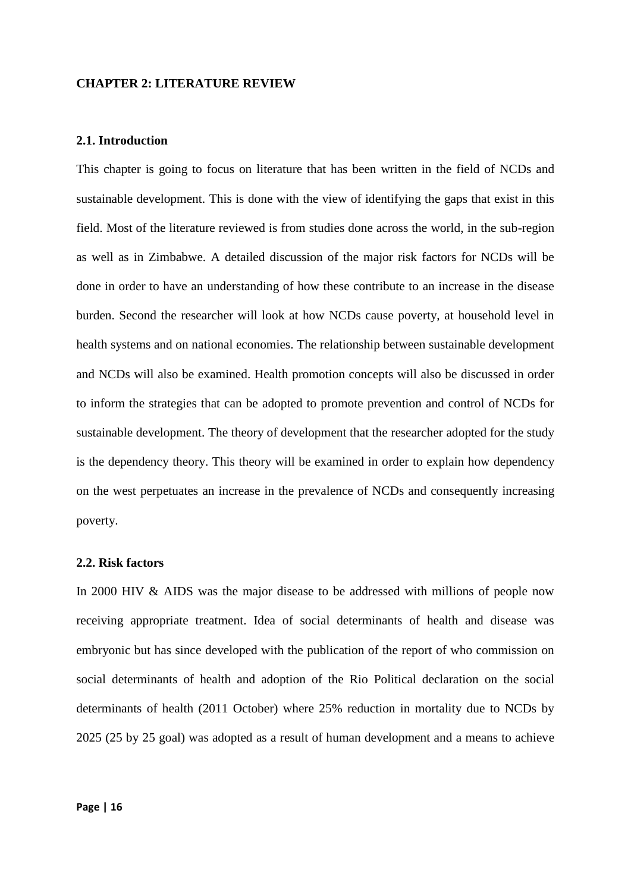## CHAPTER 2: LITERATURE REVIEW

### 2.1. Introduction

This chapter is going to focus on literature that has been written in the field of NCDs and sustainable development. This is done with the view of identifying the gaps that exist in this field. Most of the literature reviewed is from studies done across the world, in the sub-region as well as in Zimbabwe. A detailed discussion of the major risk factors for NCDs will be done in order to have an understanding of how these contribute to an increase in the disease burden. Second the researcher will look at how NCDs cause poverty, at household level in health systems and on national economies. The relationship between sustainable development and NCDs will also be examined. Health promotion concepts will also be discussed in order to inform the strategies that can be adopted to promote prevention and control of NCDs for sustainable development. The theory of development that the researcher adopted for the study is the dependency theory. This theory will be examined in order to explain how dependency on the west perpetuates an increase in the prevalence of NCDs and consequently increasing poverty.

### 2.2. Risk factors

In 2000 HIV & AIDS was the major disease to be addressed with millions of people now receiving appropriate treatment. Idea of social determinants of health and disease was embryonic but has since developed with the publication of the report of who commission on social determinants of health and adoption of the Rio Political declaration on the social determinants of health (2011 October) where 25% reduction in mortality due to NCDs by 2025 (25 by 25 goal) was adopted as a result of human development and a means to achieve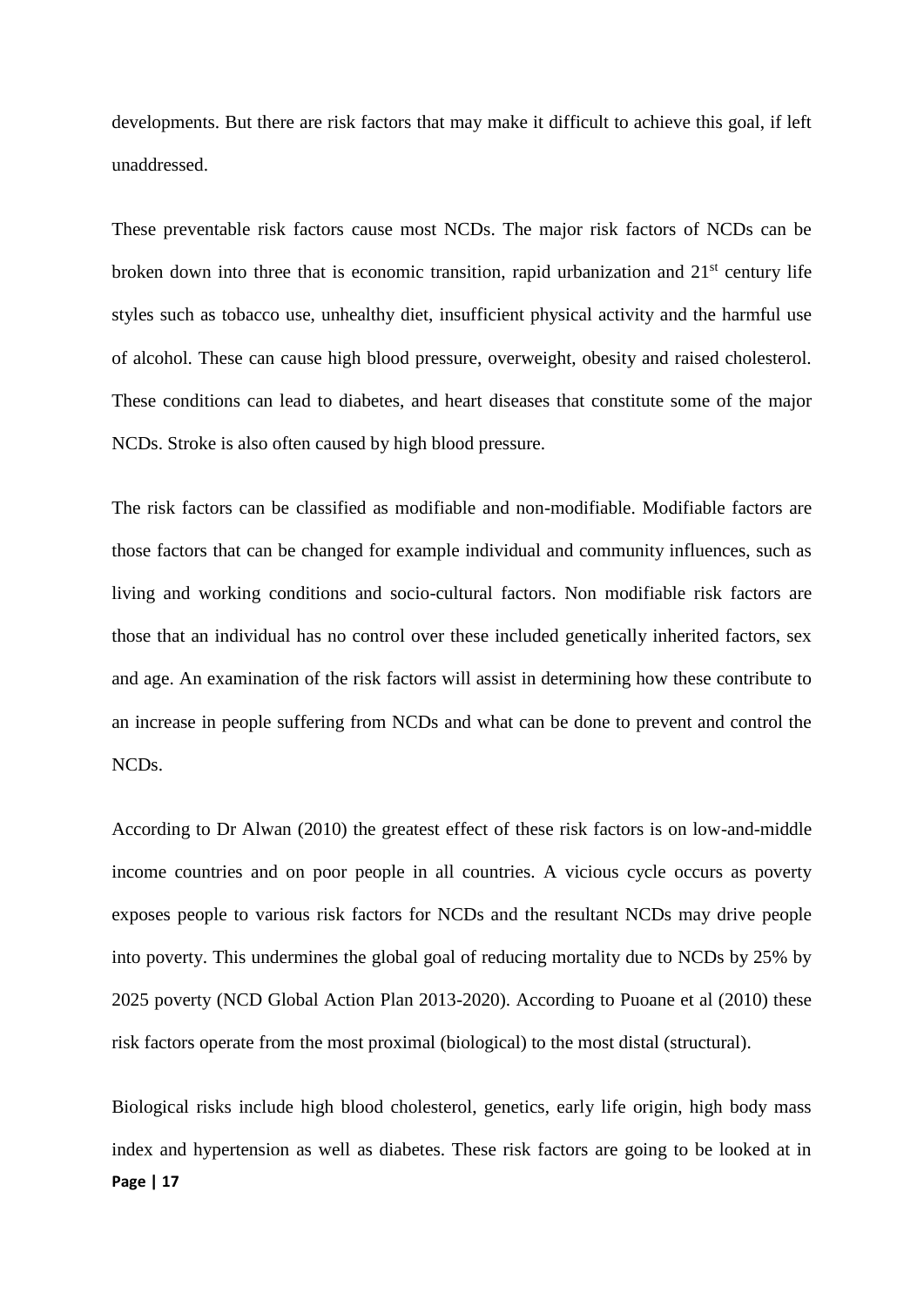developments. But there are risk factors that may make it difficult to achieve this goal, if left unaddressed.

These preventable risk factors cause most NCDs. The major risk factors of NCDs can be broken down into three that is economic transition, rapid urbanization and 21st century life styles such as tobacco use, unhealthy diet, insufficient physical activity and the harmful use of alcohol. These can cause high blood pressure, overweight, obesity and raised cholesterol. These conditions can lead to diabetes, and heart diseases that constitute some of the major NCDs. Stroke is also often caused by high blood pressure.

The risk factors can be classified as modifiable and non-modifiable. Modifiable factors are those factors that can be changed for example individual and community influences, such as living and working conditions and socio-cultural factors. Non modifiable risk factors are those that an individual has no control over these included genetically inherited factors, sex and age. An examination of the risk factors will assist in determining how these contribute to an increase in people suffering from NCDs and what can be done to prevent and control the NCDs.

According to Dr Alwan (2010) the greatest effect of these risk factors is on low-and-middle income countries and on poor people in all countries. A vicious cycle occurs as poverty exposes people to various risk factors for NCDs and the resultant NCDs may drive people into poverty. This undermines the global goal of reducing mortality due to NCDs by 25% by 2025 poverty (NCD Global Action Plan 2013-2020). According to Puoane et al (2010) these risk factors operate from the most proximal (biological) to the most distal (structural).

Biological risks include high blood cholesterol, genetics, early life origin, high body mass index and hypertension as well as diabetes. These risk factors are going to be looked at in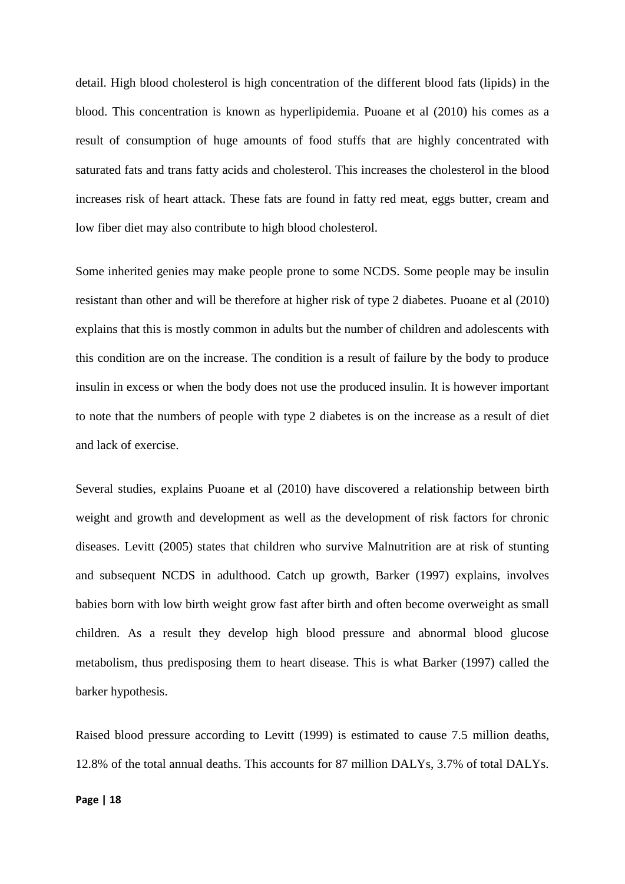detail. High blood cholesterol is high concentration of the different blood fats (lipids) in the blood. This concentration is known as hyperlipidemia. Puoane et al (2010) his comes as a result of consumption of huge amounts of food stuffs that are highly concentrated with saturated fats and trans fatty acids and cholesterol. This increases the cholesterol in the blood increases risk of heart attack. These fats are found in fatty red meat, eggs butter, cream and low fiber diet may also contribute to high blood cholesterol.

Some inherited genies may make people prone to some NCDS. Some people may be insulin resistant than other and will be therefore at higher risk of type 2 diabetes. Puoane et al (2010) explains that this is mostly common in adults but the number of children and adolescents with this condition are on the increase. The condition is a result of failure by the body to produce insulin in excess or when the body does not use the produced insulin. It is however important to note that the numbers of people with type 2 diabetes is on the increase as a result of diet and lack of exercise.

Several studies, explains Puoane et al (2010) have discovered a relationship between birth weight and growth and development as well as the development of risk factors for chronic diseases. Levitt (2005) states that children who survive Malnutrition are at risk of stunting and subsequent NCDS in adulthood. Catch up growth, Barker (1997) explains, involves babies born with low birth weight grow fast after birth and often become overweight as small children. As a result they develop high blood pressure and abnormal blood glucose metabolism, thus predisposing them to heart disease. This is what Barker (1997) called the barker hypothesis.

Raised blood pressure according to Levitt (1999) is estimated to cause 7.5 million deaths, 12.8% of the total annual deaths. This accounts for 87 million DALYs, 3.7% of total DALYs.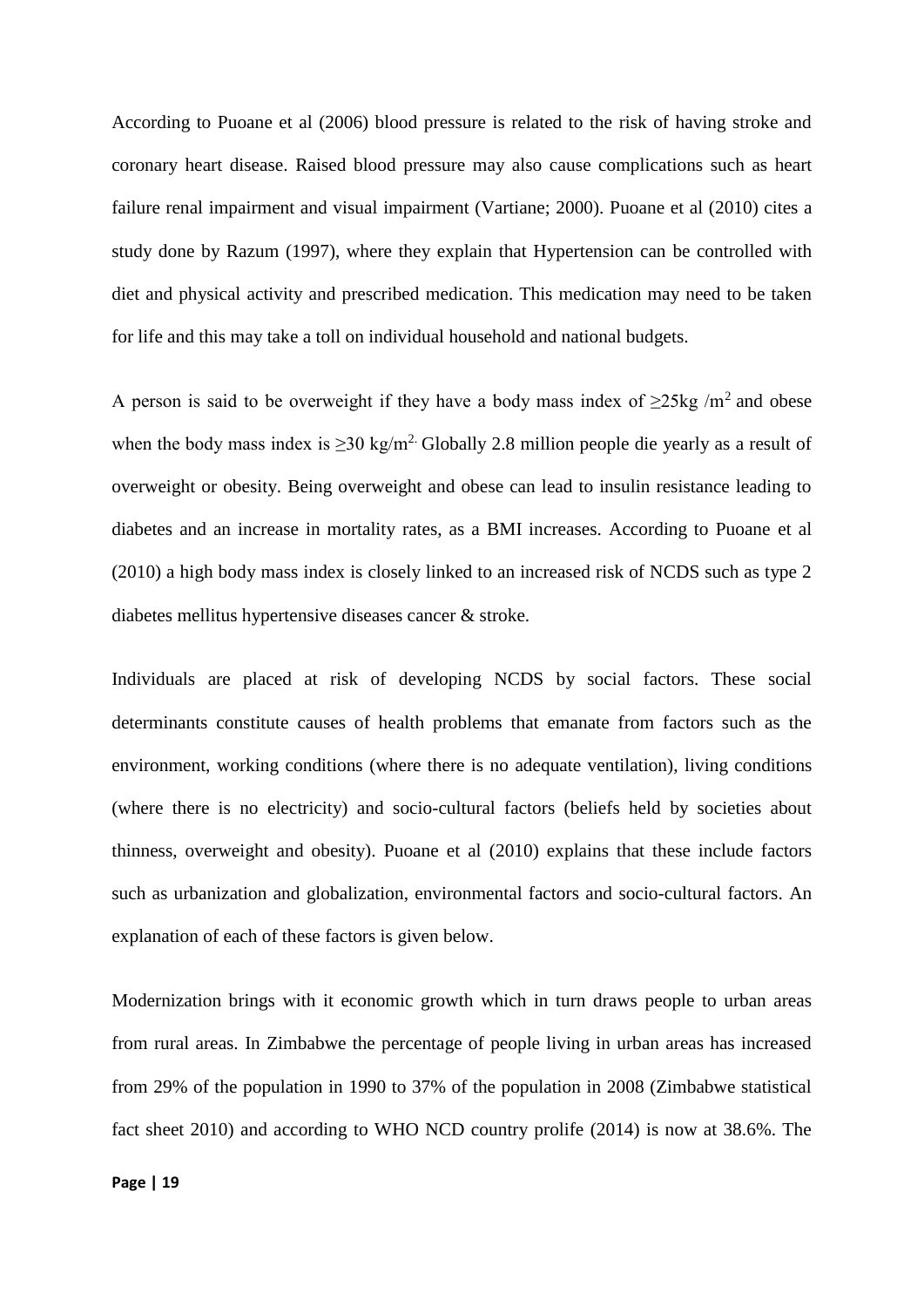According to Puoane et al (2006) blood pressure is related to the risk of having stroke and coronary heart disease. Raised blood pressure may also cause complications such as heart failure renal impairment and visual impairment (Vartiane; 2000). Puoane et al (2010) cites a study done by Razum (1997), where they explain that Hypertension can be controlled with diet and physical activity and prescribed medication. This medication may need to be taken for life and this may take a toll on individual household and national budgets.

A person is said to be overweight if they have a body mass index of $\geq 25\text{kg}/\text{m}^2$ and obese when the body mass index is $\geq 30\ \text{kg}/\text{m}^2$. Globally 2.8 million people die yearly as a result of overweight or obesity. Being overweight and obese can lead to insulin resistance leading to diabetes and an increase in mortality rates, as a BMI increases. According to Puoane et al (2010) a high body mass index is closely linked to an increased risk of NCDS such as type 2 diabetes mellitus hypertensive diseases cancer & stroke.

Individuals are placed at risk of developing NCDS by social factors. These social determinants constitute causes of health problems that emanate from factors such as the environment, working conditions (where there is no adequate ventilation), living conditions (where there is no electricity) and socio-cultural factors (beliefs held by societies about thinness, overweight and obesity). Puoane et al (2010) explains that these include factors such as urbanization and globalization, environmental factors and socio-cultural factors. An explanation of each of these factors is given below.

Modernization brings with it economic growth which in turn draws people to urban areas from rural areas. In Zimbabwe the percentage of people living in urban areas has increased from 29% of the population in 1990 to 37% of the population in 2008 (Zimbabwe statistical fact sheet 2010) and according to WHO NCD country prolife (2014) is now at 38.6%. The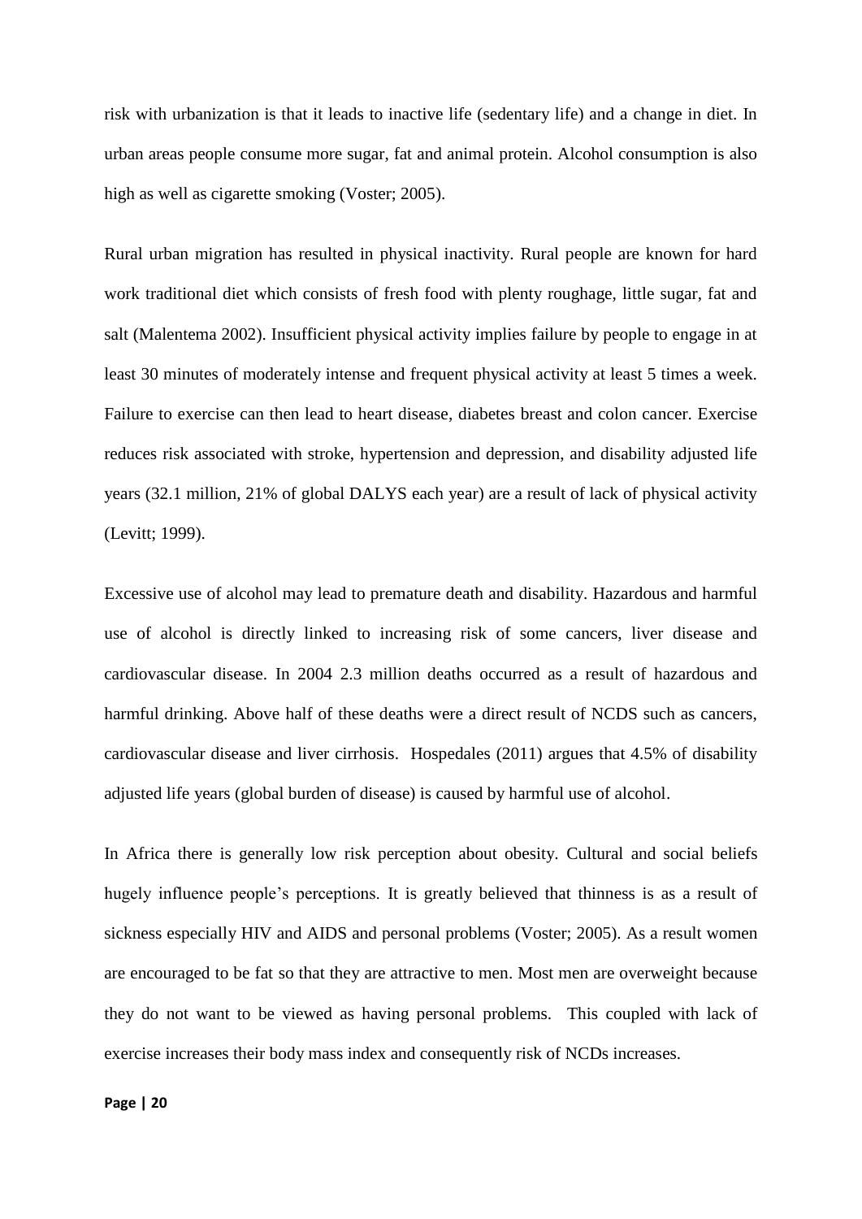risk with urbanization is that it leads to inactive life (sedentary life) and a change in diet. In urban areas people consume more sugar, fat and animal protein. Alcohol consumption is also high as well as cigarette smoking (Voster; 2005).

Rural urban migration has resulted in physical inactivity. Rural people are known for hard work traditional diet which consists of fresh food with plenty roughage, little sugar, fat and salt (Malentema 2002). Insufficient physical activity implies failure by people to engage in at least 30 minutes of moderately intense and frequent physical activity at least 5 times a week. Failure to exercise can then lead to heart disease, diabetes breast and colon cancer. Exercise reduces risk associated with stroke, hypertension and depression, and disability adjusted life years (32.1 million, 21% of global DALYS each year) are a result of lack of physical activity (Levitt; 1999).

Excessive use of alcohol may lead to premature death and disability. Hazardous and harmful use of alcohol is directly linked to increasing risk of some cancers, liver disease and cardiovascular disease. In 2004 2.3 million deaths occurred as a result of hazardous and harmful drinking. Above half of these deaths were a direct result of NCDS such as cancers, cardiovascular disease and liver cirrhosis. Hospedales (2011) argues that 4.5% of disability adjusted life years (global burden of disease) is caused by harmful use of alcohol.

In Africa there is generally low risk perception about obesity. Cultural and social beliefs hugely influence people's perceptions. It is greatly believed that thinness is as a result of sickness especially HIV and AIDS and personal problems (Voster; 2005). As a result women are encouraged to be fat so that they are attractive to men. Most men are overweight because they do not want to be viewed as having personal problems. This coupled with lack of exercise increases their body mass index and consequently risk of NCDs increases.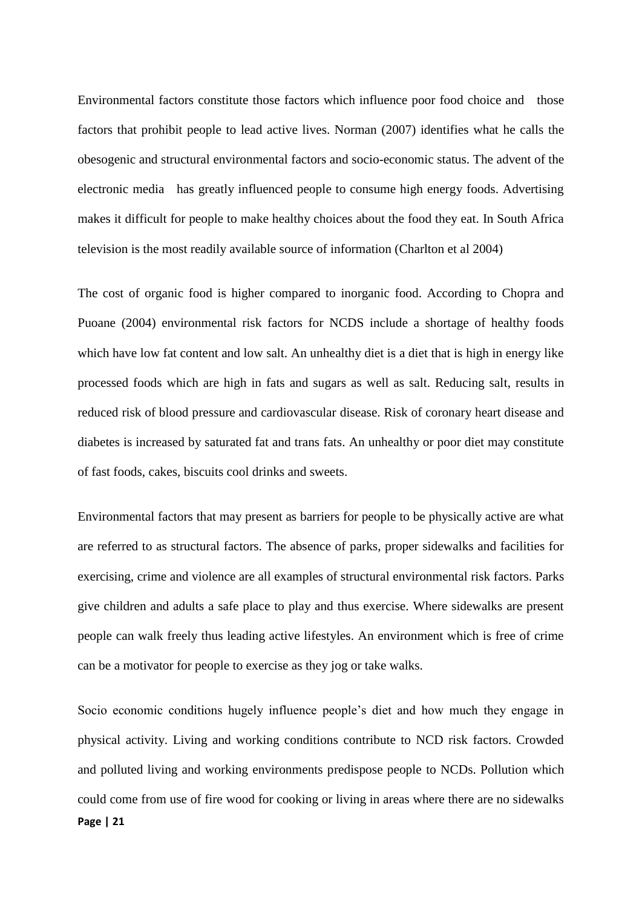Environmental factors constitute those factors which influence poor food choice and those factors that prohibit people to lead active lives. Norman (2007) identifies what he calls the obesogenic and structural environmental factors and socio-economic status. The advent of the electronic media has greatly influenced people to consume high energy foods. Advertising makes it difficult for people to make healthy choices about the food they eat. In South Africa television is the most readily available source of information (Charlton et al 2004)

The cost of organic food is higher compared to inorganic food. According to Chopra and Puoane (2004) environmental risk factors for NCDS include a shortage of healthy foods which have low fat content and low salt. An unhealthy diet is a diet that is high in energy like processed foods which are high in fats and sugars as well as salt. Reducing salt, results in reduced risk of blood pressure and cardiovascular disease. Risk of coronary heart disease and diabetes is increased by saturated fat and trans fats. An unhealthy or poor diet may constitute of fast foods, cakes, biscuits cool drinks and sweets.

Environmental factors that may present as barriers for people to be physically active are what are referred to as structural factors. The absence of parks, proper sidewalks and facilities for exercising, crime and violence are all examples of structural environmental risk factors. Parks give children and adults a safe place to play and thus exercise. Where sidewalks are present people can walk freely thus leading active lifestyles. An environment which is free of crime can be a motivator for people to exercise as they jog or take walks.

Socio economic conditions hugely influence people's diet and how much they engage in physical activity. Living and working conditions contribute to NCD risk factors. Crowded and polluted living and working environments predispose people to NCDs. Pollution which could come from use of fire wood for cooking or living in areas where there are no sidewalks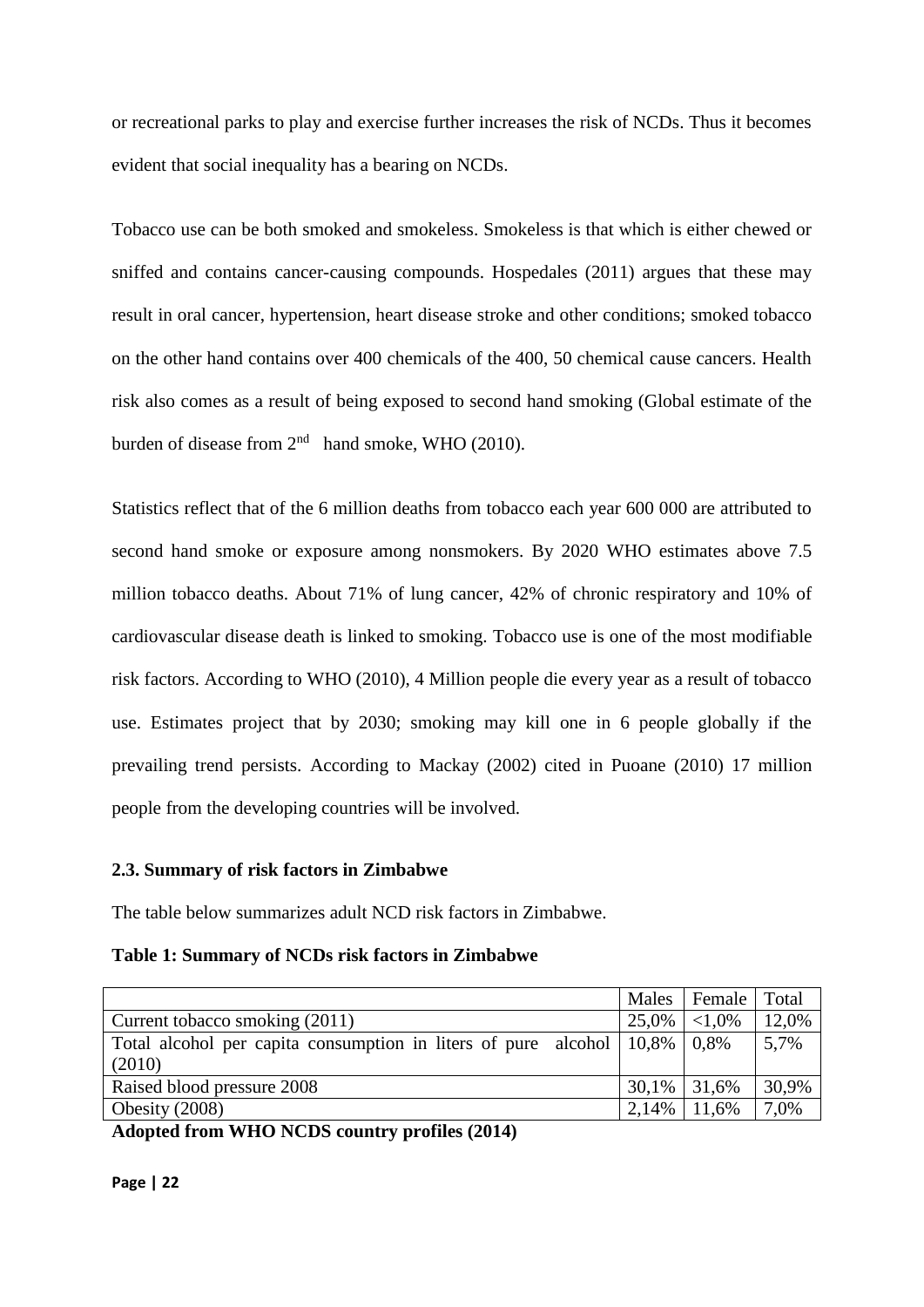or recreational parks to play and exercise further increases the risk of NCDs. Thus it becomes evident that social inequality has a bearing on NCDs.

Tobacco use can be both smoked and smokeless. Smokeless is that which is either chewed or sniffed and contains cancer-causing compounds. Hospedales (2011) argues that these may result in oral cancer, hypertension, heart disease stroke and other conditions; smoked tobacco on the other hand contains over 400 chemicals of the 400, 50 chemical cause cancers. Health risk also comes as a result of being exposed to second hand smoking (Global estimate of the burden of disease from 2nd hand smoke, WHO (2010).

Statistics reflect that of the 6 million deaths from tobacco each year 600 000 are attributed to second hand smoke or exposure among nonsmokers. By 2020 WHO estimates above 7.5 million tobacco deaths. About 71% of lung cancer, 42% of chronic respiratory and 10% of cardiovascular disease death is linked to smoking. Tobacco use is one of the most modifiable risk factors. According to WHO (2010), 4 Million people die every year as a result of tobacco use. Estimates project that by 2030; smoking may kill one in 6 people globally if the prevailing trend persists. According to Mackay (2002) cited in Puoane (2010) 17 million people from the developing countries will be involved.

### 2.3. Summary of risk factors in Zimbabwe

The table below summarizes adult NCD risk factors in Zimbabwe.

**Table 1: Summary of NCDs risk factors in Zimbabwe**

| | Males | Female | Total |
|---|---|---|---|
| Current tobacco smoking (2011) | 25,0% | <1,0% | 12,0% |
| Total alcohol per capita consumption in liters of pure alcohol (2010) | 10,8% | 0,8% | 5,7% |
| Raised blood pressure 2008 | 30,1% | 31,6% | 30,9% |
| Obesity (2008) | 2,14% | 11,6% | 7,0% |

**Adopted from WHO NCDS country profiles (2014)**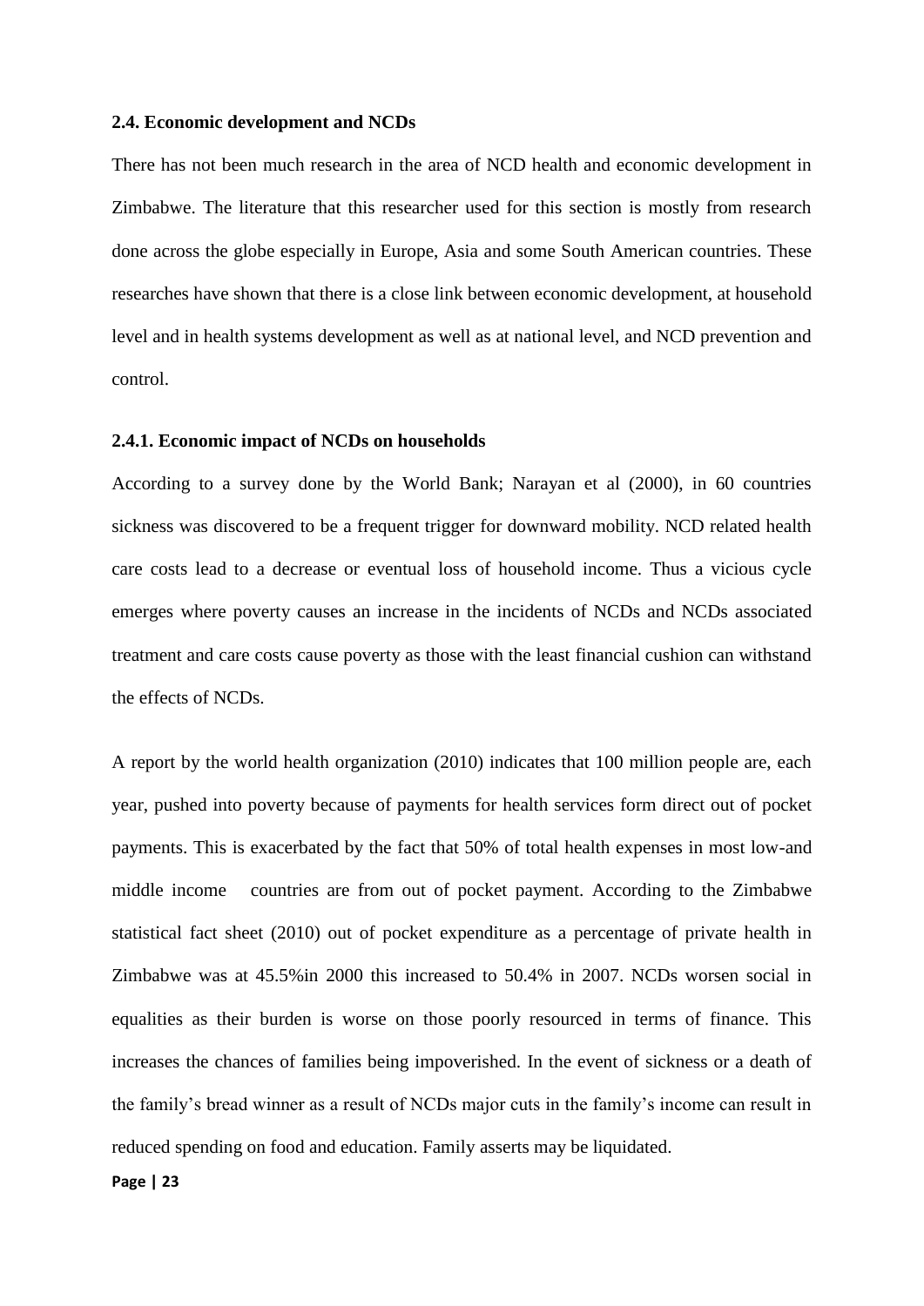### 2.4. Economic development and NCDs

There has not been much research in the area of NCD health and economic development in Zimbabwe. The literature that this researcher used for this section is mostly from research done across the globe especially in Europe, Asia and some South American countries. These researches have shown that there is a close link between economic development, at household level and in health systems development as well as at national level, and NCD prevention and control.

#### 2.4.1. Economic impact of NCDs on households

According to a survey done by the World Bank; Narayan et al (2000), in 60 countries sickness was discovered to be a frequent trigger for downward mobility. NCD related health care costs lead to a decrease or eventual loss of household income. Thus a vicious cycle emerges where poverty causes an increase in the incidents of NCDs and NCDs associated treatment and care costs cause poverty as those with the least financial cushion can withstand the effects of NCDs.

A report by the world health organization (2010) indicates that 100 million people are, each year, pushed into poverty because of payments for health services form direct out of pocket payments. This is exacerbated by the fact that 50% of total health expenses in most low-and middle income countries are from out of pocket payment. According to the Zimbabwe statistical fact sheet (2010) out of pocket expenditure as a percentage of private health in Zimbabwe was at 45.5%in 2000 this increased to 50.4% in 2007. NCDs worsen social in equalities as their burden is worse on those poorly resourced in terms of finance. This increases the chances of families being impoverished. In the event of sickness or a death of the family's bread winner as a result of NCDs major cuts in the family's income can result in reduced spending on food and education. Family asserts may be liquidated.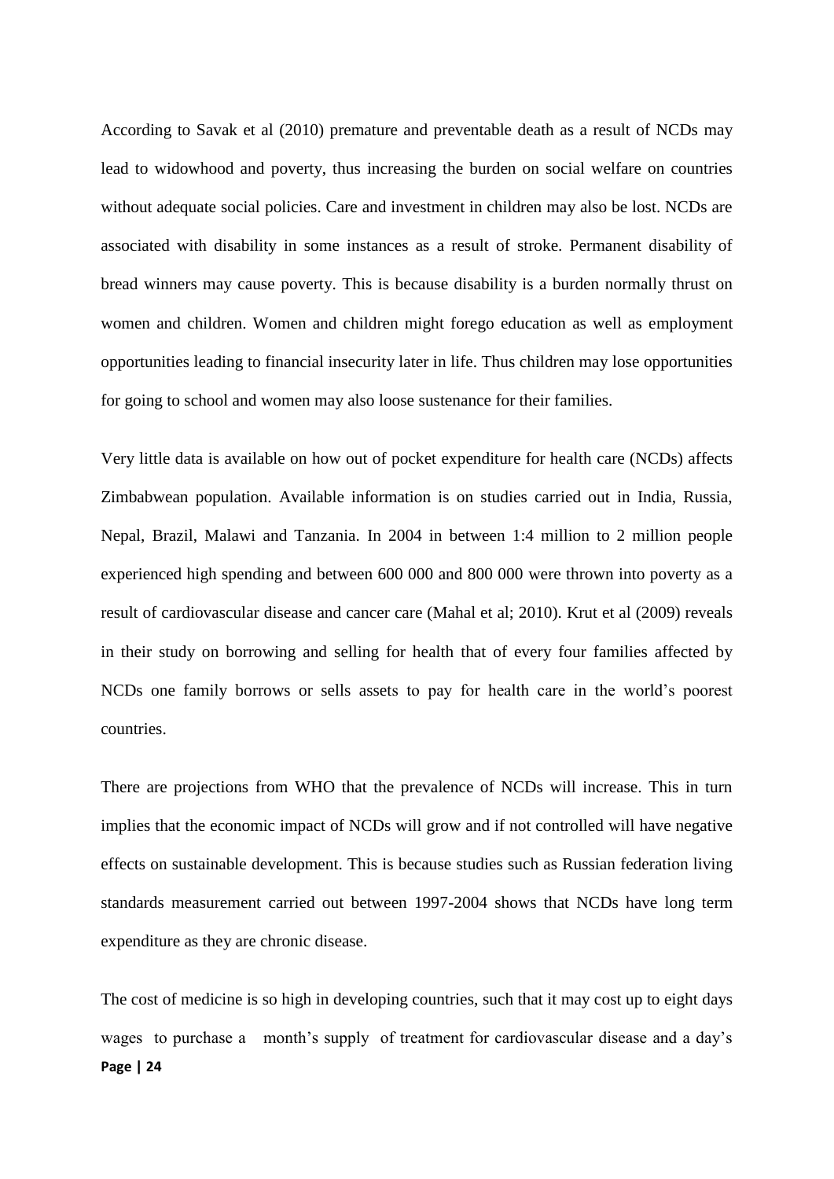According to Savak et al (2010) premature and preventable death as a result of NCDs may lead to widowhood and poverty, thus increasing the burden on social welfare on countries without adequate social policies. Care and investment in children may also be lost. NCDs are associated with disability in some instances as a result of stroke. Permanent disability of bread winners may cause poverty. This is because disability is a burden normally thrust on women and children. Women and children might forego education as well as employment opportunities leading to financial insecurity later in life. Thus children may lose opportunities for going to school and women may also loose sustenance for their families.

Very little data is available on how out of pocket expenditure for health care (NCDs) affects Zimbabwean population. Available information is on studies carried out in India, Russia, Nepal, Brazil, Malawi and Tanzania. In 2004 in between 1:4 million to 2 million people experienced high spending and between 600 000 and 800 000 were thrown into poverty as a result of cardiovascular disease and cancer care (Mahal et al; 2010). Krut et al (2009) reveals in their study on borrowing and selling for health that of every four families affected by NCDs one family borrows or sells assets to pay for health care in the world's poorest countries.

There are projections from WHO that the prevalence of NCDs will increase. This in turn implies that the economic impact of NCDs will grow and if not controlled will have negative effects on sustainable development. This is because studies such as Russian federation living standards measurement carried out between 1997-2004 shows that NCDs have long term expenditure as they are chronic disease.

The cost of medicine is so high in developing countries, such that it may cost up to eight days wages to purchase a month's supply of treatment for cardiovascular disease and a day's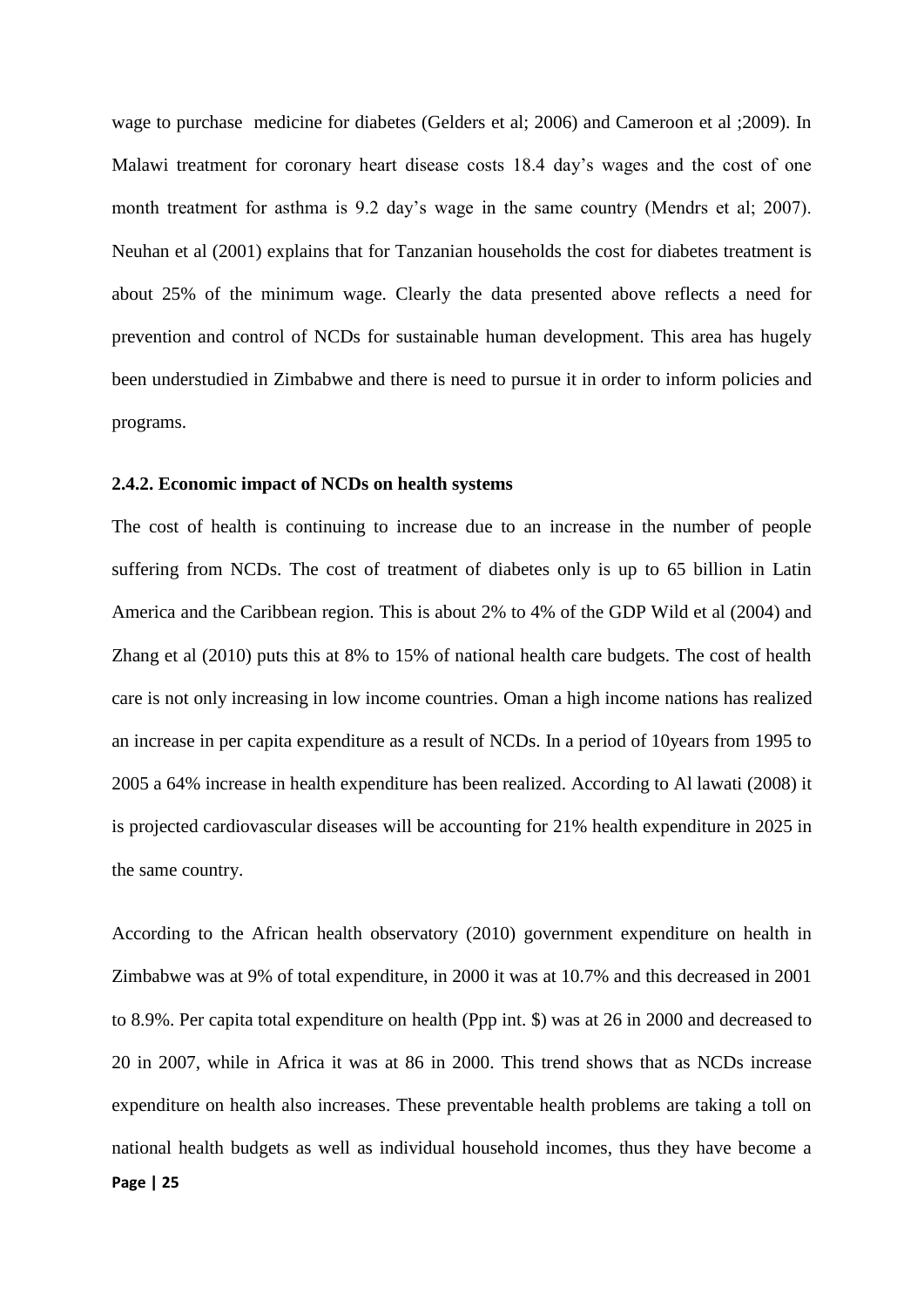wage to purchase medicine for diabetes (Gelders et al; 2006) and Cameroon et al ;2009). In Malawi treatment for coronary heart disease costs 18.4 day's wages and the cost of one month treatment for asthma is 9.2 day's wage in the same country (Mendrs et al; 2007). Neuhan et al (2001) explains that for Tanzanian households the cost for diabetes treatment is about 25% of the minimum wage. Clearly the data presented above reflects a need for prevention and control of NCDs for sustainable human development. This area has hugely been understudied in Zimbabwe and there is need to pursue it in order to inform policies and programs.

### 2.4.2. Economic impact of NCDs on health systems

The cost of health is continuing to increase due to an increase in the number of people suffering from NCDs. The cost of treatment of diabetes only is up to 65 billion in Latin America and the Caribbean region. This is about 2% to 4% of the GDP Wild et al (2004) and Zhang et al (2010) puts this at 8% to 15% of national health care budgets. The cost of health care is not only increasing in low income countries. Oman a high income nations has realized an increase in per capita expenditure as a result of NCDs. In a period of 10years from 1995 to 2005 a 64% increase in health expenditure has been realized. According to Al lawati (2008) it is projected cardiovascular diseases will be accounting for 21% health expenditure in 2025 in the same country.

According to the African health observatory (2010) government expenditure on health in Zimbabwe was at 9% of total expenditure, in 2000 it was at 10.7% and this decreased in 2001 to 8.9%. Per capita total expenditure on health (Ppp int. $) was at 26 in 2000 and decreased to 20 in 2007, while in Africa it was at 86 in 2000. This trend shows that as NCDs increase expenditure on health also increases. These preventable health problems are taking a toll on national health budgets as well as individual household incomes, thus they have become a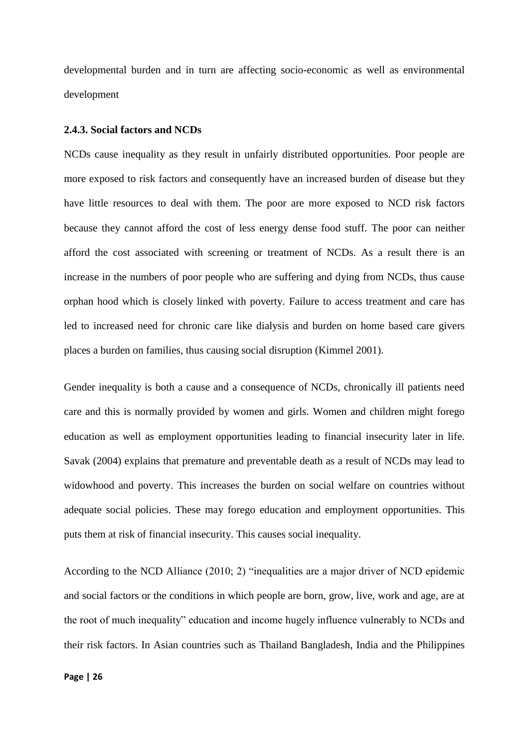developmental burden and in turn are affecting socio-economic as well as environmental development

### 2.4.3. Social factors and NCDs

NCDs cause inequality as they result in unfairly distributed opportunities. Poor people are more exposed to risk factors and consequently have an increased burden of disease but they have little resources to deal with them. The poor are more exposed to NCD risk factors because they cannot afford the cost of less energy dense food stuff. The poor can neither afford the cost associated with screening or treatment of NCDs. As a result there is an increase in the numbers of poor people who are suffering and dying from NCDs, thus cause orphan hood which is closely linked with poverty. Failure to access treatment and care has led to increased need for chronic care like dialysis and burden on home based care givers places a burden on families, thus causing social disruption (Kimmel 2001).

Gender inequality is both a cause and a consequence of NCDs, chronically ill patients need care and this is normally provided by women and girls. Women and children might forego education as well as employment opportunities leading to financial insecurity later in life. Savak (2004) explains that premature and preventable death as a result of NCDs may lead to widowhood and poverty. This increases the burden on social welfare on countries without adequate social policies. These may forego education and employment opportunities. This puts them at risk of financial insecurity. This causes social inequality.

According to the NCD Alliance (2010; 2) "inequalities are a major driver of NCD epidemic and social factors or the conditions in which people are born, grow, live, work and age, are at the root of much inequality" education and income hugely influence vulnerably to NCDs and their risk factors. In Asian countries such as Thailand Bangladesh, India and the Philippines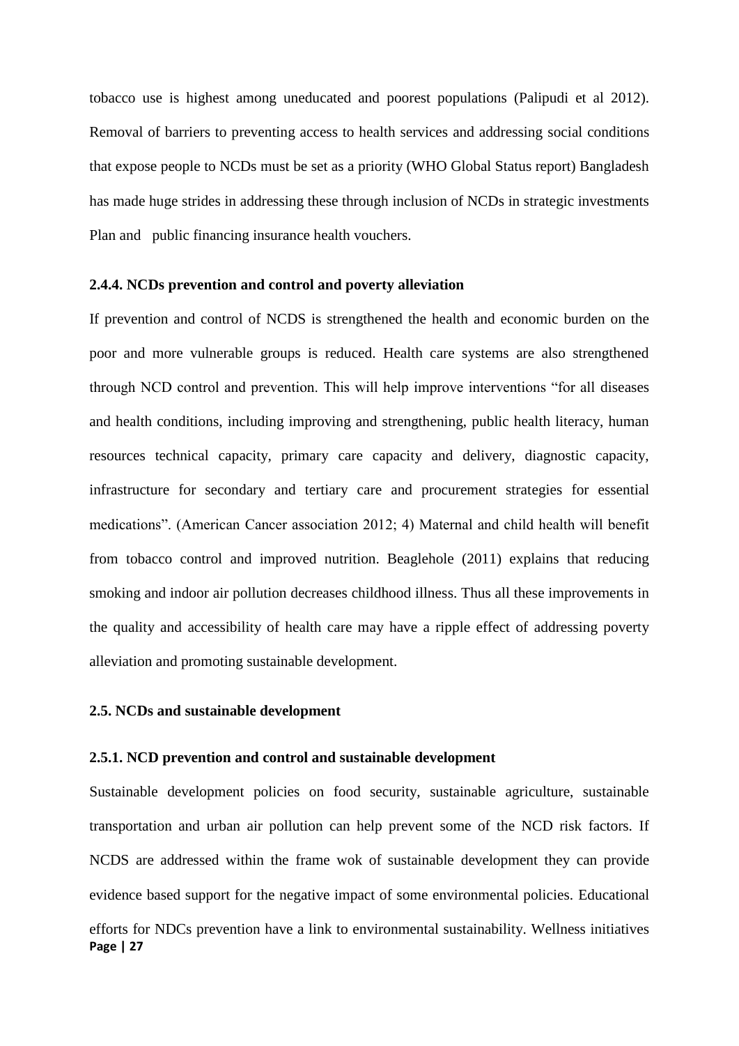tobacco use is highest among uneducated and poorest populations (Palipudi et al 2012). Removal of barriers to preventing access to health services and addressing social conditions that expose people to NCDs must be set as a priority (WHO Global Status report) Bangladesh has made huge strides in addressing these through inclusion of NCDs in strategic investments Plan and public financing insurance health vouchers.

#### 2.4.4. NCDs prevention and control and poverty alleviation

If prevention and control of NCDS is strengthened the health and economic burden on the poor and more vulnerable groups is reduced. Health care systems are also strengthened through NCD control and prevention. This will help improve interventions "for all diseases and health conditions, including improving and strengthening, public health literacy, human resources technical capacity, primary care capacity and delivery, diagnostic capacity, infrastructure for secondary and tertiary care and procurement strategies for essential medications". (American Cancer association 2012; 4) Maternal and child health will benefit from tobacco control and improved nutrition. Beaglehole (2011) explains that reducing smoking and indoor air pollution decreases childhood illness. Thus all these improvements in the quality and accessibility of health care may have a ripple effect of addressing poverty alleviation and promoting sustainable development.

### 2.5. NCDs and sustainable development

#### 2.5.1. NCD prevention and control and sustainable development

Sustainable development policies on food security, sustainable agriculture, sustainable transportation and urban air pollution can help prevent some of the NCD risk factors. If NCDS are addressed within the frame wok of sustainable development they can provide evidence based support for the negative impact of some environmental policies. Educational efforts for NDCs prevention have a link to environmental sustainability. Wellness initiatives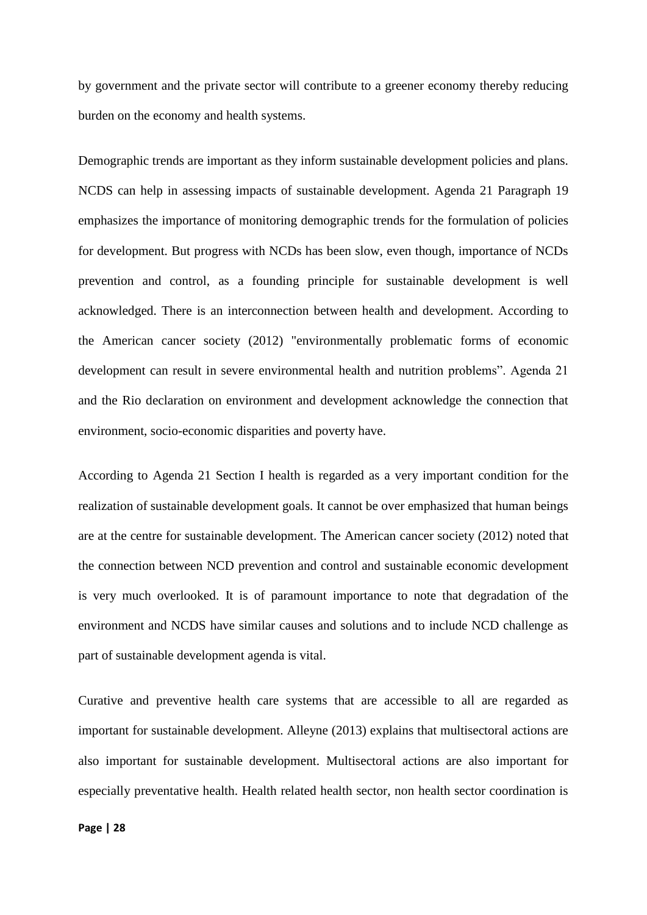by government and the private sector will contribute to a greener economy thereby reducing burden on the economy and health systems.

Demographic trends are important as they inform sustainable development policies and plans. NCDS can help in assessing impacts of sustainable development. Agenda 21 Paragraph 19 emphasizes the importance of monitoring demographic trends for the formulation of policies for development. But progress with NCDs has been slow, even though, importance of NCDs prevention and control, as a founding principle for sustainable development is well acknowledged. There is an interconnection between health and development. According to the American cancer society (2012) "environmentally problematic forms of economic development can result in severe environmental health and nutrition problems". Agenda 21 and the Rio declaration on environment and development acknowledge the connection that environment, socio-economic disparities and poverty have.

According to Agenda 21 Section I health is regarded as a very important condition for the realization of sustainable development goals. It cannot be over emphasized that human beings are at the centre for sustainable development. The American cancer society (2012) noted that the connection between NCD prevention and control and sustainable economic development is very much overlooked. It is of paramount importance to note that degradation of the environment and NCDS have similar causes and solutions and to include NCD challenge as part of sustainable development agenda is vital.

Curative and preventive health care systems that are accessible to all are regarded as important for sustainable development. Alleyne (2013) explains that multisectoral actions are also important for sustainable development. Multisectoral actions are also important for especially preventative health. Health related health sector, non health sector coordination is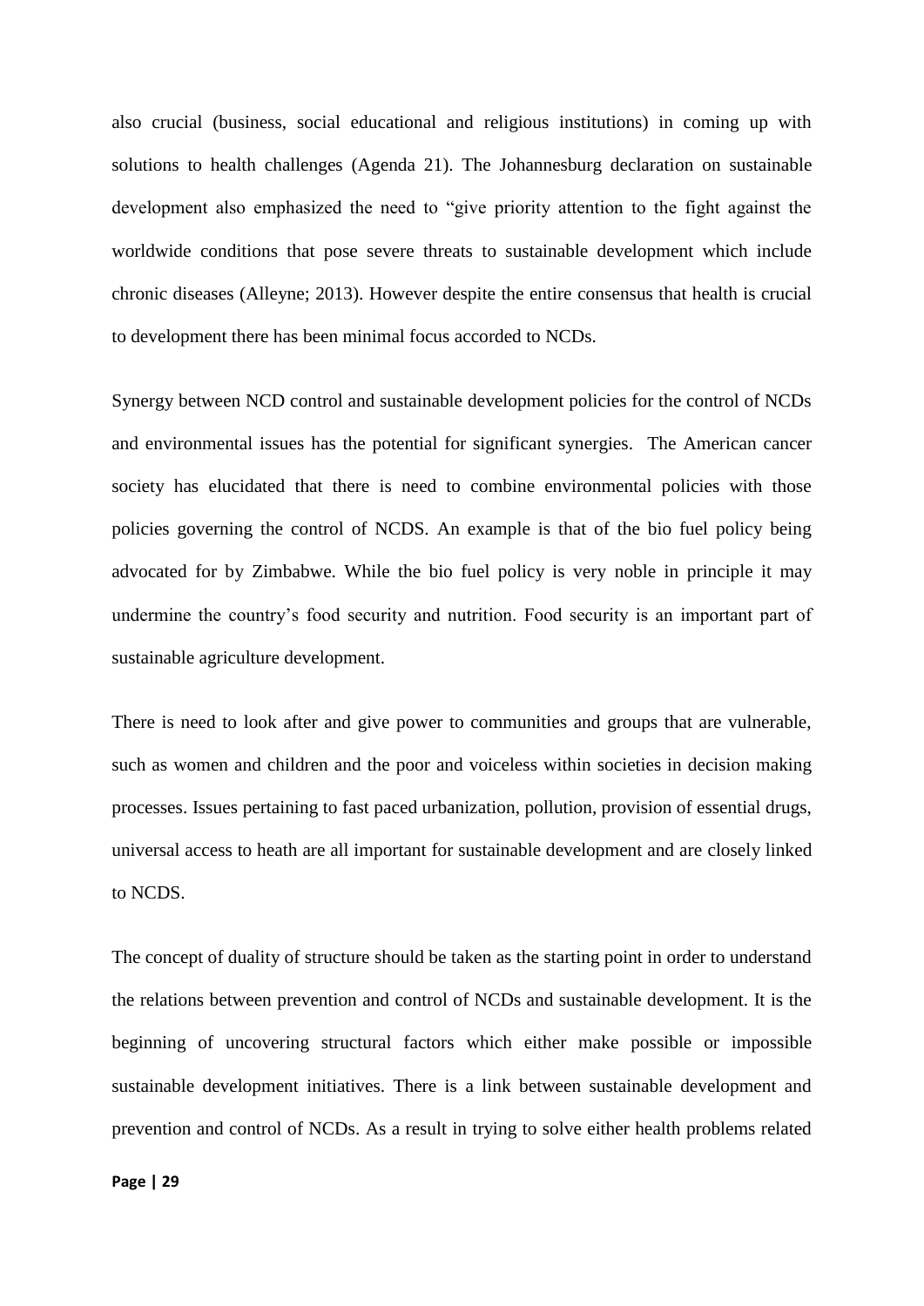also crucial (business, social educational and religious institutions) in coming up with solutions to health challenges (Agenda 21). The Johannesburg declaration on sustainable development also emphasized the need to "give priority attention to the fight against the worldwide conditions that pose severe threats to sustainable development which include chronic diseases (Alleyne; 2013). However despite the entire consensus that health is crucial to development there has been minimal focus accorded to NCDs.

Synergy between NCD control and sustainable development policies for the control of NCDs and environmental issues has the potential for significant synergies. The American cancer society has elucidated that there is need to combine environmental policies with those policies governing the control of NCDS. An example is that of the bio fuel policy being advocated for by Zimbabwe. While the bio fuel policy is very noble in principle it may undermine the country's food security and nutrition. Food security is an important part of sustainable agriculture development.

There is need to look after and give power to communities and groups that are vulnerable, such as women and children and the poor and voiceless within societies in decision making processes. Issues pertaining to fast paced urbanization, pollution, provision of essential drugs, universal access to heath are all important for sustainable development and are closely linked to NCDS.

The concept of duality of structure should be taken as the starting point in order to understand the relations between prevention and control of NCDs and sustainable development. It is the beginning of uncovering structural factors which either make possible or impossible sustainable development initiatives. There is a link between sustainable development and prevention and control of NCDs. As a result in trying to solve either health problems related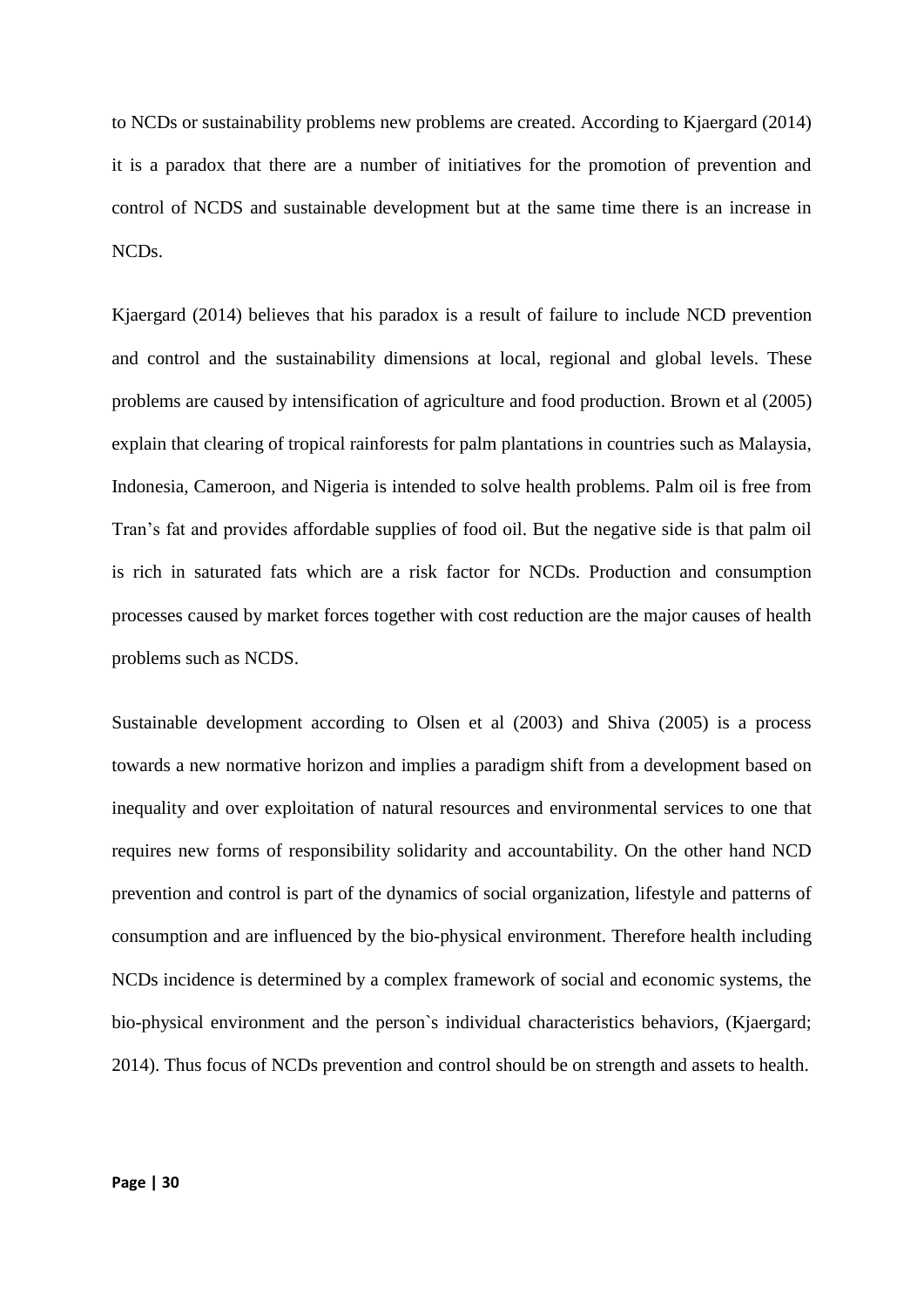to NCDs or sustainability problems new problems are created. According to Kjaergard (2014) it is a paradox that there are a number of initiatives for the promotion of prevention and control of NCDS and sustainable development but at the same time there is an increase in NCDs.

Kjaergard (2014) believes that his paradox is a result of failure to include NCD prevention and control and the sustainability dimensions at local, regional and global levels. These problems are caused by intensification of agriculture and food production. Brown et al (2005) explain that clearing of tropical rainforests for palm plantations in countries such as Malaysia, Indonesia, Cameroon, and Nigeria is intended to solve health problems. Palm oil is free from Tran's fat and provides affordable supplies of food oil. But the negative side is that palm oil is rich in saturated fats which are a risk factor for NCDs. Production and consumption processes caused by market forces together with cost reduction are the major causes of health problems such as NCDS.

Sustainable development according to Olsen et al (2003) and Shiva (2005) is a process towards a new normative horizon and implies a paradigm shift from a development based on inequality and over exploitation of natural resources and environmental services to one that requires new forms of responsibility solidarity and accountability. On the other hand NCD prevention and control is part of the dynamics of social organization, lifestyle and patterns of consumption and are influenced by the bio-physical environment. Therefore health including NCDs incidence is determined by a complex framework of social and economic systems, the bio-physical environment and the person`s individual characteristics behaviors, (Kjaergard; 2014). Thus focus of NCDs prevention and control should be on strength and assets to health.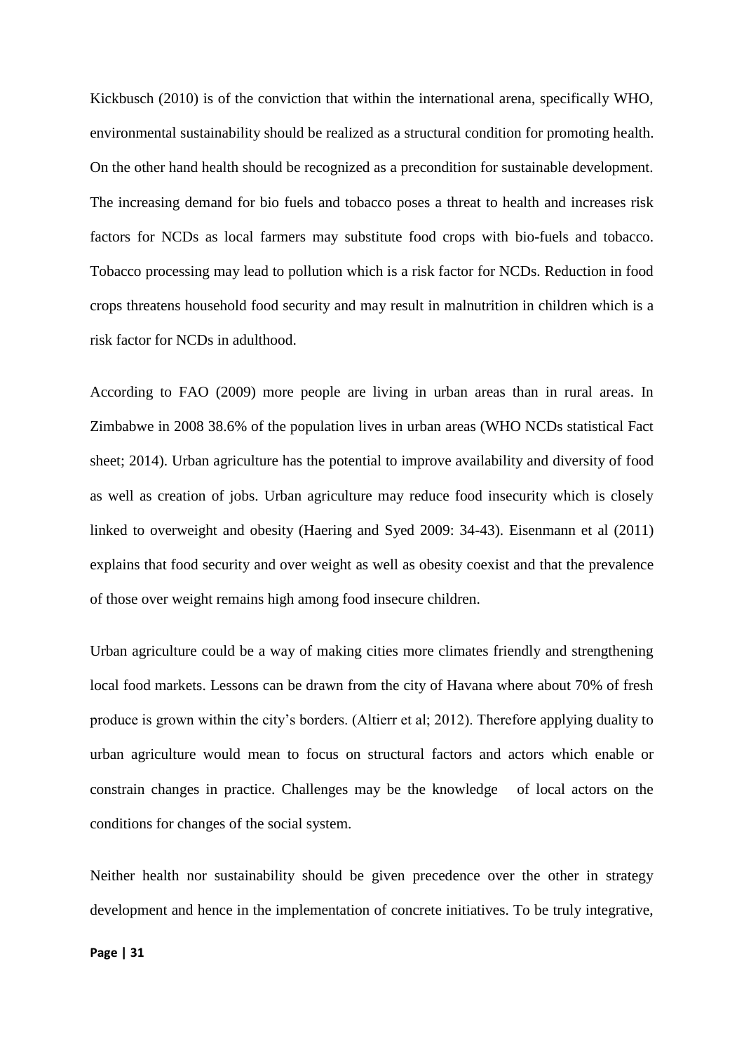Kickbusch (2010) is of the conviction that within the international arena, specifically WHO, environmental sustainability should be realized as a structural condition for promoting health. On the other hand health should be recognized as a precondition for sustainable development. The increasing demand for bio fuels and tobacco poses a threat to health and increases risk factors for NCDs as local farmers may substitute food crops with bio-fuels and tobacco. Tobacco processing may lead to pollution which is a risk factor for NCDs. Reduction in food crops threatens household food security and may result in malnutrition in children which is a risk factor for NCDs in adulthood.

According to FAO (2009) more people are living in urban areas than in rural areas. In Zimbabwe in 2008 38.6% of the population lives in urban areas (WHO NCDs statistical Fact sheet; 2014). Urban agriculture has the potential to improve availability and diversity of food as well as creation of jobs. Urban agriculture may reduce food insecurity which is closely linked to overweight and obesity (Haering and Syed 2009: 34-43). Eisenmann et al (2011) explains that food security and over weight as well as obesity coexist and that the prevalence of those over weight remains high among food insecure children.

Urban agriculture could be a way of making cities more climates friendly and strengthening local food markets. Lessons can be drawn from the city of Havana where about 70% of fresh produce is grown within the city's borders. (Altierr et al; 2012). Therefore applying duality to urban agriculture would mean to focus on structural factors and actors which enable or constrain changes in practice. Challenges may be the knowledge of local actors on the conditions for changes of the social system.

Neither health nor sustainability should be given precedence over the other in strategy development and hence in the implementation of concrete initiatives. To be truly integrative,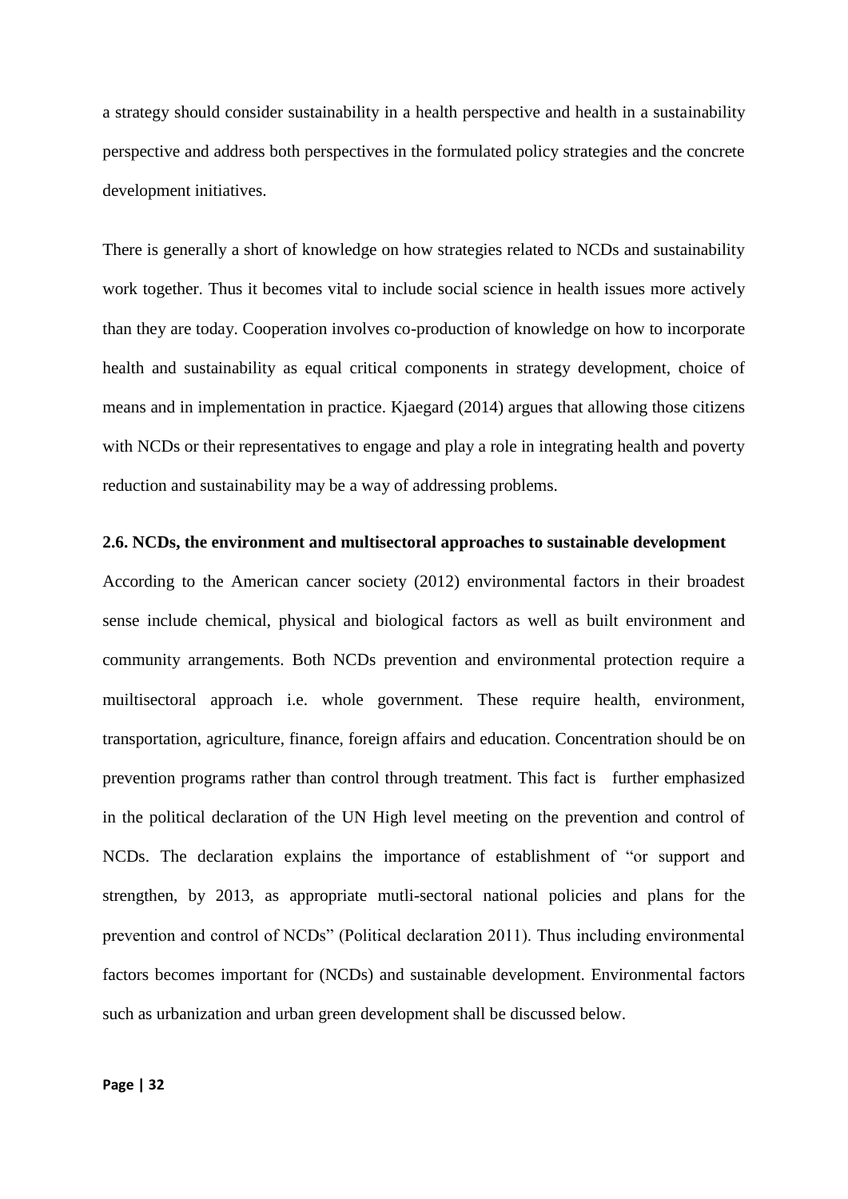a strategy should consider sustainability in a health perspective and health in a sustainability perspective and address both perspectives in the formulated policy strategies and the concrete development initiatives.

There is generally a short of knowledge on how strategies related to NCDs and sustainability work together. Thus it becomes vital to include social science in health issues more actively than they are today. Cooperation involves co-production of knowledge on how to incorporate health and sustainability as equal critical components in strategy development, choice of means and in implementation in practice. Kjaegard (2014) argues that allowing those citizens with NCDs or their representatives to engage and play a role in integrating health and poverty reduction and sustainability may be a way of addressing problems.

### 2.6. NCDs, the environment and multisectoral approaches to sustainable development

According to the American cancer society (2012) environmental factors in their broadest sense include chemical, physical and biological factors as well as built environment and community arrangements. Both NCDs prevention and environmental protection require a muiltisectoral approach i.e. whole government. These require health, environment, transportation, agriculture, finance, foreign affairs and education. Concentration should be on prevention programs rather than control through treatment. This fact is further emphasized in the political declaration of the UN High level meeting on the prevention and control of NCDs. The declaration explains the importance of establishment of "or support and strengthen, by 2013, as appropriate mutli-sectoral national policies and plans for the prevention and control of NCDs" (Political declaration 2011). Thus including environmental factors becomes important for (NCDs) and sustainable development. Environmental factors such as urbanization and urban green development shall be discussed below.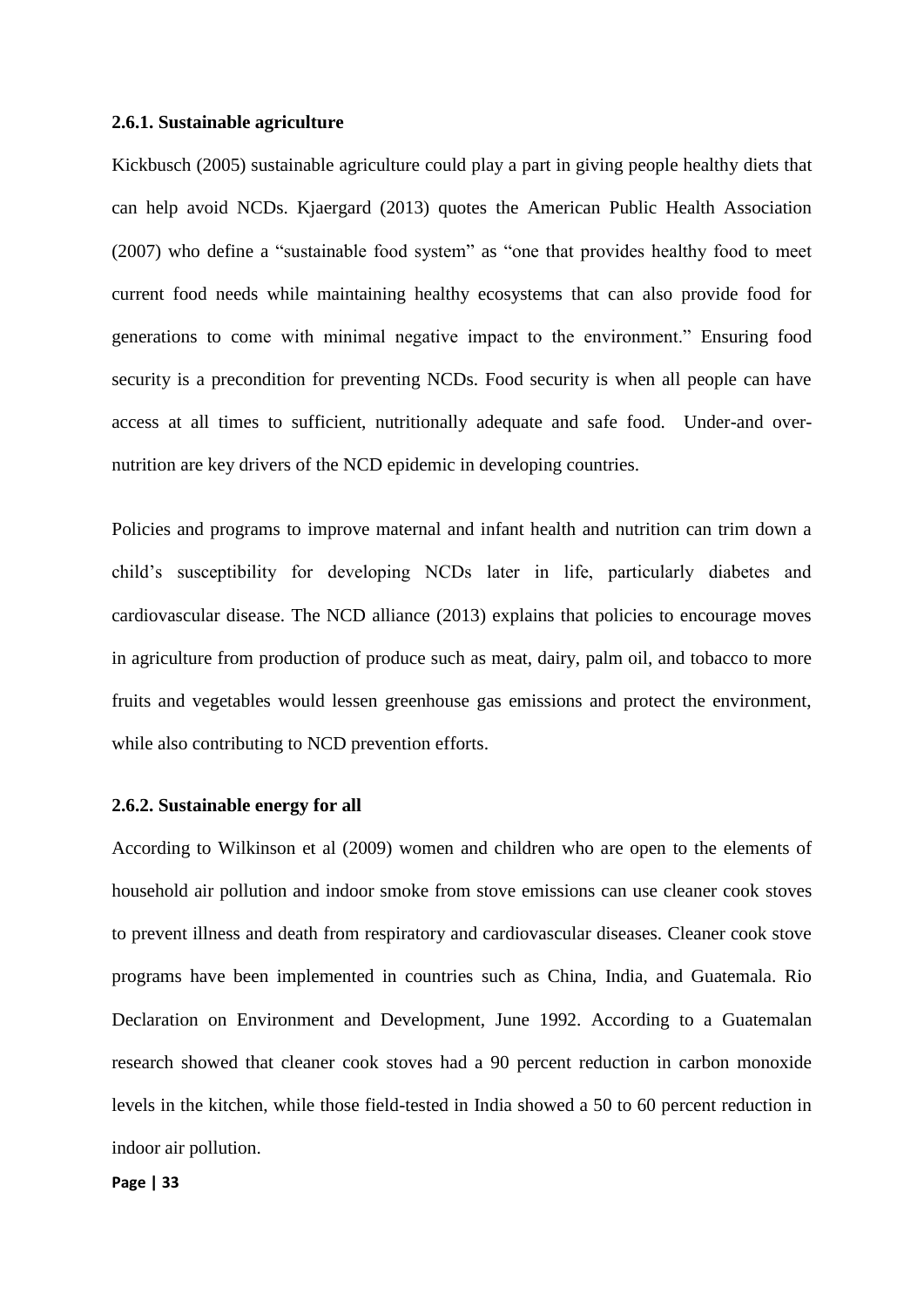### 2.6.1. Sustainable agriculture

Kickbusch (2005) sustainable agriculture could play a part in giving people healthy diets that can help avoid NCDs. Kjaergard (2013) quotes the American Public Health Association (2007) who define a "sustainable food system" as "one that provides healthy food to meet current food needs while maintaining healthy ecosystems that can also provide food for generations to come with minimal negative impact to the environment." Ensuring food security is a precondition for preventing NCDs. Food security is when all people can have access at all times to sufficient, nutritionally adequate and safe food. Under-and over-nutrition are key drivers of the NCD epidemic in developing countries.

Policies and programs to improve maternal and infant health and nutrition can trim down a child's susceptibility for developing NCDs later in life, particularly diabetes and cardiovascular disease. The NCD alliance (2013) explains that policies to encourage moves in agriculture from production of produce such as meat, dairy, palm oil, and tobacco to more fruits and vegetables would lessen greenhouse gas emissions and protect the environment, while also contributing to NCD prevention efforts.

### 2.6.2. Sustainable energy for all

According to Wilkinson et al (2009) women and children who are open to the elements of household air pollution and indoor smoke from stove emissions can use cleaner cook stoves to prevent illness and death from respiratory and cardiovascular diseases. Cleaner cook stove programs have been implemented in countries such as China, India, and Guatemala. Rio Declaration on Environment and Development, June 1992. According to a Guatemalan research showed that cleaner cook stoves had a 90 percent reduction in carbon monoxide levels in the kitchen, while those field-tested in India showed a 50 to 60 percent reduction in indoor air pollution.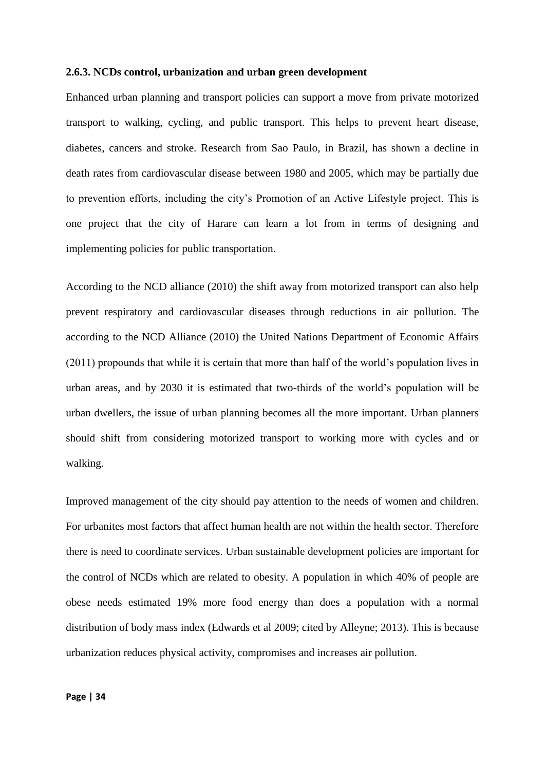### 2.6.3. NCDs control, urbanization and urban green development

Enhanced urban planning and transport policies can support a move from private motorized transport to walking, cycling, and public transport. This helps to prevent heart disease, diabetes, cancers and stroke. Research from Sao Paulo, in Brazil, has shown a decline in death rates from cardiovascular disease between 1980 and 2005, which may be partially due to prevention efforts, including the city's Promotion of an Active Lifestyle project. This is one project that the city of Harare can learn a lot from in terms of designing and implementing policies for public transportation.

According to the NCD alliance (2010) the shift away from motorized transport can also help prevent respiratory and cardiovascular diseases through reductions in air pollution. The according to the NCD Alliance (2010) the United Nations Department of Economic Affairs (2011) propounds that while it is certain that more than half of the world's population lives in urban areas, and by 2030 it is estimated that two-thirds of the world's population will be urban dwellers, the issue of urban planning becomes all the more important. Urban planners should shift from considering motorized transport to working more with cycles and or walking.

Improved management of the city should pay attention to the needs of women and children. For urbanites most factors that affect human health are not within the health sector. Therefore there is need to coordinate services. Urban sustainable development policies are important for the control of NCDs which are related to obesity. A population in which 40% of people are obese needs estimated 19% more food energy than does a population with a normal distribution of body mass index (Edwards et al 2009; cited by Alleyne; 2013). This is because urbanization reduces physical activity, compromises and increases air pollution.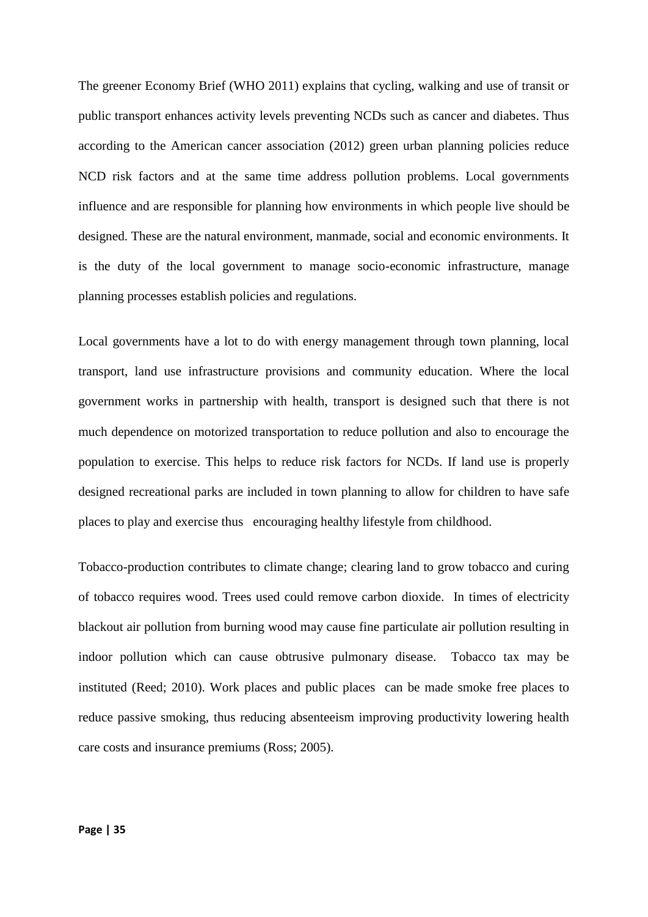The greener Economy Brief (WHO 2011) explains that cycling, walking and use of transit or public transport enhances activity levels preventing NCDs such as cancer and diabetes. Thus according to the American cancer association (2012) green urban planning policies reduce NCD risk factors and at the same time address pollution problems. Local governments influence and are responsible for planning how environments in which people live should be designed. These are the natural environment, manmade, social and economic environments. It is the duty of the local government to manage socio-economic infrastructure, manage planning processes establish policies and regulations.

Local governments have a lot to do with energy management through town planning, local transport, land use infrastructure provisions and community education. Where the local government works in partnership with health, transport is designed such that there is not much dependence on motorized transportation to reduce pollution and also to encourage the population to exercise. This helps to reduce risk factors for NCDs. If land use is properly designed recreational parks are included in town planning to allow for children to have safe places to play and exercise thus encouraging healthy lifestyle from childhood.

Tobacco-production contributes to climate change; clearing land to grow tobacco and curing of tobacco requires wood. Trees used could remove carbon dioxide. In times of electricity blackout air pollution from burning wood may cause fine particulate air pollution resulting in indoor pollution which can cause obtrusive pulmonary disease. Tobacco tax may be instituted (Reed; 2010). Work places and public places can be made smoke free places to reduce passive smoking, thus reducing absenteeism improving productivity lowering health care costs and insurance premiums (Ross; 2005).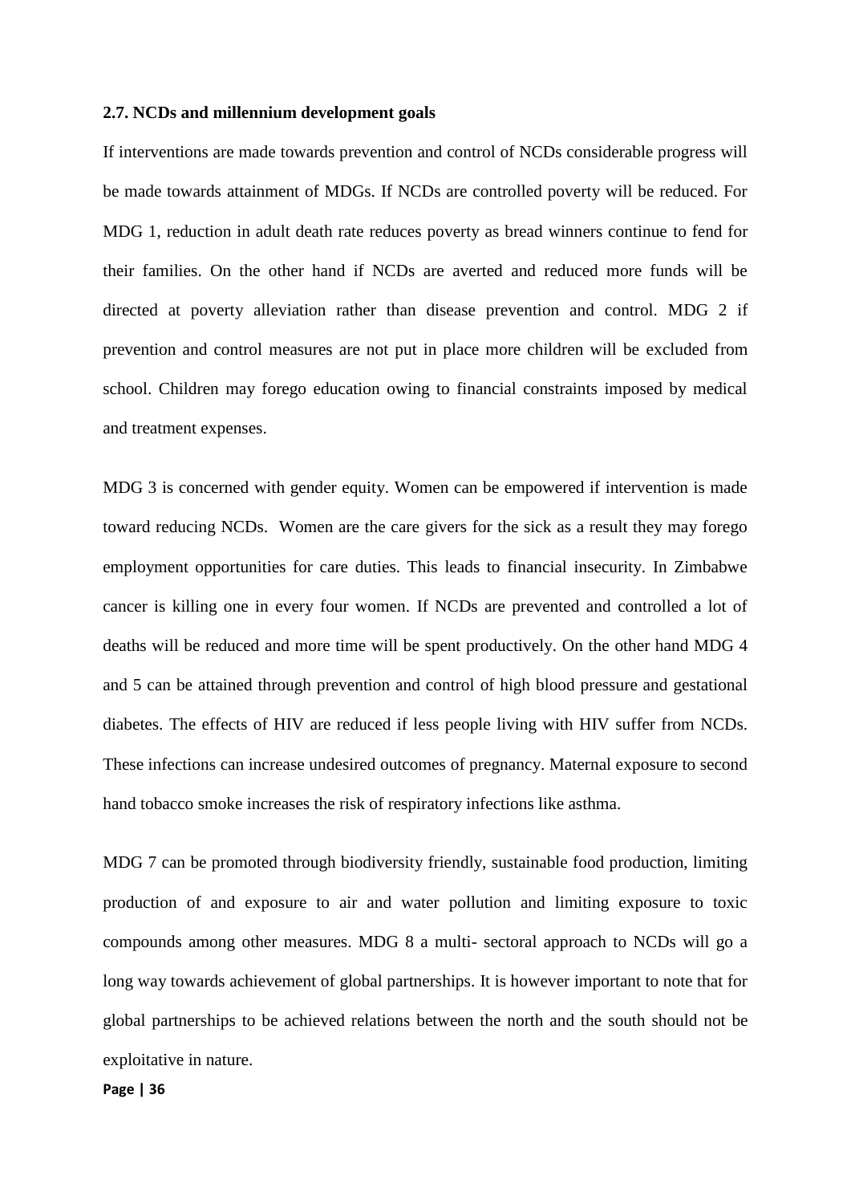**2.7. NCDs and millennium development goals**

If interventions are made towards prevention and control of NCDs considerable progress will be made towards attainment of MDGs. If NCDs are controlled poverty will be reduced. For MDG 1, reduction in adult death rate reduces poverty as bread winners continue to fend for their families. On the other hand if NCDs are averted and reduced more funds will be directed at poverty alleviation rather than disease prevention and control. MDG 2 if prevention and control measures are not put in place more children will be excluded from school. Children may forego education owing to financial constraints imposed by medical and treatment expenses.

MDG 3 is concerned with gender equity. Women can be empowered if intervention is made toward reducing NCDs.  Women are the care givers for the sick as a result they may forego employment opportunities for care duties. This leads to financial insecurity. In Zimbabwe cancer is killing one in every four women. If NCDs are prevented and controlled a lot of deaths will be reduced and more time will be spent productively. On the other hand MDG 4 and 5 can be attained through prevention and control of high blood pressure and gestational diabetes. The effects of HIV are reduced if less people living with HIV suffer from NCDs. These infections can increase undesired outcomes of pregnancy. Maternal exposure to second hand tobacco smoke increases the risk of respiratory infections like asthma.

MDG 7 can be promoted through biodiversity friendly, sustainable food production, limiting production of and exposure to air and water pollution and limiting exposure to toxic compounds among other measures. MDG 8 a multi- sectoral approach to NCDs will go a long way towards achievement of global partnerships. It is however important to note that for global partnerships to be achieved relations between the north and the south should not be exploitative in nature.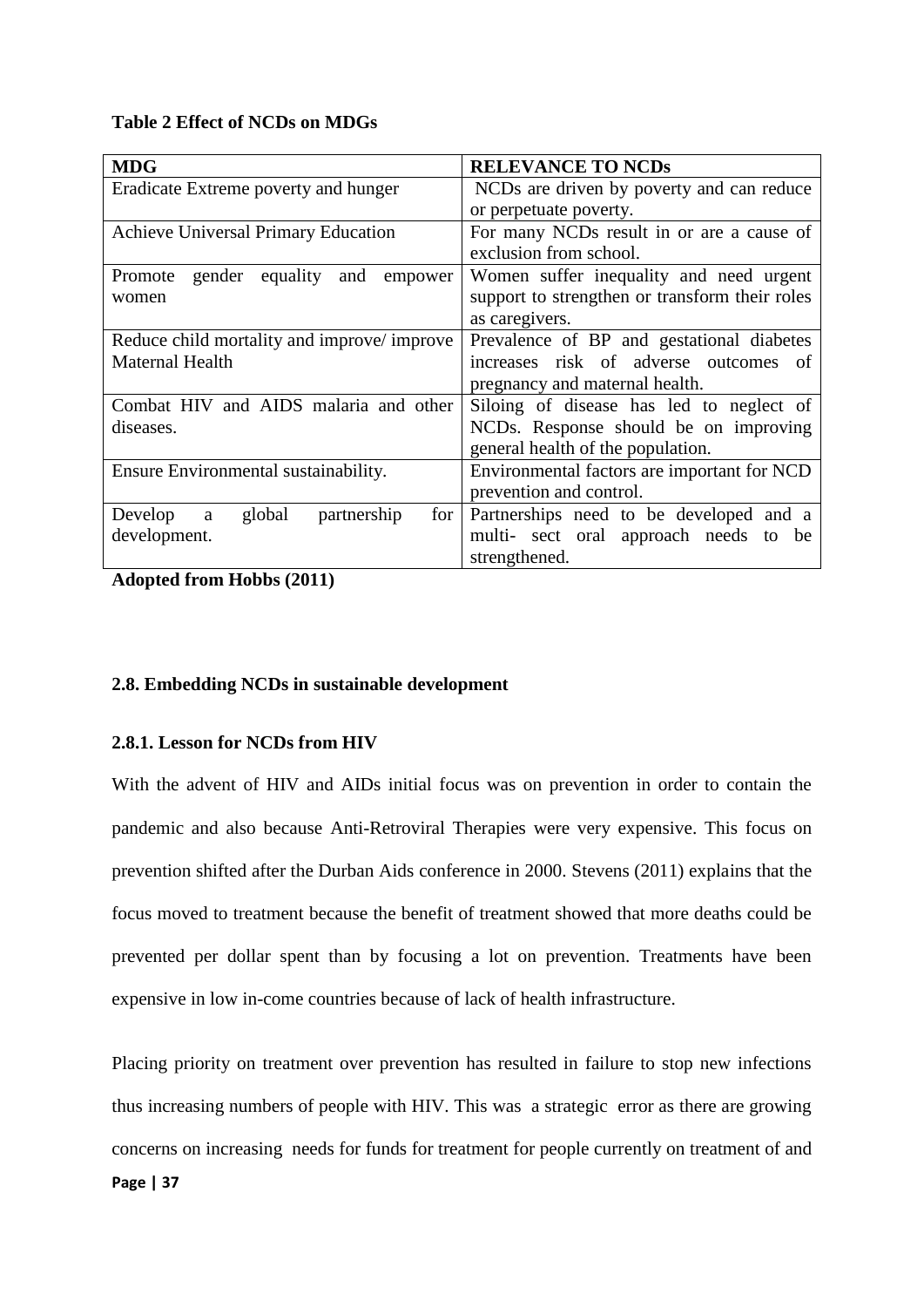**Table 2 Effect of NCDs on MDGs**

| MDG | RELEVANCE TO NCDs |
|---|---|
| Eradicate Extreme poverty and hunger | NCDs are driven by poverty and can reduce or perpetuate poverty. |
| Achieve Universal Primary Education | For many NCDs result in or are a cause of exclusion from school. |
| Promote gender equality and empower women | Women suffer inequality and need urgent support to strengthen or transform their roles as caregivers. |
| Reduce child mortality and improve/ improve Maternal Health | Prevalence of BP and gestational diabetes increases risk of adverse outcomes of pregnancy and maternal health. |
| Combat HIV and AIDS malaria and other diseases. | Siloing of disease has led to neglect of NCDs. Response should be on improving general health of the population. |
| Ensure Environmental sustainability. | Environmental factors are important for NCD prevention and control. |
| Develop a global partnership for development. | Partnerships need to be developed and a multi- sect oral approach needs to be strengthened. |

**Adopted from Hobbs (2011)**

### 2.8. Embedding NCDs in sustainable development

#### 2.8.1. Lesson for NCDs from HIV

With the advent of HIV and AIDs initial focus was on prevention in order to contain the pandemic and also because Anti-Retroviral Therapies were very expensive. This focus on prevention shifted after the Durban Aids conference in 2000. Stevens (2011) explains that the focus moved to treatment because the benefit of treatment showed that more deaths could be prevented per dollar spent than by focusing a lot on prevention. Treatments have been expensive in low in-come countries because of lack of health infrastructure.

Placing priority on treatment over prevention has resulted in failure to stop new infections thus increasing numbers of people with HIV. This was a strategic error as there are growing concerns on increasing needs for funds for treatment for people currently on treatment of and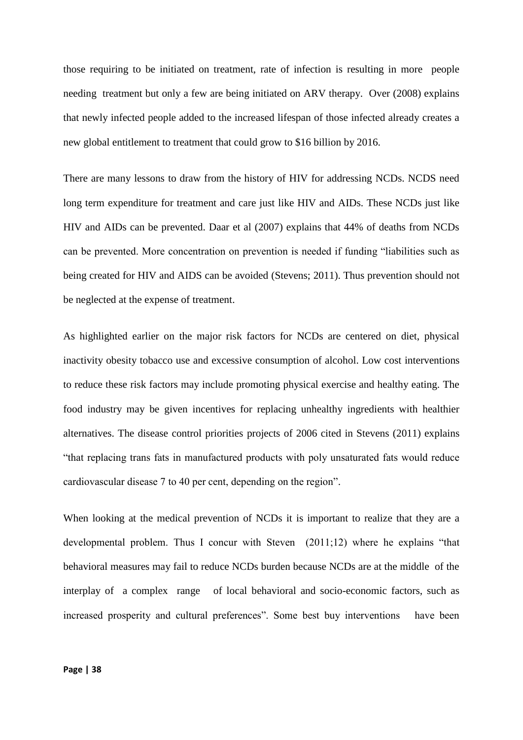those requiring to be initiated on treatment, rate of infection is resulting in more people needing treatment but only a few are being initiated on ARV therapy. Over (2008) explains that newly infected people added to the increased lifespan of those infected already creates a new global entitlement to treatment that could grow to $16 billion by 2016.

There are many lessons to draw from the history of HIV for addressing NCDs. NCDS need long term expenditure for treatment and care just like HIV and AIDs. These NCDs just like HIV and AIDs can be prevented. Daar et al (2007) explains that 44% of deaths from NCDs can be prevented. More concentration on prevention is needed if funding "liabilities such as being created for HIV and AIDS can be avoided (Stevens; 2011). Thus prevention should not be neglected at the expense of treatment.

As highlighted earlier on the major risk factors for NCDs are centered on diet, physical inactivity obesity tobacco use and excessive consumption of alcohol. Low cost interventions to reduce these risk factors may include promoting physical exercise and healthy eating. The food industry may be given incentives for replacing unhealthy ingredients with healthier alternatives. The disease control priorities projects of 2006 cited in Stevens (2011) explains "that replacing trans fats in manufactured products with poly unsaturated fats would reduce cardiovascular disease 7 to 40 per cent, depending on the region".

When looking at the medical prevention of NCDs it is important to realize that they are a developmental problem. Thus I concur with Steven (2011;12) where he explains "that behavioral measures may fail to reduce NCDs burden because NCDs are at the middle of the interplay of a complex range of local behavioral and socio-economic factors, such as increased prosperity and cultural preferences". Some best buy interventions have been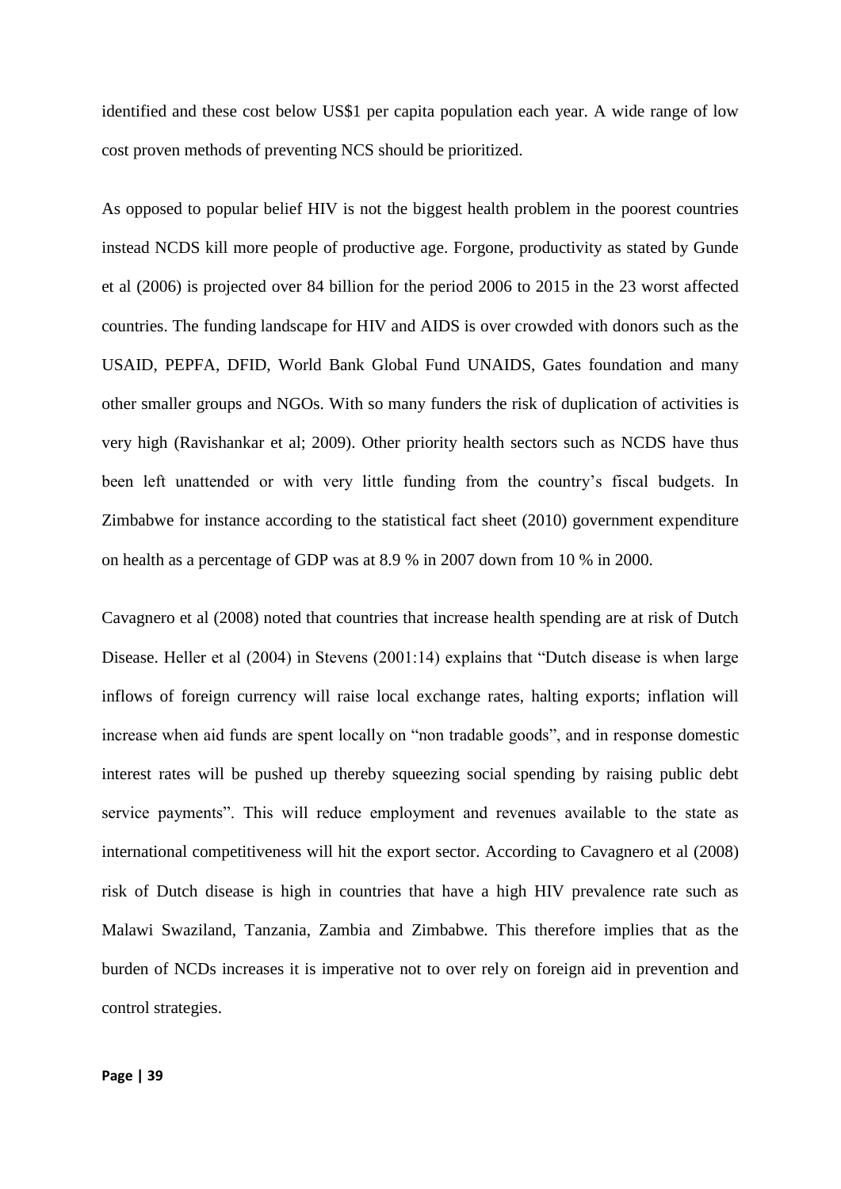identified and these cost below US$1 per capita population each year. A wide range of low cost proven methods of preventing NCS should be prioritized.

As opposed to popular belief HIV is not the biggest health problem in the poorest countries instead NCDS kill more people of productive age. Forgone, productivity as stated by Gunde et al (2006) is projected over 84 billion for the period 2006 to 2015 in the 23 worst affected countries. The funding landscape for HIV and AIDS is over crowded with donors such as the USAID, PEPFA, DFID, World Bank Global Fund UNAIDS, Gates foundation and many other smaller groups and NGOs. With so many funders the risk of duplication of activities is very high (Ravishankar et al; 2009). Other priority health sectors such as NCDS have thus been left unattended or with very little funding from the country's fiscal budgets. In Zimbabwe for instance according to the statistical fact sheet (2010) government expenditure on health as a percentage of GDP was at 8.9 % in 2007 down from 10 % in 2000.

Cavagnero et al (2008) noted that countries that increase health spending are at risk of Dutch Disease. Heller et al (2004) in Stevens (2001:14) explains that "Dutch disease is when large inflows of foreign currency will raise local exchange rates, halting exports; inflation will increase when aid funds are spent locally on "non tradable goods", and in response domestic interest rates will be pushed up thereby squeezing social spending by raising public debt service payments". This will reduce employment and revenues available to the state as international competitiveness will hit the export sector. According to Cavagnero et al (2008) risk of Dutch disease is high in countries that have a high HIV prevalence rate such as Malawi Swaziland, Tanzania, Zambia and Zimbabwe. This therefore implies that as the burden of NCDs increases it is imperative not to over rely on foreign aid in prevention and control strategies.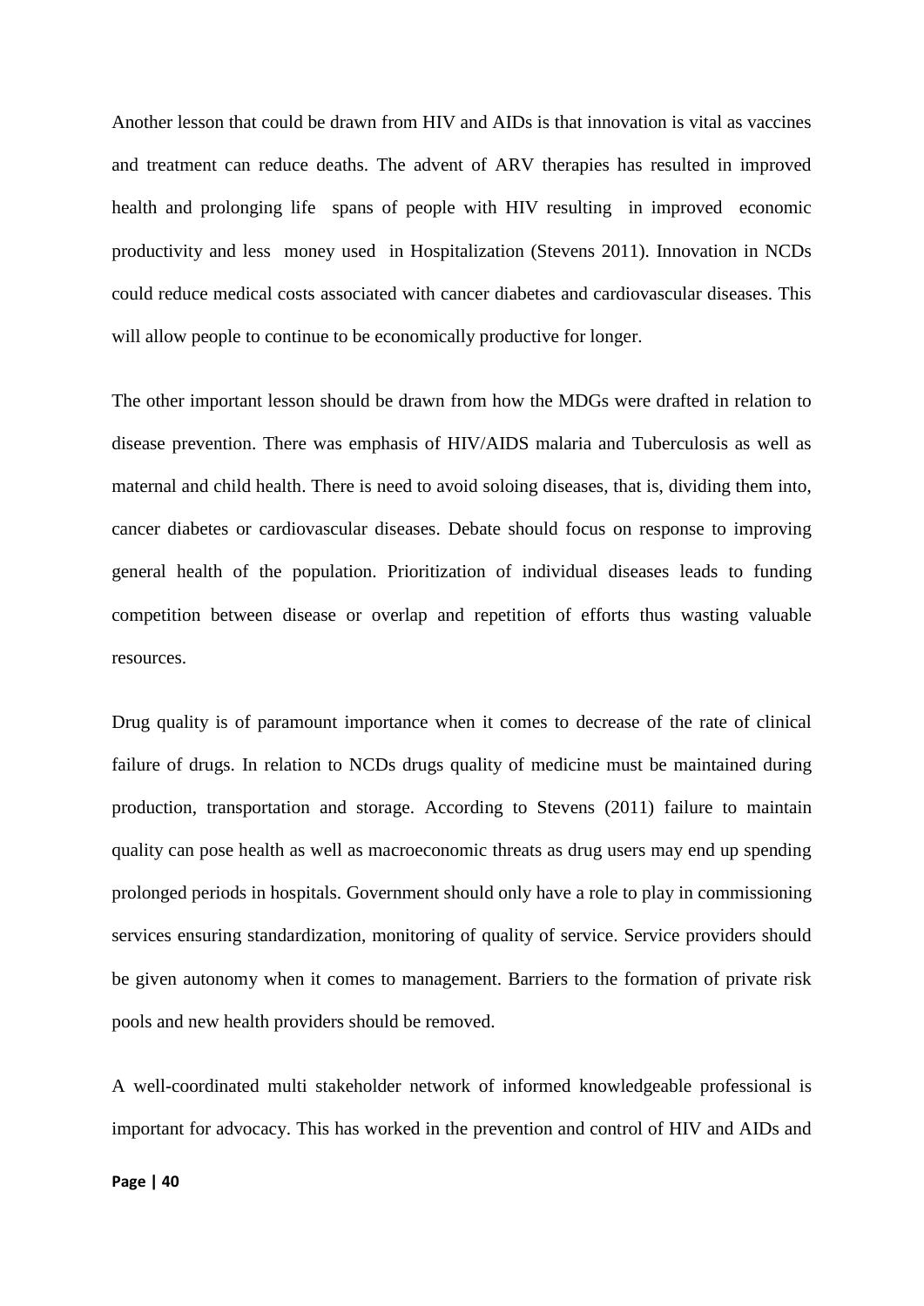Another lesson that could be drawn from HIV and AIDs is that innovation is vital as vaccines and treatment can reduce deaths. The advent of ARV therapies has resulted in improved health and prolonging life spans of people with HIV resulting in improved economic productivity and less money used in Hospitalization (Stevens 2011). Innovation in NCDs could reduce medical costs associated with cancer diabetes and cardiovascular diseases. This will allow people to continue to be economically productive for longer.

The other important lesson should be drawn from how the MDGs were drafted in relation to disease prevention. There was emphasis of HIV/AIDS malaria and Tuberculosis as well as maternal and child health. There is need to avoid soloing diseases, that is, dividing them into, cancer diabetes or cardiovascular diseases. Debate should focus on response to improving general health of the population. Prioritization of individual diseases leads to funding competition between disease or overlap and repetition of efforts thus wasting valuable resources.

Drug quality is of paramount importance when it comes to decrease of the rate of clinical failure of drugs. In relation to NCDs drugs quality of medicine must be maintained during production, transportation and storage. According to Stevens (2011) failure to maintain quality can pose health as well as macroeconomic threats as drug users may end up spending prolonged periods in hospitals. Government should only have a role to play in commissioning services ensuring standardization, monitoring of quality of service. Service providers should be given autonomy when it comes to management. Barriers to the formation of private risk pools and new health providers should be removed.

A well-coordinated multi stakeholder network of informed knowledgeable professional is important for advocacy. This has worked in the prevention and control of HIV and AIDs and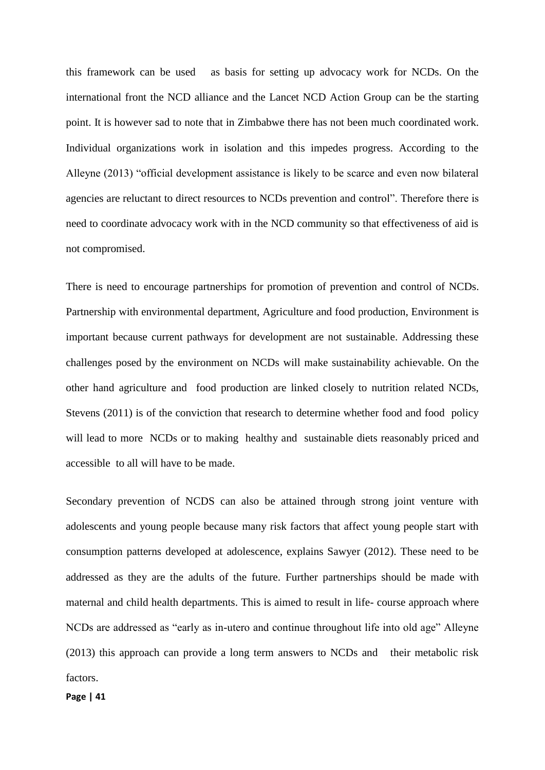this framework can be used as basis for setting up advocacy work for NCDs. On the international front the NCD alliance and the Lancet NCD Action Group can be the starting point. It is however sad to note that in Zimbabwe there has not been much coordinated work. Individual organizations work in isolation and this impedes progress. According to the Alleyne (2013) "official development assistance is likely to be scarce and even now bilateral agencies are reluctant to direct resources to NCDs prevention and control". Therefore there is need to coordinate advocacy work with in the NCD community so that effectiveness of aid is not compromised.

There is need to encourage partnerships for promotion of prevention and control of NCDs. Partnership with environmental department, Agriculture and food production, Environment is important because current pathways for development are not sustainable. Addressing these challenges posed by the environment on NCDs will make sustainability achievable. On the other hand agriculture and food production are linked closely to nutrition related NCDs, Stevens (2011) is of the conviction that research to determine whether food and food policy will lead to more NCDs or to making healthy and sustainable diets reasonably priced and accessible to all will have to be made.

Secondary prevention of NCDS can also be attained through strong joint venture with adolescents and young people because many risk factors that affect young people start with consumption patterns developed at adolescence, explains Sawyer (2012). These need to be addressed as they are the adults of the future. Further partnerships should be made with maternal and child health departments. This is aimed to result in life- course approach where NCDs are addressed as "early as in-utero and continue throughout life into old age" Alleyne (2013) this approach can provide a long term answers to NCDs and their metabolic risk factors.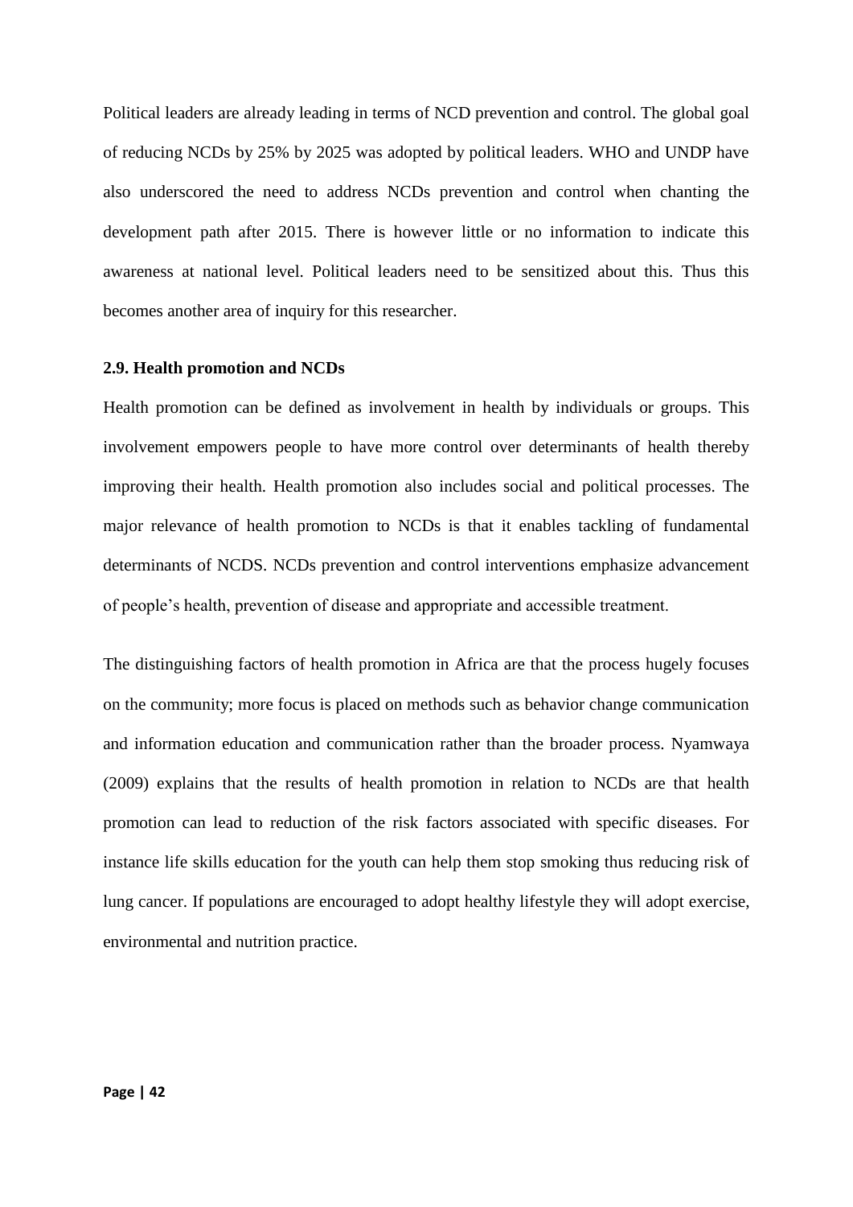Political leaders are already leading in terms of NCD prevention and control. The global goal of reducing NCDs by 25% by 2025 was adopted by political leaders. WHO and UNDP have also underscored the need to address NCDs prevention and control when chanting the development path after 2015. There is however little or no information to indicate this awareness at national level. Political leaders need to be sensitized about this. Thus this becomes another area of inquiry for this researcher.

### 2.9. Health promotion and NCDs

Health promotion can be defined as involvement in health by individuals or groups. This involvement empowers people to have more control over determinants of health thereby improving their health. Health promotion also includes social and political processes. The major relevance of health promotion to NCDs is that it enables tackling of fundamental determinants of NCDS. NCDs prevention and control interventions emphasize advancement of people's health, prevention of disease and appropriate and accessible treatment.

The distinguishing factors of health promotion in Africa are that the process hugely focuses on the community; more focus is placed on methods such as behavior change communication and information education and communication rather than the broader process. Nyamwaya (2009) explains that the results of health promotion in relation to NCDs are that health promotion can lead to reduction of the risk factors associated with specific diseases. For instance life skills education for the youth can help them stop smoking thus reducing risk of lung cancer. If populations are encouraged to adopt healthy lifestyle they will adopt exercise, environmental and nutrition practice.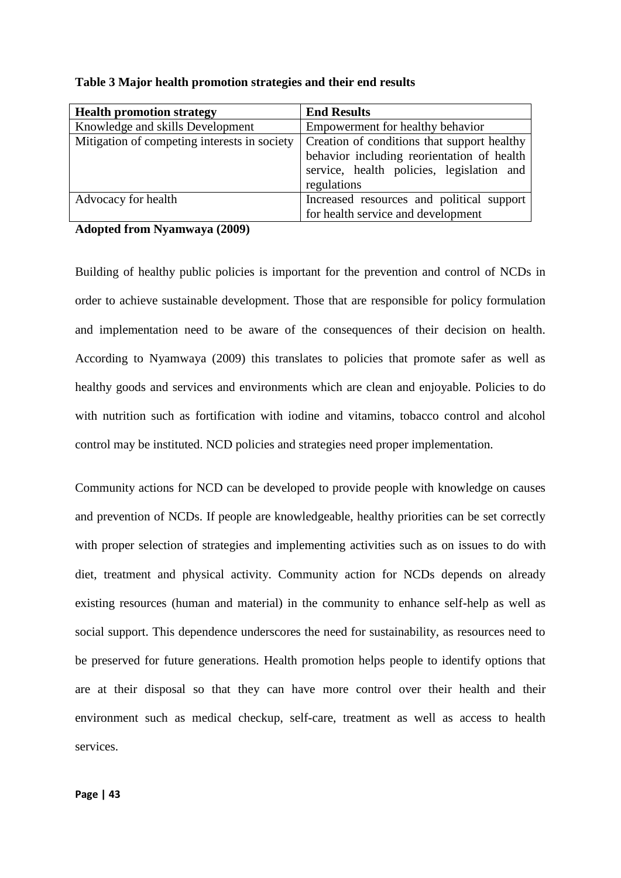**Table 3 Major health promotion strategies and their end results**

| Health promotion strategy | End Results |
|---|---|
| Knowledge and skills Development | Empowerment for healthy behavior |
| Mitigation of competing interests in society | Creation of conditions that support healthy behavior including reorientation of health service, health policies, legislation and regulations |
| Advocacy for health | Increased resources and political support for health service and development |

**Adopted from Nyamwaya (2009)**

Building of healthy public policies is important for the prevention and control of NCDs in order to achieve sustainable development. Those that are responsible for policy formulation and implementation need to be aware of the consequences of their decision on health. According to Nyamwaya (2009) this translates to policies that promote safer as well as healthy goods and services and environments which are clean and enjoyable. Policies to do with nutrition such as fortification with iodine and vitamins, tobacco control and alcohol control may be instituted. NCD policies and strategies need proper implementation.

Community actions for NCD can be developed to provide people with knowledge on causes and prevention of NCDs. If people are knowledgeable, healthy priorities can be set correctly with proper selection of strategies and implementing activities such as on issues to do with diet, treatment and physical activity. Community action for NCDs depends on already existing resources (human and material) in the community to enhance self-help as well as social support. This dependence underscores the need for sustainability, as resources need to be preserved for future generations. Health promotion helps people to identify options that are at their disposal so that they can have more control over their health and their environment such as medical checkup, self-care, treatment as well as access to health services.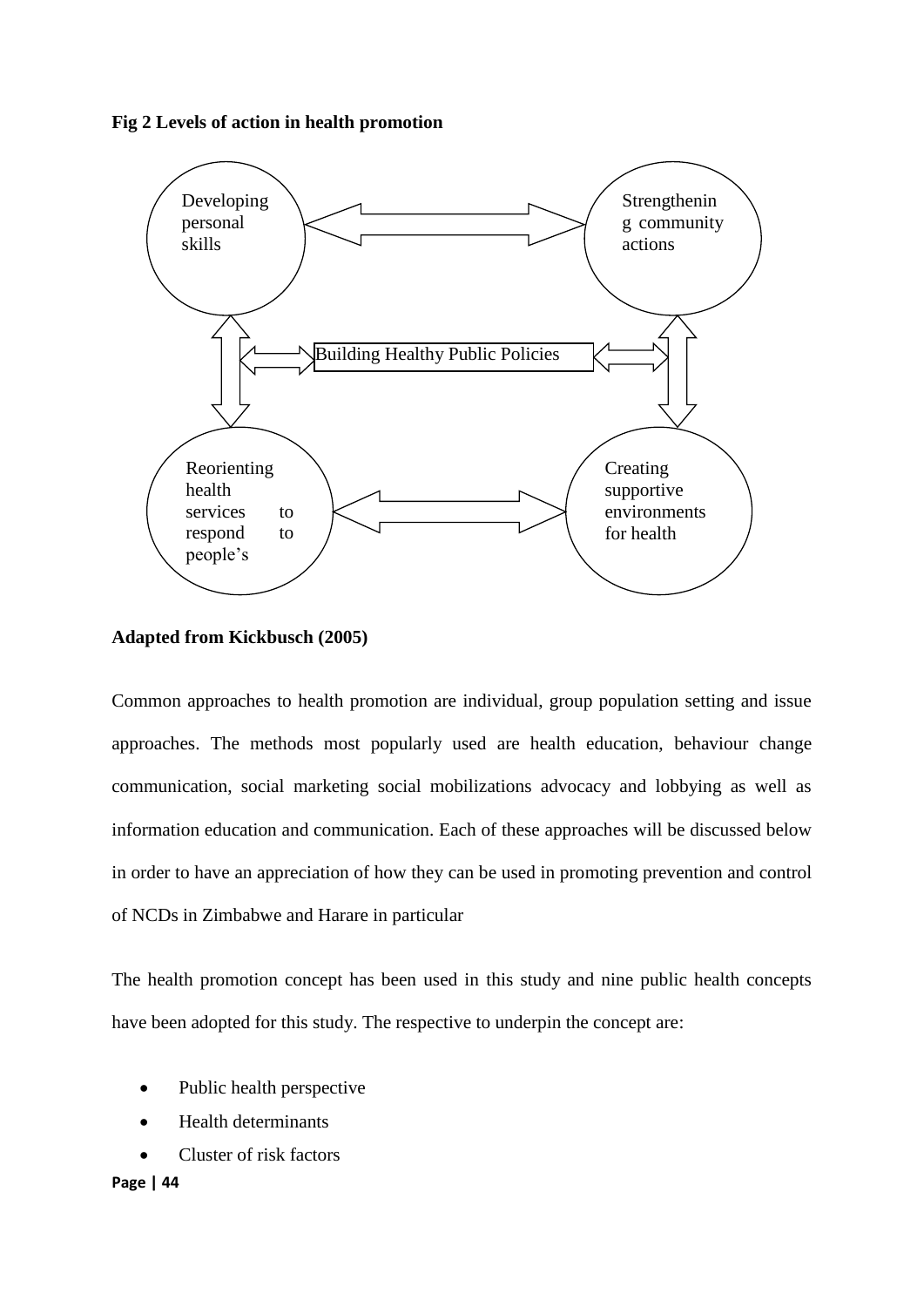**Fig 2 Levels of action in health promotion**

Developing personal skills

Strengthening community actions

Building Healthy Public Policies

Reorienting health services to respond to people's

Creating supportive environments for health

**Adapted from Kickbusch (2005)**

Common approaches to health promotion are individual, group population setting and issue approaches. The methods most popularly used are health education, behaviour change communication, social marketing social mobilizations advocacy and lobbying as well as information education and communication. Each of these approaches will be discussed below in order to have an appreciation of how they can be used in promoting prevention and control of NCDs in Zimbabwe and Harare in particular

The health promotion concept has been used in this study and nine public health concepts have been adopted for this study. The respective to underpin the concept are:

- Public health perspective
- Health determinants
- Cluster of risk factors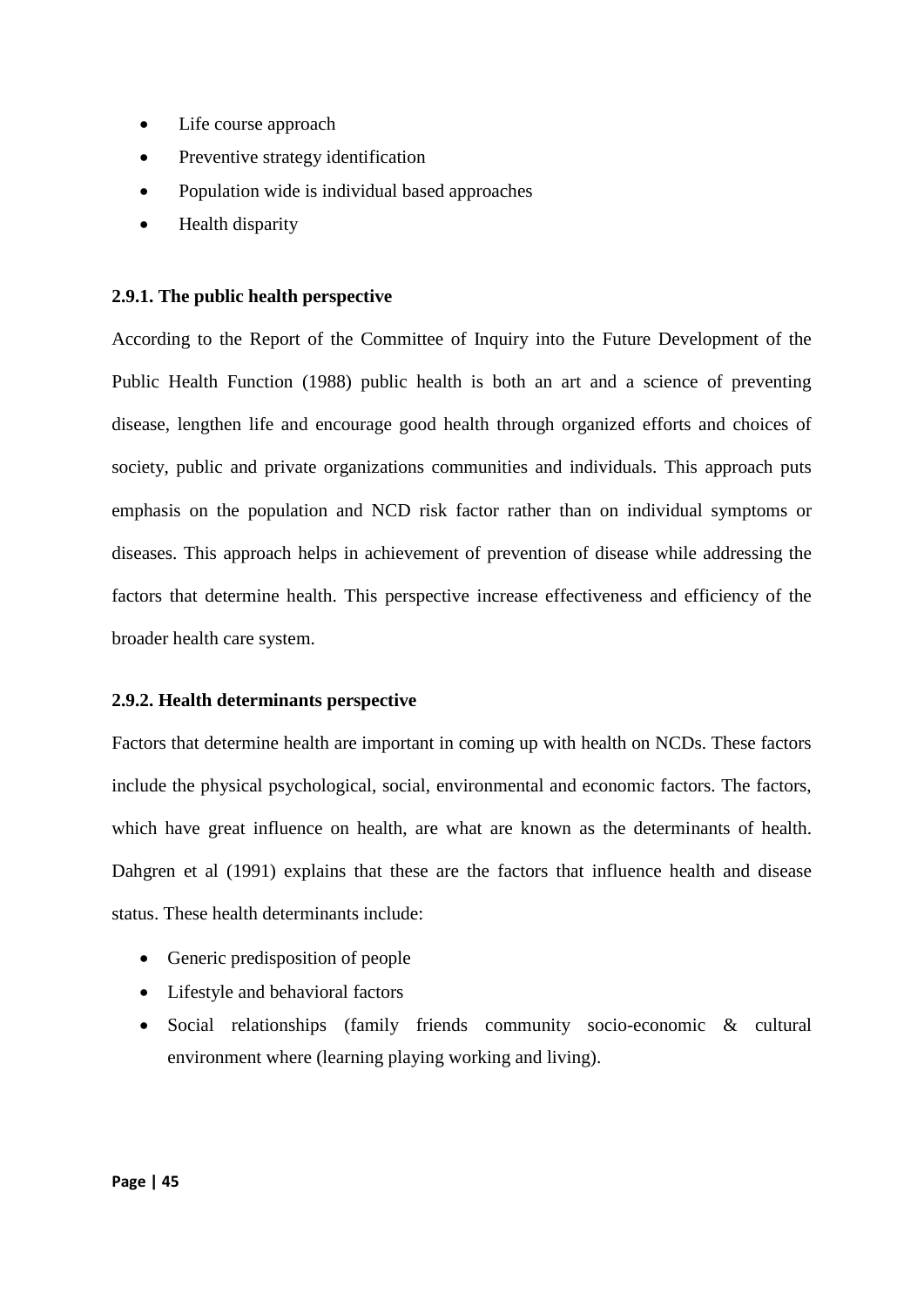- Life course approach
- Preventive strategy identification
- Population wide is individual based approaches
- Health disparity

### 2.9.1. The public health perspective

According to the Report of the Committee of Inquiry into the Future Development of the Public Health Function (1988) public health is both an art and a science of preventing disease, lengthen life and encourage good health through organized efforts and choices of society, public and private organizations communities and individuals. This approach puts emphasis on the population and NCD risk factor rather than on individual symptoms or diseases. This approach helps in achievement of prevention of disease while addressing the factors that determine health. This perspective increase effectiveness and efficiency of the broader health care system.

### 2.9.2. Health determinants perspective

Factors that determine health are important in coming up with health on NCDs. These factors include the physical psychological, social, environmental and economic factors. The factors, which have great influence on health, are what are known as the determinants of health. Dahgren et al (1991) explains that these are the factors that influence health and disease status. These health determinants include:

- Generic predisposition of people
- Lifestyle and behavioral factors
- Social relationships (family friends community socio-economic & cultural environment where (learning playing working and living).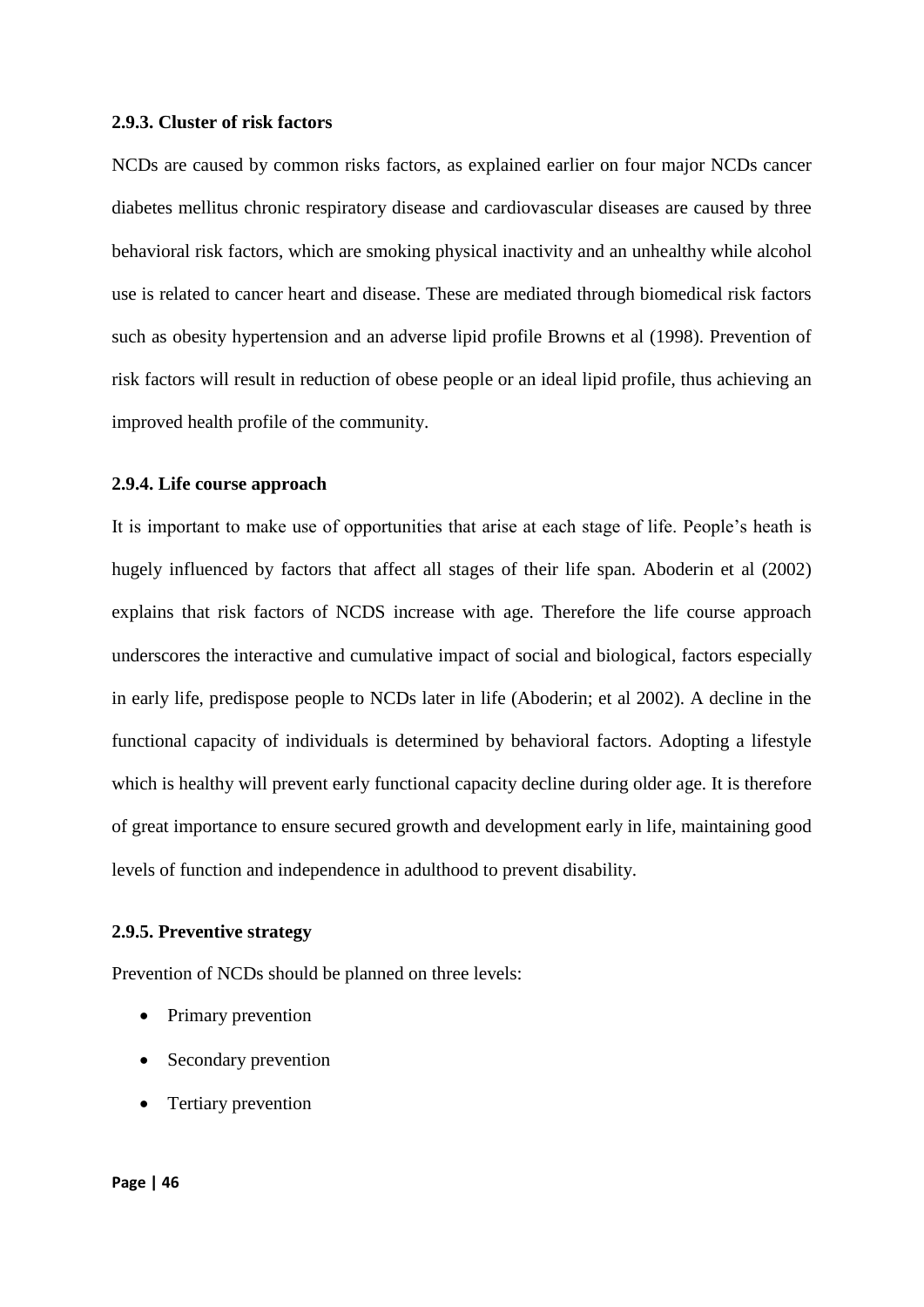### 2.9.3. Cluster of risk factors

NCDs are caused by common risks factors, as explained earlier on four major NCDs cancer diabetes mellitus chronic respiratory disease and cardiovascular diseases are caused by three behavioral risk factors, which are smoking physical inactivity and an unhealthy while alcohol use is related to cancer heart and disease. These are mediated through biomedical risk factors such as obesity hypertension and an adverse lipid profile Browns et al (1998). Prevention of risk factors will result in reduction of obese people or an ideal lipid profile, thus achieving an improved health profile of the community.

### 2.9.4. Life course approach

It is important to make use of opportunities that arise at each stage of life. People's heath is hugely influenced by factors that affect all stages of their life span. Aboderin et al (2002) explains that risk factors of NCDS increase with age. Therefore the life course approach underscores the interactive and cumulative impact of social and biological, factors especially in early life, predispose people to NCDs later in life (Aboderin; et al 2002). A decline in the functional capacity of individuals is determined by behavioral factors. Adopting a lifestyle which is healthy will prevent early functional capacity decline during older age. It is therefore of great importance to ensure secured growth and development early in life, maintaining good levels of function and independence in adulthood to prevent disability.

### 2.9.5. Preventive strategy

Prevention of NCDs should be planned on three levels:

- Primary prevention
- Secondary prevention
- Tertiary prevention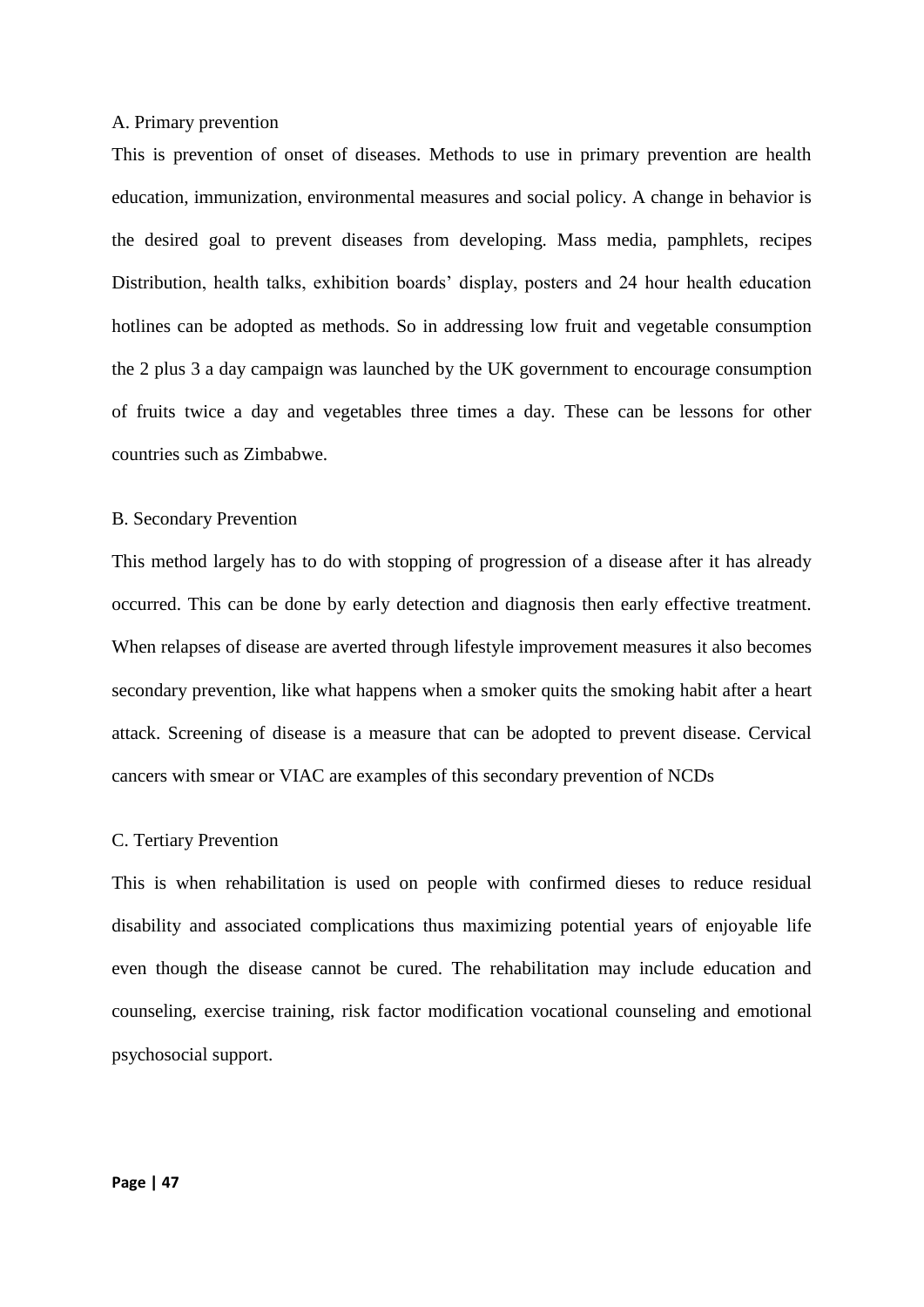### A. Primary prevention

This is prevention of onset of diseases. Methods to use in primary prevention are health education, immunization, environmental measures and social policy. A change in behavior is the desired goal to prevent diseases from developing. Mass media, pamphlets, recipes Distribution, health talks, exhibition boards' display, posters and 24 hour health education hotlines can be adopted as methods. So in addressing low fruit and vegetable consumption the 2 plus 3 a day campaign was launched by the UK government to encourage consumption of fruits twice a day and vegetables three times a day. These can be lessons for other countries such as Zimbabwe.

### B. Secondary Prevention

This method largely has to do with stopping of progression of a disease after it has already occurred. This can be done by early detection and diagnosis then early effective treatment. When relapses of disease are averted through lifestyle improvement measures it also becomes secondary prevention, like what happens when a smoker quits the smoking habit after a heart attack. Screening of disease is a measure that can be adopted to prevent disease. Cervical cancers with smear or VIAC are examples of this secondary prevention of NCDs

### C. Tertiary Prevention

This is when rehabilitation is used on people with confirmed dieses to reduce residual disability and associated complications thus maximizing potential years of enjoyable life even though the disease cannot be cured. The rehabilitation may include education and counseling, exercise training, risk factor modification vocational counseling and emotional psychosocial support.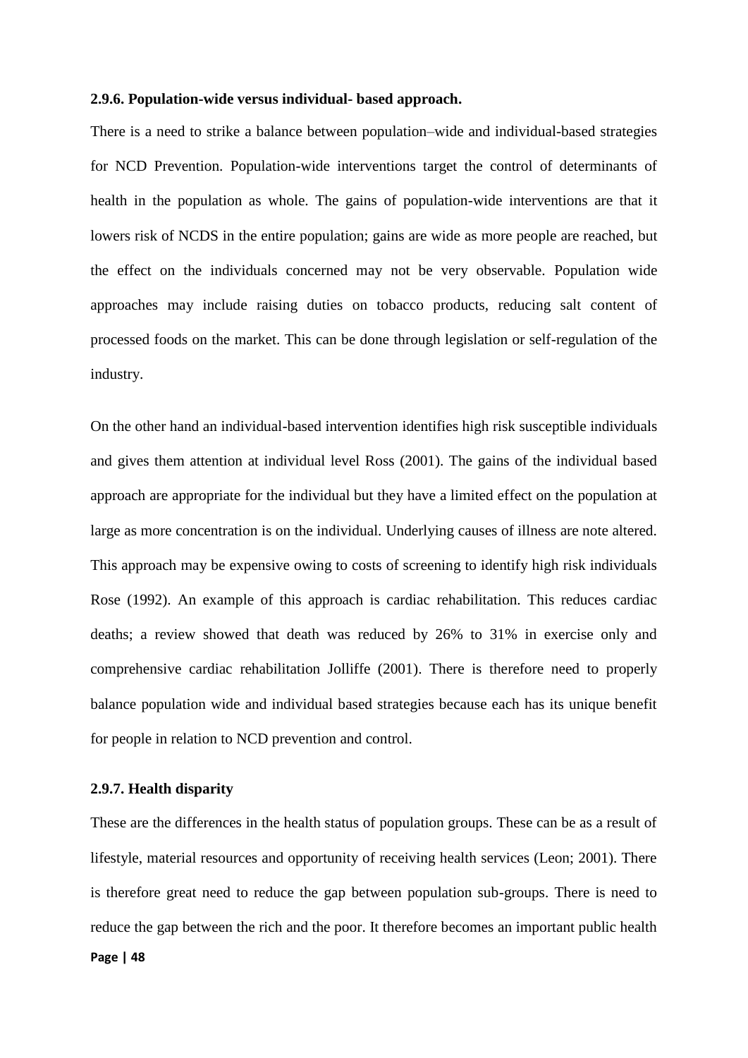### 2.9.6. Population-wide versus individual- based approach.

There is a need to strike a balance between population–wide and individual-based strategies for NCD Prevention. Population-wide interventions target the control of determinants of health in the population as whole. The gains of population-wide interventions are that it lowers risk of NCDS in the entire population; gains are wide as more people are reached, but the effect on the individuals concerned may not be very observable. Population wide approaches may include raising duties on tobacco products, reducing salt content of processed foods on the market. This can be done through legislation or self-regulation of the industry.

On the other hand an individual-based intervention identifies high risk susceptible individuals and gives them attention at individual level Ross (2001). The gains of the individual based approach are appropriate for the individual but they have a limited effect on the population at large as more concentration is on the individual. Underlying causes of illness are note altered. This approach may be expensive owing to costs of screening to identify high risk individuals Rose (1992). An example of this approach is cardiac rehabilitation. This reduces cardiac deaths; a review showed that death was reduced by 26% to 31% in exercise only and comprehensive cardiac rehabilitation Jolliffe (2001). There is therefore need to properly balance population wide and individual based strategies because each has its unique benefit for people in relation to NCD prevention and control.

### 2.9.7. Health disparity

These are the differences in the health status of population groups. These can be as a result of lifestyle, material resources and opportunity of receiving health services (Leon; 2001). There is therefore great need to reduce the gap between population sub-groups. There is need to reduce the gap between the rich and the poor. It therefore becomes an important public health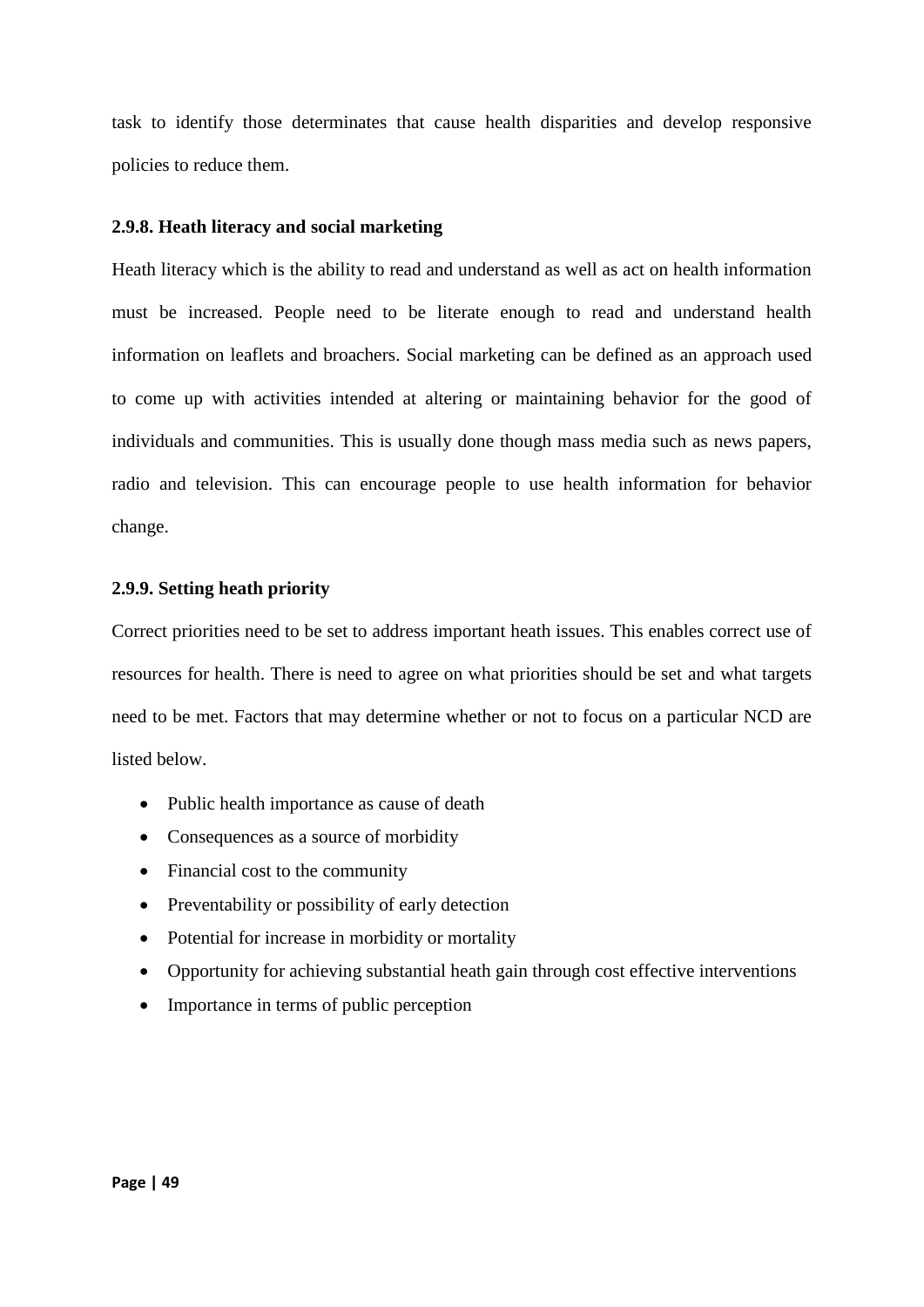task to identify those determinates that cause health disparities and develop responsive policies to reduce them.

### 2.9.8. Heath literacy and social marketing

Heath literacy which is the ability to read and understand as well as act on health information must be increased. People need to be literate enough to read and understand health information on leaflets and broachers. Social marketing can be defined as an approach used to come up with activities intended at altering or maintaining behavior for the good of individuals and communities. This is usually done though mass media such as news papers, radio and television. This can encourage people to use health information for behavior change.

### 2.9.9. Setting heath priority

Correct priorities need to be set to address important heath issues. This enables correct use of resources for health. There is need to agree on what priorities should be set and what targets need to be met. Factors that may determine whether or not to focus on a particular NCD are listed below.

- Public health importance as cause of death
- Consequences as a source of morbidity
- Financial cost to the community
- Preventability or possibility of early detection
- Potential for increase in morbidity or mortality
- Opportunity for achieving substantial heath gain through cost effective interventions
- Importance in terms of public perception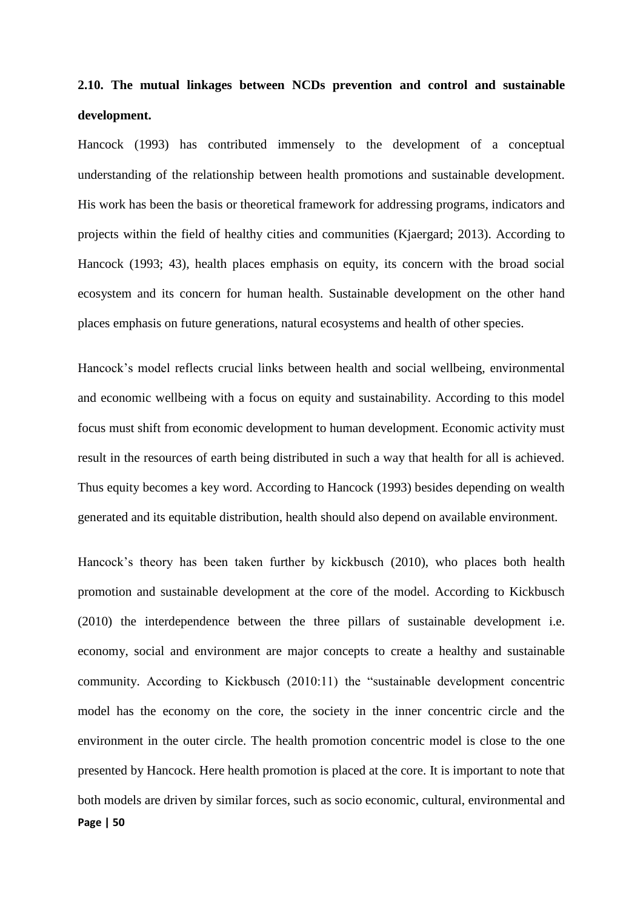## 2.10. The mutual linkages between NCDs prevention and control and sustainable development.

Hancock (1993) has contributed immensely to the development of a conceptual understanding of the relationship between health promotions and sustainable development. His work has been the basis or theoretical framework for addressing programs, indicators and projects within the field of healthy cities and communities (Kjaergard; 2013). According to Hancock (1993; 43), health places emphasis on equity, its concern with the broad social ecosystem and its concern for human health. Sustainable development on the other hand places emphasis on future generations, natural ecosystems and health of other species.

Hancock's model reflects crucial links between health and social wellbeing, environmental and economic wellbeing with a focus on equity and sustainability. According to this model focus must shift from economic development to human development. Economic activity must result in the resources of earth being distributed in such a way that health for all is achieved. Thus equity becomes a key word. According to Hancock (1993) besides depending on wealth generated and its equitable distribution, health should also depend on available environment.

Hancock's theory has been taken further by kickbusch (2010), who places both health promotion and sustainable development at the core of the model. According to Kickbusch (2010) the interdependence between the three pillars of sustainable development i.e. economy, social and environment are major concepts to create a healthy and sustainable community. According to Kickbusch (2010:11) the "sustainable development concentric model has the economy on the core, the society in the inner concentric circle and the environment in the outer circle. The health promotion concentric model is close to the one presented by Hancock. Here health promotion is placed at the core. It is important to note that both models are driven by similar forces, such as socio economic, cultural, environmental and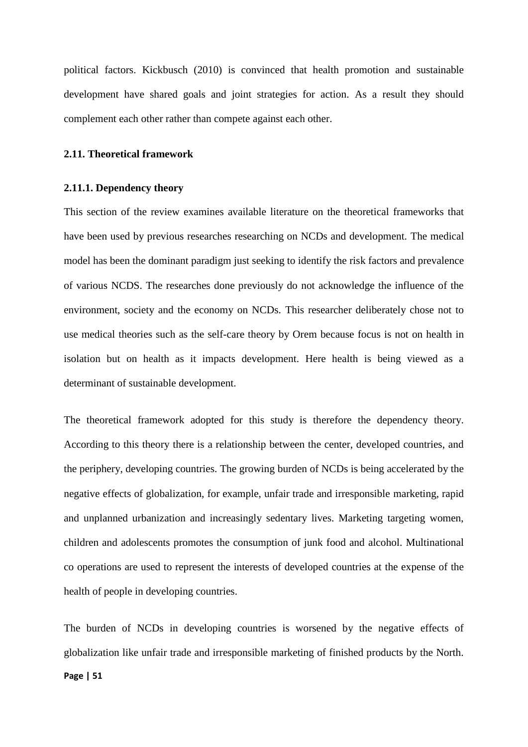political factors. Kickbusch (2010) is convinced that health promotion and sustainable development have shared goals and joint strategies for action. As a result they should complement each other rather than compete against each other.

## 2.11. Theoretical framework

### 2.11.1. Dependency theory

This section of the review examines available literature on the theoretical frameworks that have been used by previous researches researching on NCDs and development. The medical model has been the dominant paradigm just seeking to identify the risk factors and prevalence of various NCDS. The researches done previously do not acknowledge the influence of the environment, society and the economy on NCDs. This researcher deliberately chose not to use medical theories such as the self-care theory by Orem because focus is not on health in isolation but on health as it impacts development. Here health is being viewed as a determinant of sustainable development.

The theoretical framework adopted for this study is therefore the dependency theory. According to this theory there is a relationship between the center, developed countries, and the periphery, developing countries. The growing burden of NCDs is being accelerated by the negative effects of globalization, for example, unfair trade and irresponsible marketing, rapid and unplanned urbanization and increasingly sedentary lives. Marketing targeting women, children and adolescents promotes the consumption of junk food and alcohol. Multinational co operations are used to represent the interests of developed countries at the expense of the health of people in developing countries.

The burden of NCDs in developing countries is worsened by the negative effects of globalization like unfair trade and irresponsible marketing of finished products by the North.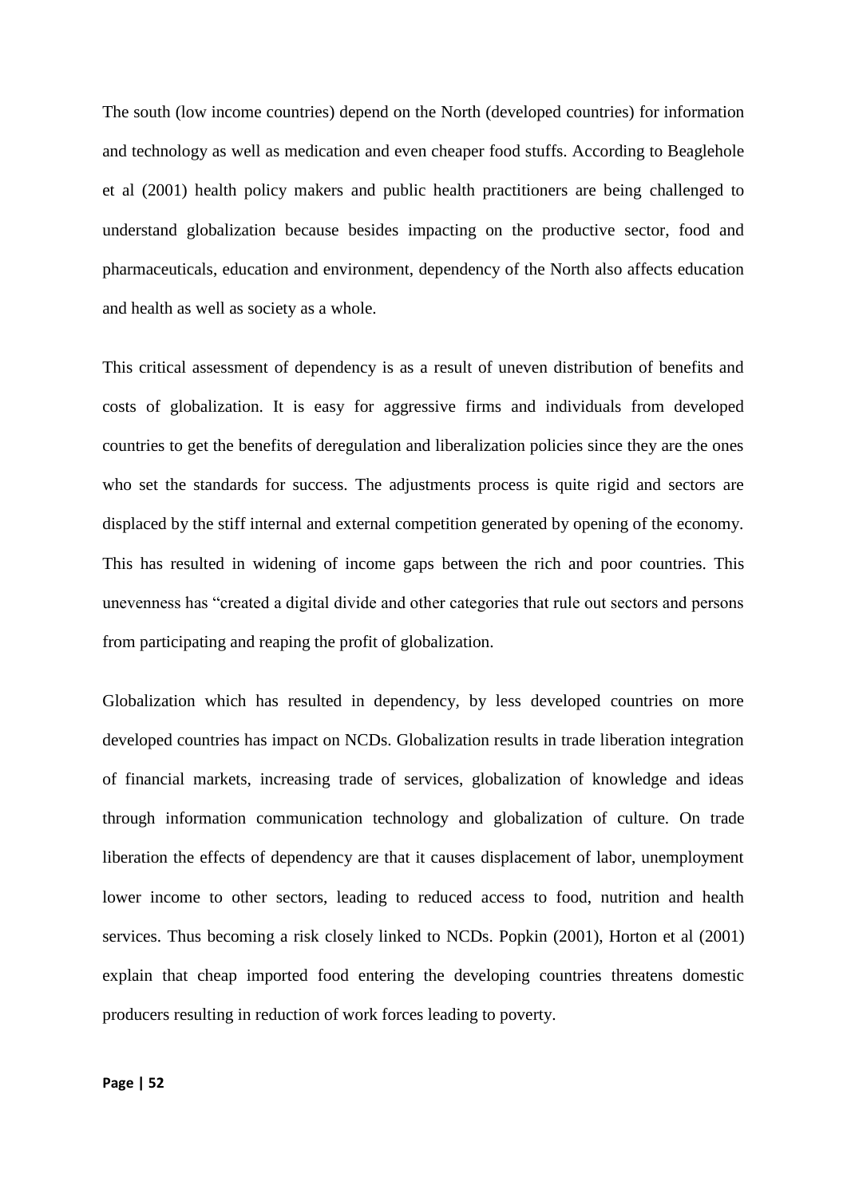The south (low income countries) depend on the North (developed countries) for information and technology as well as medication and even cheaper food stuffs. According to Beaglehole et al (2001) health policy makers and public health practitioners are being challenged to understand globalization because besides impacting on the productive sector, food and pharmaceuticals, education and environment, dependency of the North also affects education and health as well as society as a whole.

This critical assessment of dependency is as a result of uneven distribution of benefits and costs of globalization. It is easy for aggressive firms and individuals from developed countries to get the benefits of deregulation and liberalization policies since they are the ones who set the standards for success. The adjustments process is quite rigid and sectors are displaced by the stiff internal and external competition generated by opening of the economy. This has resulted in widening of income gaps between the rich and poor countries. This unevenness has "created a digital divide and other categories that rule out sectors and persons from participating and reaping the profit of globalization.

Globalization which has resulted in dependency, by less developed countries on more developed countries has impact on NCDs. Globalization results in trade liberation integration of financial markets, increasing trade of services, globalization of knowledge and ideas through information communication technology and globalization of culture. On trade liberation the effects of dependency are that it causes displacement of labor, unemployment lower income to other sectors, leading to reduced access to food, nutrition and health services. Thus becoming a risk closely linked to NCDs. Popkin (2001), Horton et al (2001) explain that cheap imported food entering the developing countries threatens domestic producers resulting in reduction of work forces leading to poverty.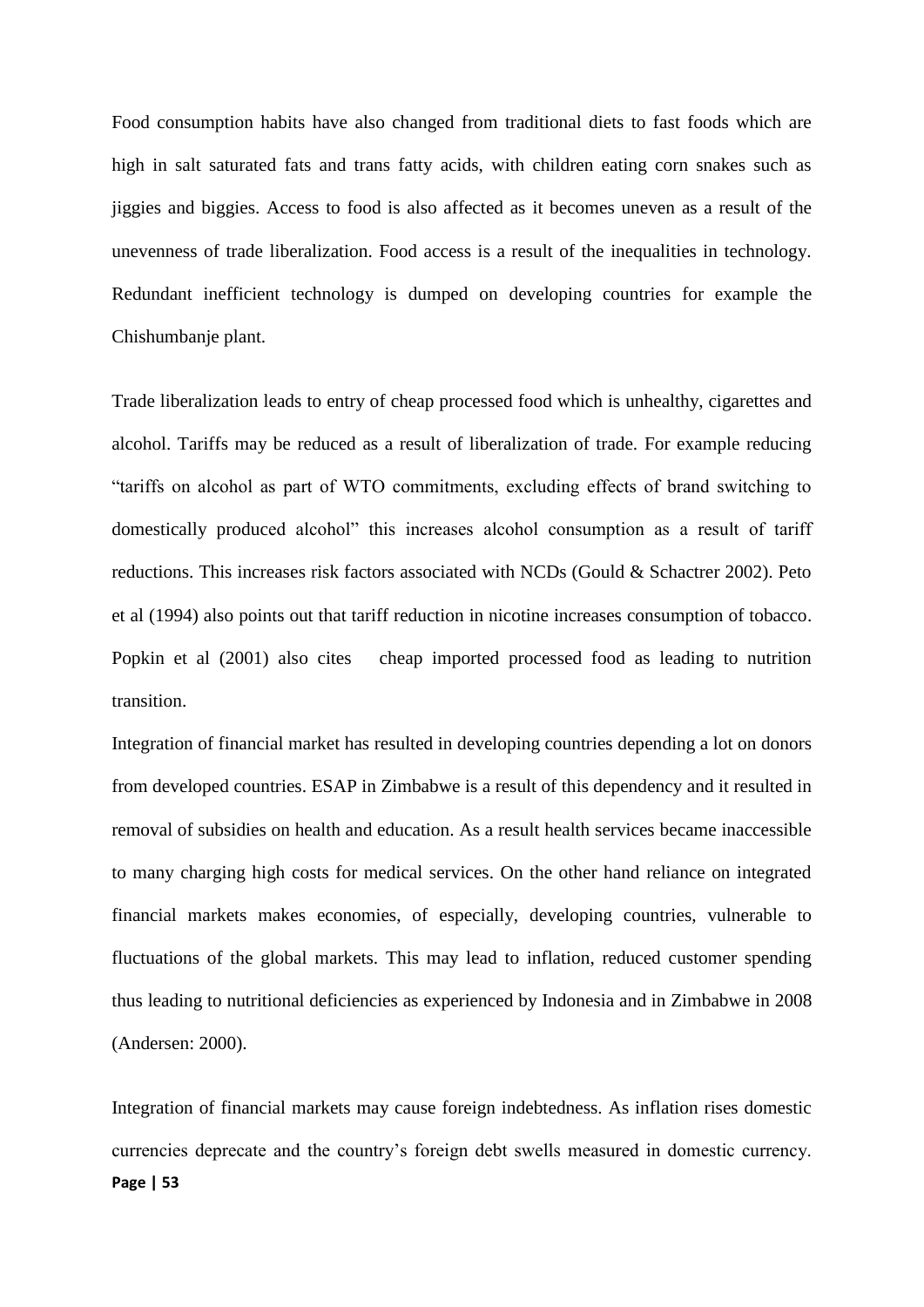Food consumption habits have also changed from traditional diets to fast foods which are high in salt saturated fats and trans fatty acids, with children eating corn snakes such as jiggies and biggies. Access to food is also affected as it becomes uneven as a result of the unevenness of trade liberalization. Food access is a result of the inequalities in technology. Redundant inefficient technology is dumped on developing countries for example the Chishumbanje plant.

Trade liberalization leads to entry of cheap processed food which is unhealthy, cigarettes and alcohol. Tariffs may be reduced as a result of liberalization of trade. For example reducing "tariffs on alcohol as part of WTO commitments, excluding effects of brand switching to domestically produced alcohol" this increases alcohol consumption as a result of tariff reductions. This increases risk factors associated with NCDs (Gould & Schactrer 2002). Peto et al (1994) also points out that tariff reduction in nicotine increases consumption of tobacco. Popkin et al (2001) also cites cheap imported processed food as leading to nutrition transition.

Integration of financial market has resulted in developing countries depending a lot on donors from developed countries. ESAP in Zimbabwe is a result of this dependency and it resulted in removal of subsidies on health and education. As a result health services became inaccessible to many charging high costs for medical services. On the other hand reliance on integrated financial markets makes economies, of especially, developing countries, vulnerable to fluctuations of the global markets. This may lead to inflation, reduced customer spending thus leading to nutritional deficiencies as experienced by Indonesia and in Zimbabwe in 2008 (Andersen: 2000).

Integration of financial markets may cause foreign indebtedness. As inflation rises domestic currencies deprecate and the country's foreign debt swells measured in domestic currency.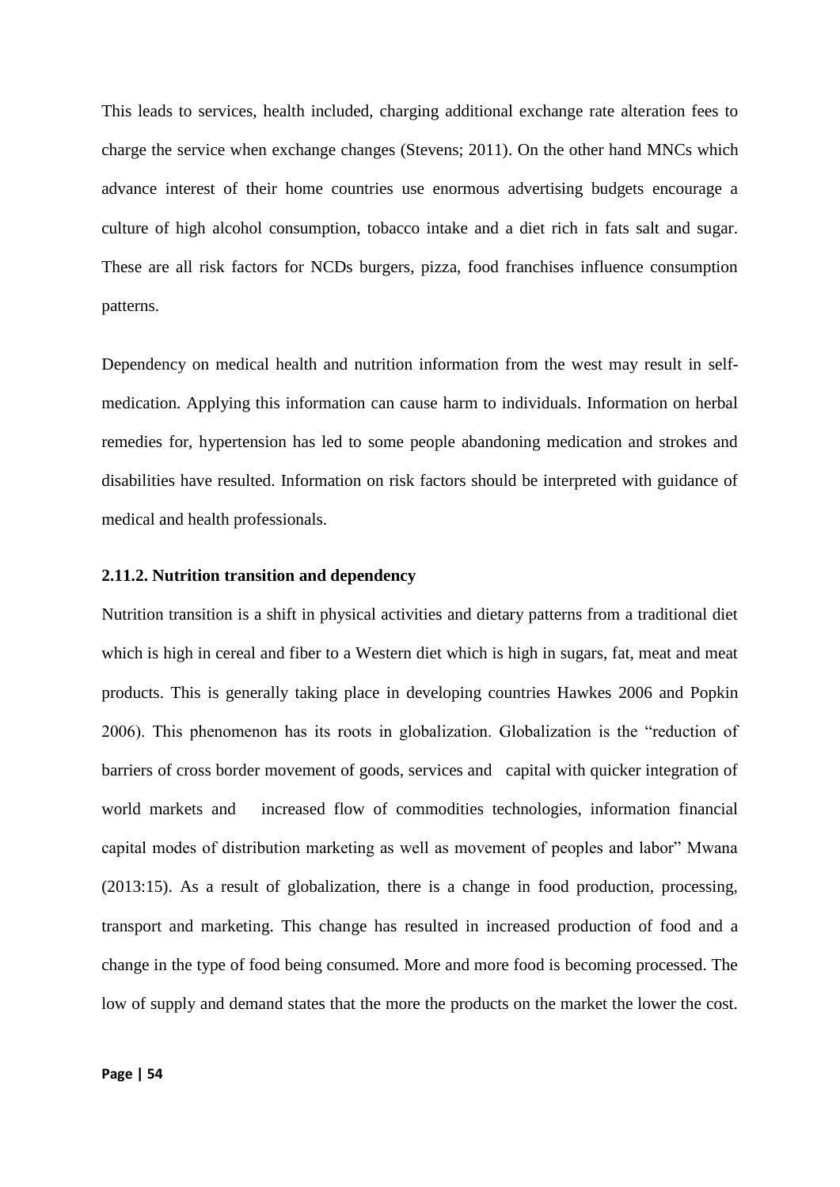This leads to services, health included, charging additional exchange rate alteration fees to charge the service when exchange changes (Stevens; 2011). On the other hand MNCs which advance interest of their home countries use enormous advertising budgets encourage a culture of high alcohol consumption, tobacco intake and a diet rich in fats salt and sugar. These are all risk factors for NCDs burgers, pizza, food franchises influence consumption patterns.

Dependency on medical health and nutrition information from the west may result in self-medication. Applying this information can cause harm to individuals. Information on herbal remedies for, hypertension has led to some people abandoning medication and strokes and disabilities have resulted. Information on risk factors should be interpreted with guidance of medical and health professionals.

### 2.11.2. Nutrition transition and dependency

Nutrition transition is a shift in physical activities and dietary patterns from a traditional diet which is high in cereal and fiber to a Western diet which is high in sugars, fat, meat and meat products. This is generally taking place in developing countries Hawkes 2006 and Popkin 2006). This phenomenon has its roots in globalization. Globalization is the "reduction of barriers of cross border movement of goods, services and capital with quicker integration of world markets and increased flow of commodities technologies, information financial capital modes of distribution marketing as well as movement of peoples and labor" Mwana (2013:15). As a result of globalization, there is a change in food production, processing, transport and marketing. This change has resulted in increased production of food and a change in the type of food being consumed. More and more food is becoming processed. The low of supply and demand states that the more the products on the market the lower the cost.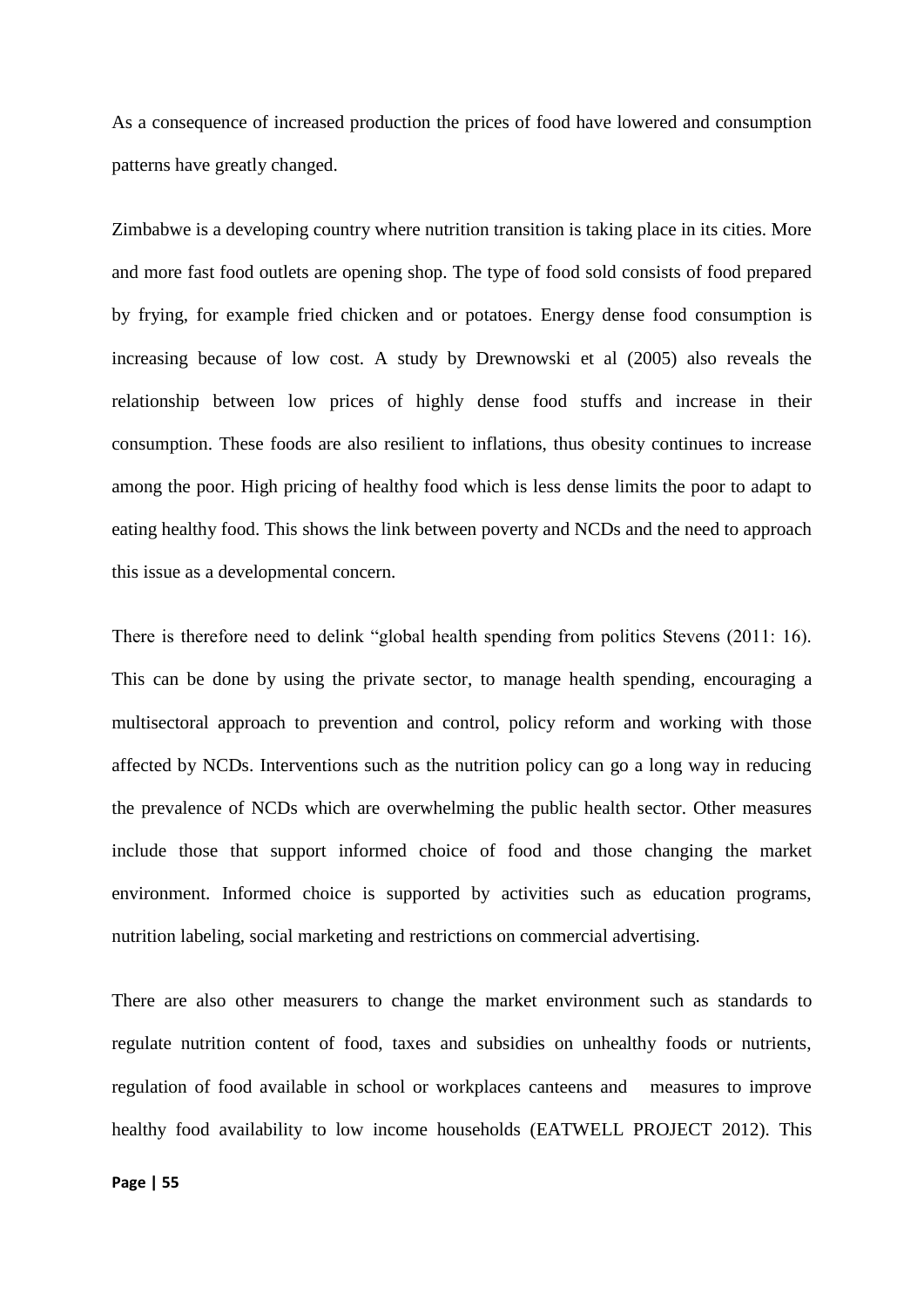As a consequence of increased production the prices of food have lowered and consumption patterns have greatly changed.

Zimbabwe is a developing country where nutrition transition is taking place in its cities. More and more fast food outlets are opening shop. The type of food sold consists of food prepared by frying, for example fried chicken and or potatoes. Energy dense food consumption is increasing because of low cost. A study by Drewnowski et al (2005) also reveals the relationship between low prices of highly dense food stuffs and increase in their consumption. These foods are also resilient to inflations, thus obesity continues to increase among the poor. High pricing of healthy food which is less dense limits the poor to adapt to eating healthy food. This shows the link between poverty and NCDs and the need to approach this issue as a developmental concern.

There is therefore need to delink "global health spending from politics Stevens (2011: 16). This can be done by using the private sector, to manage health spending, encouraging a multisectoral approach to prevention and control, policy reform and working with those affected by NCDs. Interventions such as the nutrition policy can go a long way in reducing the prevalence of NCDs which are overwhelming the public health sector. Other measures include those that support informed choice of food and those changing the market environment. Informed choice is supported by activities such as education programs, nutrition labeling, social marketing and restrictions on commercial advertising.

There are also other measurers to change the market environment such as standards to regulate nutrition content of food, taxes and subsidies on unhealthy foods or nutrients, regulation of food available in school or workplaces canteens and measures to improve healthy food availability to low income households (EATWELL PROJECT 2012). This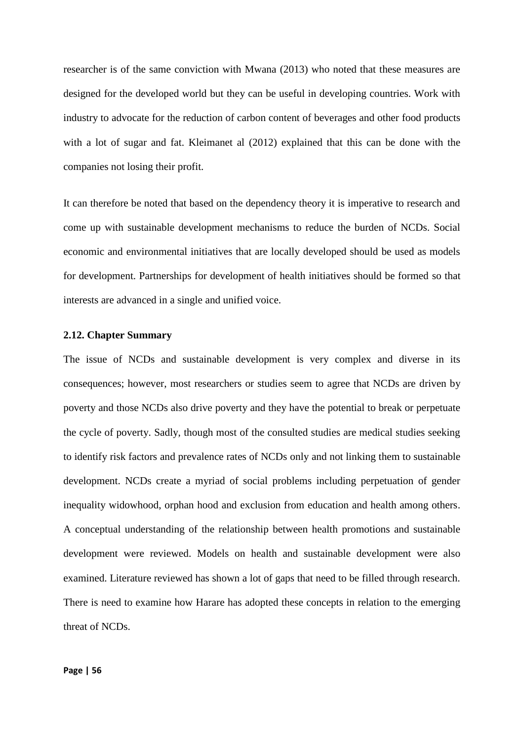researcher is of the same conviction with Mwana (2013) who noted that these measures are designed for the developed world but they can be useful in developing countries. Work with industry to advocate for the reduction of carbon content of beverages and other food products with a lot of sugar and fat. Kleimanet al (2012) explained that this can be done with the companies not losing their profit.

It can therefore be noted that based on the dependency theory it is imperative to research and come up with sustainable development mechanisms to reduce the burden of NCDs. Social economic and environmental initiatives that are locally developed should be used as models for development. Partnerships for development of health initiatives should be formed so that interests are advanced in a single and unified voice.

### 2.12. Chapter Summary

The issue of NCDs and sustainable development is very complex and diverse in its consequences; however, most researchers or studies seem to agree that NCDs are driven by poverty and those NCDs also drive poverty and they have the potential to break or perpetuate the cycle of poverty. Sadly, though most of the consulted studies are medical studies seeking to identify risk factors and prevalence rates of NCDs only and not linking them to sustainable development. NCDs create a myriad of social problems including perpetuation of gender inequality widowhood, orphan hood and exclusion from education and health among others. A conceptual understanding of the relationship between health promotions and sustainable development were reviewed. Models on health and sustainable development were also examined. Literature reviewed has shown a lot of gaps that need to be filled through research. There is need to examine how Harare has adopted these concepts in relation to the emerging threat of NCDs.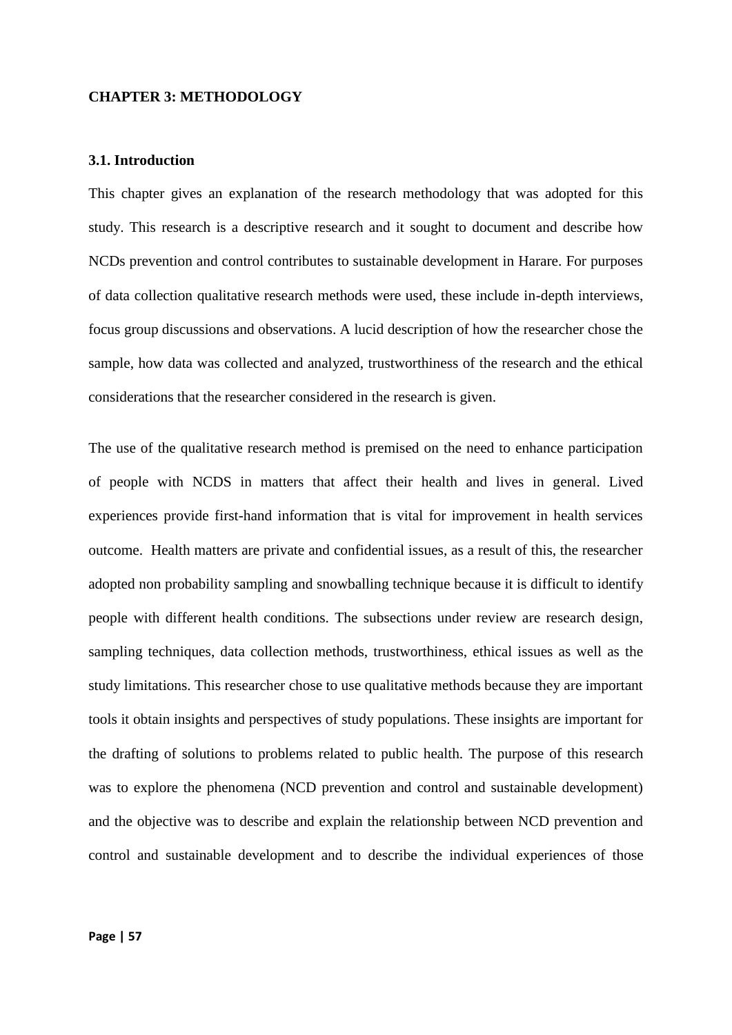# CHAPTER 3: METHODOLOGY

## 3.1. Introduction

This chapter gives an explanation of the research methodology that was adopted for this study. This research is a descriptive research and it sought to document and describe how NCDs prevention and control contributes to sustainable development in Harare. For purposes of data collection qualitative research methods were used, these include in-depth interviews, focus group discussions and observations. A lucid description of how the researcher chose the sample, how data was collected and analyzed, trustworthiness of the research and the ethical considerations that the researcher considered in the research is given.

The use of the qualitative research method is premised on the need to enhance participation of people with NCDS in matters that affect their health and lives in general. Lived experiences provide first-hand information that is vital for improvement in health services outcome. Health matters are private and confidential issues, as a result of this, the researcher adopted non probability sampling and snowballing technique because it is difficult to identify people with different health conditions. The subsections under review are research design, sampling techniques, data collection methods, trustworthiness, ethical issues as well as the study limitations. This researcher chose to use qualitative methods because they are important tools it obtain insights and perspectives of study populations. These insights are important for the drafting of solutions to problems related to public health. The purpose of this research was to explore the phenomena (NCD prevention and control and sustainable development) and the objective was to describe and explain the relationship between NCD prevention and control and sustainable development and to describe the individual experiences of those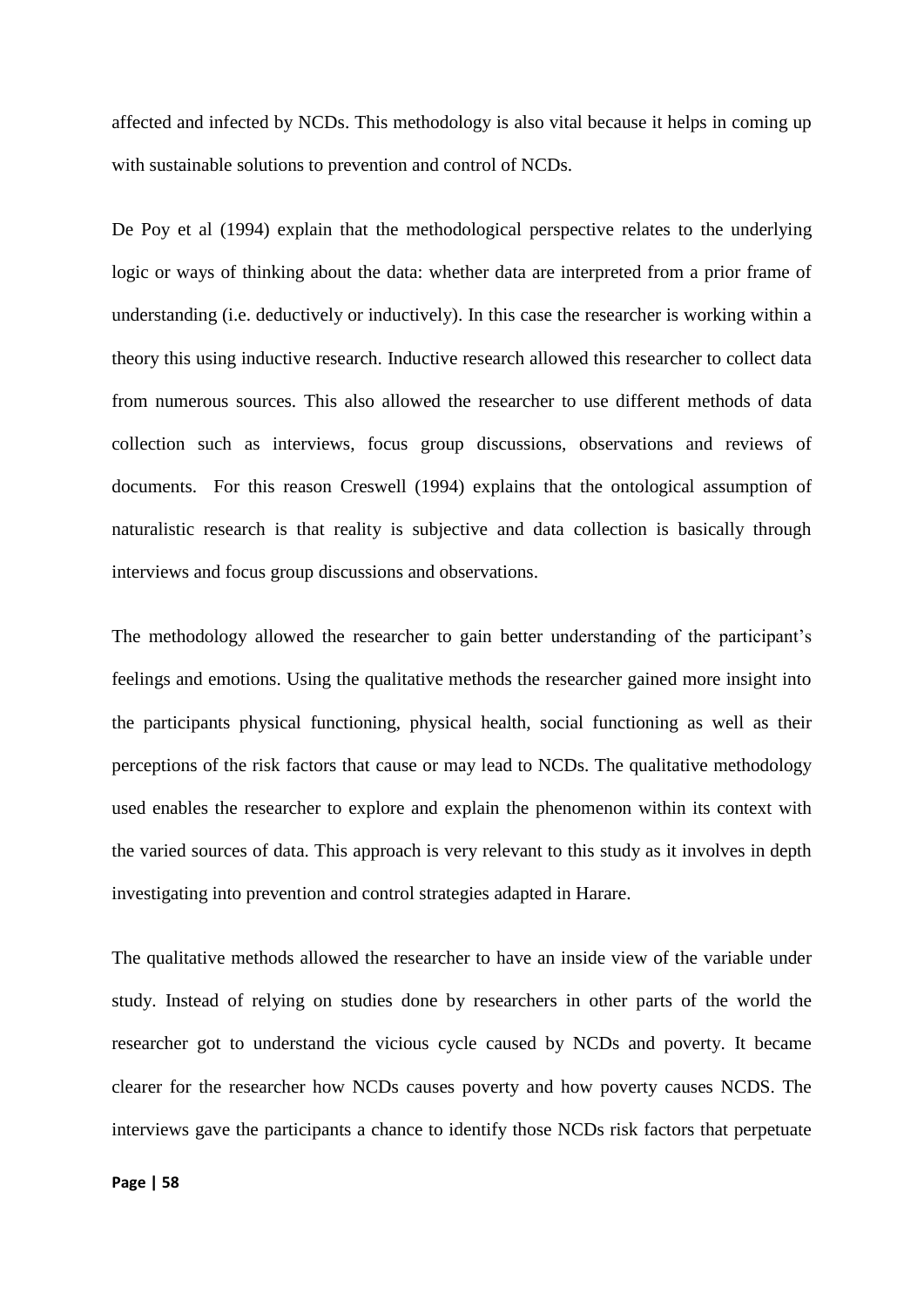affected and infected by NCDs. This methodology is also vital because it helps in coming up with sustainable solutions to prevention and control of NCDs.

De Poy et al (1994) explain that the methodological perspective relates to the underlying logic or ways of thinking about the data: whether data are interpreted from a prior frame of understanding (i.e. deductively or inductively). In this case the researcher is working within a theory this using inductive research. Inductive research allowed this researcher to collect data from numerous sources. This also allowed the researcher to use different methods of data collection such as interviews, focus group discussions, observations and reviews of documents. For this reason Creswell (1994) explains that the ontological assumption of naturalistic research is that reality is subjective and data collection is basically through interviews and focus group discussions and observations.

The methodology allowed the researcher to gain better understanding of the participant's feelings and emotions. Using the qualitative methods the researcher gained more insight into the participants physical functioning, physical health, social functioning as well as their perceptions of the risk factors that cause or may lead to NCDs. The qualitative methodology used enables the researcher to explore and explain the phenomenon within its context with the varied sources of data. This approach is very relevant to this study as it involves in depth investigating into prevention and control strategies adapted in Harare.

The qualitative methods allowed the researcher to have an inside view of the variable under study. Instead of relying on studies done by researchers in other parts of the world the researcher got to understand the vicious cycle caused by NCDs and poverty. It became clearer for the researcher how NCDs causes poverty and how poverty causes NCDS. The interviews gave the participants a chance to identify those NCDs risk factors that perpetuate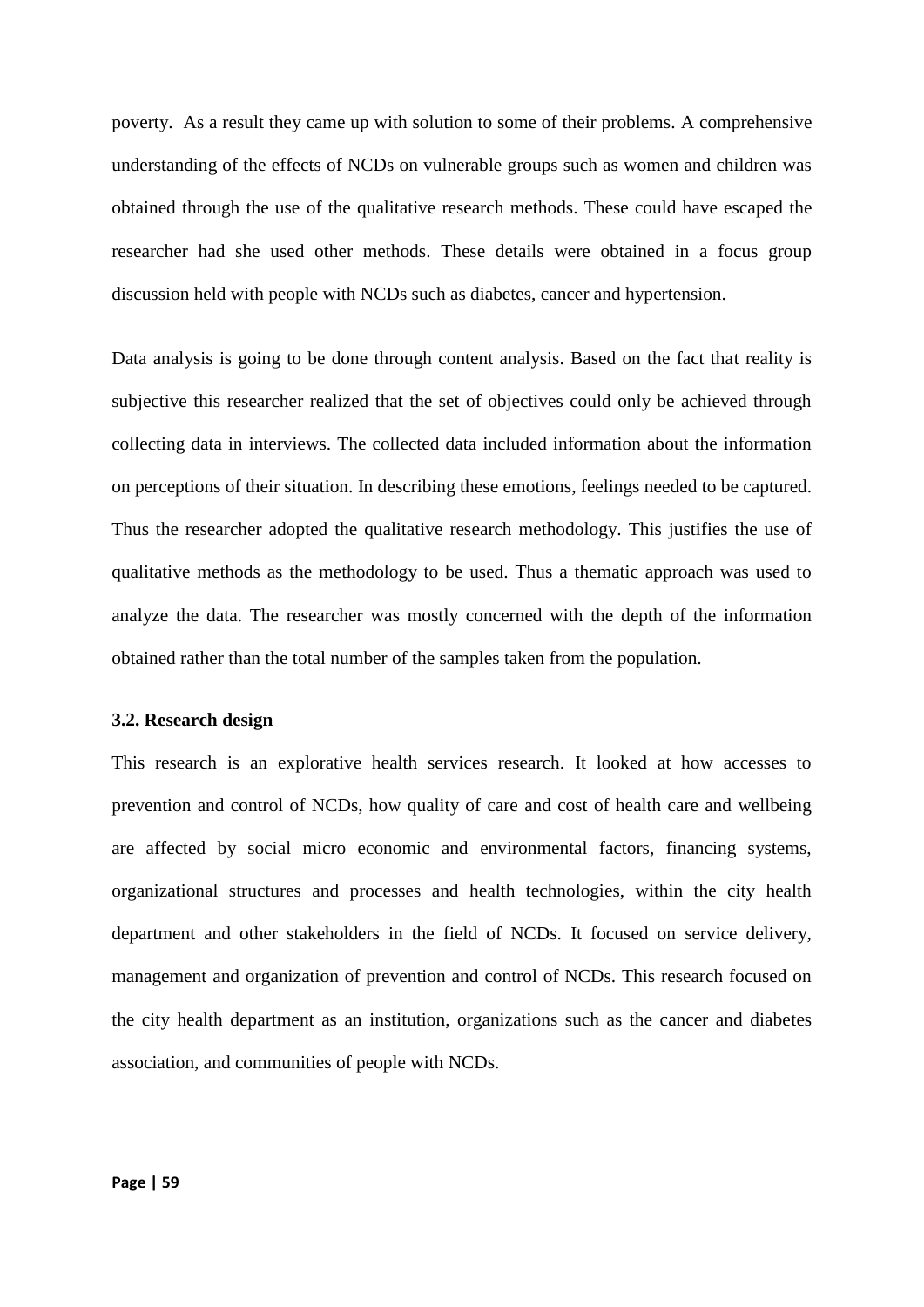poverty. As a result they came up with solution to some of their problems. A comprehensive understanding of the effects of NCDs on vulnerable groups such as women and children was obtained through the use of the qualitative research methods. These could have escaped the researcher had she used other methods. These details were obtained in a focus group discussion held with people with NCDs such as diabetes, cancer and hypertension.

Data analysis is going to be done through content analysis. Based on the fact that reality is subjective this researcher realized that the set of objectives could only be achieved through collecting data in interviews. The collected data included information about the information on perceptions of their situation. In describing these emotions, feelings needed to be captured. Thus the researcher adopted the qualitative research methodology. This justifies the use of qualitative methods as the methodology to be used. Thus a thematic approach was used to analyze the data. The researcher was mostly concerned with the depth of the information obtained rather than the total number of the samples taken from the population.

### 3.2. Research design

This research is an explorative health services research. It looked at how accesses to prevention and control of NCDs, how quality of care and cost of health care and wellbeing are affected by social micro economic and environmental factors, financing systems, organizational structures and processes and health technologies, within the city health department and other stakeholders in the field of NCDs. It focused on service delivery, management and organization of prevention and control of NCDs. This research focused on the city health department as an institution, organizations such as the cancer and diabetes association, and communities of people with NCDs.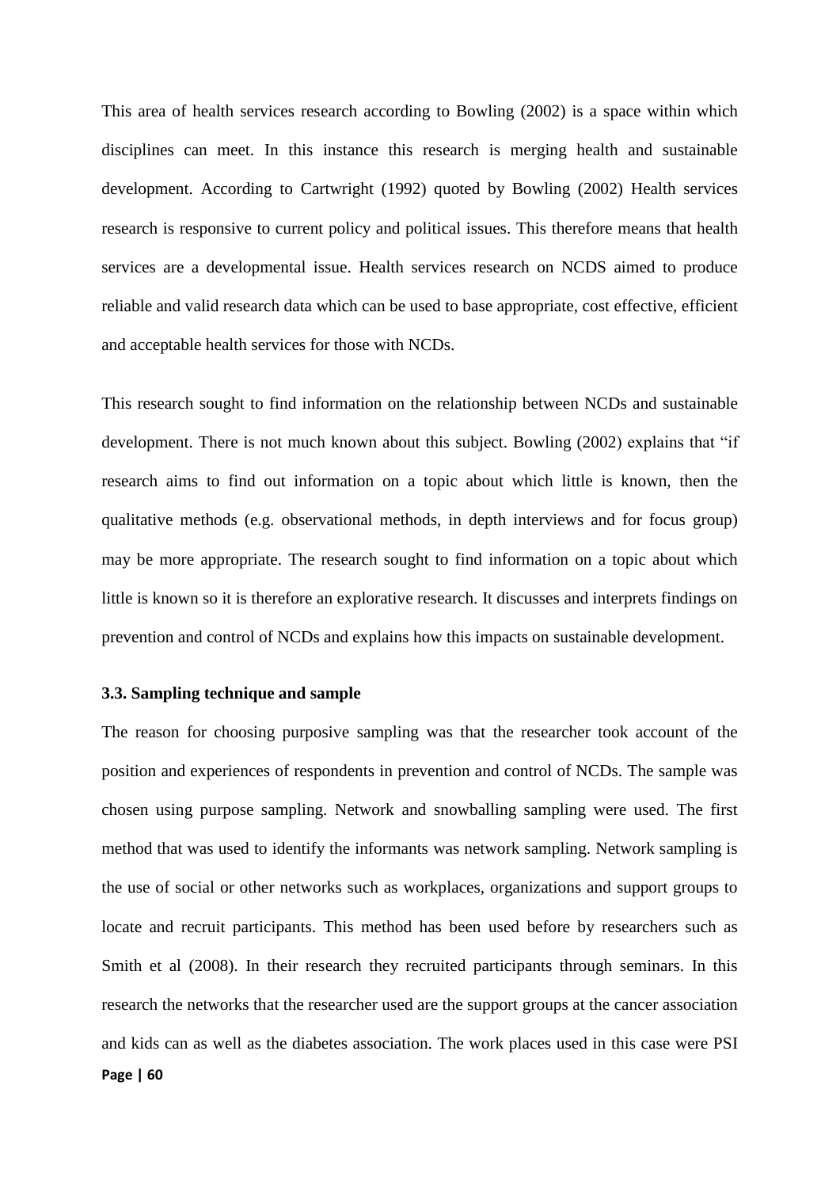This area of health services research according to Bowling (2002) is a space within which disciplines can meet. In this instance this research is merging health and sustainable development. According to Cartwright (1992) quoted by Bowling (2002) Health services research is responsive to current policy and political issues. This therefore means that health services are a developmental issue. Health services research on NCDS aimed to produce reliable and valid research data which can be used to base appropriate, cost effective, efficient and acceptable health services for those with NCDs.

This research sought to find information on the relationship between NCDs and sustainable development. There is not much known about this subject. Bowling (2002) explains that "if research aims to find out information on a topic about which little is known, then the qualitative methods (e.g. observational methods, in depth interviews and for focus group) may be more appropriate. The research sought to find information on a topic about which little is known so it is therefore an explorative research. It discusses and interprets findings on prevention and control of NCDs and explains how this impacts on sustainable development.

### 3.3. Sampling technique and sample

The reason for choosing purposive sampling was that the researcher took account of the position and experiences of respondents in prevention and control of NCDs. The sample was chosen using purpose sampling. Network and snowballing sampling were used. The first method that was used to identify the informants was network sampling. Network sampling is the use of social or other networks such as workplaces, organizations and support groups to locate and recruit participants. This method has been used before by researchers such as Smith et al (2008). In their research they recruited participants through seminars. In this research the networks that the researcher used are the support groups at the cancer association and kids can as well as the diabetes association. The work places used in this case were PSI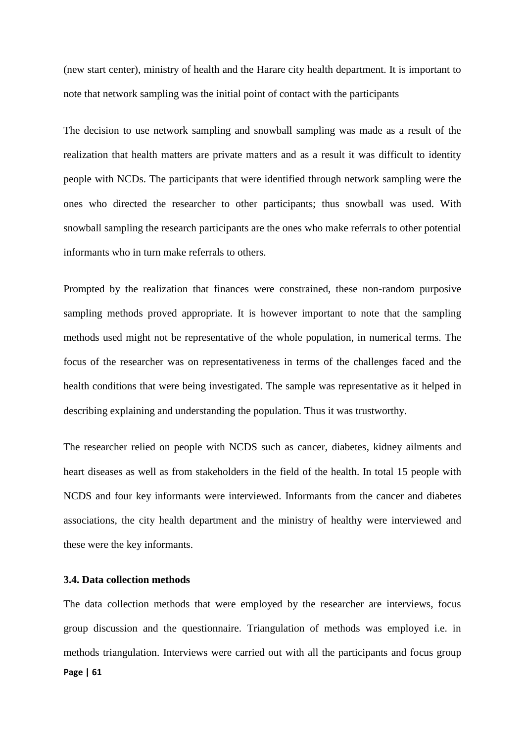(new start center), ministry of health and the Harare city health department. It is important to note that network sampling was the initial point of contact with the participants

The decision to use network sampling and snowball sampling was made as a result of the realization that health matters are private matters and as a result it was difficult to identity people with NCDs. The participants that were identified through network sampling were the ones who directed the researcher to other participants; thus snowball was used. With snowball sampling the research participants are the ones who make referrals to other potential informants who in turn make referrals to others.

Prompted by the realization that finances were constrained, these non-random purposive sampling methods proved appropriate. It is however important to note that the sampling methods used might not be representative of the whole population, in numerical terms. The focus of the researcher was on representativeness in terms of the challenges faced and the health conditions that were being investigated. The sample was representative as it helped in describing explaining and understanding the population. Thus it was trustworthy.

The researcher relied on people with NCDS such as cancer, diabetes, kidney ailments and heart diseases as well as from stakeholders in the field of the health. In total 15 people with NCDS and four key informants were interviewed. Informants from the cancer and diabetes associations, the city health department and the ministry of healthy were interviewed and these were the key informants.

### 3.4. Data collection methods

The data collection methods that were employed by the researcher are interviews, focus group discussion and the questionnaire. Triangulation of methods was employed i.e. in methods triangulation. Interviews were carried out with all the participants and focus group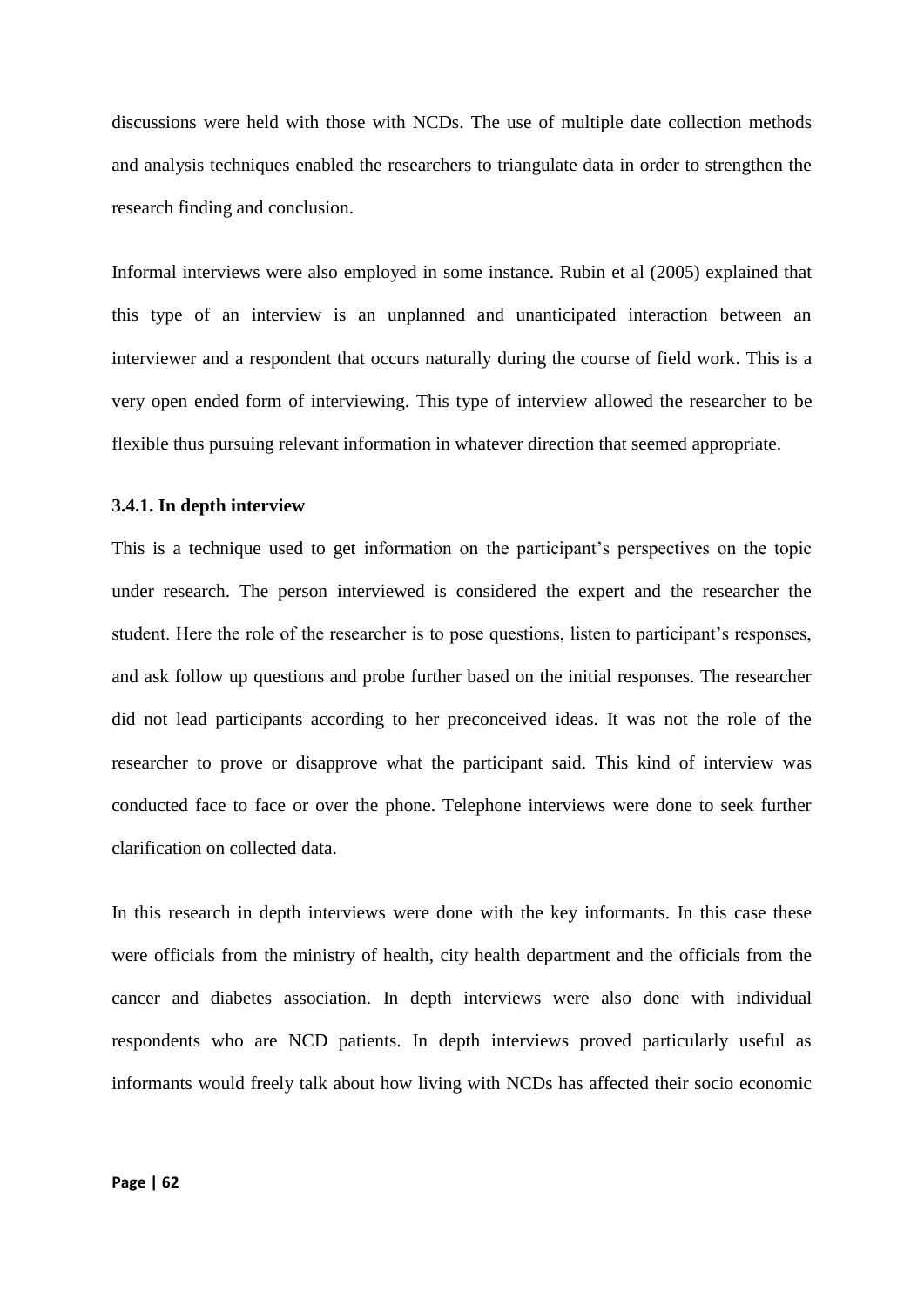discussions were held with those with NCDs. The use of multiple date collection methods and analysis techniques enabled the researchers to triangulate data in order to strengthen the research finding and conclusion.

Informal interviews were also employed in some instance. Rubin et al (2005) explained that this type of an interview is an unplanned and unanticipated interaction between an interviewer and a respondent that occurs naturally during the course of field work. This is a very open ended form of interviewing. This type of interview allowed the researcher to be flexible thus pursuing relevant information in whatever direction that seemed appropriate.

### 3.4.1. In depth interview

This is a technique used to get information on the participant's perspectives on the topic under research. The person interviewed is considered the expert and the researcher the student. Here the role of the researcher is to pose questions, listen to participant's responses, and ask follow up questions and probe further based on the initial responses. The researcher did not lead participants according to her preconceived ideas. It was not the role of the researcher to prove or disapprove what the participant said. This kind of interview was conducted face to face or over the phone. Telephone interviews were done to seek further clarification on collected data.

In this research in depth interviews were done with the key informants. In this case these were officials from the ministry of health, city health department and the officials from the cancer and diabetes association. In depth interviews were also done with individual respondents who are NCD patients. In depth interviews proved particularly useful as informants would freely talk about how living with NCDs has affected their socio economic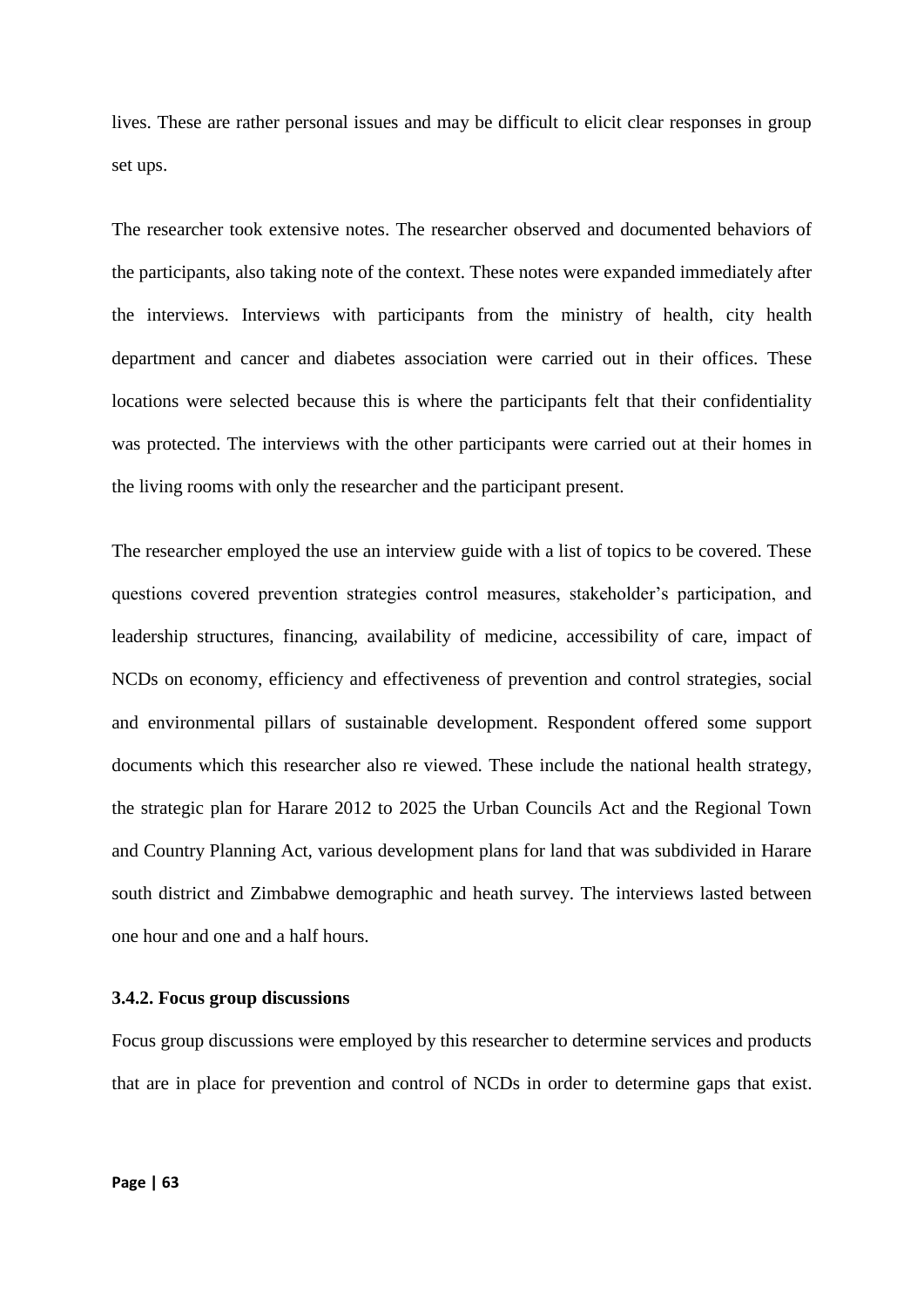lives. These are rather personal issues and may be difficult to elicit clear responses in group set ups.

The researcher took extensive notes. The researcher observed and documented behaviors of the participants, also taking note of the context. These notes were expanded immediately after the interviews. Interviews with participants from the ministry of health, city health department and cancer and diabetes association were carried out in their offices. These locations were selected because this is where the participants felt that their confidentiality was protected. The interviews with the other participants were carried out at their homes in the living rooms with only the researcher and the participant present.

The researcher employed the use an interview guide with a list of topics to be covered. These questions covered prevention strategies control measures, stakeholder's participation, and leadership structures, financing, availability of medicine, accessibility of care, impact of NCDs on economy, efficiency and effectiveness of prevention and control strategies, social and environmental pillars of sustainable development. Respondent offered some support documents which this researcher also re viewed. These include the national health strategy, the strategic plan for Harare 2012 to 2025 the Urban Councils Act and the Regional Town and Country Planning Act, various development plans for land that was subdivided in Harare south district and Zimbabwe demographic and heath survey. The interviews lasted between one hour and one and a half hours.

### 3.4.2. Focus group discussions

Focus group discussions were employed by this researcher to determine services and products that are in place for prevention and control of NCDs in order to determine gaps that exist.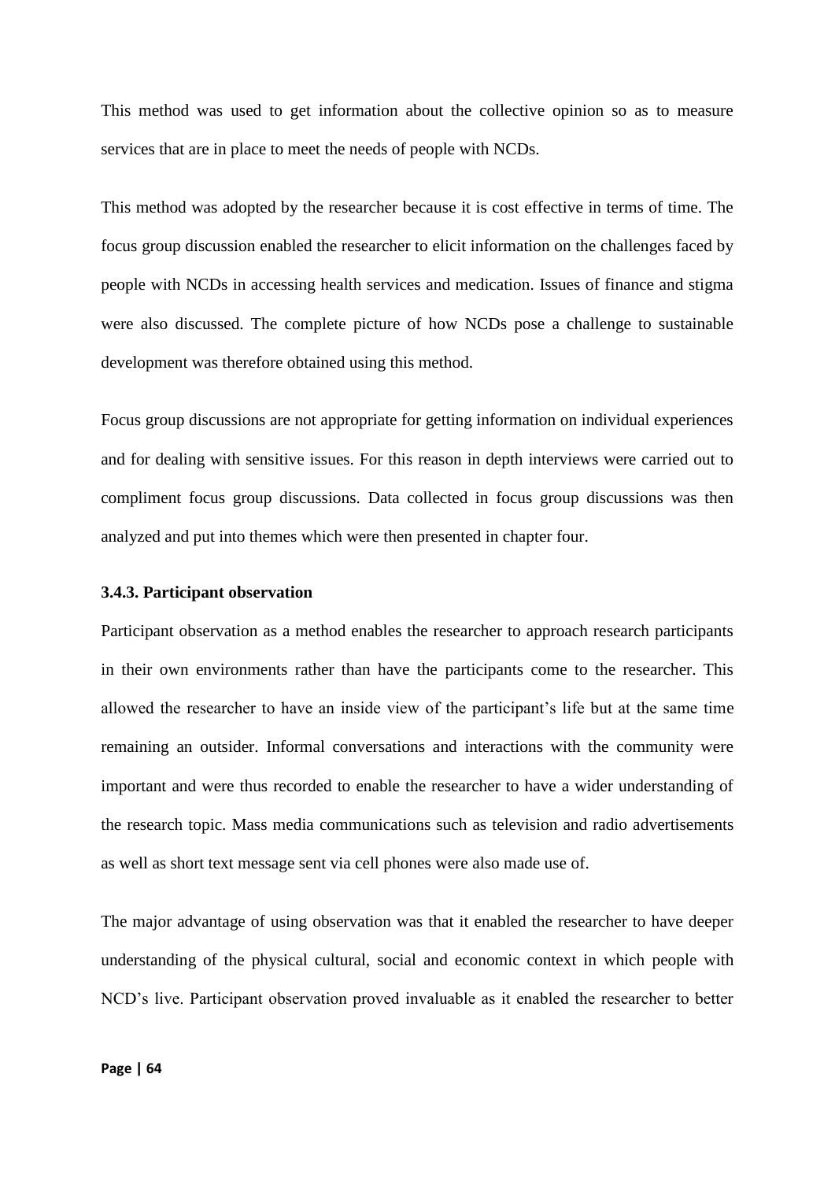This method was used to get information about the collective opinion so as to measure services that are in place to meet the needs of people with NCDs.

This method was adopted by the researcher because it is cost effective in terms of time. The focus group discussion enabled the researcher to elicit information on the challenges faced by people with NCDs in accessing health services and medication. Issues of finance and stigma were also discussed. The complete picture of how NCDs pose a challenge to sustainable development was therefore obtained using this method.

Focus group discussions are not appropriate for getting information on individual experiences and for dealing with sensitive issues. For this reason in depth interviews were carried out to compliment focus group discussions. Data collected in focus group discussions was then analyzed and put into themes which were then presented in chapter four.

### 3.4.3. Participant observation

Participant observation as a method enables the researcher to approach research participants in their own environments rather than have the participants come to the researcher. This allowed the researcher to have an inside view of the participant's life but at the same time remaining an outsider. Informal conversations and interactions with the community were important and were thus recorded to enable the researcher to have a wider understanding of the research topic. Mass media communications such as television and radio advertisements as well as short text message sent via cell phones were also made use of.

The major advantage of using observation was that it enabled the researcher to have deeper understanding of the physical cultural, social and economic context in which people with NCD's live. Participant observation proved invaluable as it enabled the researcher to better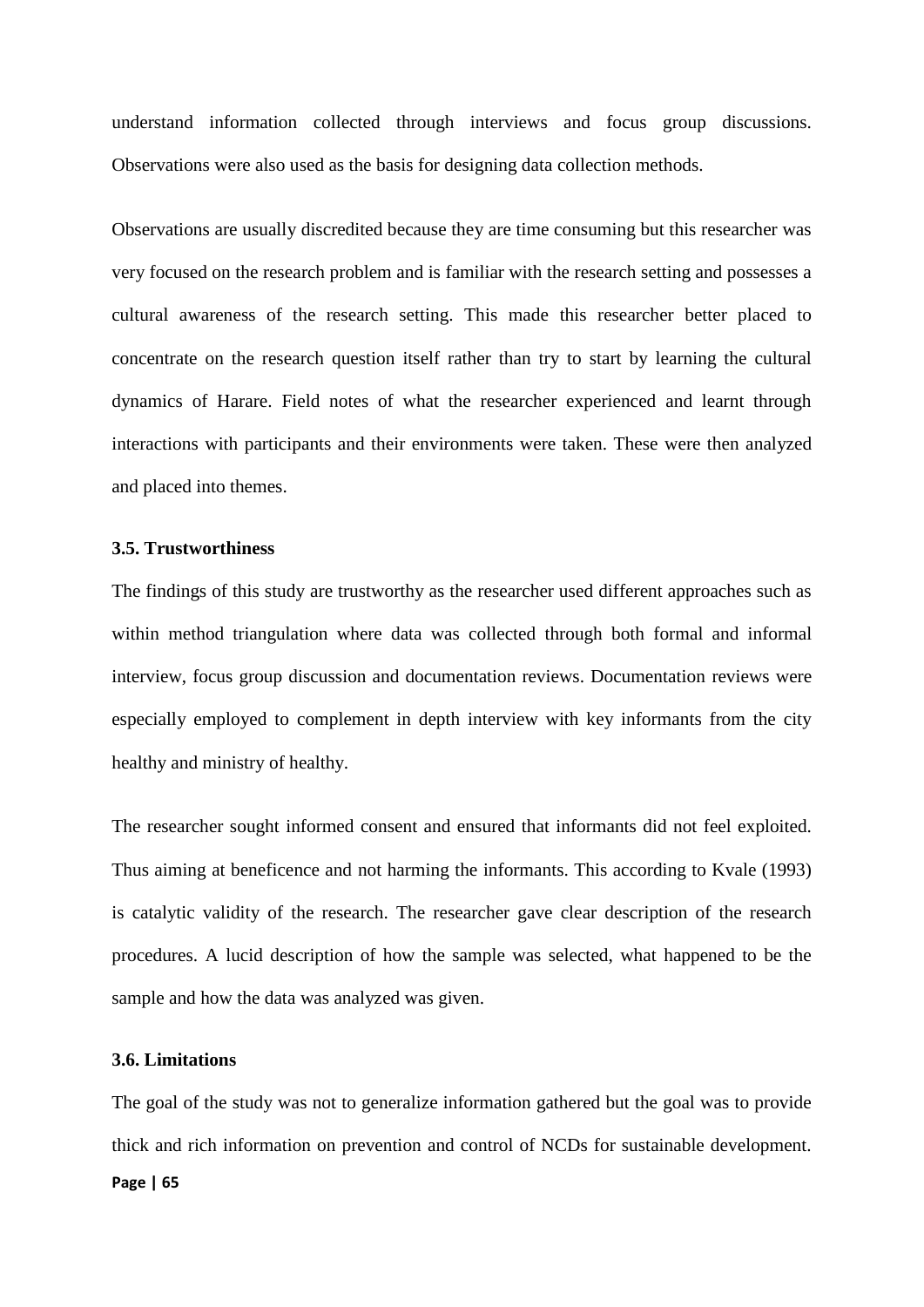understand information collected through interviews and focus group discussions. Observations were also used as the basis for designing data collection methods.

Observations are usually discredited because they are time consuming but this researcher was very focused on the research problem and is familiar with the research setting and possesses a cultural awareness of the research setting. This made this researcher better placed to concentrate on the research question itself rather than try to start by learning the cultural dynamics of Harare. Field notes of what the researcher experienced and learnt through interactions with participants and their environments were taken. These were then analyzed and placed into themes.

### 3.5. Trustworthiness

The findings of this study are trustworthy as the researcher used different approaches such as within method triangulation where data was collected through both formal and informal interview, focus group discussion and documentation reviews. Documentation reviews were especially employed to complement in depth interview with key informants from the city healthy and ministry of healthy.

The researcher sought informed consent and ensured that informants did not feel exploited. Thus aiming at beneficence and not harming the informants. This according to Kvale (1993) is catalytic validity of the research. The researcher gave clear description of the research procedures. A lucid description of how the sample was selected, what happened to be the sample and how the data was analyzed was given.

### 3.6. Limitations

The goal of the study was not to generalize information gathered but the goal was to provide thick and rich information on prevention and control of NCDs for sustainable development.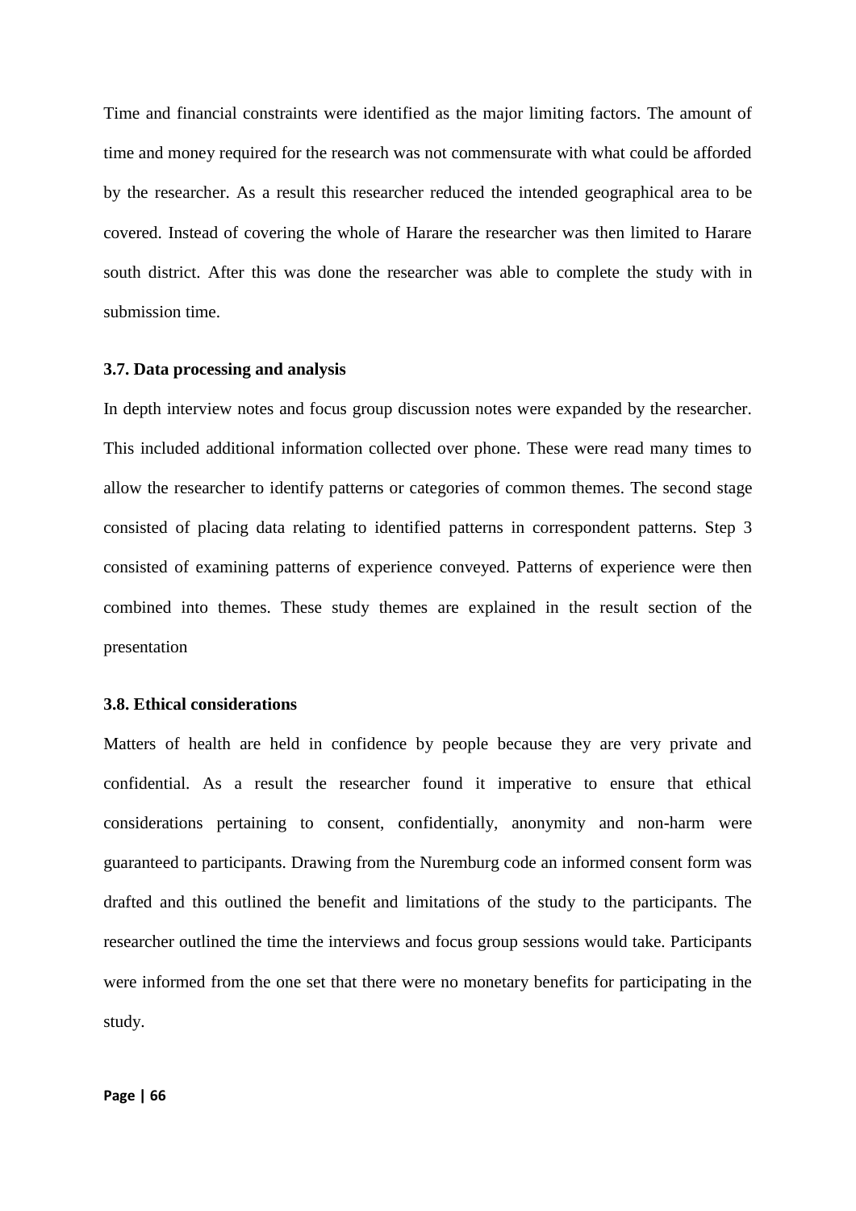Time and financial constraints were identified as the major limiting factors. The amount of time and money required for the research was not commensurate with what could be afforded by the researcher. As a result this researcher reduced the intended geographical area to be covered. Instead of covering the whole of Harare the researcher was then limited to Harare south district. After this was done the researcher was able to complete the study with in submission time.

### 3.7. Data processing and analysis

In depth interview notes and focus group discussion notes were expanded by the researcher. This included additional information collected over phone. These were read many times to allow the researcher to identify patterns or categories of common themes. The second stage consisted of placing data relating to identified patterns in correspondent patterns. Step 3 consisted of examining patterns of experience conveyed. Patterns of experience were then combined into themes. These study themes are explained in the result section of the presentation

### 3.8. Ethical considerations

Matters of health are held in confidence by people because they are very private and confidential. As a result the researcher found it imperative to ensure that ethical considerations pertaining to consent, confidentially, anonymity and non-harm were guaranteed to participants. Drawing from the Nuremburg code an informed consent form was drafted and this outlined the benefit and limitations of the study to the participants. The researcher outlined the time the interviews and focus group sessions would take. Participants were informed from the one set that there were no monetary benefits for participating in the study.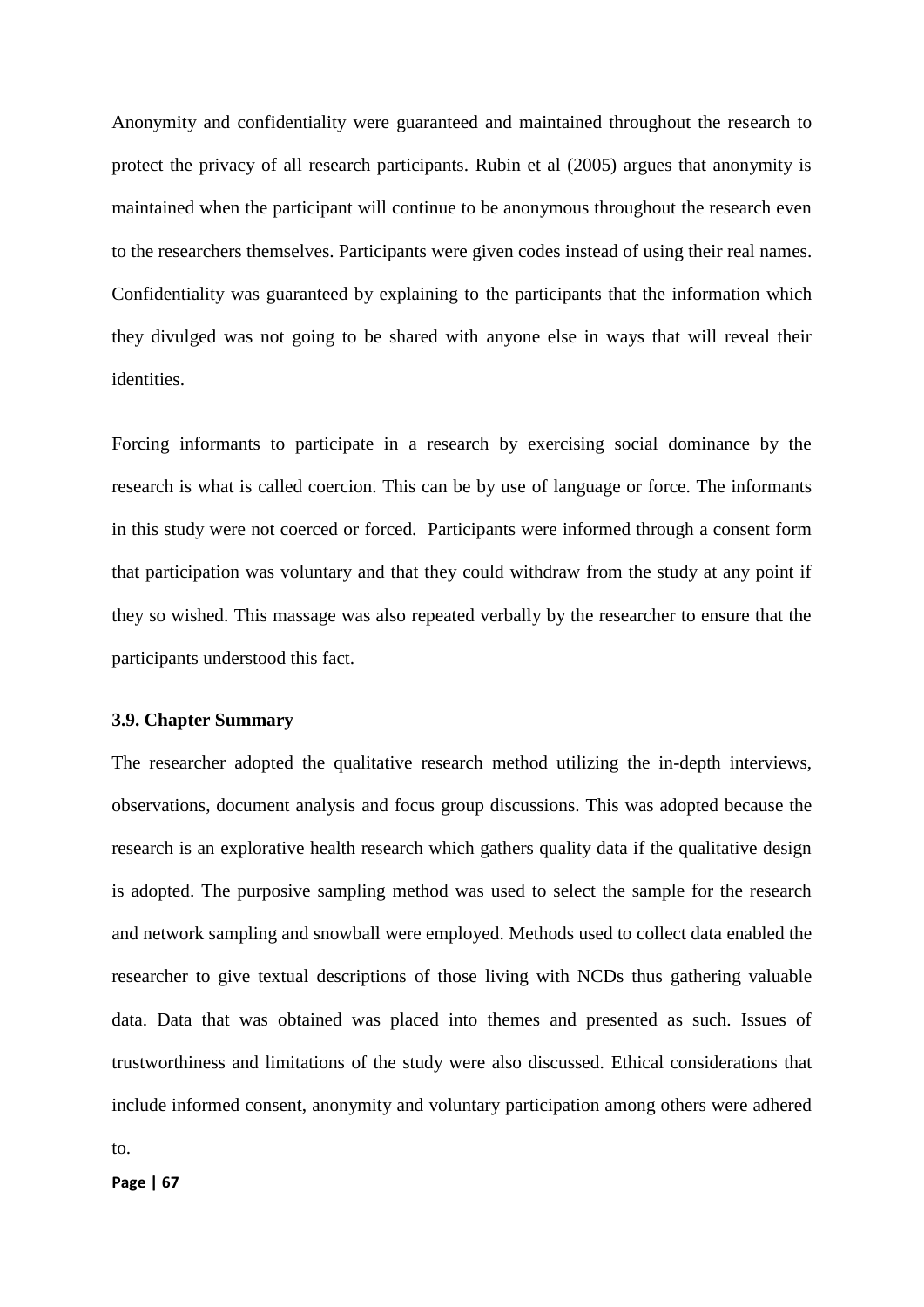Anonymity and confidentiality were guaranteed and maintained throughout the research to protect the privacy of all research participants. Rubin et al (2005) argues that anonymity is maintained when the participant will continue to be anonymous throughout the research even to the researchers themselves. Participants were given codes instead of using their real names. Confidentiality was guaranteed by explaining to the participants that the information which they divulged was not going to be shared with anyone else in ways that will reveal their identities.

Forcing informants to participate in a research by exercising social dominance by the research is what is called coercion. This can be by use of language or force. The informants in this study were not coerced or forced. Participants were informed through a consent form that participation was voluntary and that they could withdraw from the study at any point if they so wished. This massage was also repeated verbally by the researcher to ensure that the participants understood this fact.

### 3.9. Chapter Summary

The researcher adopted the qualitative research method utilizing the in-depth interviews, observations, document analysis and focus group discussions. This was adopted because the research is an explorative health research which gathers quality data if the qualitative design is adopted. The purposive sampling method was used to select the sample for the research and network sampling and snowball were employed. Methods used to collect data enabled the researcher to give textual descriptions of those living with NCDs thus gathering valuable data. Data that was obtained was placed into themes and presented as such. Issues of trustworthiness and limitations of the study were also discussed. Ethical considerations that include informed consent, anonymity and voluntary participation among others were adhered to.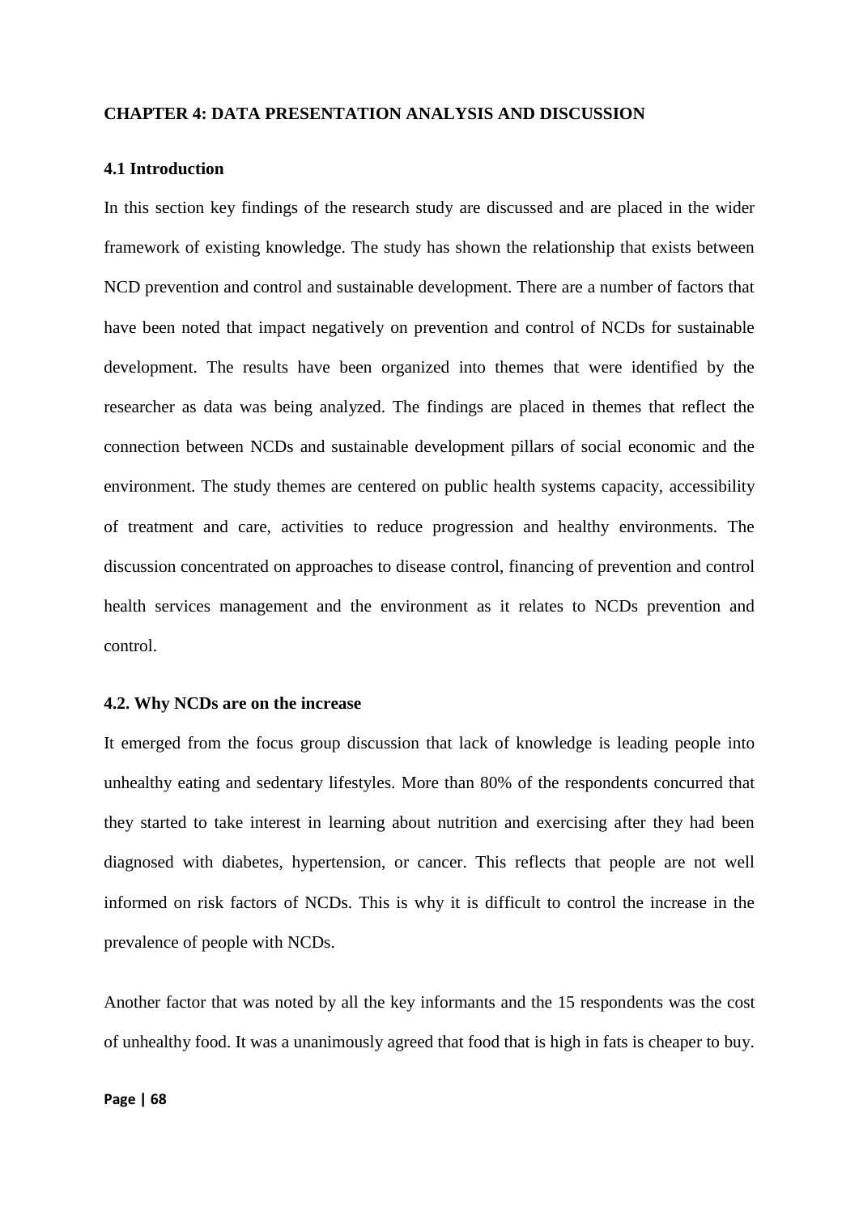# CHAPTER 4: DATA PRESENTATION ANALYSIS AND DISCUSSION

## 4.1 Introduction

In this section key findings of the research study are discussed and are placed in the wider framework of existing knowledge. The study has shown the relationship that exists between NCD prevention and control and sustainable development. There are a number of factors that have been noted that impact negatively on prevention and control of NCDs for sustainable development. The results have been organized into themes that were identified by the researcher as data was being analyzed. The findings are placed in themes that reflect the connection between NCDs and sustainable development pillars of social economic and the environment. The study themes are centered on public health systems capacity, accessibility of treatment and care, activities to reduce progression and healthy environments. The discussion concentrated on approaches to disease control, financing of prevention and control health services management and the environment as it relates to NCDs prevention and control.

## 4.2. Why NCDs are on the increase

It emerged from the focus group discussion that lack of knowledge is leading people into unhealthy eating and sedentary lifestyles. More than 80% of the respondents concurred that they started to take interest in learning about nutrition and exercising after they had been diagnosed with diabetes, hypertension, or cancer. This reflects that people are not well informed on risk factors of NCDs. This is why it is difficult to control the increase in the prevalence of people with NCDs.

Another factor that was noted by all the key informants and the 15 respondents was the cost of unhealthy food. It was a unanimously agreed that food that is high in fats is cheaper to buy.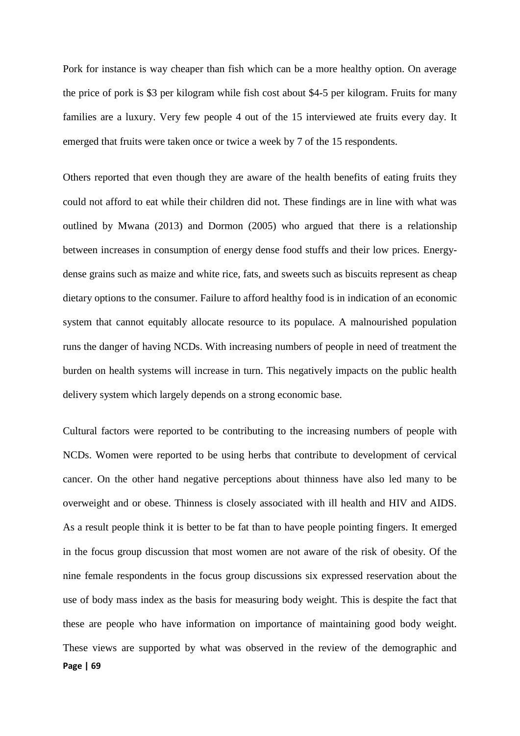Pork for instance is way cheaper than fish which can be a more healthy option. On average the price of pork is $3 per kilogram while fish cost about $4-5 per kilogram. Fruits for many families are a luxury. Very few people 4 out of the 15 interviewed ate fruits every day. It emerged that fruits were taken once or twice a week by 7 of the 15 respondents.

Others reported that even though they are aware of the health benefits of eating fruits they could not afford to eat while their children did not. These findings are in line with what was outlined by Mwana (2013) and Dormon (2005) who argued that there is a relationship between increases in consumption of energy dense food stuffs and their low prices. Energy-dense grains such as maize and white rice, fats, and sweets such as biscuits represent as cheap dietary options to the consumer. Failure to afford healthy food is in indication of an economic system that cannot equitably allocate resource to its populace. A malnourished population runs the danger of having NCDs. With increasing numbers of people in need of treatment the burden on health systems will increase in turn. This negatively impacts on the public health delivery system which largely depends on a strong economic base.

Cultural factors were reported to be contributing to the increasing numbers of people with NCDs. Women were reported to be using herbs that contribute to development of cervical cancer. On the other hand negative perceptions about thinness have also led many to be overweight and or obese. Thinness is closely associated with ill health and HIV and AIDS. As a result people think it is better to be fat than to have people pointing fingers. It emerged in the focus group discussion that most women are not aware of the risk of obesity. Of the nine female respondents in the focus group discussions six expressed reservation about the use of body mass index as the basis for measuring body weight. This is despite the fact that these are people who have information on importance of maintaining good body weight. These views are supported by what was observed in the review of the demographic and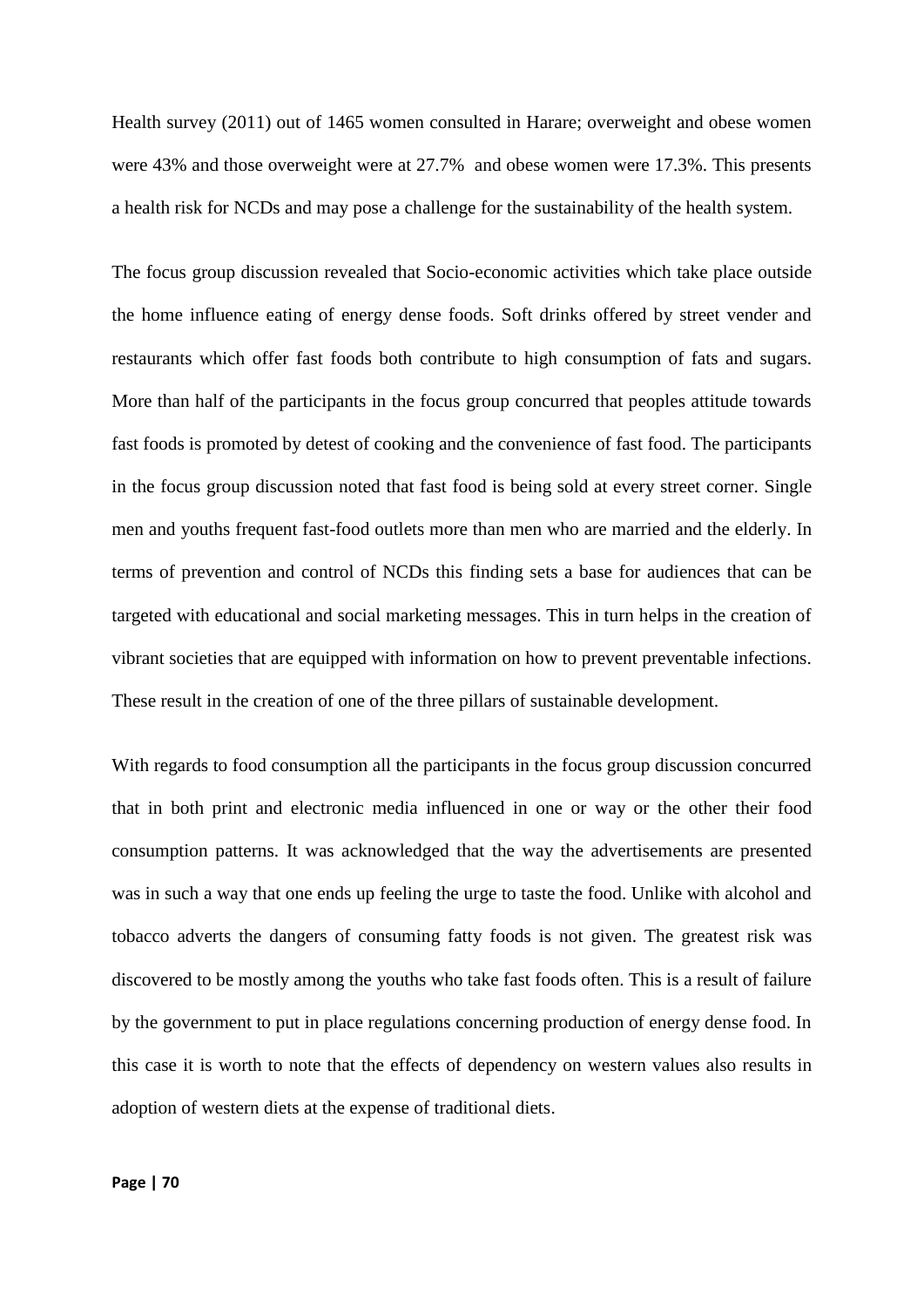Health survey (2011) out of 1465 women consulted in Harare; overweight and obese women were 43% and those overweight were at 27.7%  and obese women were 17.3%. This presents a health risk for NCDs and may pose a challenge for the sustainability of the health system.

The focus group discussion revealed that Socio-economic activities which take place outside the home influence eating of energy dense foods. Soft drinks offered by street vender and restaurants which offer fast foods both contribute to high consumption of fats and sugars. More than half of the participants in the focus group concurred that peoples attitude towards fast foods is promoted by detest of cooking and the convenience of fast food. The participants in the focus group discussion noted that fast food is being sold at every street corner. Single men and youths frequent fast-food outlets more than men who are married and the elderly. In terms of prevention and control of NCDs this finding sets a base for audiences that can be targeted with educational and social marketing messages. This in turn helps in the creation of vibrant societies that are equipped with information on how to prevent preventable infections. These result in the creation of one of the three pillars of sustainable development.

With regards to food consumption all the participants in the focus group discussion concurred that in both print and electronic media influenced in one or way or the other their food consumption patterns. It was acknowledged that the way the advertisements are presented was in such a way that one ends up feeling the urge to taste the food. Unlike with alcohol and tobacco adverts the dangers of consuming fatty foods is not given. The greatest risk was discovered to be mostly among the youths who take fast foods often. This is a result of failure by the government to put in place regulations concerning production of energy dense food. In this case it is worth to note that the effects of dependency on western values also results in adoption of western diets at the expense of traditional diets.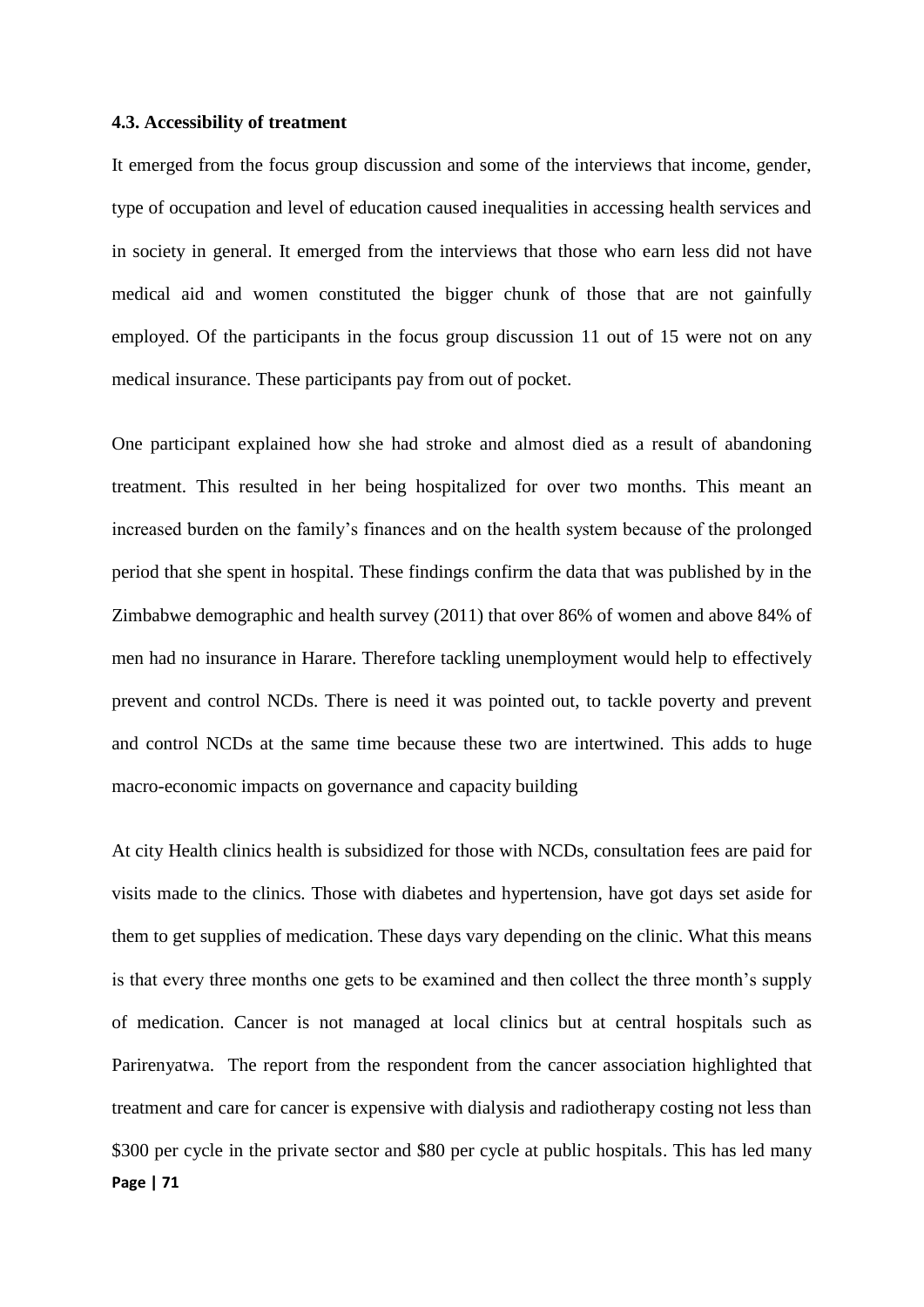### 4.3. Accessibility of treatment

It emerged from the focus group discussion and some of the interviews that income, gender, type of occupation and level of education caused inequalities in accessing health services and in society in general. It emerged from the interviews that those who earn less did not have medical aid and women constituted the bigger chunk of those that are not gainfully employed. Of the participants in the focus group discussion 11 out of 15 were not on any medical insurance. These participants pay from out of pocket.

One participant explained how she had stroke and almost died as a result of abandoning treatment. This resulted in her being hospitalized for over two months. This meant an increased burden on the family's finances and on the health system because of the prolonged period that she spent in hospital. These findings confirm the data that was published by in the Zimbabwe demographic and health survey (2011) that over 86% of women and above 84% of men had no insurance in Harare. Therefore tackling unemployment would help to effectively prevent and control NCDs. There is need it was pointed out, to tackle poverty and prevent and control NCDs at the same time because these two are intertwined. This adds to huge macro-economic impacts on governance and capacity building

At city Health clinics health is subsidized for those with NCDs, consultation fees are paid for visits made to the clinics. Those with diabetes and hypertension, have got days set aside for them to get supplies of medication. These days vary depending on the clinic. What this means is that every three months one gets to be examined and then collect the three month's supply of medication. Cancer is not managed at local clinics but at central hospitals such as Parirenyatwa. The report from the respondent from the cancer association highlighted that treatment and care for cancer is expensive with dialysis and radiotherapy costing not less than $300 per cycle in the private sector and $80 per cycle at public hospitals. This has led many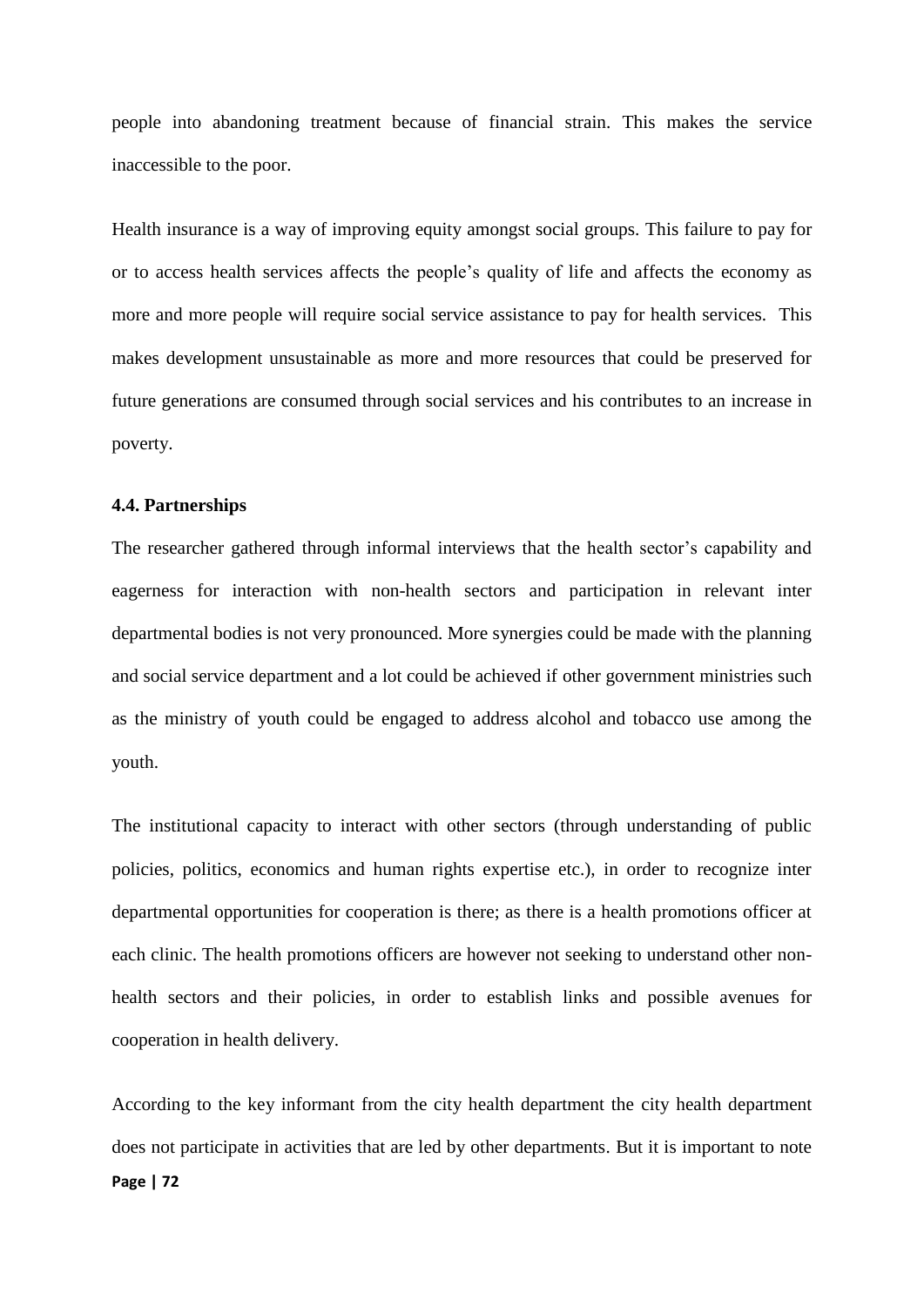people into abandoning treatment because of financial strain. This makes the service inaccessible to the poor.

Health insurance is a way of improving equity amongst social groups. This failure to pay for or to access health services affects the people's quality of life and affects the economy as more and more people will require social service assistance to pay for health services. This makes development unsustainable as more and more resources that could be preserved for future generations are consumed through social services and his contributes to an increase in poverty.

### 4.4. Partnerships

The researcher gathered through informal interviews that the health sector's capability and eagerness for interaction with non-health sectors and participation in relevant inter departmental bodies is not very pronounced. More synergies could be made with the planning and social service department and a lot could be achieved if other government ministries such as the ministry of youth could be engaged to address alcohol and tobacco use among the youth.

The institutional capacity to interact with other sectors (through understanding of public policies, politics, economics and human rights expertise etc.), in order to recognize inter departmental opportunities for cooperation is there; as there is a health promotions officer at each clinic. The health promotions officers are however not seeking to understand other non-health sectors and their policies, in order to establish links and possible avenues for cooperation in health delivery.

According to the key informant from the city health department the city health department does not participate in activities that are led by other departments. But it is important to note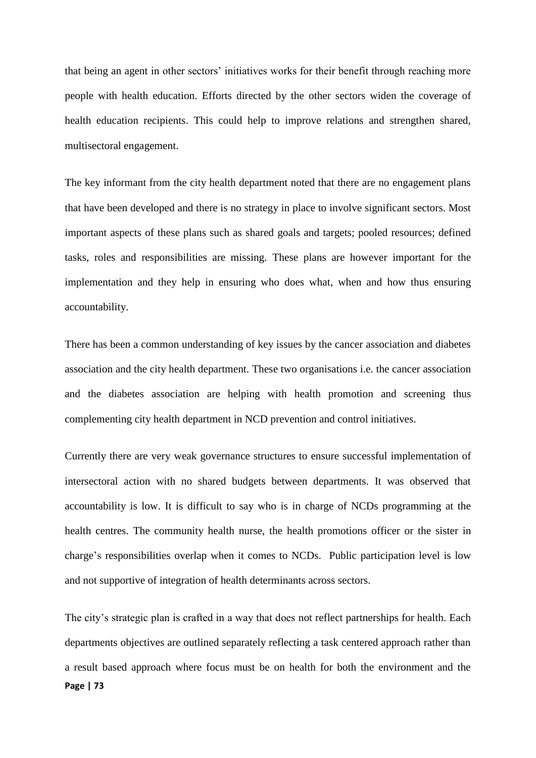that being an agent in other sectors' initiatives works for their benefit through reaching more people with health education. Efforts directed by the other sectors widen the coverage of health education recipients. This could help to improve relations and strengthen shared, multisectoral engagement.

The key informant from the city health department noted that there are no engagement plans that have been developed and there is no strategy in place to involve significant sectors. Most important aspects of these plans such as shared goals and targets; pooled resources; defined tasks, roles and responsibilities are missing. These plans are however important for the implementation and they help in ensuring who does what, when and how thus ensuring accountability.

There has been a common understanding of key issues by the cancer association and diabetes association and the city health department. These two organisations i.e. the cancer association and the diabetes association are helping with health promotion and screening thus complementing city health department in NCD prevention and control initiatives.

Currently there are very weak governance structures to ensure successful implementation of intersectoral action with no shared budgets between departments. It was observed that accountability is low. It is difficult to say who is in charge of NCDs programming at the health centres. The community health nurse, the health promotions officer or the sister in charge's responsibilities overlap when it comes to NCDs. Public participation level is low and not supportive of integration of health determinants across sectors.

The city's strategic plan is crafted in a way that does not reflect partnerships for health. Each departments objectives are outlined separately reflecting a task centered approach rather than a result based approach where focus must be on health for both the environment and the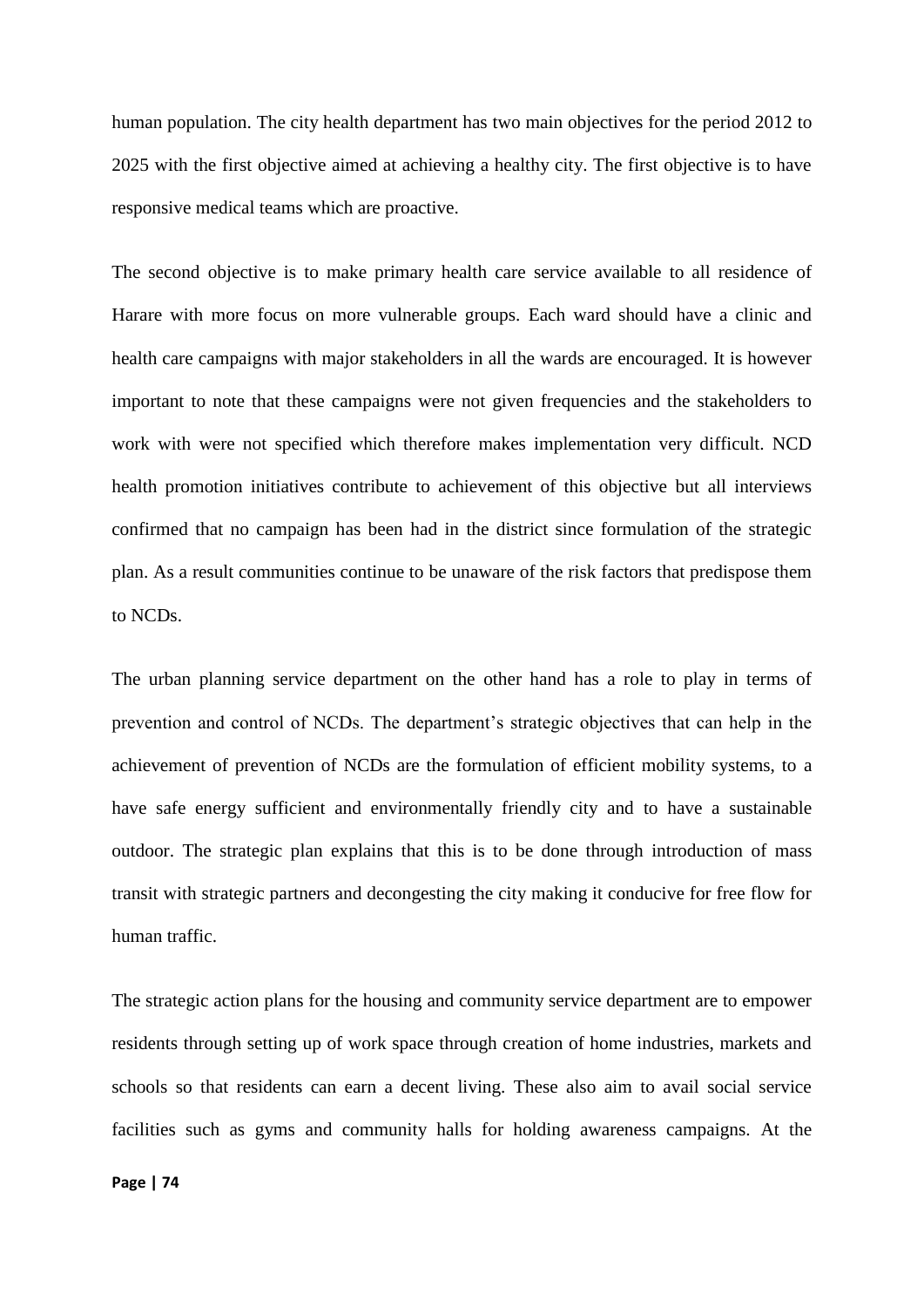human population. The city health department has two main objectives for the period 2012 to 2025 with the first objective aimed at achieving a healthy city. The first objective is to have responsive medical teams which are proactive.

The second objective is to make primary health care service available to all residence of Harare with more focus on more vulnerable groups. Each ward should have a clinic and health care campaigns with major stakeholders in all the wards are encouraged. It is however important to note that these campaigns were not given frequencies and the stakeholders to work with were not specified which therefore makes implementation very difficult. NCD health promotion initiatives contribute to achievement of this objective but all interviews confirmed that no campaign has been had in the district since formulation of the strategic plan. As a result communities continue to be unaware of the risk factors that predispose them to NCDs.

The urban planning service department on the other hand has a role to play in terms of prevention and control of NCDs. The department's strategic objectives that can help in the achievement of prevention of NCDs are the formulation of efficient mobility systems, to a have safe energy sufficient and environmentally friendly city and to have a sustainable outdoor. The strategic plan explains that this is to be done through introduction of mass transit with strategic partners and decongesting the city making it conducive for free flow for human traffic.

The strategic action plans for the housing and community service department are to empower residents through setting up of work space through creation of home industries, markets and schools so that residents can earn a decent living. These also aim to avail social service facilities such as gyms and community halls for holding awareness campaigns. At the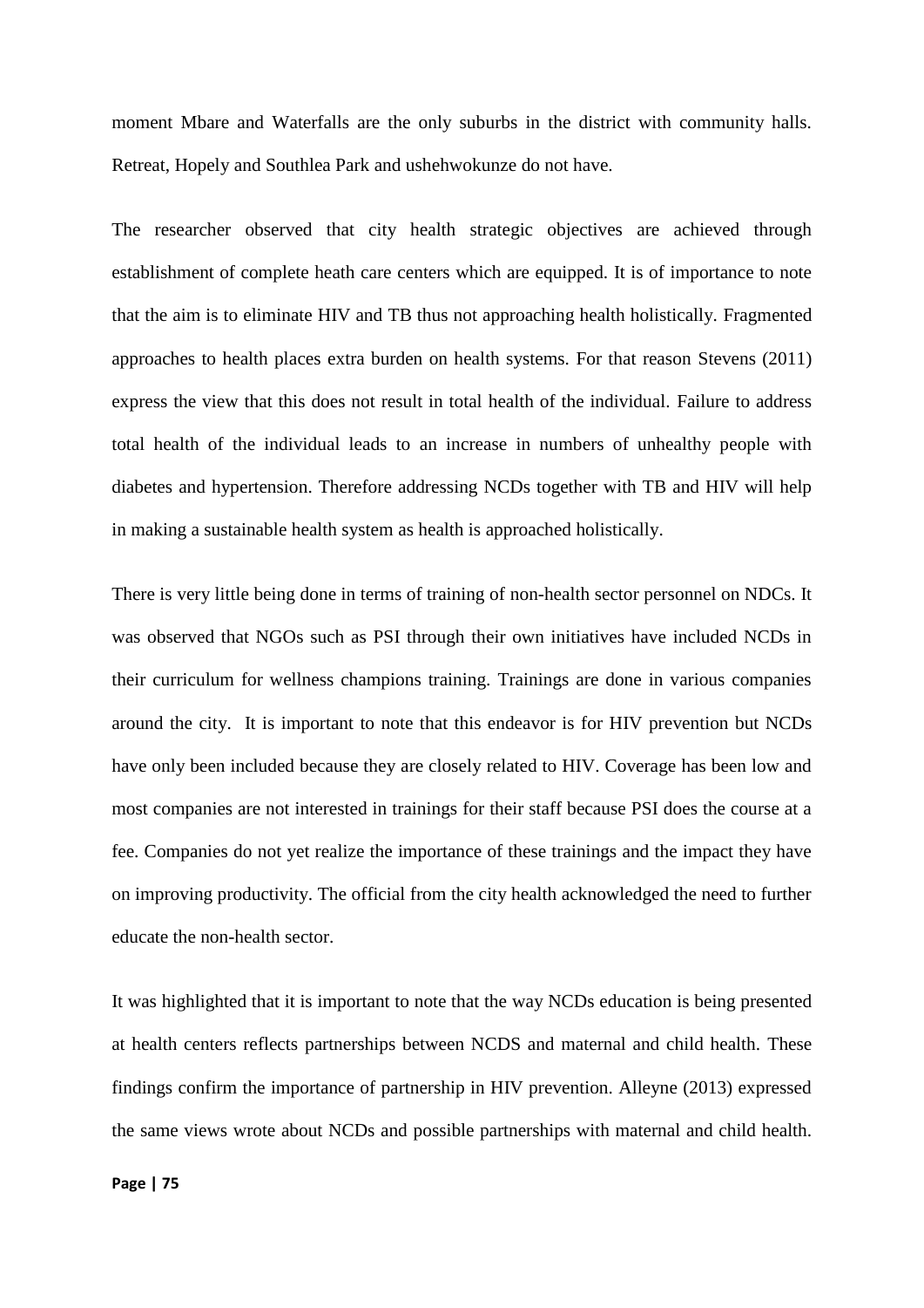moment Mbare and Waterfalls are the only suburbs in the district with community halls. Retreat, Hopely and Southlea Park and ushehwokunze do not have.

The researcher observed that city health strategic objectives are achieved through establishment of complete heath care centers which are equipped. It is of importance to note that the aim is to eliminate HIV and TB thus not approaching health holistically. Fragmented approaches to health places extra burden on health systems. For that reason Stevens (2011) express the view that this does not result in total health of the individual. Failure to address total health of the individual leads to an increase in numbers of unhealthy people with diabetes and hypertension. Therefore addressing NCDs together with TB and HIV will help in making a sustainable health system as health is approached holistically.

There is very little being done in terms of training of non-health sector personnel on NDCs. It was observed that NGOs such as PSI through their own initiatives have included NCDs in their curriculum for wellness champions training. Trainings are done in various companies around the city. It is important to note that this endeavor is for HIV prevention but NCDs have only been included because they are closely related to HIV. Coverage has been low and most companies are not interested in trainings for their staff because PSI does the course at a fee. Companies do not yet realize the importance of these trainings and the impact they have on improving productivity. The official from the city health acknowledged the need to further educate the non-health sector.

It was highlighted that it is important to note that the way NCDs education is being presented at health centers reflects partnerships between NCDS and maternal and child health. These findings confirm the importance of partnership in HIV prevention. Alleyne (2013) expressed the same views wrote about NCDs and possible partnerships with maternal and child health.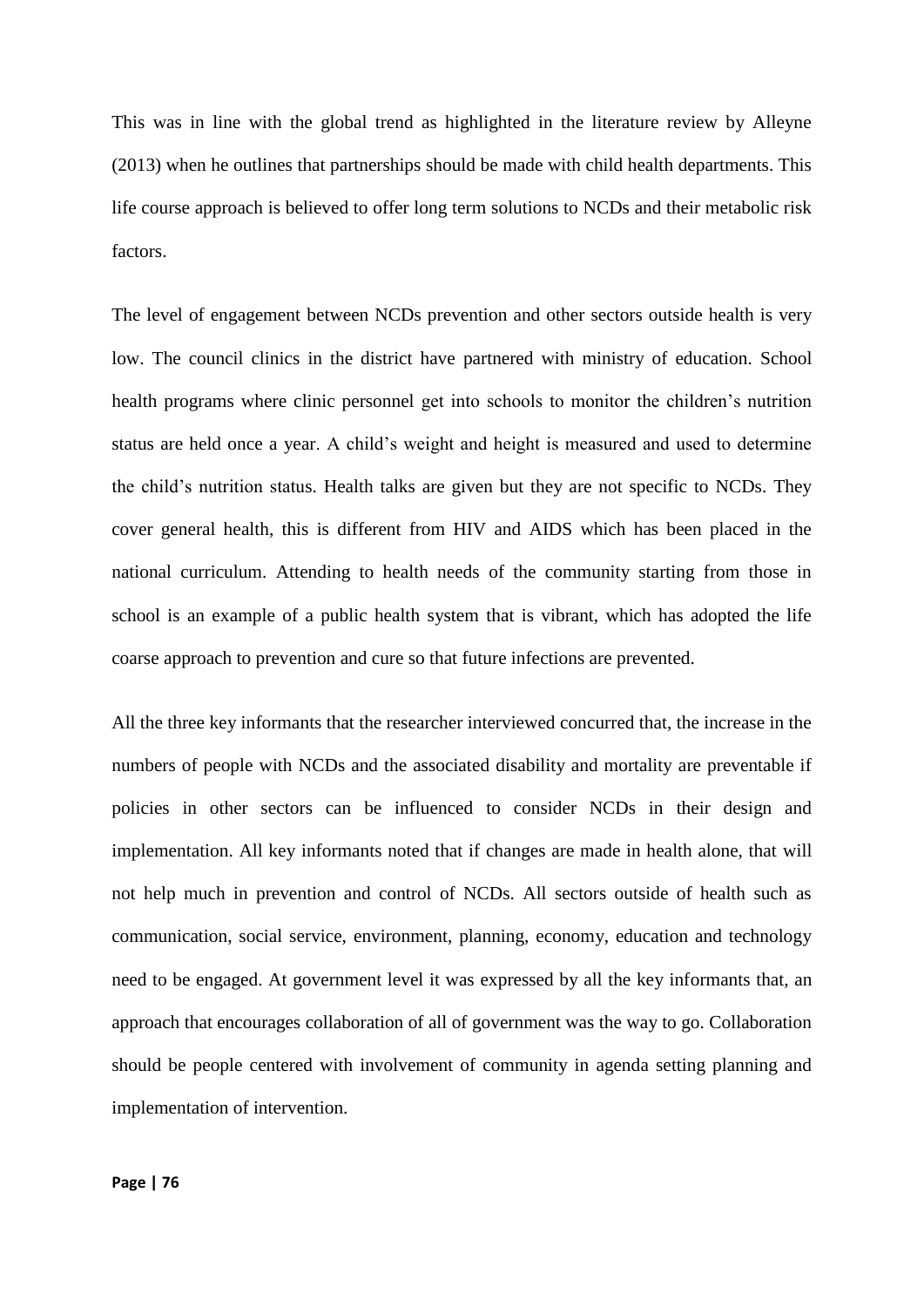This was in line with the global trend as highlighted in the literature review by Alleyne (2013) when he outlines that partnerships should be made with child health departments. This life course approach is believed to offer long term solutions to NCDs and their metabolic risk factors.

The level of engagement between NCDs prevention and other sectors outside health is very low. The council clinics in the district have partnered with ministry of education. School health programs where clinic personnel get into schools to monitor the children's nutrition status are held once a year. A child's weight and height is measured and used to determine the child's nutrition status. Health talks are given but they are not specific to NCDs. They cover general health, this is different from HIV and AIDS which has been placed in the national curriculum. Attending to health needs of the community starting from those in school is an example of a public health system that is vibrant, which has adopted the life coarse approach to prevention and cure so that future infections are prevented.

All the three key informants that the researcher interviewed concurred that, the increase in the numbers of people with NCDs and the associated disability and mortality are preventable if policies in other sectors can be influenced to consider NCDs in their design and implementation. All key informants noted that if changes are made in health alone, that will not help much in prevention and control of NCDs. All sectors outside of health such as communication, social service, environment, planning, economy, education and technology need to be engaged. At government level it was expressed by all the key informants that, an approach that encourages collaboration of all of government was the way to go. Collaboration should be people centered with involvement of community in agenda setting planning and implementation of intervention.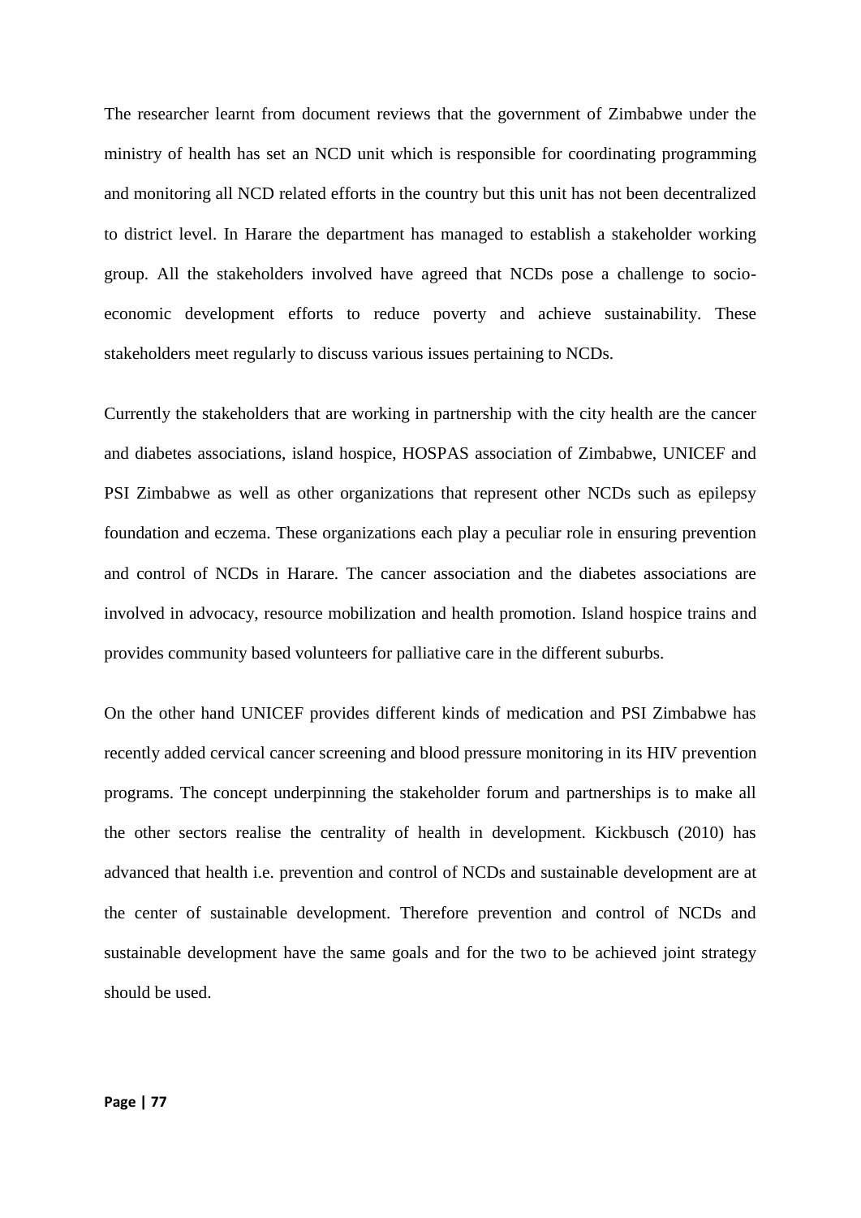The researcher learnt from document reviews that the government of Zimbabwe under the ministry of health has set an NCD unit which is responsible for coordinating programming and monitoring all NCD related efforts in the country but this unit has not been decentralized to district level. In Harare the department has managed to establish a stakeholder working group. All the stakeholders involved have agreed that NCDs pose a challenge to socio-economic development efforts to reduce poverty and achieve sustainability. These stakeholders meet regularly to discuss various issues pertaining to NCDs.

Currently the stakeholders that are working in partnership with the city health are the cancer and diabetes associations, island hospice, HOSPAS association of Zimbabwe, UNICEF and PSI Zimbabwe as well as other organizations that represent other NCDs such as epilepsy foundation and eczema. These organizations each play a peculiar role in ensuring prevention and control of NCDs in Harare. The cancer association and the diabetes associations are involved in advocacy, resource mobilization and health promotion. Island hospice trains and provides community based volunteers for palliative care in the different suburbs.

On the other hand UNICEF provides different kinds of medication and PSI Zimbabwe has recently added cervical cancer screening and blood pressure monitoring in its HIV prevention programs. The concept underpinning the stakeholder forum and partnerships is to make all the other sectors realise the centrality of health in development. Kickbusch (2010) has advanced that health i.e. prevention and control of NCDs and sustainable development are at the center of sustainable development. Therefore prevention and control of NCDs and sustainable development have the same goals and for the two to be achieved joint strategy should be used.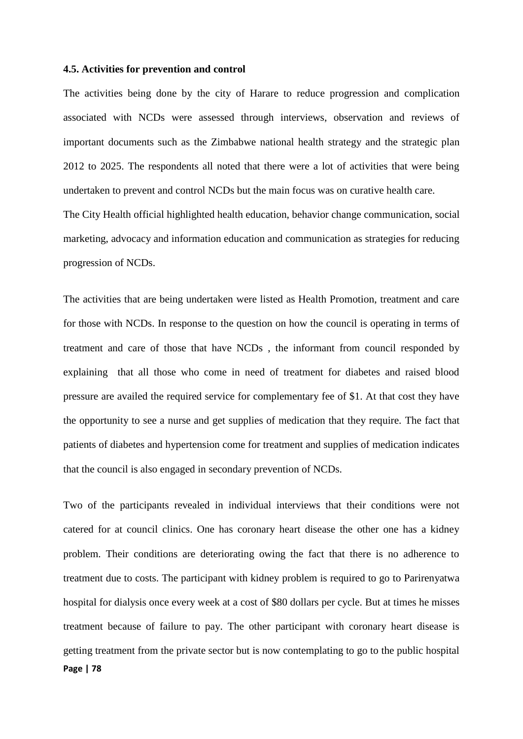**4.5. Activities for prevention and control**

The activities being done by the city of Harare to reduce progression and complication associated with NCDs were assessed through interviews, observation and reviews of important documents such as the Zimbabwe national health strategy and the strategic plan 2012 to 2025. The respondents all noted that there were a lot of activities that were being undertaken to prevent and control NCDs but the main focus was on curative health care.
The City Health official highlighted health education, behavior change communication, social marketing, advocacy and information education and communication as strategies for reducing progression of NCDs.

The activities that are being undertaken were listed as Health Promotion, treatment and care for those with NCDs. In response to the question on how the council is operating in terms of treatment and care of those that have NCDs , the informant from council responded by explaining that all those who come in need of treatment for diabetes and raised blood pressure are availed the required service for complementary fee of $1. At that cost they have the opportunity to see a nurse and get supplies of medication that they require. The fact that patients of diabetes and hypertension come for treatment and supplies of medication indicates that the council is also engaged in secondary prevention of NCDs.

Two of the participants revealed in individual interviews that their conditions were not catered for at council clinics. One has coronary heart disease the other one has a kidney problem. Their conditions are deteriorating owing the fact that there is no adherence to treatment due to costs. The participant with kidney problem is required to go to Parirenyatwa hospital for dialysis once every week at a cost of $80 dollars per cycle. But at times he misses treatment because of failure to pay. The other participant with coronary heart disease is getting treatment from the private sector but is now contemplating to go to the public hospital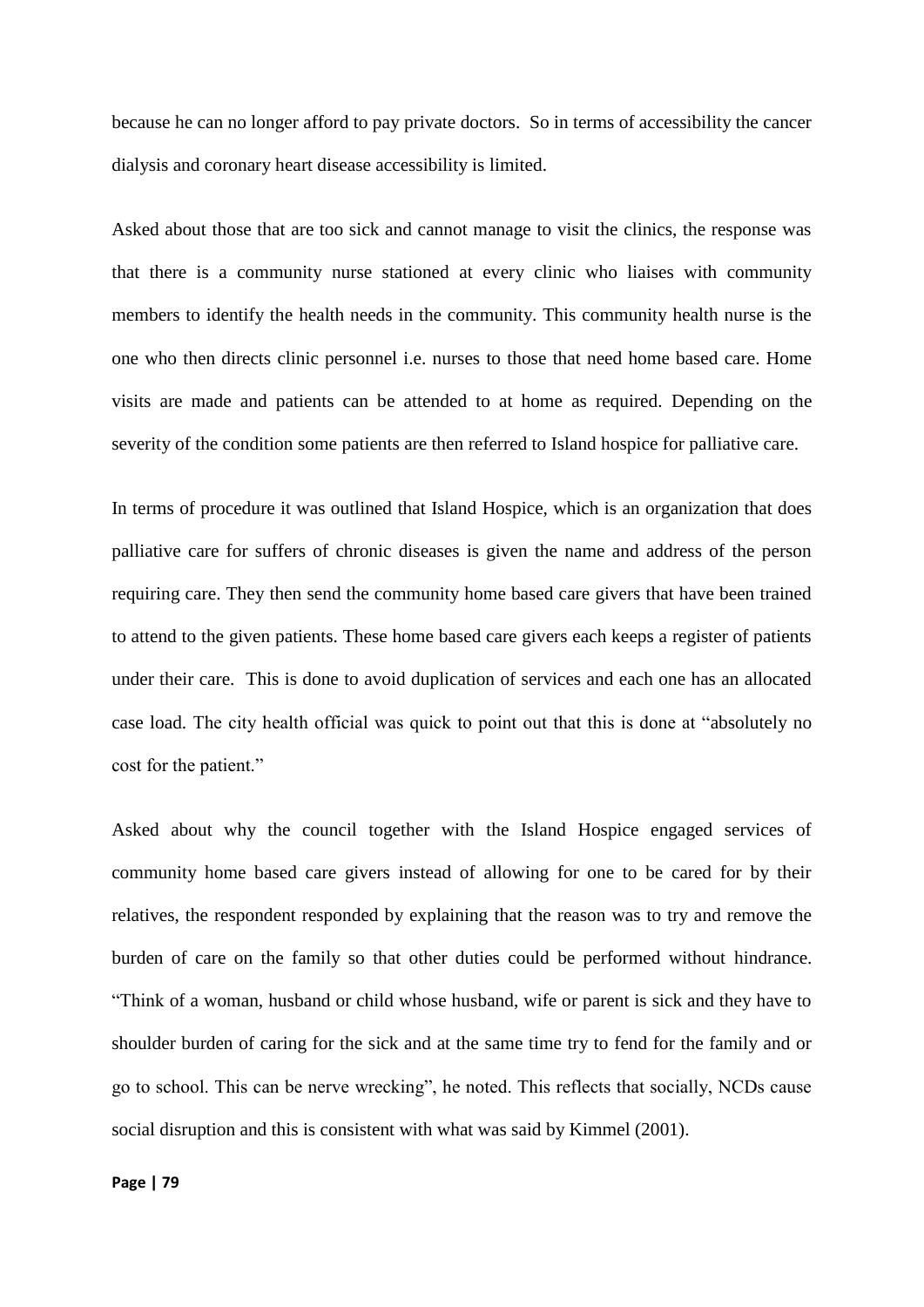because he can no longer afford to pay private doctors.  So in terms of accessibility the cancer dialysis and coronary heart disease accessibility is limited.

Asked about those that are too sick and cannot manage to visit the clinics, the response was that there is a community nurse stationed at every clinic who liaises with community members to identify the health needs in the community. This community health nurse is the one who then directs clinic personnel i.e. nurses to those that need home based care. Home visits are made and patients can be attended to at home as required. Depending on the severity of the condition some patients are then referred to Island hospice for palliative care.

In terms of procedure it was outlined that Island Hospice, which is an organization that does palliative care for suffers of chronic diseases is given the name and address of the person requiring care. They then send the community home based care givers that have been trained to attend to the given patients. These home based care givers each keeps a register of patients under their care.  This is done to avoid duplication of services and each one has an allocated case load. The city health official was quick to point out that this is done at "absolutely no cost for the patient."

Asked about why the council together with the Island Hospice engaged services of community home based care givers instead of allowing for one to be cared for by their relatives, the respondent responded by explaining that the reason was to try and remove the burden of care on the family so that other duties could be performed without hindrance. "Think of a woman, husband or child whose husband, wife or parent is sick and they have to shoulder burden of caring for the sick and at the same time try to fend for the family and or go to school. This can be nerve wrecking", he noted. This reflects that socially, NCDs cause social disruption and this is consistent with what was said by Kimmel (2001).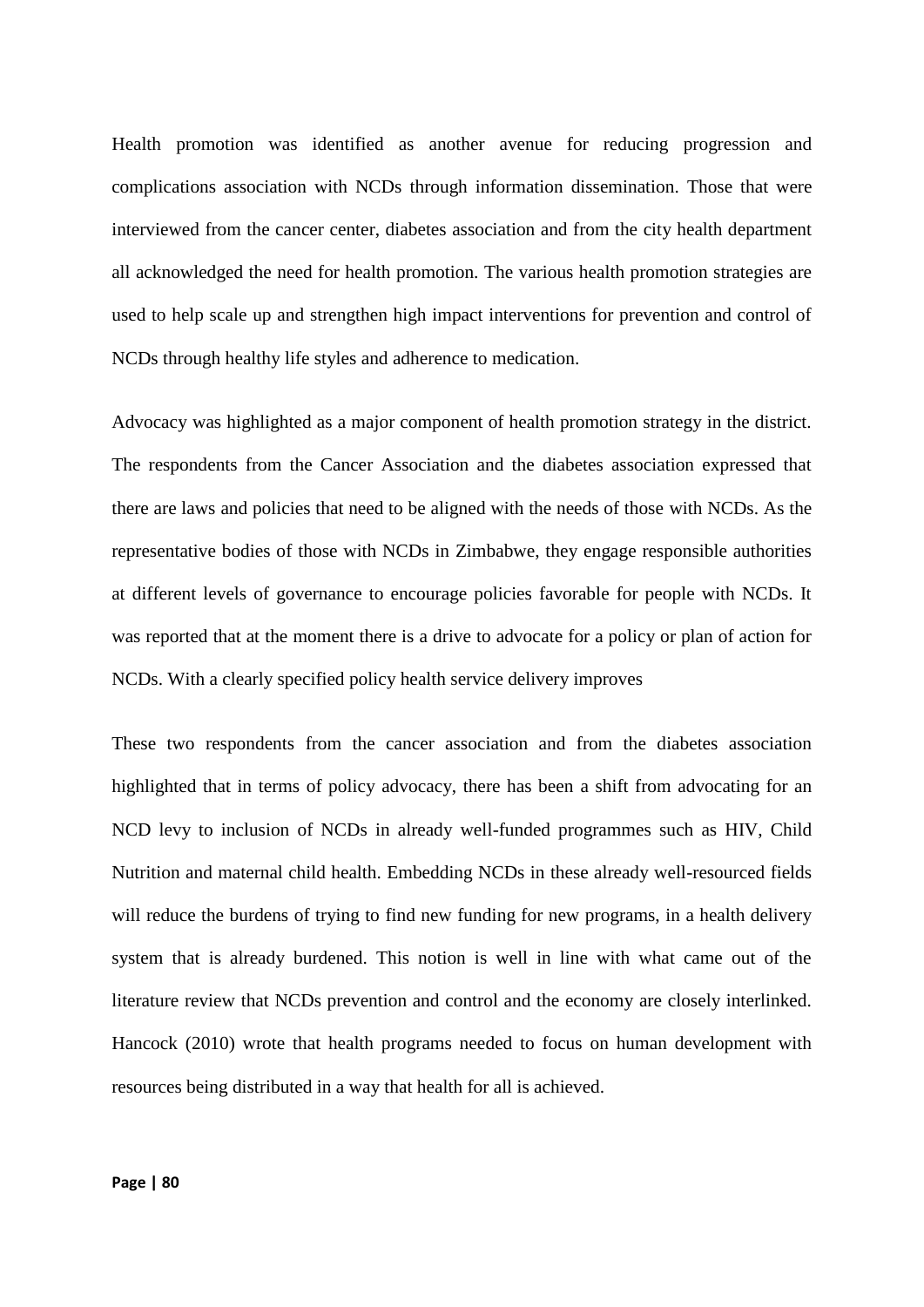Health promotion was identified as another avenue for reducing progression and complications association with NCDs through information dissemination. Those that were interviewed from the cancer center, diabetes association and from the city health department all acknowledged the need for health promotion. The various health promotion strategies are used to help scale up and strengthen high impact interventions for prevention and control of NCDs through healthy life styles and adherence to medication.

Advocacy was highlighted as a major component of health promotion strategy in the district. The respondents from the Cancer Association and the diabetes association expressed that there are laws and policies that need to be aligned with the needs of those with NCDs. As the representative bodies of those with NCDs in Zimbabwe, they engage responsible authorities at different levels of governance to encourage policies favorable for people with NCDs. It was reported that at the moment there is a drive to advocate for a policy or plan of action for NCDs. With a clearly specified policy health service delivery improves

These two respondents from the cancer association and from the diabetes association highlighted that in terms of policy advocacy, there has been a shift from advocating for an NCD levy to inclusion of NCDs in already well-funded programmes such as HIV, Child Nutrition and maternal child health. Embedding NCDs in these already well-resourced fields will reduce the burdens of trying to find new funding for new programs, in a health delivery system that is already burdened. This notion is well in line with what came out of the literature review that NCDs prevention and control and the economy are closely interlinked. Hancock (2010) wrote that health programs needed to focus on human development with resources being distributed in a way that health for all is achieved.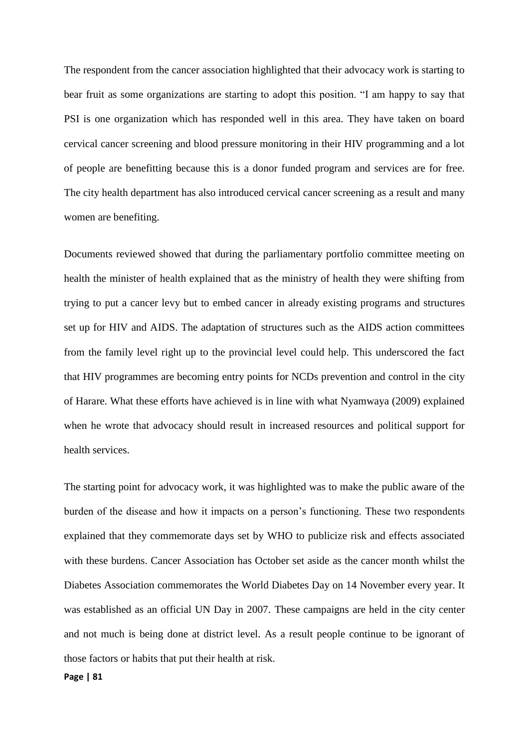The respondent from the cancer association highlighted that their advocacy work is starting to bear fruit as some organizations are starting to adopt this position. "I am happy to say that PSI is one organization which has responded well in this area. They have taken on board cervical cancer screening and blood pressure monitoring in their HIV programming and a lot of people are benefitting because this is a donor funded program and services are for free. The city health department has also introduced cervical cancer screening as a result and many women are benefiting.

Documents reviewed showed that during the parliamentary portfolio committee meeting on health the minister of health explained that as the ministry of health they were shifting from trying to put a cancer levy but to embed cancer in already existing programs and structures set up for HIV and AIDS. The adaptation of structures such as the AIDS action committees from the family level right up to the provincial level could help. This underscored the fact that HIV programmes are becoming entry points for NCDs prevention and control in the city of Harare. What these efforts have achieved is in line with what Nyamwaya (2009) explained when he wrote that advocacy should result in increased resources and political support for health services.

The starting point for advocacy work, it was highlighted was to make the public aware of the burden of the disease and how it impacts on a person's functioning. These two respondents explained that they commemorate days set by WHO to publicize risk and effects associated with these burdens. Cancer Association has October set aside as the cancer month whilst the Diabetes Association commemorates the World Diabetes Day on 14 November every year. It was established as an official UN Day in 2007. These campaigns are held in the city center and not much is being done at district level. As a result people continue to be ignorant of those factors or habits that put their health at risk.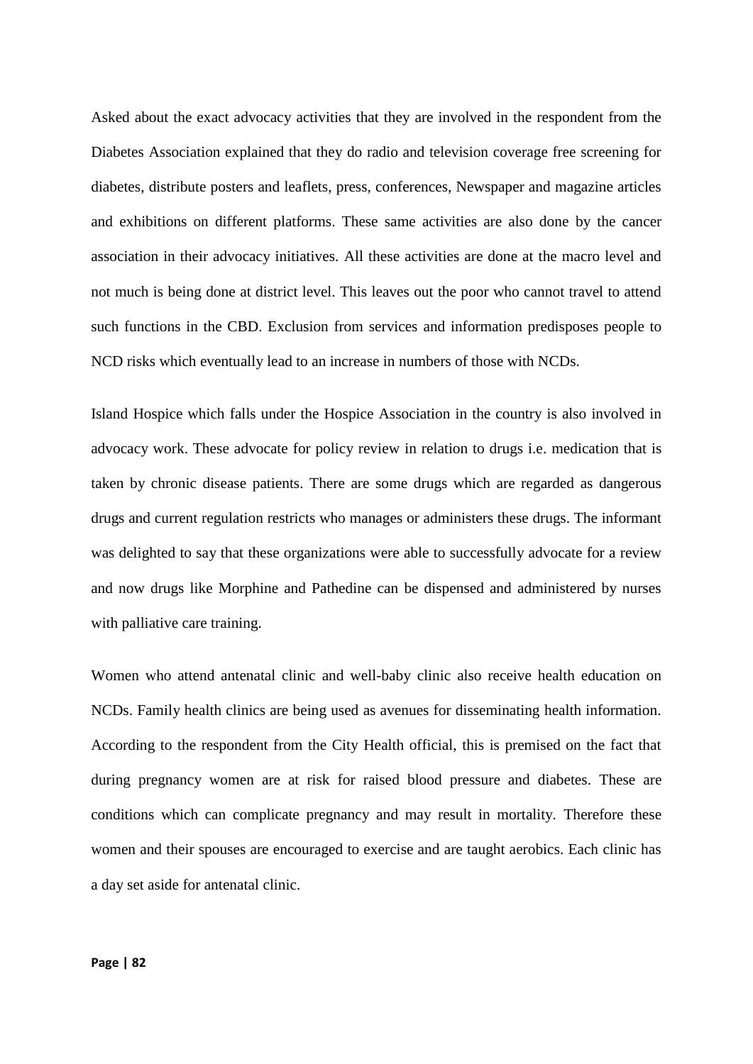Asked about the exact advocacy activities that they are involved in the respondent from the Diabetes Association explained that they do radio and television coverage free screening for diabetes, distribute posters and leaflets, press, conferences, Newspaper and magazine articles and exhibitions on different platforms. These same activities are also done by the cancer association in their advocacy initiatives. All these activities are done at the macro level and not much is being done at district level. This leaves out the poor who cannot travel to attend such functions in the CBD. Exclusion from services and information predisposes people to NCD risks which eventually lead to an increase in numbers of those with NCDs.

Island Hospice which falls under the Hospice Association in the country is also involved in advocacy work. These advocate for policy review in relation to drugs i.e. medication that is taken by chronic disease patients. There are some drugs which are regarded as dangerous drugs and current regulation restricts who manages or administers these drugs. The informant was delighted to say that these organizations were able to successfully advocate for a review and now drugs like Morphine and Pathedine can be dispensed and administered by nurses with palliative care training.

Women who attend antenatal clinic and well-baby clinic also receive health education on NCDs. Family health clinics are being used as avenues for disseminating health information. According to the respondent from the City Health official, this is premised on the fact that during pregnancy women are at risk for raised blood pressure and diabetes. These are conditions which can complicate pregnancy and may result in mortality. Therefore these women and their spouses are encouraged to exercise and are taught aerobics. Each clinic has a day set aside for antenatal clinic.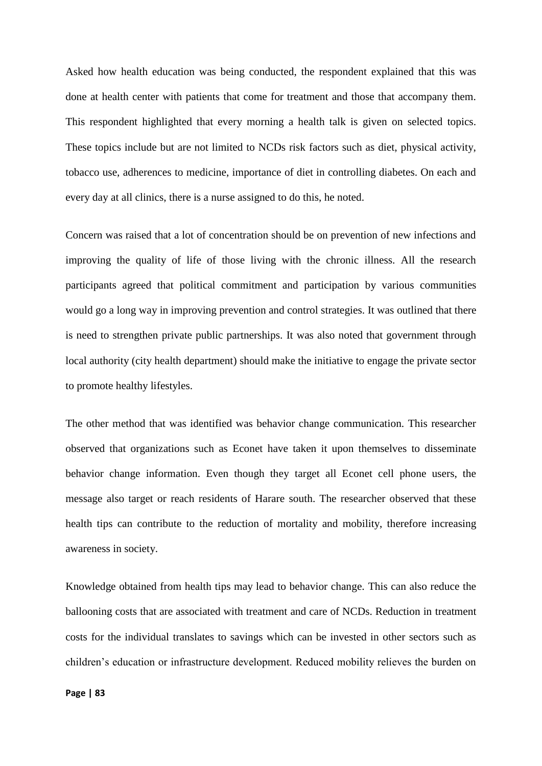Asked how health education was being conducted, the respondent explained that this was done at health center with patients that come for treatment and those that accompany them. This respondent highlighted that every morning a health talk is given on selected topics. These topics include but are not limited to NCDs risk factors such as diet, physical activity, tobacco use, adherences to medicine, importance of diet in controlling diabetes. On each and every day at all clinics, there is a nurse assigned to do this, he noted.

Concern was raised that a lot of concentration should be on prevention of new infections and improving the quality of life of those living with the chronic illness. All the research participants agreed that political commitment and participation by various communities would go a long way in improving prevention and control strategies. It was outlined that there is need to strengthen private public partnerships. It was also noted that government through local authority (city health department) should make the initiative to engage the private sector to promote healthy lifestyles.

The other method that was identified was behavior change communication. This researcher observed that organizations such as Econet have taken it upon themselves to disseminate behavior change information. Even though they target all Econet cell phone users, the message also target or reach residents of Harare south. The researcher observed that these health tips can contribute to the reduction of mortality and mobility, therefore increasing awareness in society.

Knowledge obtained from health tips may lead to behavior change. This can also reduce the ballooning costs that are associated with treatment and care of NCDs. Reduction in treatment costs for the individual translates to savings which can be invested in other sectors such as children's education or infrastructure development. Reduced mobility relieves the burden on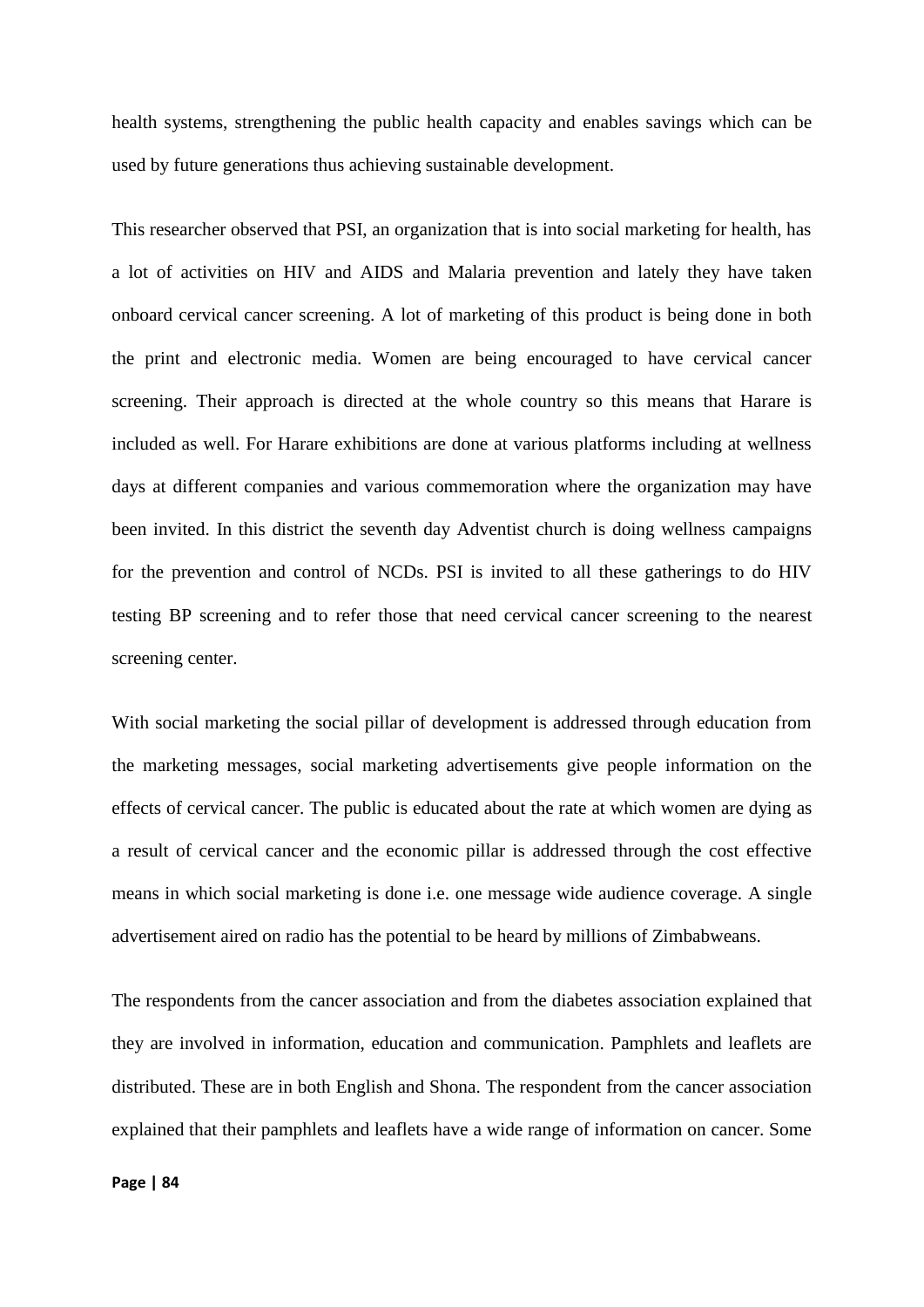health systems, strengthening the public health capacity and enables savings which can be used by future generations thus achieving sustainable development.

This researcher observed that PSI, an organization that is into social marketing for health, has a lot of activities on HIV and AIDS and Malaria prevention and lately they have taken onboard cervical cancer screening. A lot of marketing of this product is being done in both the print and electronic media. Women are being encouraged to have cervical cancer screening. Their approach is directed at the whole country so this means that Harare is included as well. For Harare exhibitions are done at various platforms including at wellness days at different companies and various commemoration where the organization may have been invited. In this district the seventh day Adventist church is doing wellness campaigns for the prevention and control of NCDs. PSI is invited to all these gatherings to do HIV testing BP screening and to refer those that need cervical cancer screening to the nearest screening center.

With social marketing the social pillar of development is addressed through education from the marketing messages, social marketing advertisements give people information on the effects of cervical cancer. The public is educated about the rate at which women are dying as a result of cervical cancer and the economic pillar is addressed through the cost effective means in which social marketing is done i.e. one message wide audience coverage. A single advertisement aired on radio has the potential to be heard by millions of Zimbabweans.

The respondents from the cancer association and from the diabetes association explained that they are involved in information, education and communication. Pamphlets and leaflets are distributed. These are in both English and Shona. The respondent from the cancer association explained that their pamphlets and leaflets have a wide range of information on cancer. Some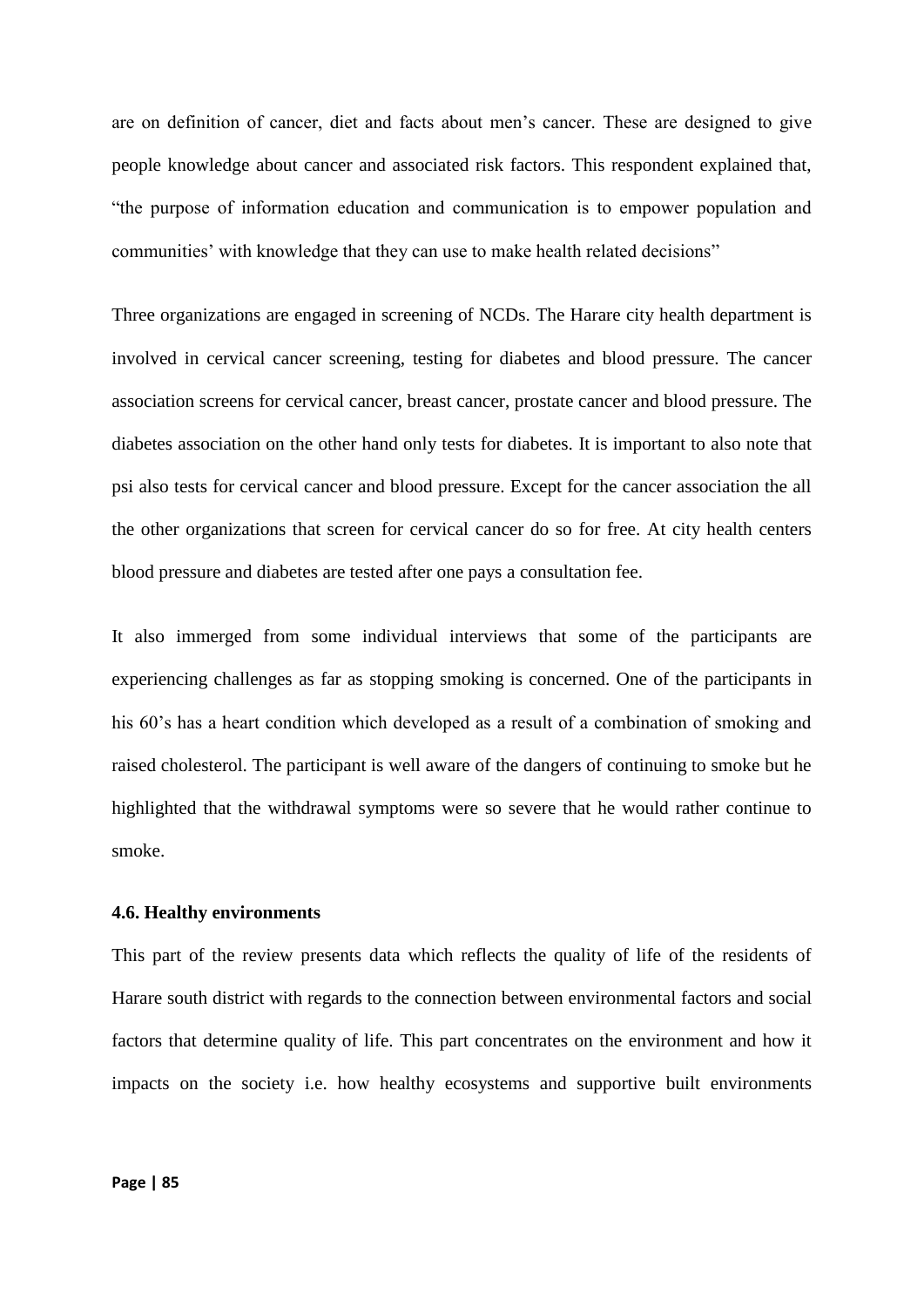are on definition of cancer, diet and facts about men's cancer. These are designed to give people knowledge about cancer and associated risk factors. This respondent explained that, "the purpose of information education and communication is to empower population and communities' with knowledge that they can use to make health related decisions"

Three organizations are engaged in screening of NCDs. The Harare city health department is involved in cervical cancer screening, testing for diabetes and blood pressure. The cancer association screens for cervical cancer, breast cancer, prostate cancer and blood pressure. The diabetes association on the other hand only tests for diabetes. It is important to also note that psi also tests for cervical cancer and blood pressure. Except for the cancer association the all the other organizations that screen for cervical cancer do so for free. At city health centers blood pressure and diabetes are tested after one pays a consultation fee.

It also immerged from some individual interviews that some of the participants are experiencing challenges as far as stopping smoking is concerned. One of the participants in his 60's has a heart condition which developed as a result of a combination of smoking and raised cholesterol. The participant is well aware of the dangers of continuing to smoke but he highlighted that the withdrawal symptoms were so severe that he would rather continue to smoke.

### 4.6. Healthy environments

This part of the review presents data which reflects the quality of life of the residents of Harare south district with regards to the connection between environmental factors and social factors that determine quality of life. This part concentrates on the environment and how it impacts on the society i.e. how healthy ecosystems and supportive built environments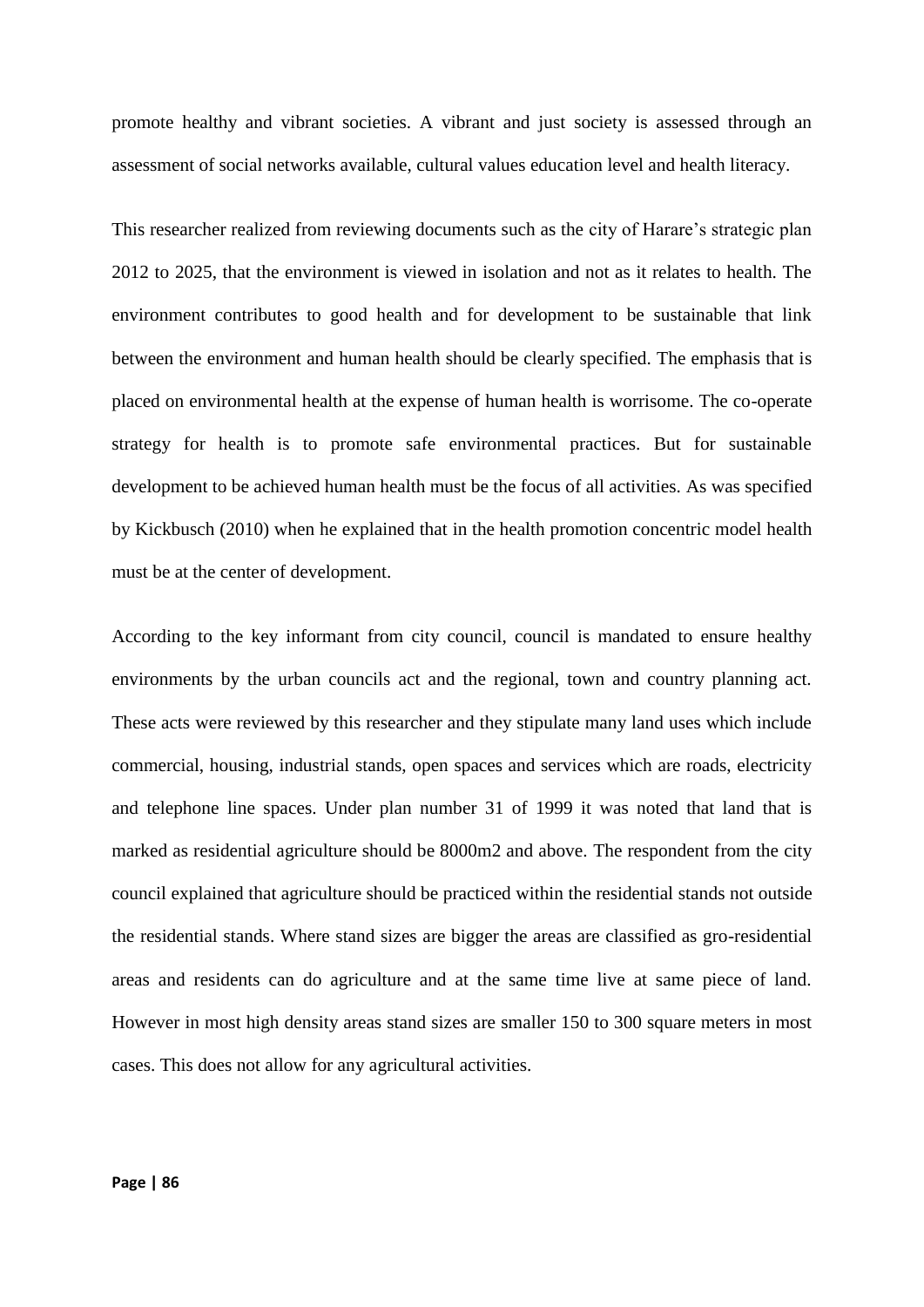promote healthy and vibrant societies. A vibrant and just society is assessed through an assessment of social networks available, cultural values education level and health literacy.

This researcher realized from reviewing documents such as the city of Harare's strategic plan 2012 to 2025, that the environment is viewed in isolation and not as it relates to health. The environment contributes to good health and for development to be sustainable that link between the environment and human health should be clearly specified. The emphasis that is placed on environmental health at the expense of human health is worrisome. The co-operate strategy for health is to promote safe environmental practices. But for sustainable development to be achieved human health must be the focus of all activities. As was specified by Kickbusch (2010) when he explained that in the health promotion concentric model health must be at the center of development.

According to the key informant from city council, council is mandated to ensure healthy environments by the urban councils act and the regional, town and country planning act. These acts were reviewed by this researcher and they stipulate many land uses which include commercial, housing, industrial stands, open spaces and services which are roads, electricity and telephone line spaces. Under plan number 31 of 1999 it was noted that land that is marked as residential agriculture should be 8000m2 and above. The respondent from the city council explained that agriculture should be practiced within the residential stands not outside the residential stands. Where stand sizes are bigger the areas are classified as gro-residential areas and residents can do agriculture and at the same time live at same piece of land. However in most high density areas stand sizes are smaller 150 to 300 square meters in most cases. This does not allow for any agricultural activities.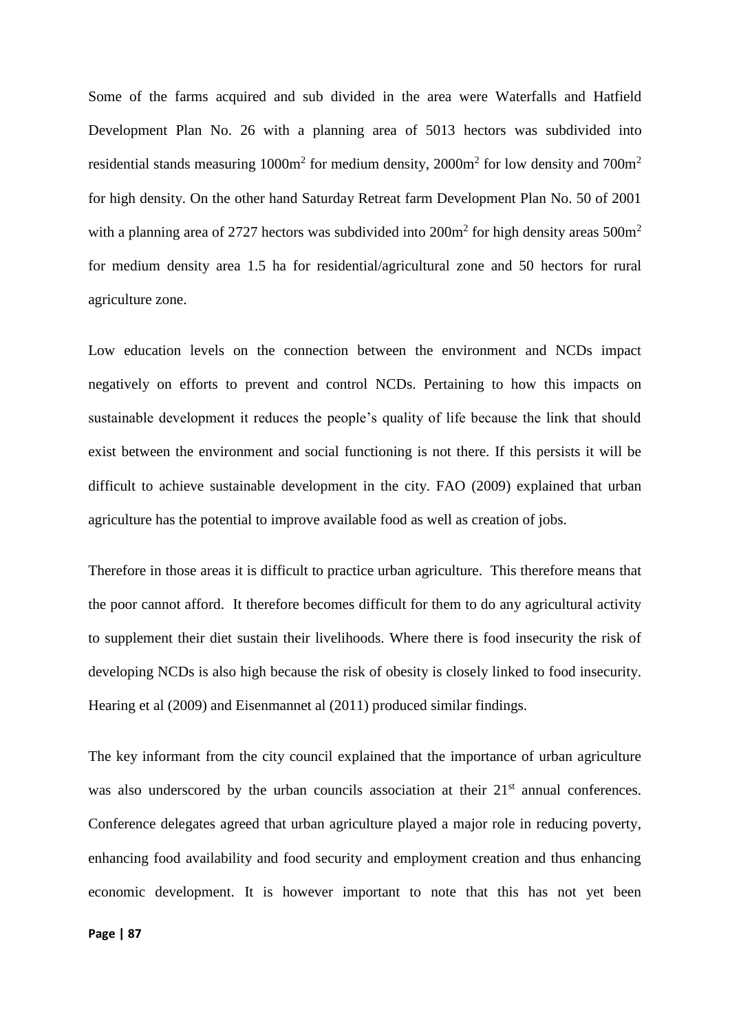Some of the farms acquired and sub divided in the area were Waterfalls and Hatfield Development Plan No. 26 with a planning area of 5013 hectors was subdivided into residential stands measuring 1000m$^2$ for medium density, 2000m$^2$ for low density and 700m$^2$ for high density. On the other hand Saturday Retreat farm Development Plan No. 50 of 2001 with a planning area of 2727 hectors was subdivided into 200m$^2$ for high density areas 500m$^2$ for medium density area 1.5 ha for residential/agricultural zone and 50 hectors for rural agriculture zone.

Low education levels on the connection between the environment and NCDs impact negatively on efforts to prevent and control NCDs. Pertaining to how this impacts on sustainable development it reduces the people's quality of life because the link that should exist between the environment and social functioning is not there. If this persists it will be difficult to achieve sustainable development in the city. FAO (2009) explained that urban agriculture has the potential to improve available food as well as creation of jobs.

Therefore in those areas it is difficult to practice urban agriculture. This therefore means that the poor cannot afford. It therefore becomes difficult for them to do any agricultural activity to supplement their diet sustain their livelihoods. Where there is food insecurity the risk of developing NCDs is also high because the risk of obesity is closely linked to food insecurity. Hearing et al (2009) and Eisenmannet al (2011) produced similar findings.

The key informant from the city council explained that the importance of urban agriculture was also underscored by the urban councils association at their 21$^{st}$ annual conferences. Conference delegates agreed that urban agriculture played a major role in reducing poverty, enhancing food availability and food security and employment creation and thus enhancing economic development. It is however important to note that this has not yet been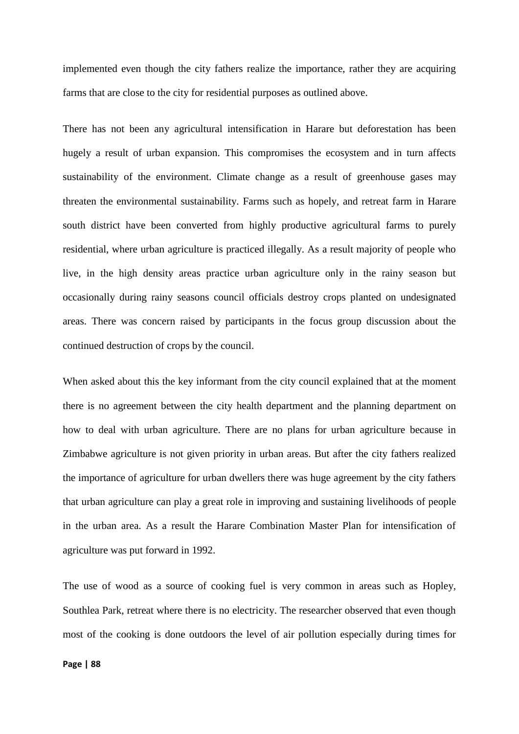implemented even though the city fathers realize the importance, rather they are acquiring farms that are close to the city for residential purposes as outlined above.

There has not been any agricultural intensification in Harare but deforestation has been hugely a result of urban expansion. This compromises the ecosystem and in turn affects sustainability of the environment. Climate change as a result of greenhouse gases may threaten the environmental sustainability. Farms such as hopely, and retreat farm in Harare south district have been converted from highly productive agricultural farms to purely residential, where urban agriculture is practiced illegally. As a result majority of people who live, in the high density areas practice urban agriculture only in the rainy season but occasionally during rainy seasons council officials destroy crops planted on undesignated areas. There was concern raised by participants in the focus group discussion about the continued destruction of crops by the council.

When asked about this the key informant from the city council explained that at the moment there is no agreement between the city health department and the planning department on how to deal with urban agriculture. There are no plans for urban agriculture because in Zimbabwe agriculture is not given priority in urban areas. But after the city fathers realized the importance of agriculture for urban dwellers there was huge agreement by the city fathers that urban agriculture can play a great role in improving and sustaining livelihoods of people in the urban area. As a result the Harare Combination Master Plan for intensification of agriculture was put forward in 1992.

The use of wood as a source of cooking fuel is very common in areas such as Hopley, Southlea Park, retreat where there is no electricity. The researcher observed that even though most of the cooking is done outdoors the level of air pollution especially during times for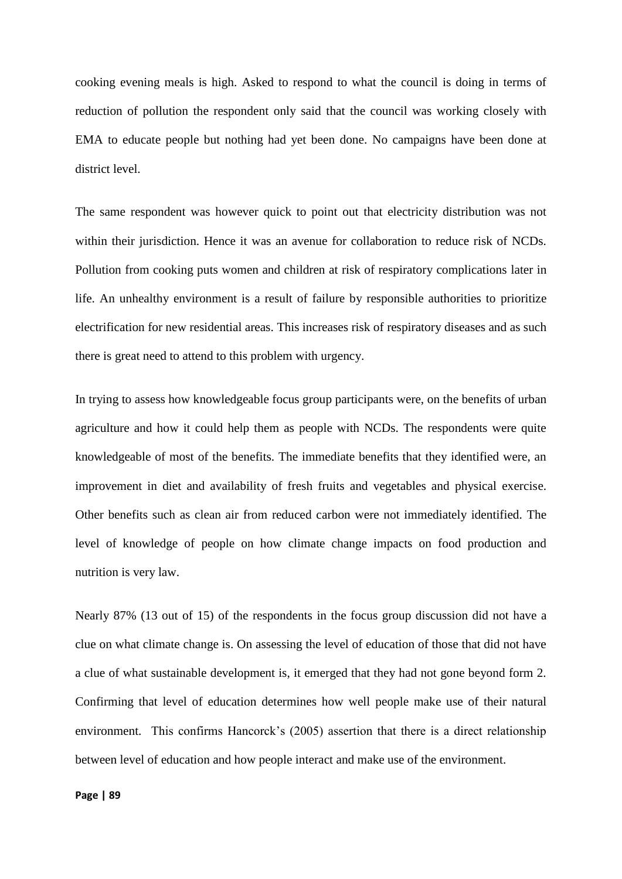cooking evening meals is high. Asked to respond to what the council is doing in terms of reduction of pollution the respondent only said that the council was working closely with EMA to educate people but nothing had yet been done. No campaigns have been done at district level.

The same respondent was however quick to point out that electricity distribution was not within their jurisdiction. Hence it was an avenue for collaboration to reduce risk of NCDs. Pollution from cooking puts women and children at risk of respiratory complications later in life. An unhealthy environment is a result of failure by responsible authorities to prioritize electrification for new residential areas. This increases risk of respiratory diseases and as such there is great need to attend to this problem with urgency.

In trying to assess how knowledgeable focus group participants were, on the benefits of urban agriculture and how it could help them as people with NCDs. The respondents were quite knowledgeable of most of the benefits. The immediate benefits that they identified were, an improvement in diet and availability of fresh fruits and vegetables and physical exercise. Other benefits such as clean air from reduced carbon were not immediately identified. The level of knowledge of people on how climate change impacts on food production and nutrition is very law.

Nearly 87% (13 out of 15) of the respondents in the focus group discussion did not have a clue on what climate change is. On assessing the level of education of those that did not have a clue of what sustainable development is, it emerged that they had not gone beyond form 2. Confirming that level of education determines how well people make use of their natural environment. This confirms Hancorck's (2005) assertion that there is a direct relationship between level of education and how people interact and make use of the environment.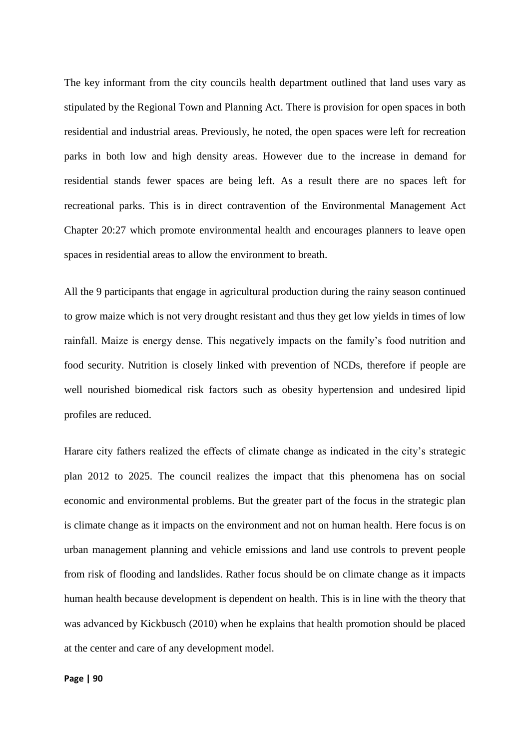The key informant from the city councils health department outlined that land uses vary as stipulated by the Regional Town and Planning Act. There is provision for open spaces in both residential and industrial areas. Previously, he noted, the open spaces were left for recreation parks in both low and high density areas. However due to the increase in demand for residential stands fewer spaces are being left. As a result there are no spaces left for recreational parks. This is in direct contravention of the Environmental Management Act Chapter 20:27 which promote environmental health and encourages planners to leave open spaces in residential areas to allow the environment to breath.

All the 9 participants that engage in agricultural production during the rainy season continued to grow maize which is not very drought resistant and thus they get low yields in times of low rainfall. Maize is energy dense. This negatively impacts on the family's food nutrition and food security. Nutrition is closely linked with prevention of NCDs, therefore if people are well nourished biomedical risk factors such as obesity hypertension and undesired lipid profiles are reduced.

Harare city fathers realized the effects of climate change as indicated in the city's strategic plan 2012 to 2025. The council realizes the impact that this phenomena has on social economic and environmental problems. But the greater part of the focus in the strategic plan is climate change as it impacts on the environment and not on human health. Here focus is on urban management planning and vehicle emissions and land use controls to prevent people from risk of flooding and landslides. Rather focus should be on climate change as it impacts human health because development is dependent on health. This is in line with the theory that was advanced by Kickbusch (2010) when he explains that health promotion should be placed at the center and care of any development model.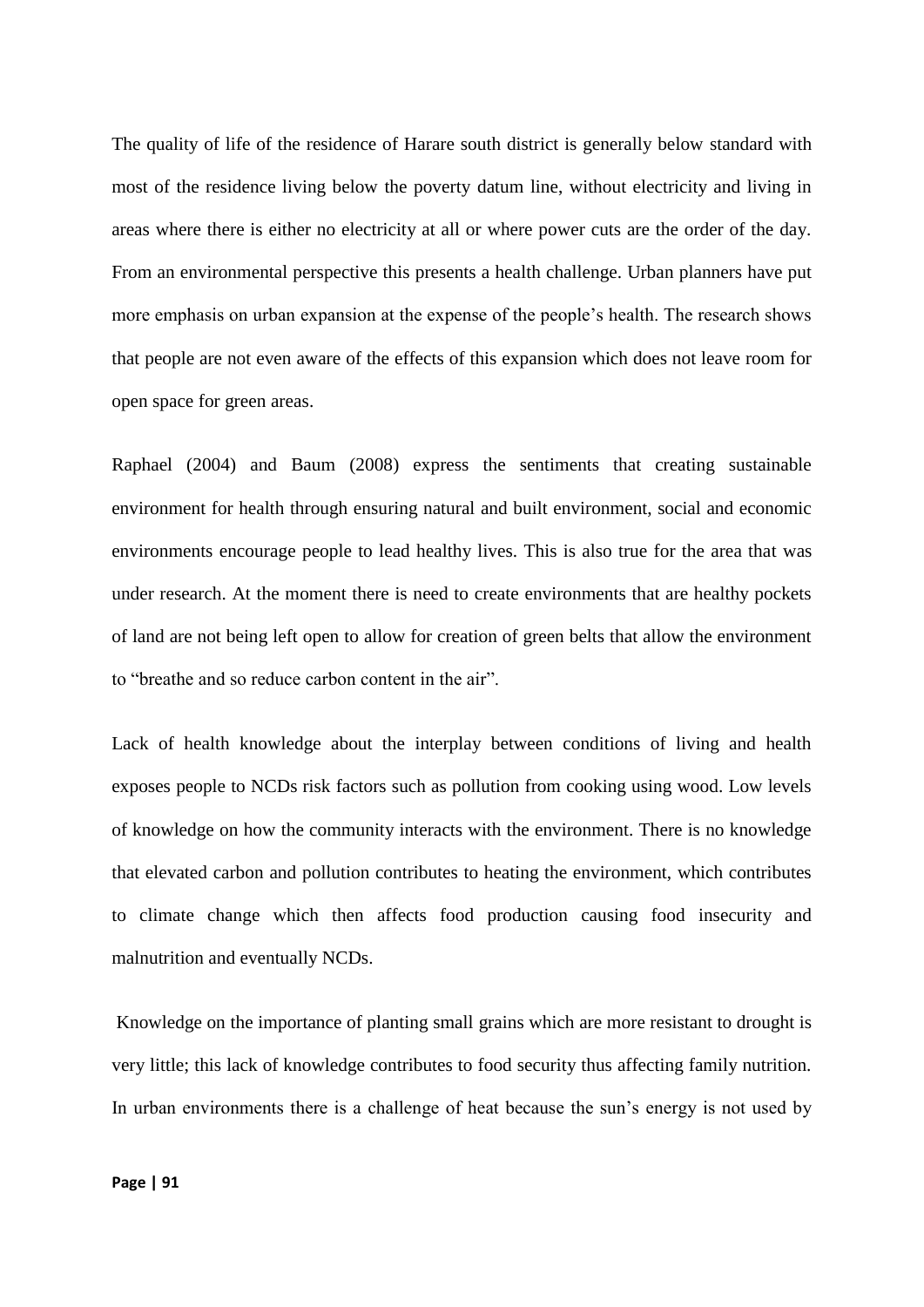The quality of life of the residence of Harare south district is generally below standard with most of the residence living below the poverty datum line, without electricity and living in areas where there is either no electricity at all or where power cuts are the order of the day. From an environmental perspective this presents a health challenge. Urban planners have put more emphasis on urban expansion at the expense of the people's health. The research shows that people are not even aware of the effects of this expansion which does not leave room for open space for green areas.

Raphael (2004) and Baum (2008) express the sentiments that creating sustainable environment for health through ensuring natural and built environment, social and economic environments encourage people to lead healthy lives. This is also true for the area that was under research. At the moment there is need to create environments that are healthy pockets of land are not being left open to allow for creation of green belts that allow the environment to "breathe and so reduce carbon content in the air".

Lack of health knowledge about the interplay between conditions of living and health exposes people to NCDs risk factors such as pollution from cooking using wood. Low levels of knowledge on how the community interacts with the environment. There is no knowledge that elevated carbon and pollution contributes to heating the environment, which contributes to climate change which then affects food production causing food insecurity and malnutrition and eventually NCDs.

Knowledge on the importance of planting small grains which are more resistant to drought is very little; this lack of knowledge contributes to food security thus affecting family nutrition. In urban environments there is a challenge of heat because the sun's energy is not used by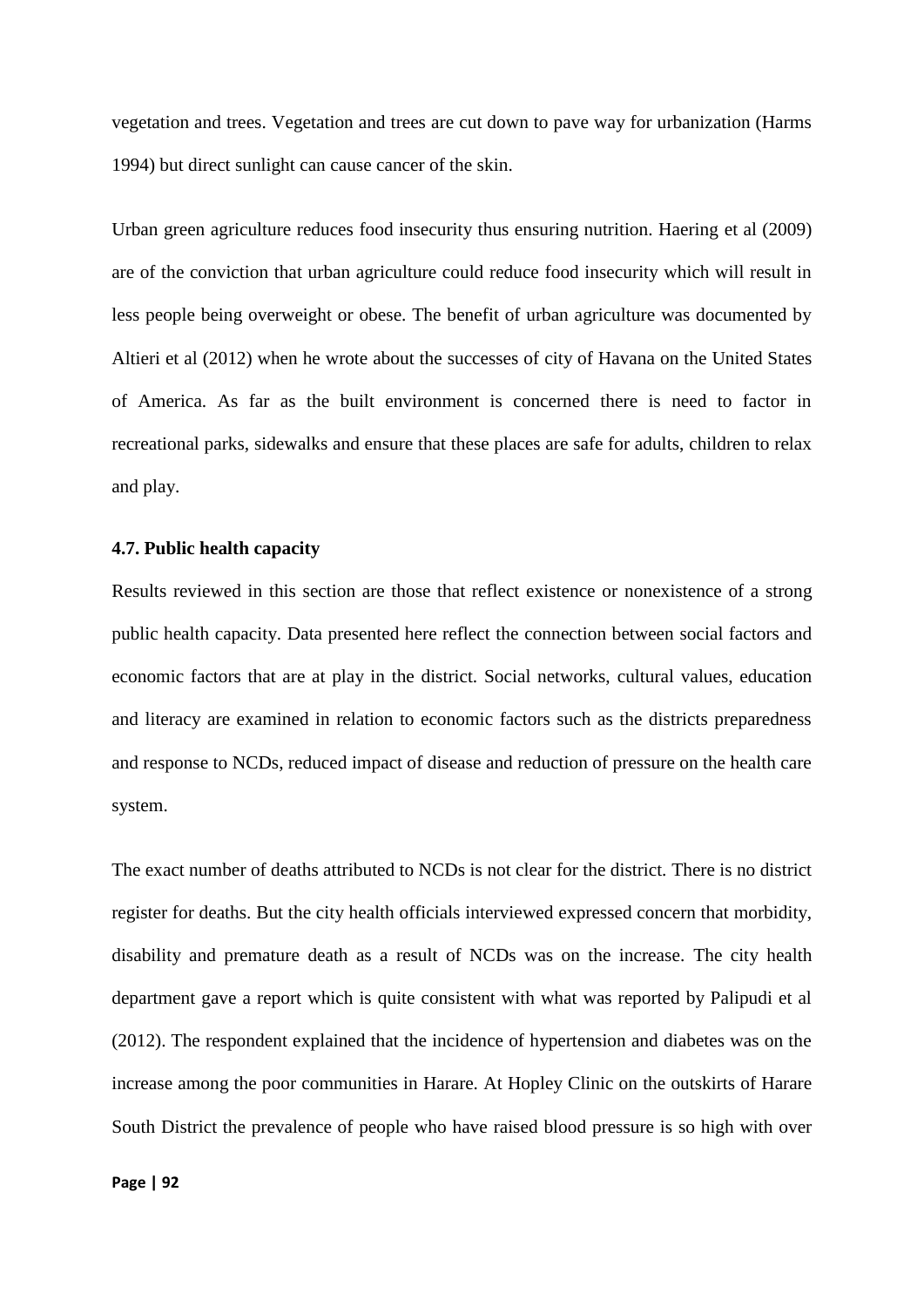vegetation and trees. Vegetation and trees are cut down to pave way for urbanization (Harms 1994) but direct sunlight can cause cancer of the skin.

Urban green agriculture reduces food insecurity thus ensuring nutrition. Haering et al (2009) are of the conviction that urban agriculture could reduce food insecurity which will result in less people being overweight or obese. The benefit of urban agriculture was documented by Altieri et al (2012) when he wrote about the successes of city of Havana on the United States of America. As far as the built environment is concerned there is need to factor in recreational parks, sidewalks and ensure that these places are safe for adults, children to relax and play.

**4.7. Public health capacity**

Results reviewed in this section are those that reflect existence or nonexistence of a strong public health capacity. Data presented here reflect the connection between social factors and economic factors that are at play in the district. Social networks, cultural values, education and literacy are examined in relation to economic factors such as the districts preparedness and response to NCDs, reduced impact of disease and reduction of pressure on the health care system.

The exact number of deaths attributed to NCDs is not clear for the district. There is no district register for deaths. But the city health officials interviewed expressed concern that morbidity, disability and premature death as a result of NCDs was on the increase. The city health department gave a report which is quite consistent with what was reported by Palipudi et al (2012). The respondent explained that the incidence of hypertension and diabetes was on the increase among the poor communities in Harare. At Hopley Clinic on the outskirts of Harare South District the prevalence of people who have raised blood pressure is so high with over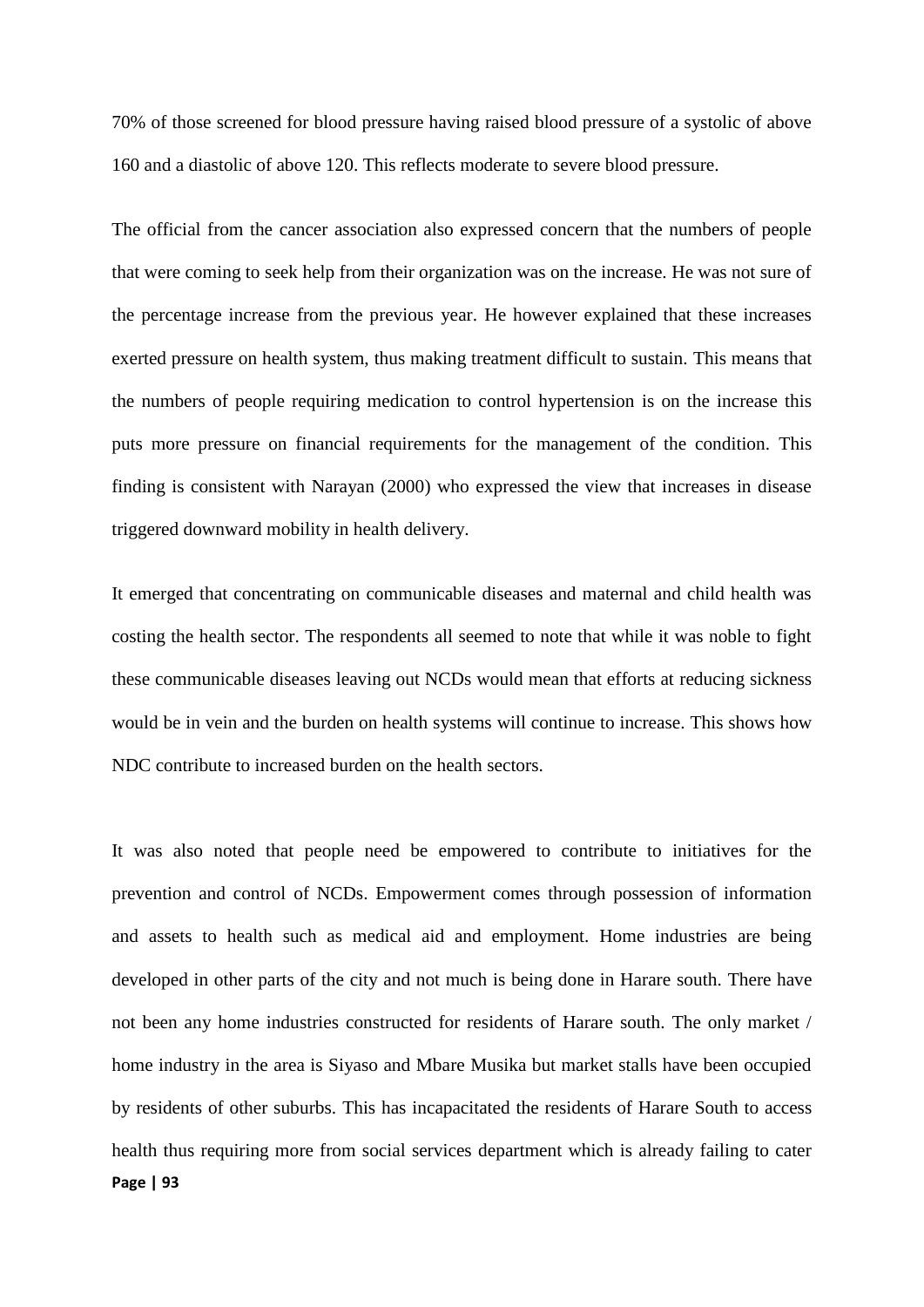70% of those screened for blood pressure having raised blood pressure of a systolic of above 160 and a diastolic of above 120. This reflects moderate to severe blood pressure.

The official from the cancer association also expressed concern that the numbers of people that were coming to seek help from their organization was on the increase. He was not sure of the percentage increase from the previous year. He however explained that these increases exerted pressure on health system, thus making treatment difficult to sustain. This means that the numbers of people requiring medication to control hypertension is on the increase this puts more pressure on financial requirements for the management of the condition. This finding is consistent with Narayan (2000) who expressed the view that increases in disease triggered downward mobility in health delivery.

It emerged that concentrating on communicable diseases and maternal and child health was costing the health sector. The respondents all seemed to note that while it was noble to fight these communicable diseases leaving out NCDs would mean that efforts at reducing sickness would be in vein and the burden on health systems will continue to increase. This shows how NDC contribute to increased burden on the health sectors.

It was also noted that people need be empowered to contribute to initiatives for the prevention and control of NCDs. Empowerment comes through possession of information and assets to health such as medical aid and employment. Home industries are being developed in other parts of the city and not much is being done in Harare south. There have not been any home industries constructed for residents of Harare south. The only market / home industry in the area is Siyaso and Mbare Musika but market stalls have been occupied by residents of other suburbs. This has incapacitated the residents of Harare South to access health thus requiring more from social services department which is already failing to cater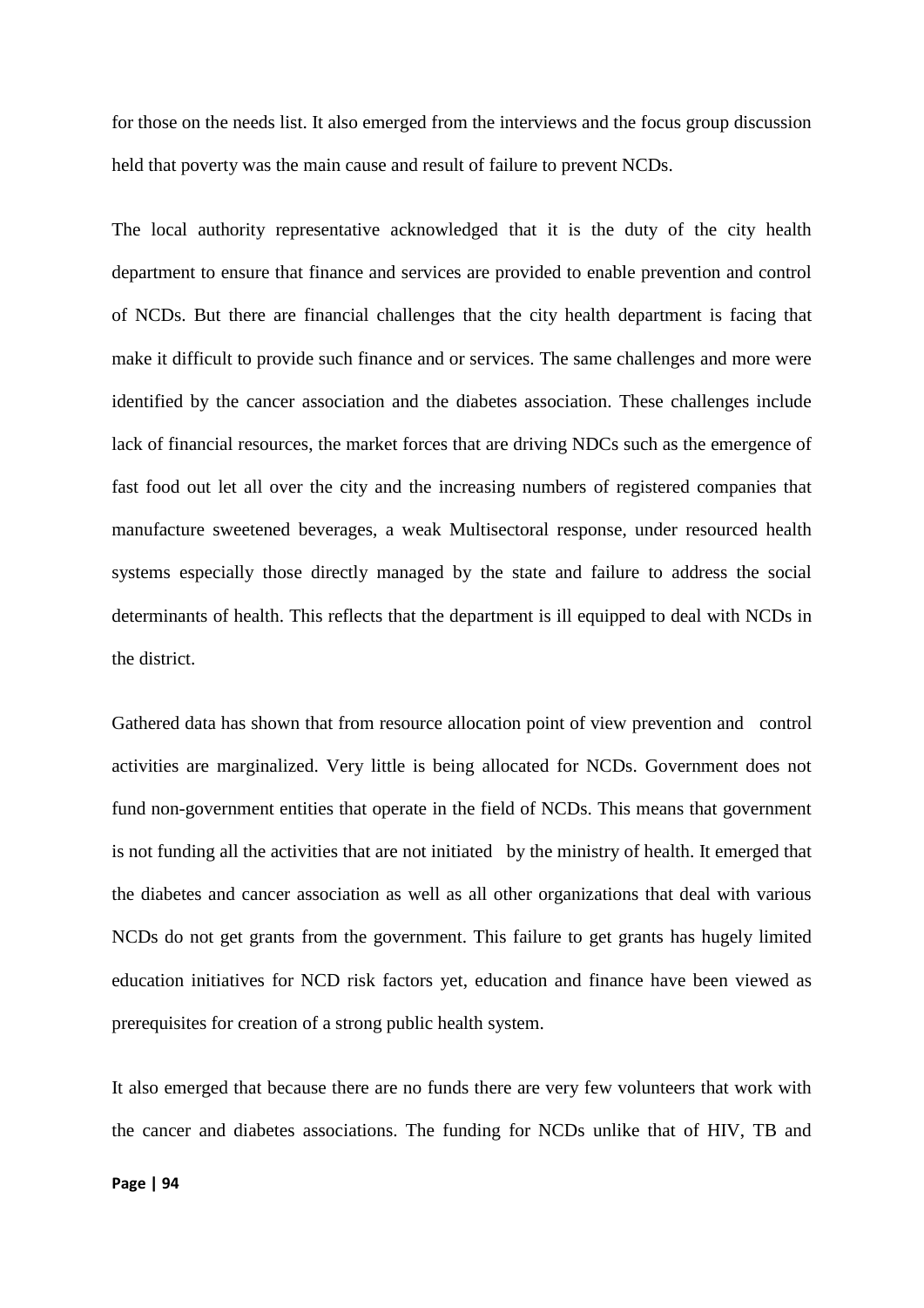for those on the needs list. It also emerged from the interviews and the focus group discussion held that poverty was the main cause and result of failure to prevent NCDs.

The local authority representative acknowledged that it is the duty of the city health department to ensure that finance and services are provided to enable prevention and control of NCDs. But there are financial challenges that the city health department is facing that make it difficult to provide such finance and or services. The same challenges and more were identified by the cancer association and the diabetes association. These challenges include lack of financial resources, the market forces that are driving NDCs such as the emergence of fast food out let all over the city and the increasing numbers of registered companies that manufacture sweetened beverages, a weak Multisectoral response, under resourced health systems especially those directly managed by the state and failure to address the social determinants of health. This reflects that the department is ill equipped to deal with NCDs in the district.

Gathered data has shown that from resource allocation point of view prevention and control activities are marginalized. Very little is being allocated for NCDs. Government does not fund non-government entities that operate in the field of NCDs. This means that government is not funding all the activities that are not initiated by the ministry of health. It emerged that the diabetes and cancer association as well as all other organizations that deal with various NCDs do not get grants from the government. This failure to get grants has hugely limited education initiatives for NCD risk factors yet, education and finance have been viewed as prerequisites for creation of a strong public health system.

It also emerged that because there are no funds there are very few volunteers that work with the cancer and diabetes associations. The funding for NCDs unlike that of HIV, TB and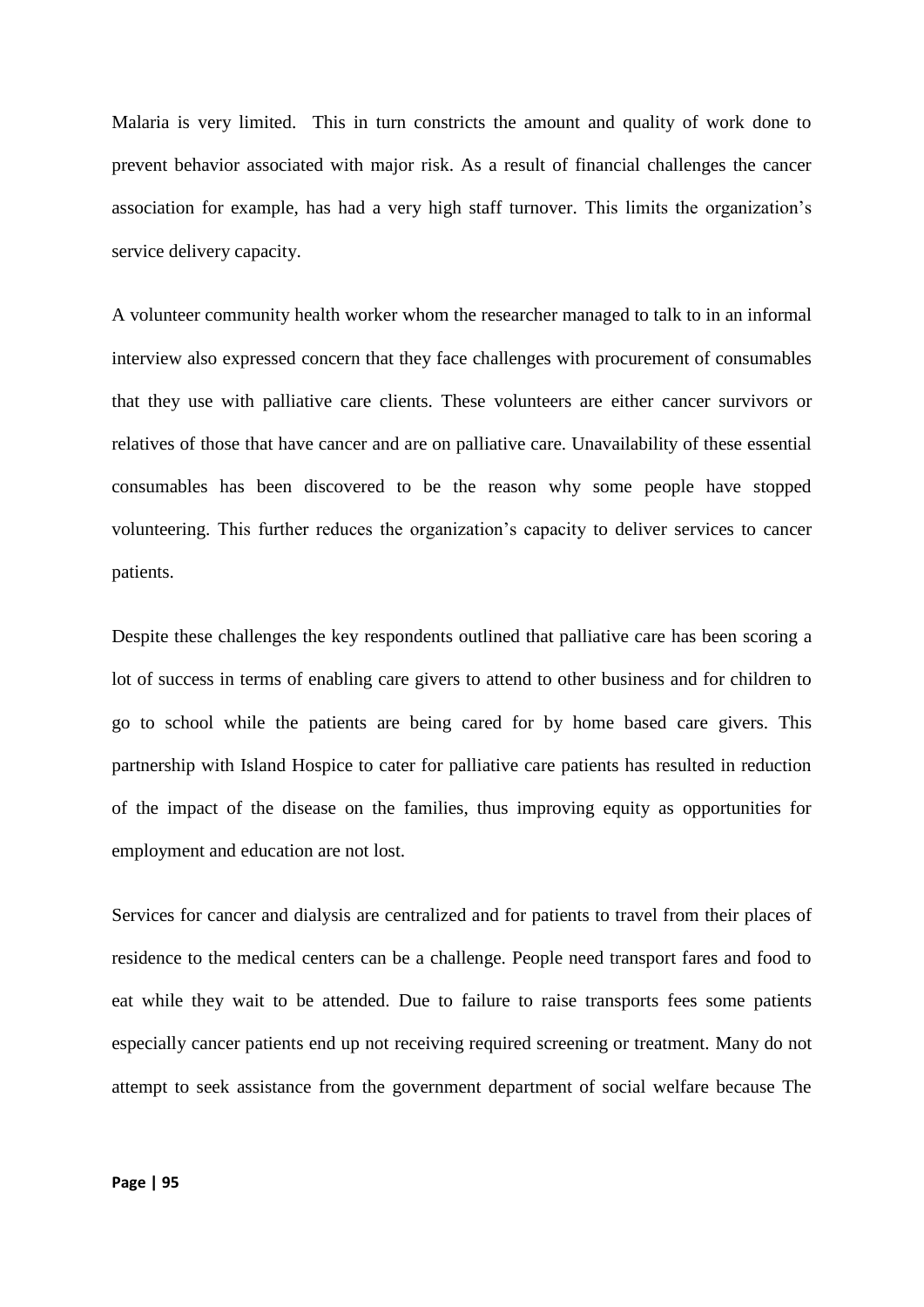Malaria is very limited. This in turn constricts the amount and quality of work done to prevent behavior associated with major risk. As a result of financial challenges the cancer association for example, has had a very high staff turnover. This limits the organization's service delivery capacity.

A volunteer community health worker whom the researcher managed to talk to in an informal interview also expressed concern that they face challenges with procurement of consumables that they use with palliative care clients. These volunteers are either cancer survivors or relatives of those that have cancer and are on palliative care. Unavailability of these essential consumables has been discovered to be the reason why some people have stopped volunteering. This further reduces the organization's capacity to deliver services to cancer patients.

Despite these challenges the key respondents outlined that palliative care has been scoring a lot of success in terms of enabling care givers to attend to other business and for children to go to school while the patients are being cared for by home based care givers. This partnership with Island Hospice to cater for palliative care patients has resulted in reduction of the impact of the disease on the families, thus improving equity as opportunities for employment and education are not lost.

Services for cancer and dialysis are centralized and for patients to travel from their places of residence to the medical centers can be a challenge. People need transport fares and food to eat while they wait to be attended. Due to failure to raise transports fees some patients especially cancer patients end up not receiving required screening or treatment. Many do not attempt to seek assistance from the government department of social welfare because The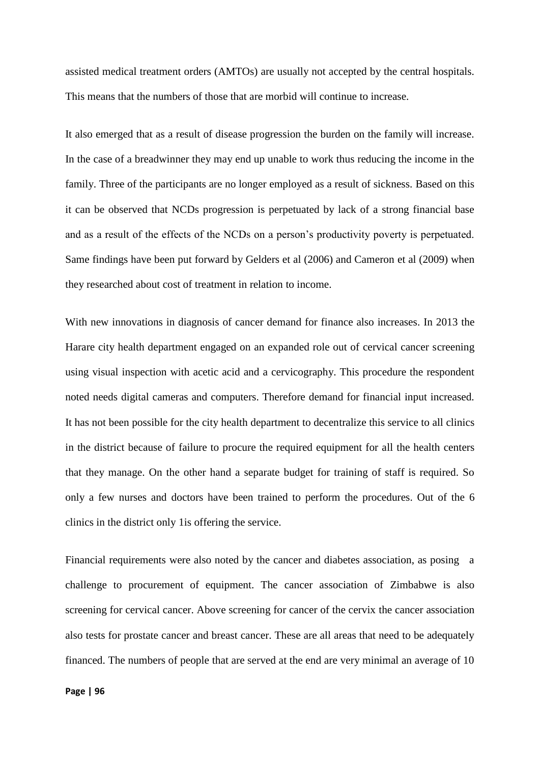assisted medical treatment orders (AMTOs) are usually not accepted by the central hospitals. This means that the numbers of those that are morbid will continue to increase.

It also emerged that as a result of disease progression the burden on the family will increase. In the case of a breadwinner they may end up unable to work thus reducing the income in the family. Three of the participants are no longer employed as a result of sickness. Based on this it can be observed that NCDs progression is perpetuated by lack of a strong financial base and as a result of the effects of the NCDs on a person's productivity poverty is perpetuated. Same findings have been put forward by Gelders et al (2006) and Cameron et al (2009) when they researched about cost of treatment in relation to income.

With new innovations in diagnosis of cancer demand for finance also increases. In 2013 the Harare city health department engaged on an expanded role out of cervical cancer screening using visual inspection with acetic acid and a cervicography. This procedure the respondent noted needs digital cameras and computers. Therefore demand for financial input increased. It has not been possible for the city health department to decentralize this service to all clinics in the district because of failure to procure the required equipment for all the health centers that they manage. On the other hand a separate budget for training of staff is required. So only a few nurses and doctors have been trained to perform the procedures. Out of the 6 clinics in the district only 1is offering the service.

Financial requirements were also noted by the cancer and diabetes association, as posing a challenge to procurement of equipment. The cancer association of Zimbabwe is also screening for cervical cancer. Above screening for cancer of the cervix the cancer association also tests for prostate cancer and breast cancer. These are all areas that need to be adequately financed. The numbers of people that are served at the end are very minimal an average of 10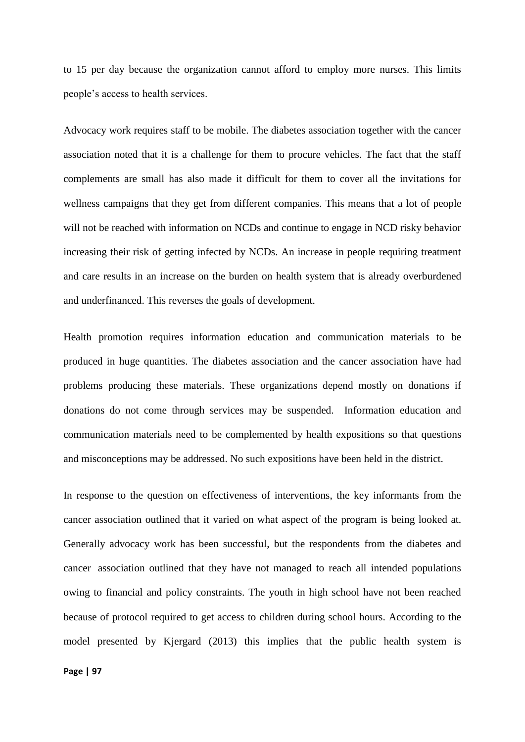to 15 per day because the organization cannot afford to employ more nurses. This limits people's access to health services.

Advocacy work requires staff to be mobile. The diabetes association together with the cancer association noted that it is a challenge for them to procure vehicles. The fact that the staff complements are small has also made it difficult for them to cover all the invitations for wellness campaigns that they get from different companies. This means that a lot of people will not be reached with information on NCDs and continue to engage in NCD risky behavior increasing their risk of getting infected by NCDs. An increase in people requiring treatment and care results in an increase on the burden on health system that is already overburdened and underfinanced. This reverses the goals of development.

Health promotion requires information education and communication materials to be produced in huge quantities. The diabetes association and the cancer association have had problems producing these materials. These organizations depend mostly on donations if donations do not come through services may be suspended. Information education and communication materials need to be complemented by health expositions so that questions and misconceptions may be addressed. No such expositions have been held in the district.

In response to the question on effectiveness of interventions, the key informants from the cancer association outlined that it varied on what aspect of the program is being looked at. Generally advocacy work has been successful, but the respondents from the diabetes and cancer association outlined that they have not managed to reach all intended populations owing to financial and policy constraints. The youth in high school have not been reached because of protocol required to get access to children during school hours. According to the model presented by Kjergard (2013) this implies that the public health system is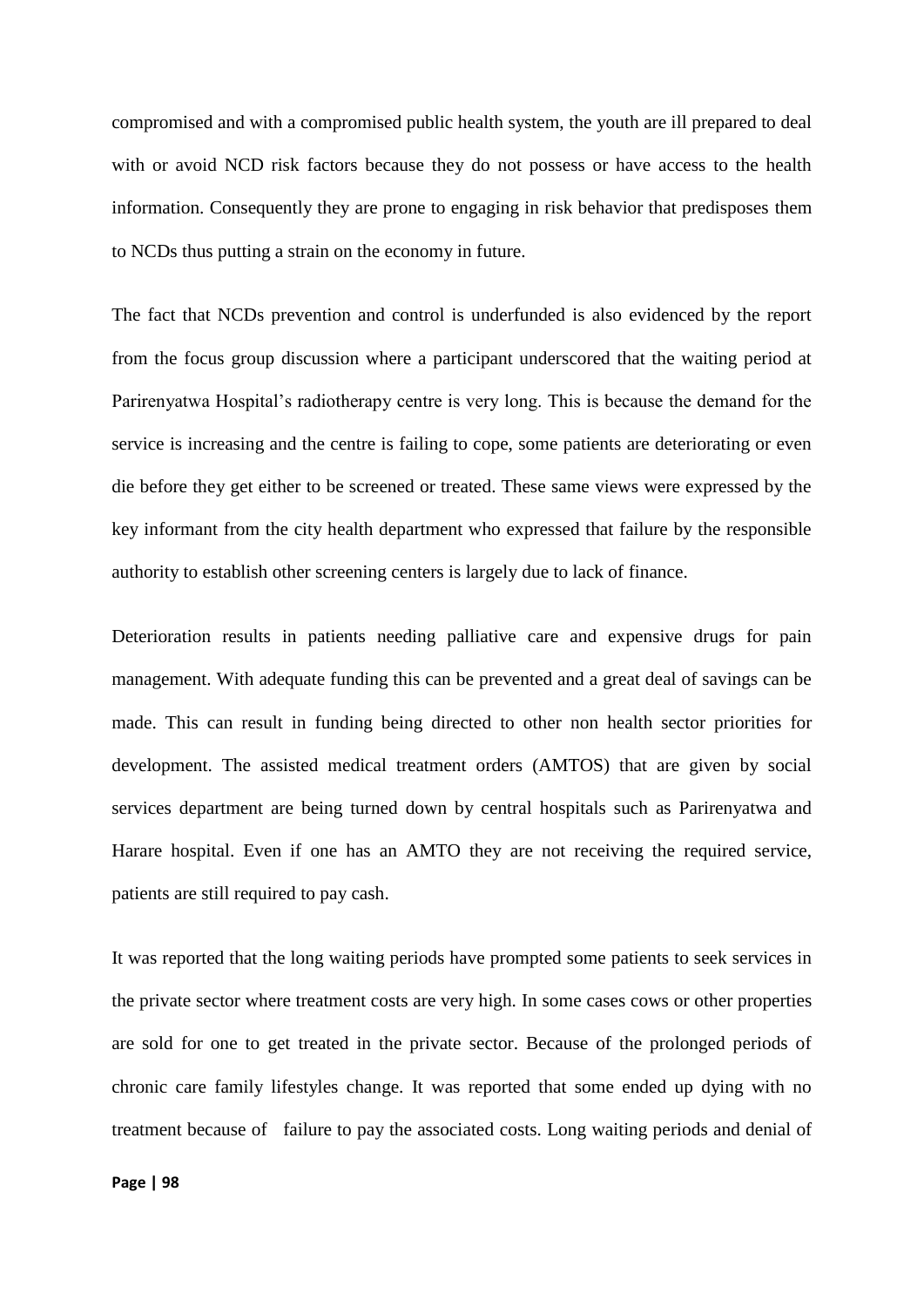compromised and with a compromised public health system, the youth are ill prepared to deal with or avoid NCD risk factors because they do not possess or have access to the health information. Consequently they are prone to engaging in risk behavior that predisposes them to NCDs thus putting a strain on the economy in future.

The fact that NCDs prevention and control is underfunded is also evidenced by the report from the focus group discussion where a participant underscored that the waiting period at Parirenyatwa Hospital's radiotherapy centre is very long. This is because the demand for the service is increasing and the centre is failing to cope, some patients are deteriorating or even die before they get either to be screened or treated. These same views were expressed by the key informant from the city health department who expressed that failure by the responsible authority to establish other screening centers is largely due to lack of finance.

Deterioration results in patients needing palliative care and expensive drugs for pain management. With adequate funding this can be prevented and a great deal of savings can be made. This can result in funding being directed to other non health sector priorities for development. The assisted medical treatment orders (AMTOS) that are given by social services department are being turned down by central hospitals such as Parirenyatwa and Harare hospital. Even if one has an AMTO they are not receiving the required service, patients are still required to pay cash.

It was reported that the long waiting periods have prompted some patients to seek services in the private sector where treatment costs are very high. In some cases cows or other properties are sold for one to get treated in the private sector. Because of the prolonged periods of chronic care family lifestyles change. It was reported that some ended up dying with no treatment because of failure to pay the associated costs. Long waiting periods and denial of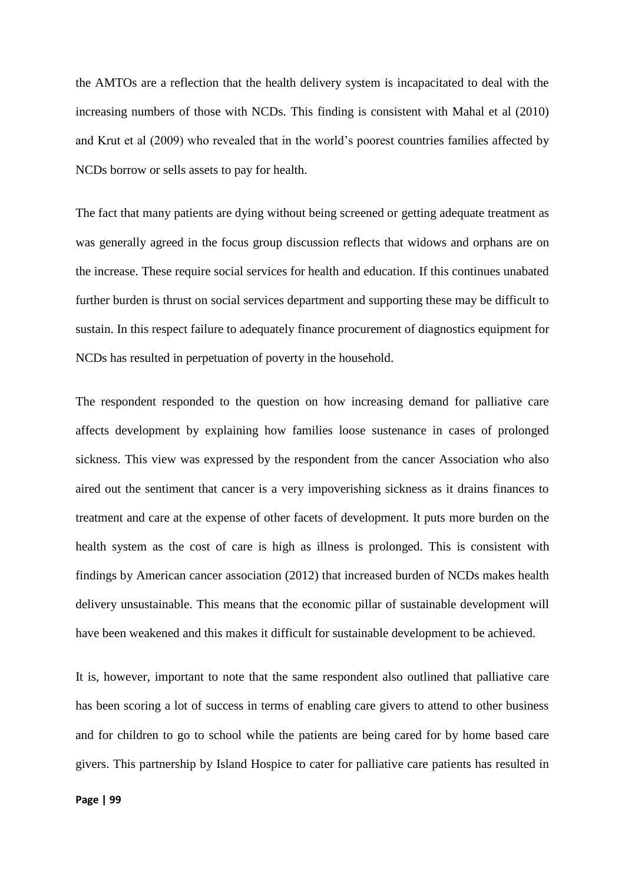the AMTOs are a reflection that the health delivery system is incapacitated to deal with the increasing numbers of those with NCDs. This finding is consistent with Mahal et al (2010) and Krut et al (2009) who revealed that in the world's poorest countries families affected by NCDs borrow or sells assets to pay for health.

The fact that many patients are dying without being screened or getting adequate treatment as was generally agreed in the focus group discussion reflects that widows and orphans are on the increase. These require social services for health and education. If this continues unabated further burden is thrust on social services department and supporting these may be difficult to sustain. In this respect failure to adequately finance procurement of diagnostics equipment for NCDs has resulted in perpetuation of poverty in the household.

The respondent responded to the question on how increasing demand for palliative care affects development by explaining how families loose sustenance in cases of prolonged sickness. This view was expressed by the respondent from the cancer Association who also aired out the sentiment that cancer is a very impoverishing sickness as it drains finances to treatment and care at the expense of other facets of development. It puts more burden on the health system as the cost of care is high as illness is prolonged. This is consistent with findings by American cancer association (2012) that increased burden of NCDs makes health delivery unsustainable. This means that the economic pillar of sustainable development will have been weakened and this makes it difficult for sustainable development to be achieved.

It is, however, important to note that the same respondent also outlined that palliative care has been scoring a lot of success in terms of enabling care givers to attend to other business and for children to go to school while the patients are being cared for by home based care givers. This partnership by Island Hospice to cater for palliative care patients has resulted in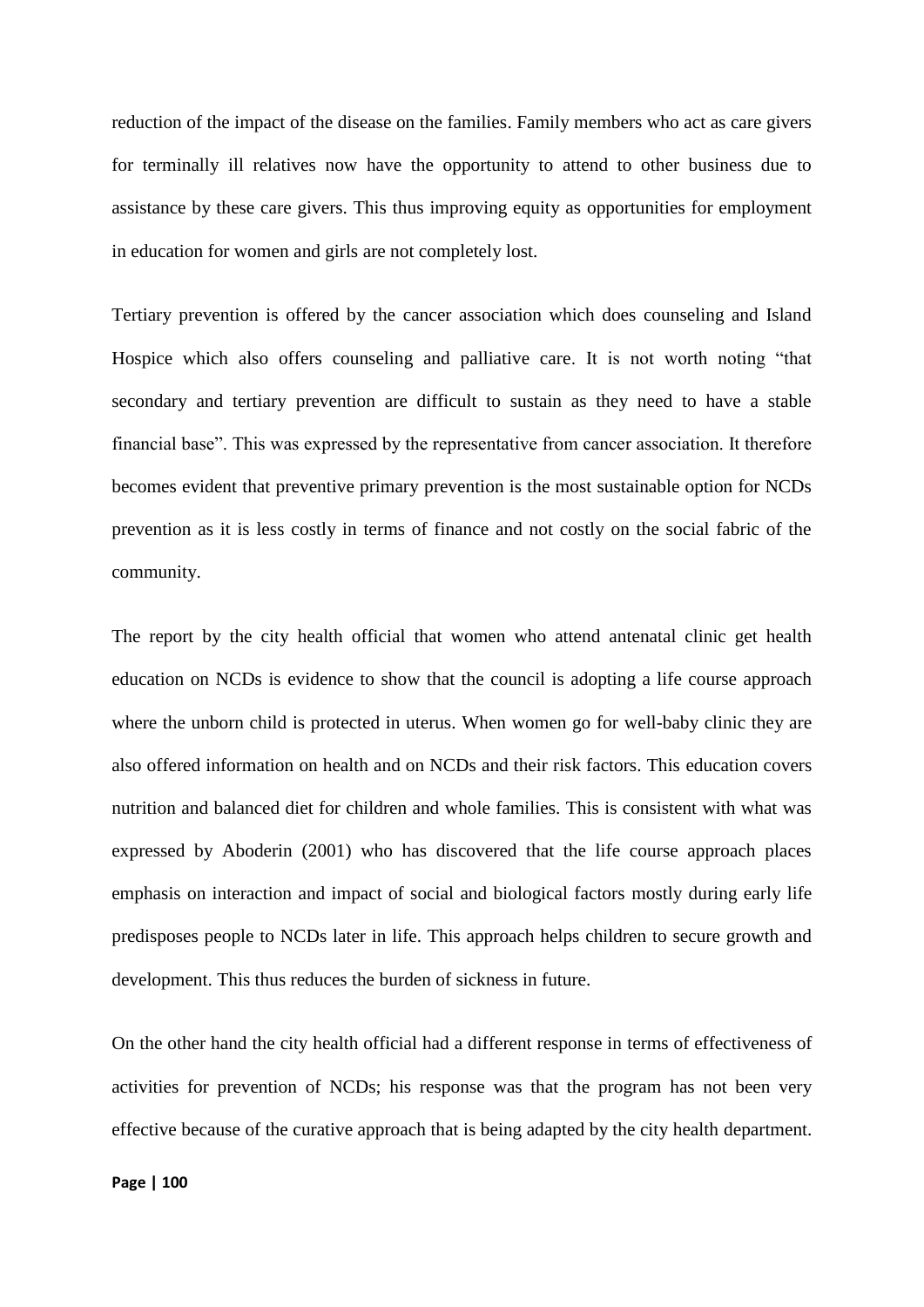reduction of the impact of the disease on the families. Family members who act as care givers for terminally ill relatives now have the opportunity to attend to other business due to assistance by these care givers. This thus improving equity as opportunities for employment in education for women and girls are not completely lost.

Tertiary prevention is offered by the cancer association which does counseling and Island Hospice which also offers counseling and palliative care. It is not worth noting "that secondary and tertiary prevention are difficult to sustain as they need to have a stable financial base". This was expressed by the representative from cancer association. It therefore becomes evident that preventive primary prevention is the most sustainable option for NCDs prevention as it is less costly in terms of finance and not costly on the social fabric of the community.

The report by the city health official that women who attend antenatal clinic get health education on NCDs is evidence to show that the council is adopting a life course approach where the unborn child is protected in uterus. When women go for well-baby clinic they are also offered information on health and on NCDs and their risk factors. This education covers nutrition and balanced diet for children and whole families. This is consistent with what was expressed by Aboderin (2001) who has discovered that the life course approach places emphasis on interaction and impact of social and biological factors mostly during early life predisposes people to NCDs later in life. This approach helps children to secure growth and development. This thus reduces the burden of sickness in future.

On the other hand the city health official had a different response in terms of effectiveness of activities for prevention of NCDs; his response was that the program has not been very effective because of the curative approach that is being adapted by the city health department.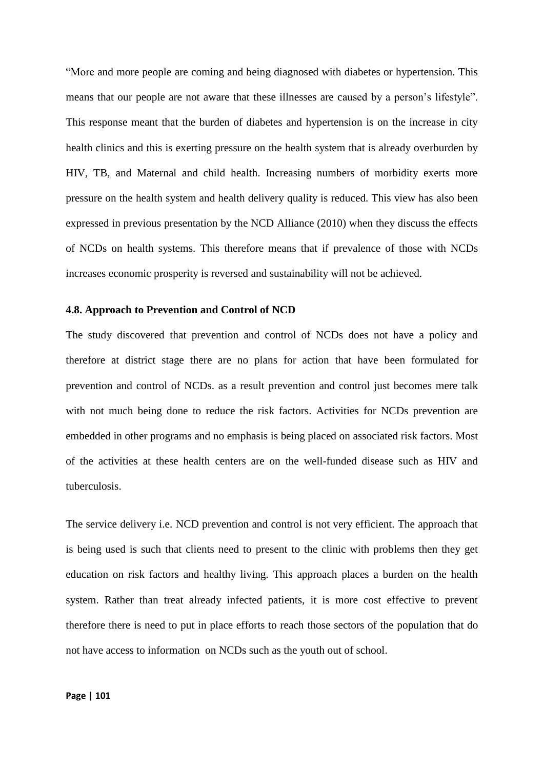“More and more people are coming and being diagnosed with diabetes or hypertension. This means that our people are not aware that these illnesses are caused by a person’s lifestyle”. This response meant that the burden of diabetes and hypertension is on the increase in city health clinics and this is exerting pressure on the health system that is already overburden by HIV, TB, and Maternal and child health. Increasing numbers of morbidity exerts more pressure on the health system and health delivery quality is reduced. This view has also been expressed in previous presentation by the NCD Alliance (2010) when they discuss the effects of NCDs on health systems. This therefore means that if prevalence of those with NCDs increases economic prosperity is reversed and sustainability will not be achieved.

### 4.8. Approach to Prevention and Control of NCD

The study discovered that prevention and control of NCDs does not have a policy and therefore at district stage there are no plans for action that have been formulated for prevention and control of NCDs. as a result prevention and control just becomes mere talk with not much being done to reduce the risk factors. Activities for NCDs prevention are embedded in other programs and no emphasis is being placed on associated risk factors. Most of the activities at these health centers are on the well-funded disease such as HIV and tuberculosis.

The service delivery i.e. NCD prevention and control is not very efficient. The approach that is being used is such that clients need to present to the clinic with problems then they get education on risk factors and healthy living. This approach places a burden on the health system. Rather than treat already infected patients, it is more cost effective to prevent therefore there is need to put in place efforts to reach those sectors of the population that do not have access to information on NCDs such as the youth out of school.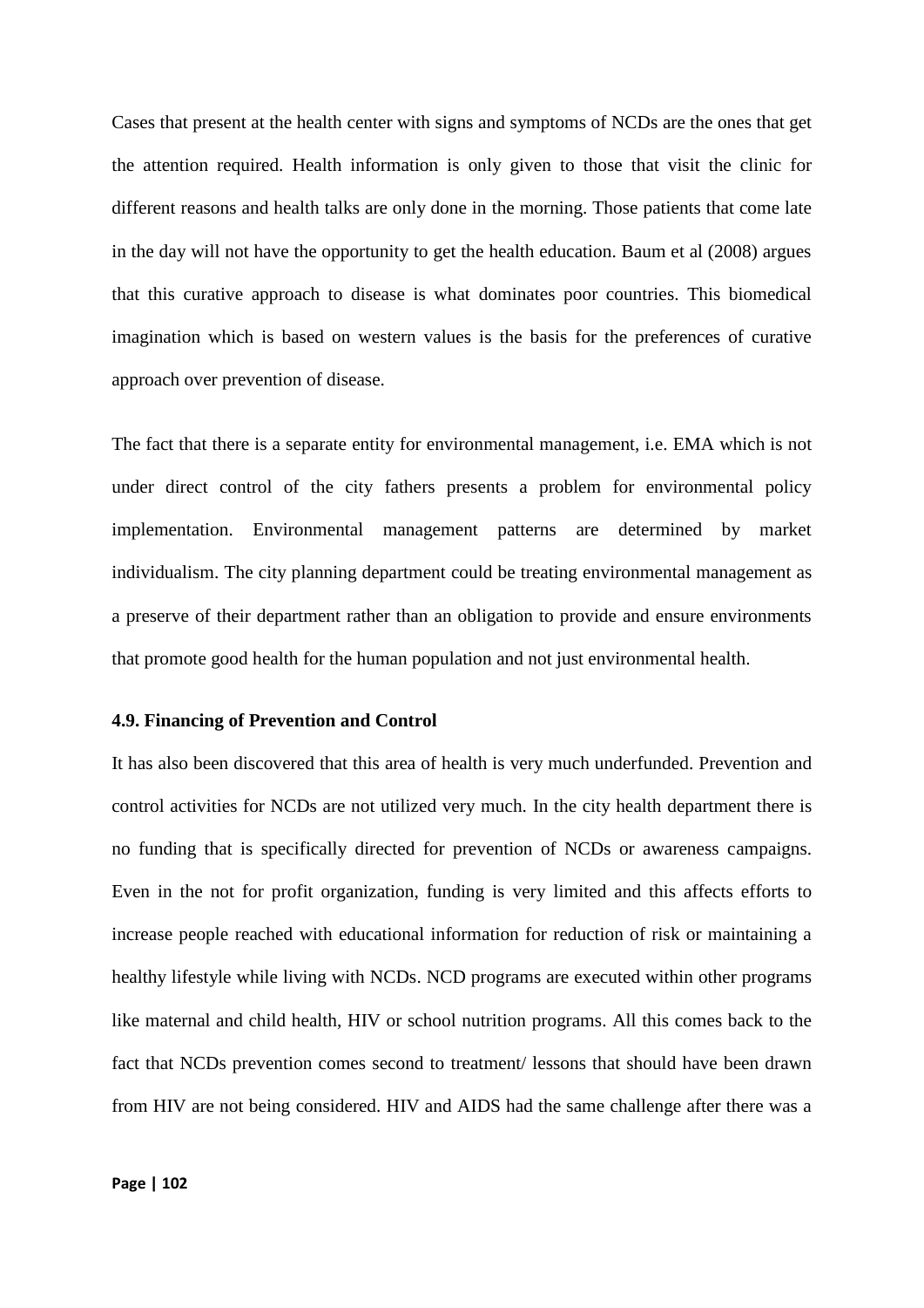Cases that present at the health center with signs and symptoms of NCDs are the ones that get the attention required. Health information is only given to those that visit the clinic for different reasons and health talks are only done in the morning. Those patients that come late in the day will not have the opportunity to get the health education. Baum et al (2008) argues that this curative approach to disease is what dominates poor countries. This biomedical imagination which is based on western values is the basis for the preferences of curative approach over prevention of disease.

The fact that there is a separate entity for environmental management, i.e. EMA which is not under direct control of the city fathers presents a problem for environmental policy implementation. Environmental management patterns are determined by market individualism. The city planning department could be treating environmental management as a preserve of their department rather than an obligation to provide and ensure environments that promote good health for the human population and not just environmental health.

### 4.9. Financing of Prevention and Control

It has also been discovered that this area of health is very much underfunded. Prevention and control activities for NCDs are not utilized very much. In the city health department there is no funding that is specifically directed for prevention of NCDs or awareness campaigns. Even in the not for profit organization, funding is very limited and this affects efforts to increase people reached with educational information for reduction of risk or maintaining a healthy lifestyle while living with NCDs. NCD programs are executed within other programs like maternal and child health, HIV or school nutrition programs. All this comes back to the fact that NCDs prevention comes second to treatment/ lessons that should have been drawn from HIV are not being considered. HIV and AIDS had the same challenge after there was a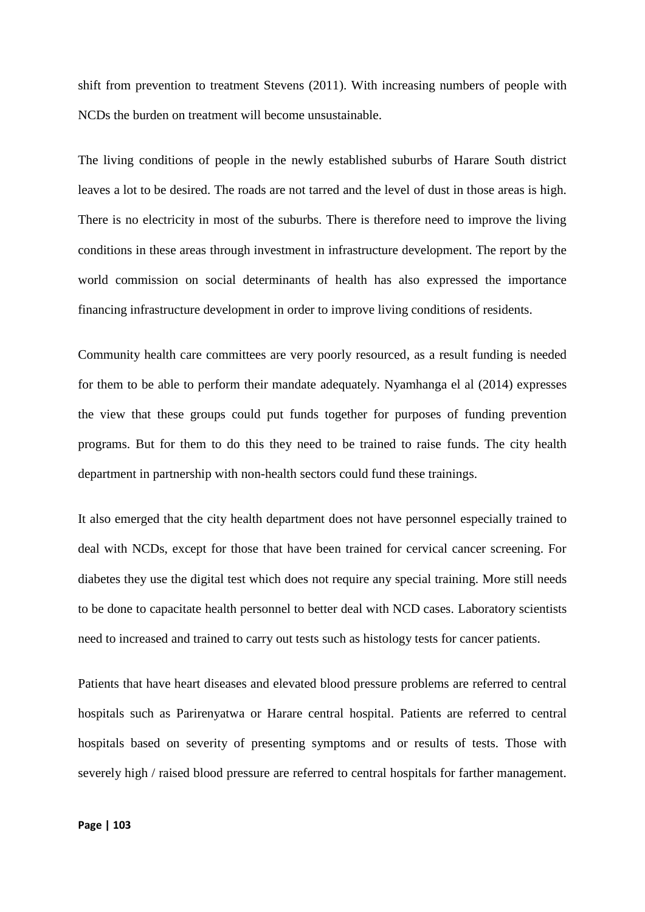shift from prevention to treatment Stevens (2011). With increasing numbers of people with NCDs the burden on treatment will become unsustainable.

The living conditions of people in the newly established suburbs of Harare South district leaves a lot to be desired. The roads are not tarred and the level of dust in those areas is high. There is no electricity in most of the suburbs. There is therefore need to improve the living conditions in these areas through investment in infrastructure development. The report by the world commission on social determinants of health has also expressed the importance financing infrastructure development in order to improve living conditions of residents.

Community health care committees are very poorly resourced, as a result funding is needed for them to be able to perform their mandate adequately. Nyamhanga el al (2014) expresses the view that these groups could put funds together for purposes of funding prevention programs. But for them to do this they need to be trained to raise funds. The city health department in partnership with non-health sectors could fund these trainings.

It also emerged that the city health department does not have personnel especially trained to deal with NCDs, except for those that have been trained for cervical cancer screening. For diabetes they use the digital test which does not require any special training. More still needs to be done to capacitate health personnel to better deal with NCD cases. Laboratory scientists need to increased and trained to carry out tests such as histology tests for cancer patients.

Patients that have heart diseases and elevated blood pressure problems are referred to central hospitals such as Parirenyatwa or Harare central hospital. Patients are referred to central hospitals based on severity of presenting symptoms and or results of tests. Those with severely high / raised blood pressure are referred to central hospitals for farther management.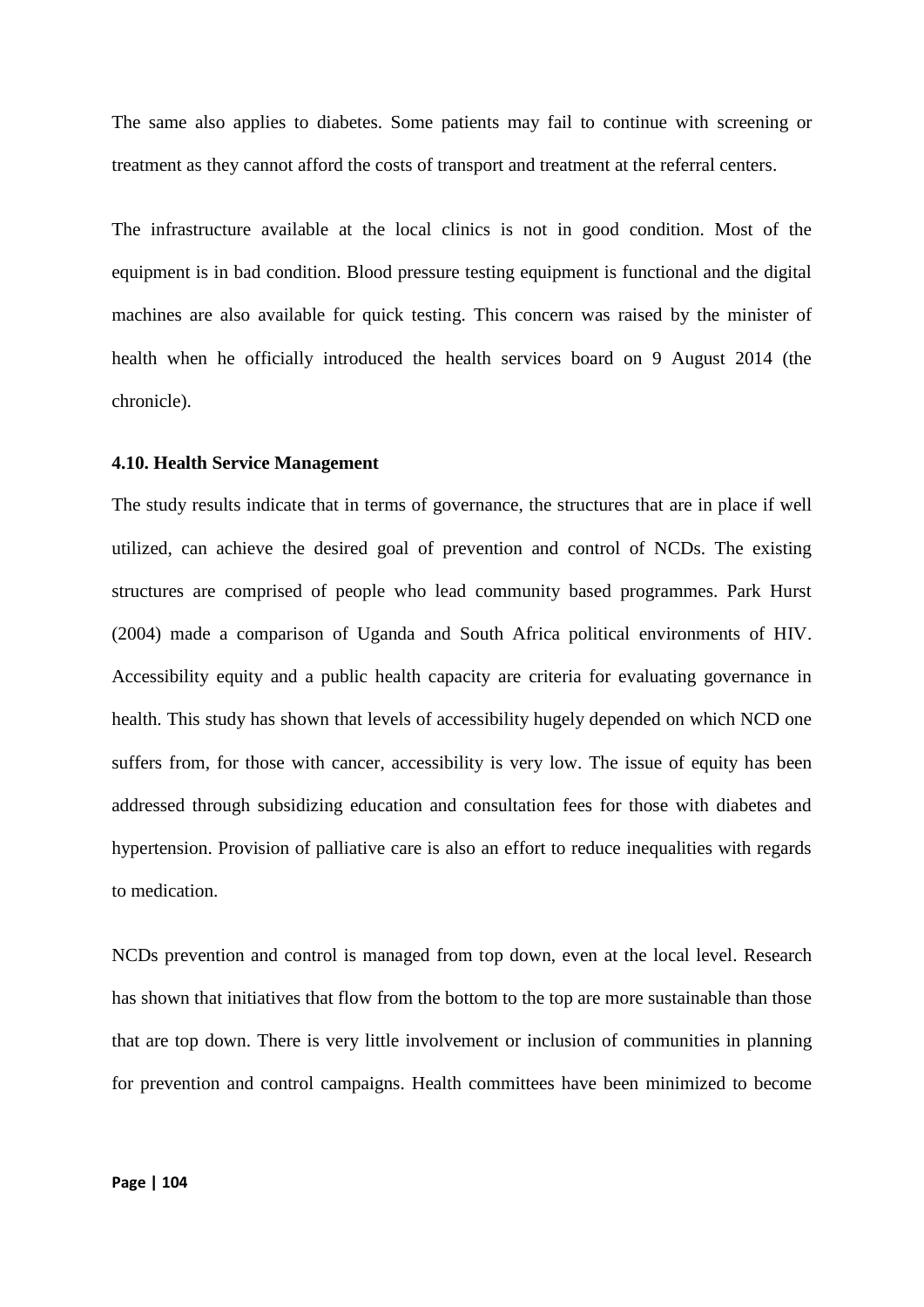The same also applies to diabetes. Some patients may fail to continue with screening or treatment as they cannot afford the costs of transport and treatment at the referral centers.

The infrastructure available at the local clinics is not in good condition. Most of the equipment is in bad condition. Blood pressure testing equipment is functional and the digital machines are also available for quick testing. This concern was raised by the minister of health when he officially introduced the health services board on 9 August 2014 (the chronicle).

#### 4.10. Health Service Management

The study results indicate that in terms of governance, the structures that are in place if well utilized, can achieve the desired goal of prevention and control of NCDs. The existing structures are comprised of people who lead community based programmes. Park Hurst (2004) made a comparison of Uganda and South Africa political environments of HIV. Accessibility equity and a public health capacity are criteria for evaluating governance in health. This study has shown that levels of accessibility hugely depended on which NCD one suffers from, for those with cancer, accessibility is very low. The issue of equity has been addressed through subsidizing education and consultation fees for those with diabetes and hypertension. Provision of palliative care is also an effort to reduce inequalities with regards to medication.

NCDs prevention and control is managed from top down, even at the local level. Research has shown that initiatives that flow from the bottom to the top are more sustainable than those that are top down. There is very little involvement or inclusion of communities in planning for prevention and control campaigns. Health committees have been minimized to become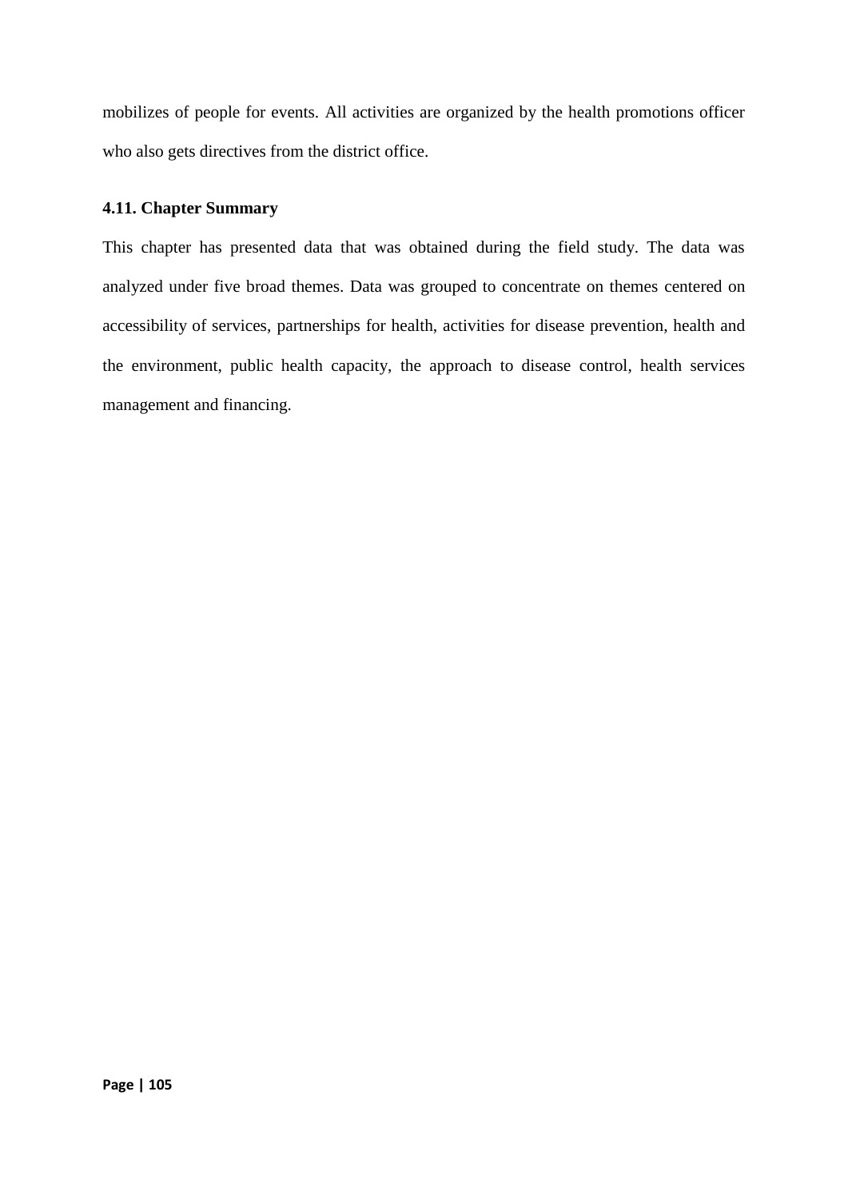mobilizes of people for events. All activities are organized by the health promotions officer who also gets directives from the district office.

### 4.11. Chapter Summary

This chapter has presented data that was obtained during the field study. The data was analyzed under five broad themes. Data was grouped to concentrate on themes centered on accessibility of services, partnerships for health, activities for disease prevention, health and the environment, public health capacity, the approach to disease control, health services management and financing.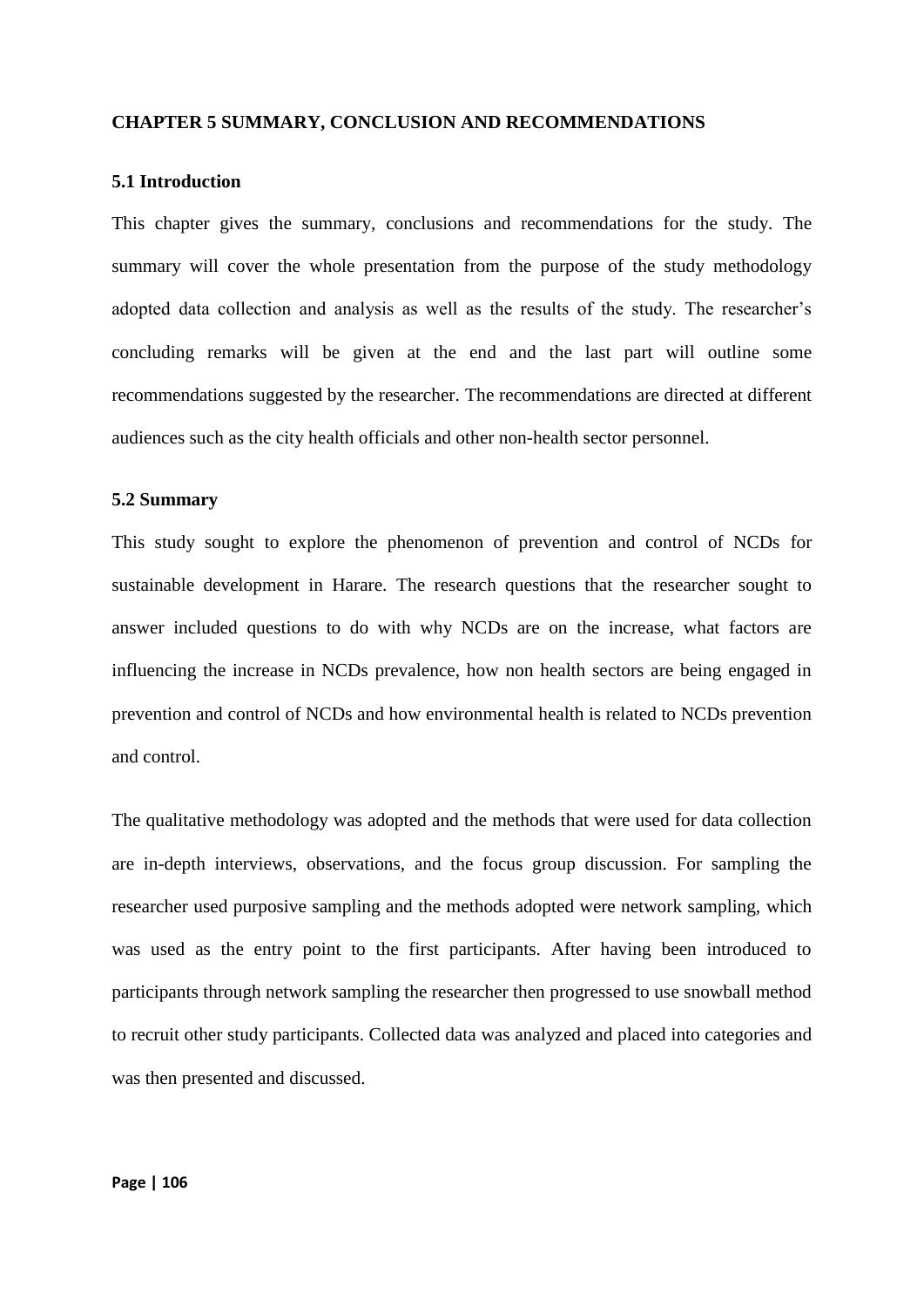## CHAPTER 5 SUMMARY, CONCLUSION AND RECOMMENDATIONS

### 5.1 Introduction

This chapter gives the summary, conclusions and recommendations for the study. The summary will cover the whole presentation from the purpose of the study methodology adopted data collection and analysis as well as the results of the study. The researcher's concluding remarks will be given at the end and the last part will outline some recommendations suggested by the researcher. The recommendations are directed at different audiences such as the city health officials and other non-health sector personnel.

### 5.2 Summary

This study sought to explore the phenomenon of prevention and control of NCDs for sustainable development in Harare. The research questions that the researcher sought to answer included questions to do with why NCDs are on the increase, what factors are influencing the increase in NCDs prevalence, how non health sectors are being engaged in prevention and control of NCDs and how environmental health is related to NCDs prevention and control.

The qualitative methodology was adopted and the methods that were used for data collection are in-depth interviews, observations, and the focus group discussion. For sampling the researcher used purposive sampling and the methods adopted were network sampling, which was used as the entry point to the first participants. After having been introduced to participants through network sampling the researcher then progressed to use snowball method to recruit other study participants. Collected data was analyzed and placed into categories and was then presented and discussed.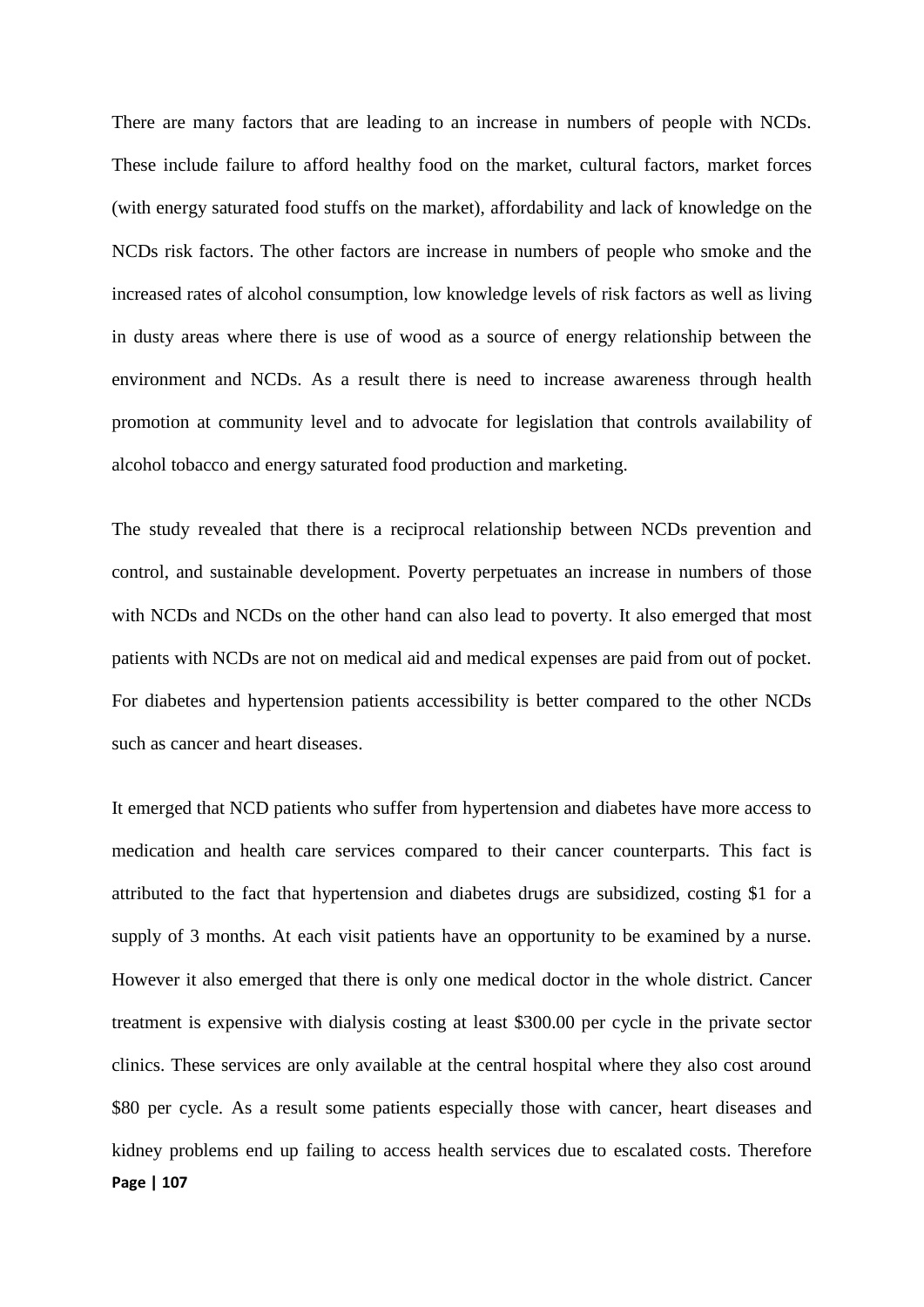There are many factors that are leading to an increase in numbers of people with NCDs. These include failure to afford healthy food on the market, cultural factors, market forces (with energy saturated food stuffs on the market), affordability and lack of knowledge on the NCDs risk factors. The other factors are increase in numbers of people who smoke and the increased rates of alcohol consumption, low knowledge levels of risk factors as well as living in dusty areas where there is use of wood as a source of energy relationship between the environment and NCDs. As a result there is need to increase awareness through health promotion at community level and to advocate for legislation that controls availability of alcohol tobacco and energy saturated food production and marketing.

The study revealed that there is a reciprocal relationship between NCDs prevention and control, and sustainable development. Poverty perpetuates an increase in numbers of those with NCDs and NCDs on the other hand can also lead to poverty. It also emerged that most patients with NCDs are not on medical aid and medical expenses are paid from out of pocket. For diabetes and hypertension patients accessibility is better compared to the other NCDs such as cancer and heart diseases.

It emerged that NCD patients who suffer from hypertension and diabetes have more access to medication and health care services compared to their cancer counterparts. This fact is attributed to the fact that hypertension and diabetes drugs are subsidized, costing $1 for a supply of 3 months. At each visit patients have an opportunity to be examined by a nurse. However it also emerged that there is only one medical doctor in the whole district. Cancer treatment is expensive with dialysis costing at least $300.00 per cycle in the private sector clinics. These services are only available at the central hospital where they also cost around $80 per cycle. As a result some patients especially those with cancer, heart diseases and kidney problems end up failing to access health services due to escalated costs. Therefore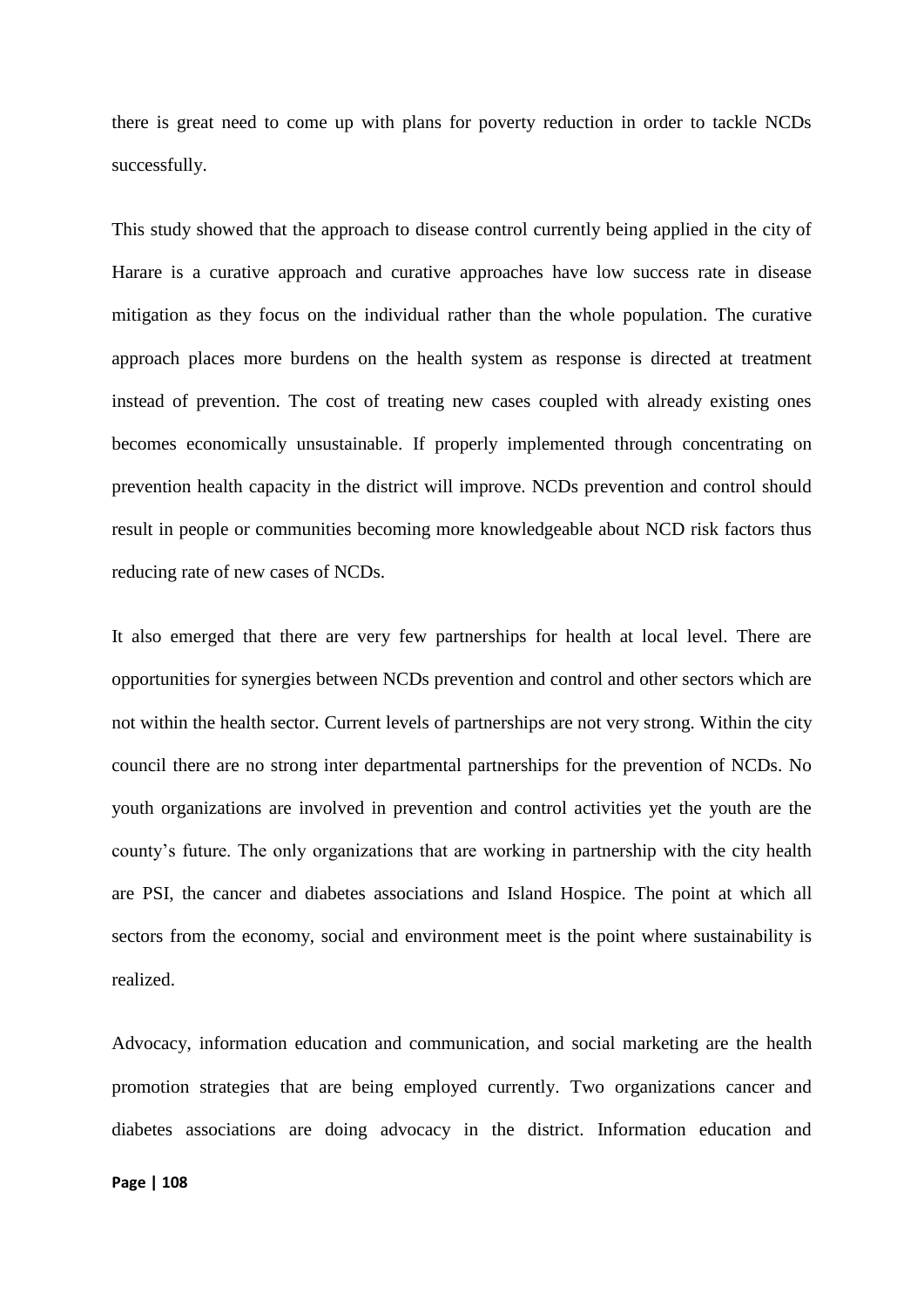there is great need to come up with plans for poverty reduction in order to tackle NCDs successfully.

This study showed that the approach to disease control currently being applied in the city of Harare is a curative approach and curative approaches have low success rate in disease mitigation as they focus on the individual rather than the whole population. The curative approach places more burdens on the health system as response is directed at treatment instead of prevention. The cost of treating new cases coupled with already existing ones becomes economically unsustainable. If properly implemented through concentrating on prevention health capacity in the district will improve. NCDs prevention and control should result in people or communities becoming more knowledgeable about NCD risk factors thus reducing rate of new cases of NCDs.

It also emerged that there are very few partnerships for health at local level. There are opportunities for synergies between NCDs prevention and control and other sectors which are not within the health sector. Current levels of partnerships are not very strong. Within the city council there are no strong inter departmental partnerships for the prevention of NCDs. No youth organizations are involved in prevention and control activities yet the youth are the county's future. The only organizations that are working in partnership with the city health are PSI, the cancer and diabetes associations and Island Hospice. The point at which all sectors from the economy, social and environment meet is the point where sustainability is realized.

Advocacy, information education and communication, and social marketing are the health promotion strategies that are being employed currently. Two organizations cancer and diabetes associations are doing advocacy in the district. Information education and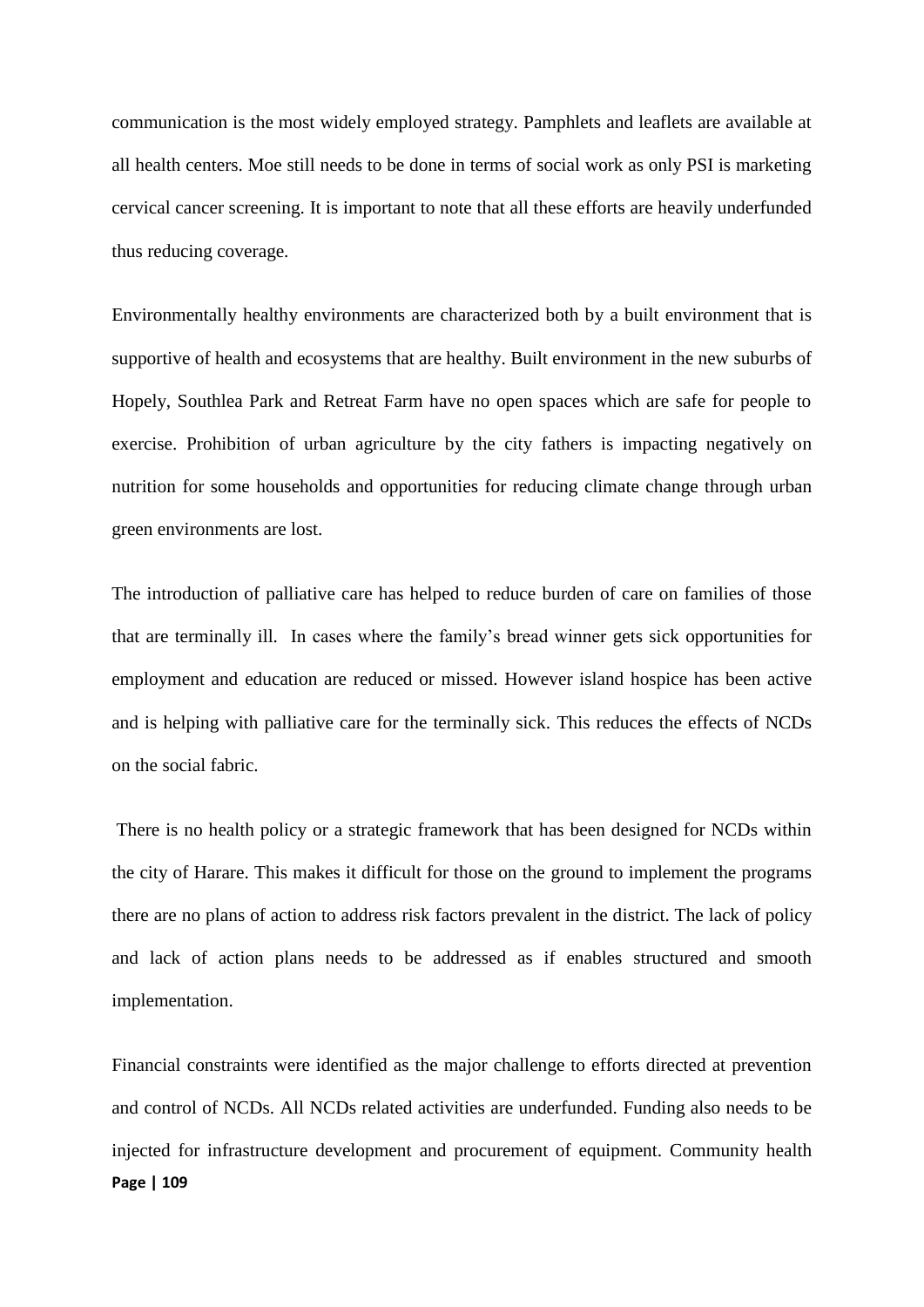communication is the most widely employed strategy. Pamphlets and leaflets are available at all health centers. Moe still needs to be done in terms of social work as only PSI is marketing cervical cancer screening. It is important to note that all these efforts are heavily underfunded thus reducing coverage.

Environmentally healthy environments are characterized both by a built environment that is supportive of health and ecosystems that are healthy. Built environment in the new suburbs of Hopely, Southlea Park and Retreat Farm have no open spaces which are safe for people to exercise. Prohibition of urban agriculture by the city fathers is impacting negatively on nutrition for some households and opportunities for reducing climate change through urban green environments are lost.

The introduction of palliative care has helped to reduce burden of care on families of those that are terminally ill. In cases where the family's bread winner gets sick opportunities for employment and education are reduced or missed. However island hospice has been active and is helping with palliative care for the terminally sick. This reduces the effects of NCDs on the social fabric.

There is no health policy or a strategic framework that has been designed for NCDs within the city of Harare. This makes it difficult for those on the ground to implement the programs there are no plans of action to address risk factors prevalent in the district. The lack of policy and lack of action plans needs to be addressed as if enables structured and smooth implementation.

Financial constraints were identified as the major challenge to efforts directed at prevention and control of NCDs. All NCDs related activities are underfunded. Funding also needs to be injected for infrastructure development and procurement of equipment. Community health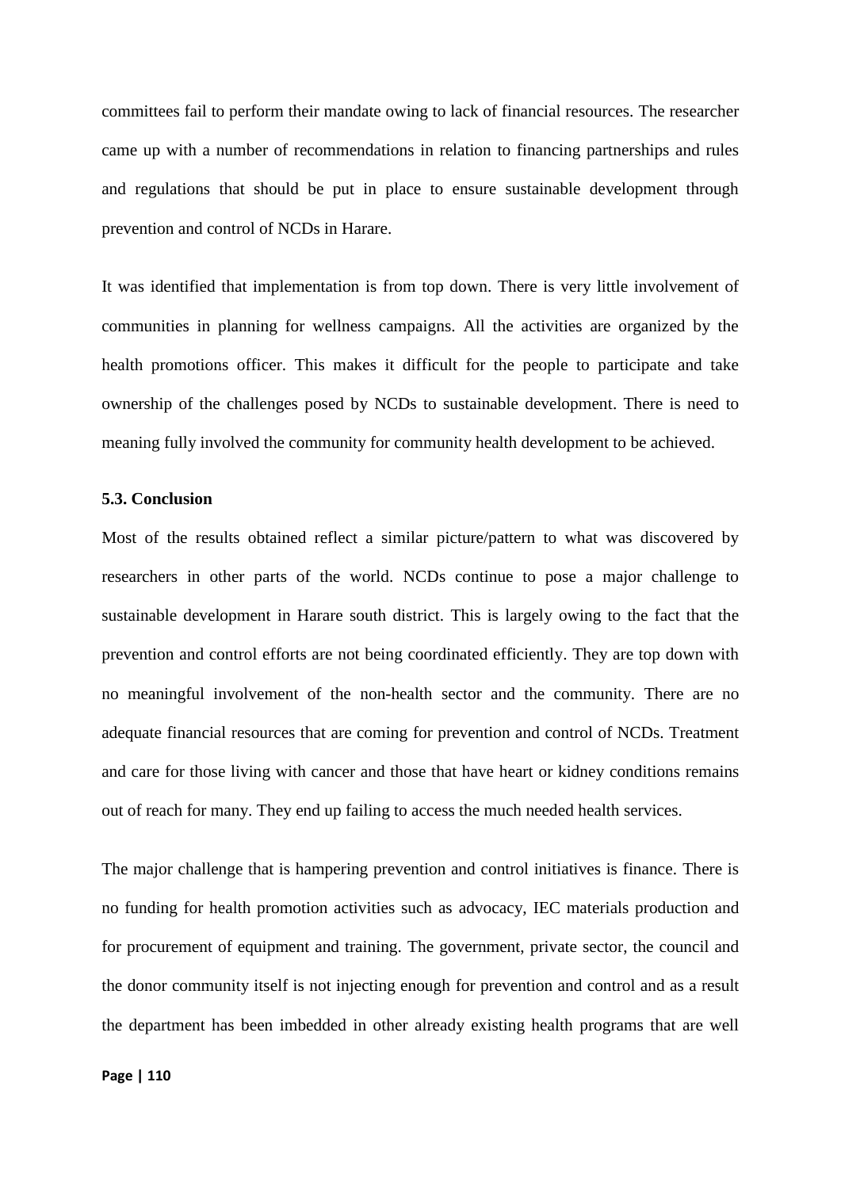committees fail to perform their mandate owing to lack of financial resources. The researcher came up with a number of recommendations in relation to financing partnerships and rules and regulations that should be put in place to ensure sustainable development through prevention and control of NCDs in Harare.

It was identified that implementation is from top down. There is very little involvement of communities in planning for wellness campaigns. All the activities are organized by the health promotions officer. This makes it difficult for the people to participate and take ownership of the challenges posed by NCDs to sustainable development. There is need to meaning fully involved the community for community health development to be achieved.

### 5.3. Conclusion

Most of the results obtained reflect a similar picture/pattern to what was discovered by researchers in other parts of the world. NCDs continue to pose a major challenge to sustainable development in Harare south district. This is largely owing to the fact that the prevention and control efforts are not being coordinated efficiently. They are top down with no meaningful involvement of the non-health sector and the community. There are no adequate financial resources that are coming for prevention and control of NCDs. Treatment and care for those living with cancer and those that have heart or kidney conditions remains out of reach for many. They end up failing to access the much needed health services.

The major challenge that is hampering prevention and control initiatives is finance. There is no funding for health promotion activities such as advocacy, IEC materials production and for procurement of equipment and training. The government, private sector, the council and the donor community itself is not injecting enough for prevention and control and as a result the department has been imbedded in other already existing health programs that are well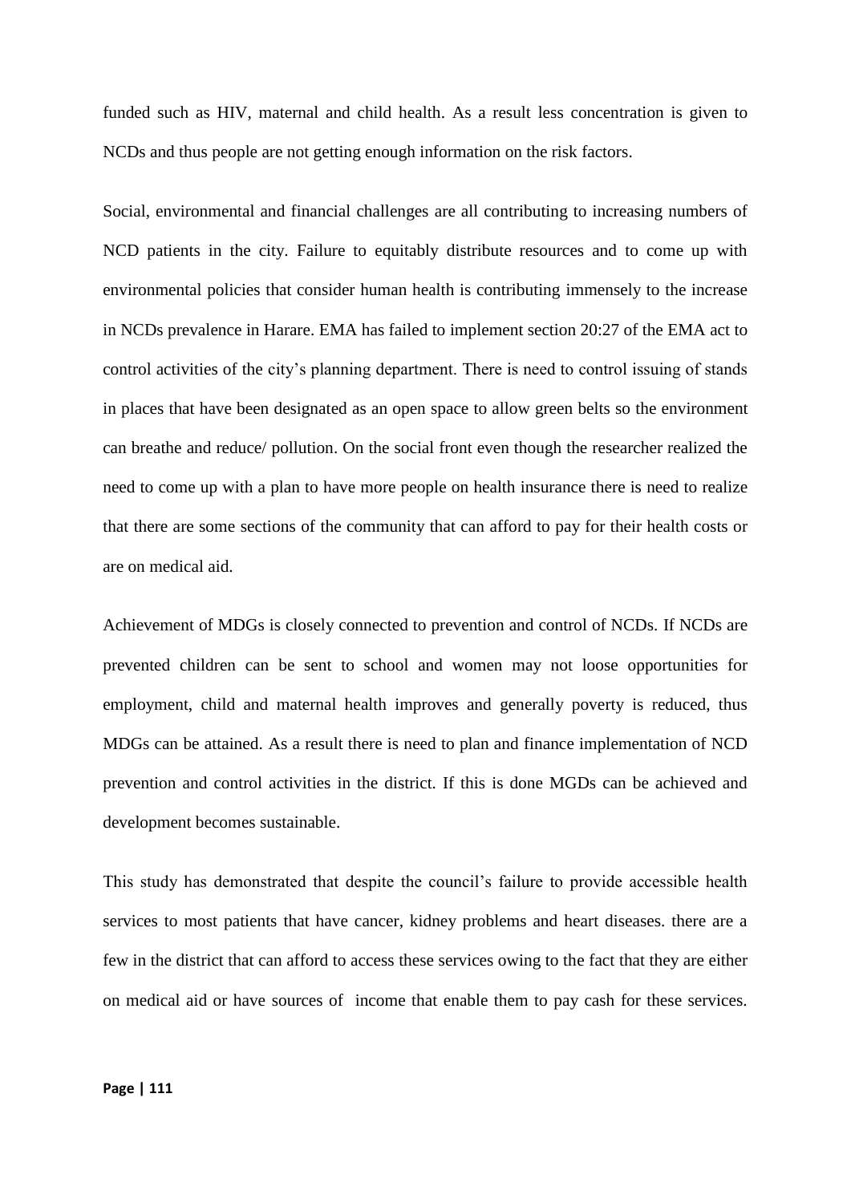funded such as HIV, maternal and child health. As a result less concentration is given to NCDs and thus people are not getting enough information on the risk factors.

Social, environmental and financial challenges are all contributing to increasing numbers of NCD patients in the city. Failure to equitably distribute resources and to come up with environmental policies that consider human health is contributing immensely to the increase in NCDs prevalence in Harare. EMA has failed to implement section 20:27 of the EMA act to control activities of the city's planning department. There is need to control issuing of stands in places that have been designated as an open space to allow green belts so the environment can breathe and reduce/ pollution. On the social front even though the researcher realized the need to come up with a plan to have more people on health insurance there is need to realize that there are some sections of the community that can afford to pay for their health costs or are on medical aid.

Achievement of MDGs is closely connected to prevention and control of NCDs. If NCDs are prevented children can be sent to school and women may not loose opportunities for employment, child and maternal health improves and generally poverty is reduced, thus MDGs can be attained. As a result there is need to plan and finance implementation of NCD prevention and control activities in the district. If this is done MGDs can be achieved and development becomes sustainable.

This study has demonstrated that despite the council's failure to provide accessible health services to most patients that have cancer, kidney problems and heart diseases. there are a few in the district that can afford to access these services owing to the fact that they are either on medical aid or have sources of income that enable them to pay cash for these services.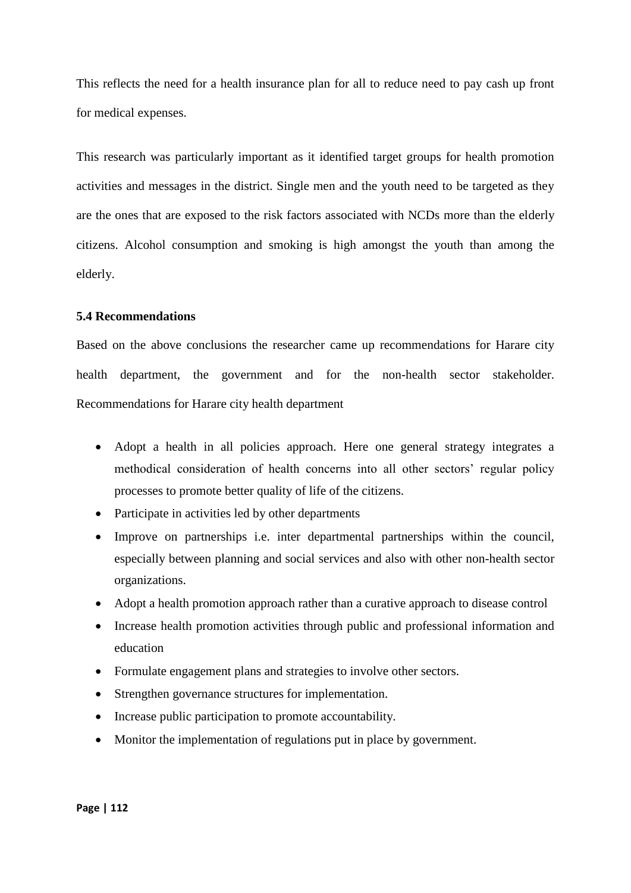This reflects the need for a health insurance plan for all to reduce need to pay cash up front for medical expenses.

This research was particularly important as it identified target groups for health promotion activities and messages in the district. Single men and the youth need to be targeted as they are the ones that are exposed to the risk factors associated with NCDs more than the elderly citizens. Alcohol consumption and smoking is high amongst the youth than among the elderly.

### 5.4 Recommendations

Based on the above conclusions the researcher came up recommendations for Harare city health department, the government and for the non-health sector stakeholder. Recommendations for Harare city health department

- Adopt a health in all policies approach. Here one general strategy integrates a methodical consideration of health concerns into all other sectors' regular policy processes to promote better quality of life of the citizens.
- Participate in activities led by other departments
- Improve on partnerships i.e. inter departmental partnerships within the council, especially between planning and social services and also with other non-health sector organizations.
- Adopt a health promotion approach rather than a curative approach to disease control
- Increase health promotion activities through public and professional information and education
- Formulate engagement plans and strategies to involve other sectors.
- Strengthen governance structures for implementation.
- Increase public participation to promote accountability.
- Monitor the implementation of regulations put in place by government.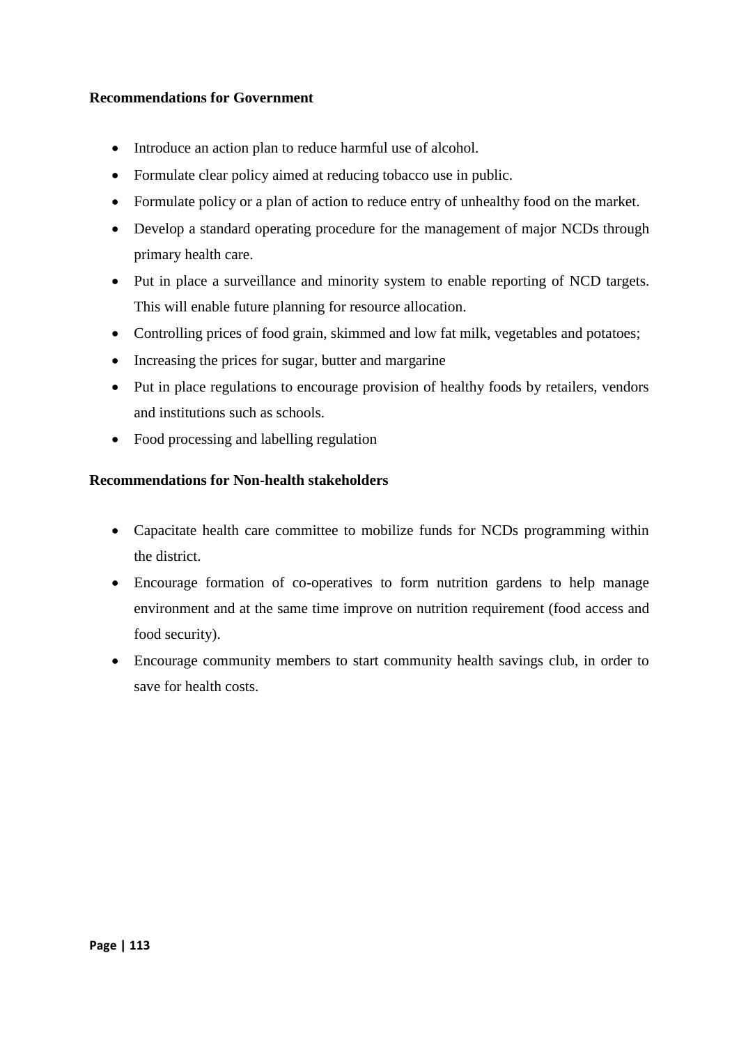**Recommendations for Government**

- Introduce an action plan to reduce harmful use of alcohol.
- Formulate clear policy aimed at reducing tobacco use in public.
- Formulate policy or a plan of action to reduce entry of unhealthy food on the market.
- Develop a standard operating procedure for the management of major NCDs through primary health care.
- Put in place a surveillance and minority system to enable reporting of NCD targets. This will enable future planning for resource allocation.
- Controlling prices of food grain, skimmed and low fat milk, vegetables and potatoes;
- Increasing the prices for sugar, butter and margarine
- Put in place regulations to encourage provision of healthy foods by retailers, vendors and institutions such as schools.
- Food processing and labelling regulation

**Recommendations for Non-health stakeholders**

- Capacitate health care committee to mobilize funds for NCDs programming within the district.
- Encourage formation of co-operatives to form nutrition gardens to help manage environment and at the same time improve on nutrition requirement (food access and food security).
- Encourage community members to start community health savings club, in order to save for health costs.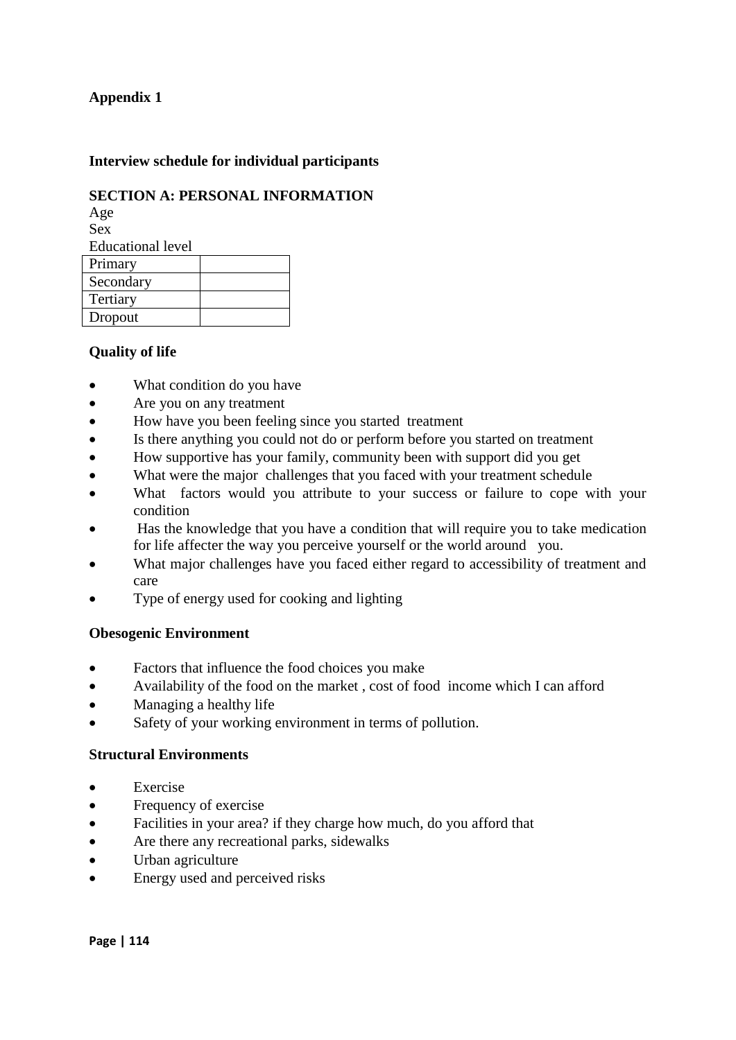**Appendix 1**

**Interview schedule for individual participants**

**SECTION A: PERSONAL INFORMATION**

Age

Sex

Educational level

| Primary | |
|---|---|
| Secondary | |
| Tertiary | |
| Dropout | |

**Quality of life**

- What condition do you have
- Are you on any treatment
- How have you been feeling since you started treatment
- Is there anything you could not do or perform before you started on treatment
- How supportive has your family, community been with support did you get
- What were the major challenges that you faced with your treatment schedule
- What factors would you attribute to your success or failure to cope with your condition
- Has the knowledge that you have a condition that will require you to take medication for life affecter the way you perceive yourself or the world around you.
- What major challenges have you faced either regard to accessibility of treatment and care
- Type of energy used for cooking and lighting

**Obesogenic Environment**

- Factors that influence the food choices you make
- Availability of the food on the market , cost of food income which I can afford
- Managing a healthy life
- Safety of your working environment in terms of pollution.

**Structural Environments**

- Exercise
- Frequency of exercise
- Facilities in your area? if they charge how much, do you afford that
- Are there any recreational parks, sidewalks
- Urban agriculture
- Energy used and perceived risks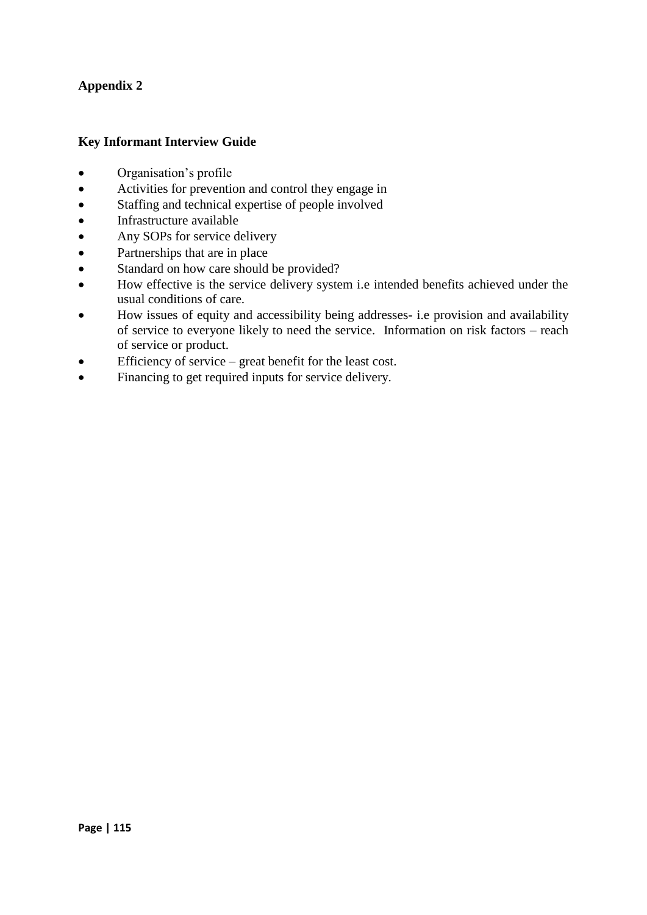**Appendix 2**

**Key Informant Interview Guide**

- Organisation's profile
- Activities for prevention and control they engage in
- Staffing and technical expertise of people involved
- Infrastructure available
- Any SOPs for service delivery
- Partnerships that are in place
- Standard on how care should be provided?
- How effective is the service delivery system i.e intended benefits achieved under the usual conditions of care.
- How issues of equity and accessibility being addresses- i.e provision and availability of service to everyone likely to need the service. Information on risk factors – reach of service or product.
- Efficiency of service – great benefit for the least cost.
- Financing to get required inputs for service delivery.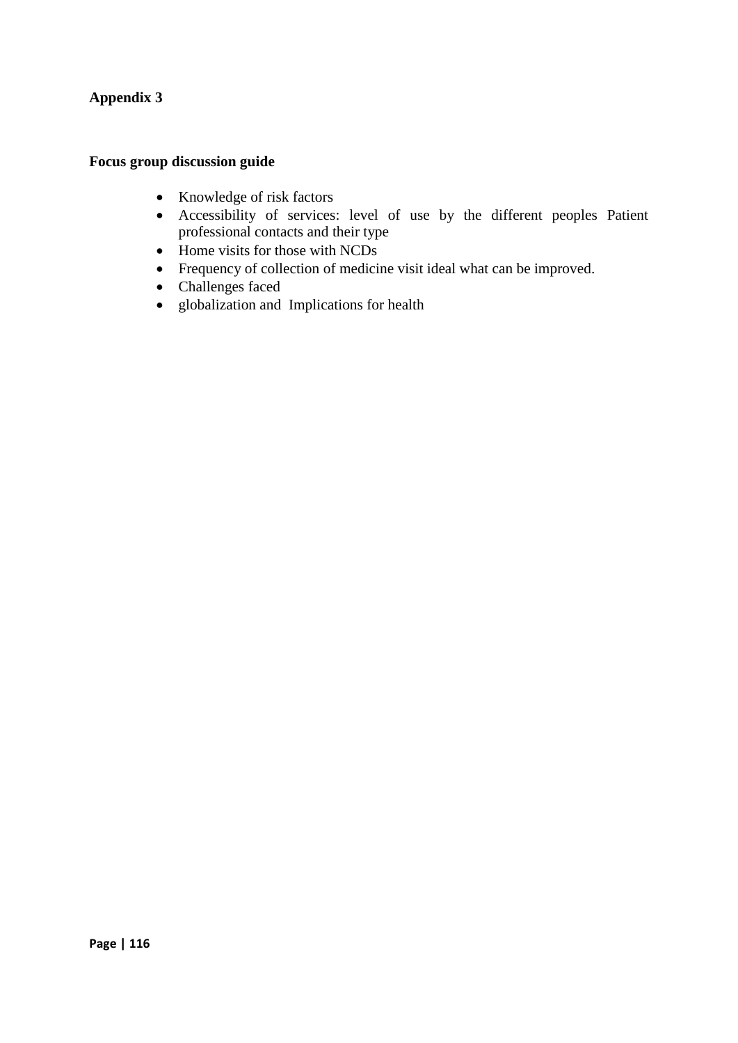**Appendix 3**

**Focus group discussion guide**

- Knowledge of risk factors
- Accessibility of services: level of use by the different peoples Patient professional contacts and their type
- Home visits for those with NCDs
- Frequency of collection of medicine visit ideal what can be improved.
- Challenges faced
- globalization and Implications for health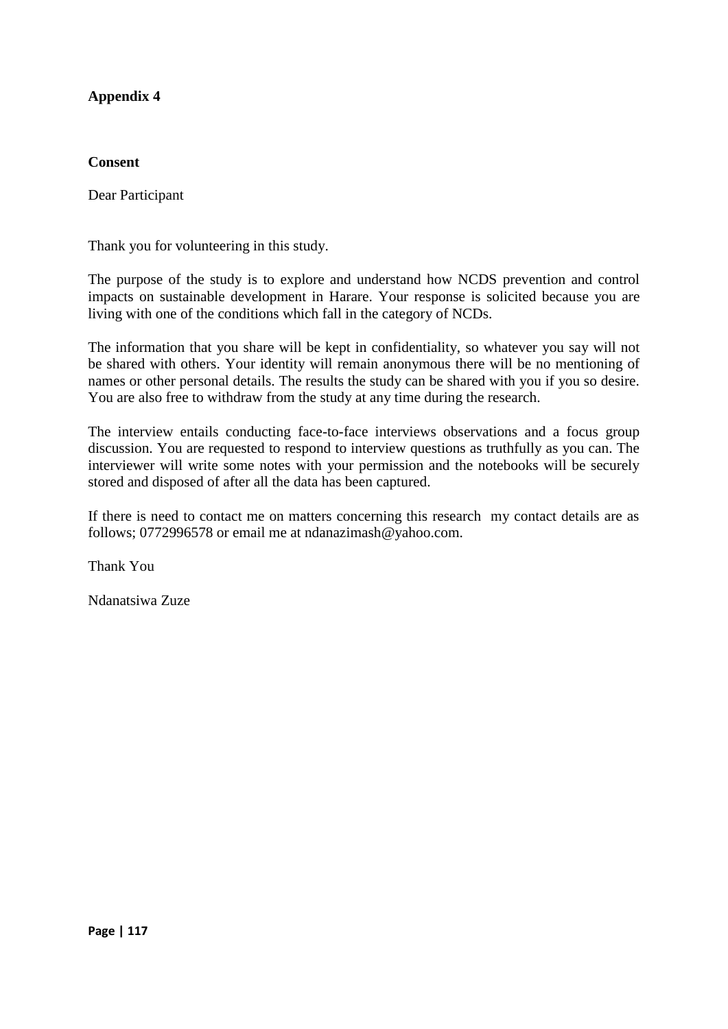**Appendix 4**

**Consent**

Dear Participant

Thank you for volunteering in this study.

The purpose of the study is to explore and understand how NCDS prevention and control impacts on sustainable development in Harare. Your response is solicited because you are living with one of the conditions which fall in the category of NCDs.

The information that you share will be kept in confidentiality, so whatever you say will not be shared with others. Your identity will remain anonymous there will be no mentioning of names or other personal details. The results the study can be shared with you if you so desire. You are also free to withdraw from the study at any time during the research.

The interview entails conducting face-to-face interviews observations and a focus group discussion. You are requested to respond to interview questions as truthfully as you can. The interviewer will write some notes with your permission and the notebooks will be securely stored and disposed of after all the data has been captured.

If there is need to contact me on matters concerning this research my contact details are as follows; 0772996578 or email me at ndanazimash@yahoo.com.

Thank You

Ndanatsiwa Zuze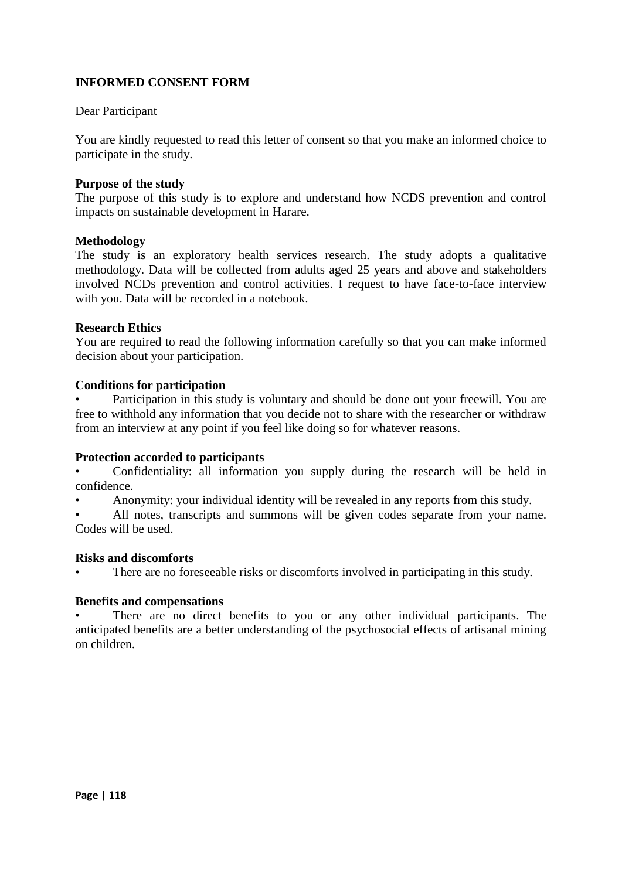**INFORMED CONSENT FORM**

Dear Participant

You are kindly requested to read this letter of consent so that you make an informed choice to participate in the study.

**Purpose of the study**
The purpose of this study is to explore and understand how NCDS prevention and control impacts on sustainable development in Harare.

**Methodology**
The study is an exploratory health services research. The study adopts a qualitative methodology. Data will be collected from adults aged 25 years and above and stakeholders involved NCDs prevention and control activities. I request to have face-to-face interview with you. Data will be recorded in a notebook.

**Research Ethics**
You are required to read the following information carefully so that you can make informed decision about your participation.

**Conditions for participation**

- Participation in this study is voluntary and should be done out your freewill. You are free to withhold any information that you decide not to share with the researcher or withdraw from an interview at any point if you feel like doing so for whatever reasons.

**Protection accorded to participants**

- Confidentiality: all information you supply during the research will be held in confidence.
- Anonymity: your individual identity will be revealed in any reports from this study.
- All notes, transcripts and summons will be given codes separate from your name. Codes will be used.

**Risks and discomforts**

- There are no foreseeable risks or discomforts involved in participating in this study.

**Benefits and compensations**

- There are no direct benefits to you or any other individual participants. The anticipated benefits are a better understanding of the psychosocial effects of artisanal mining on children.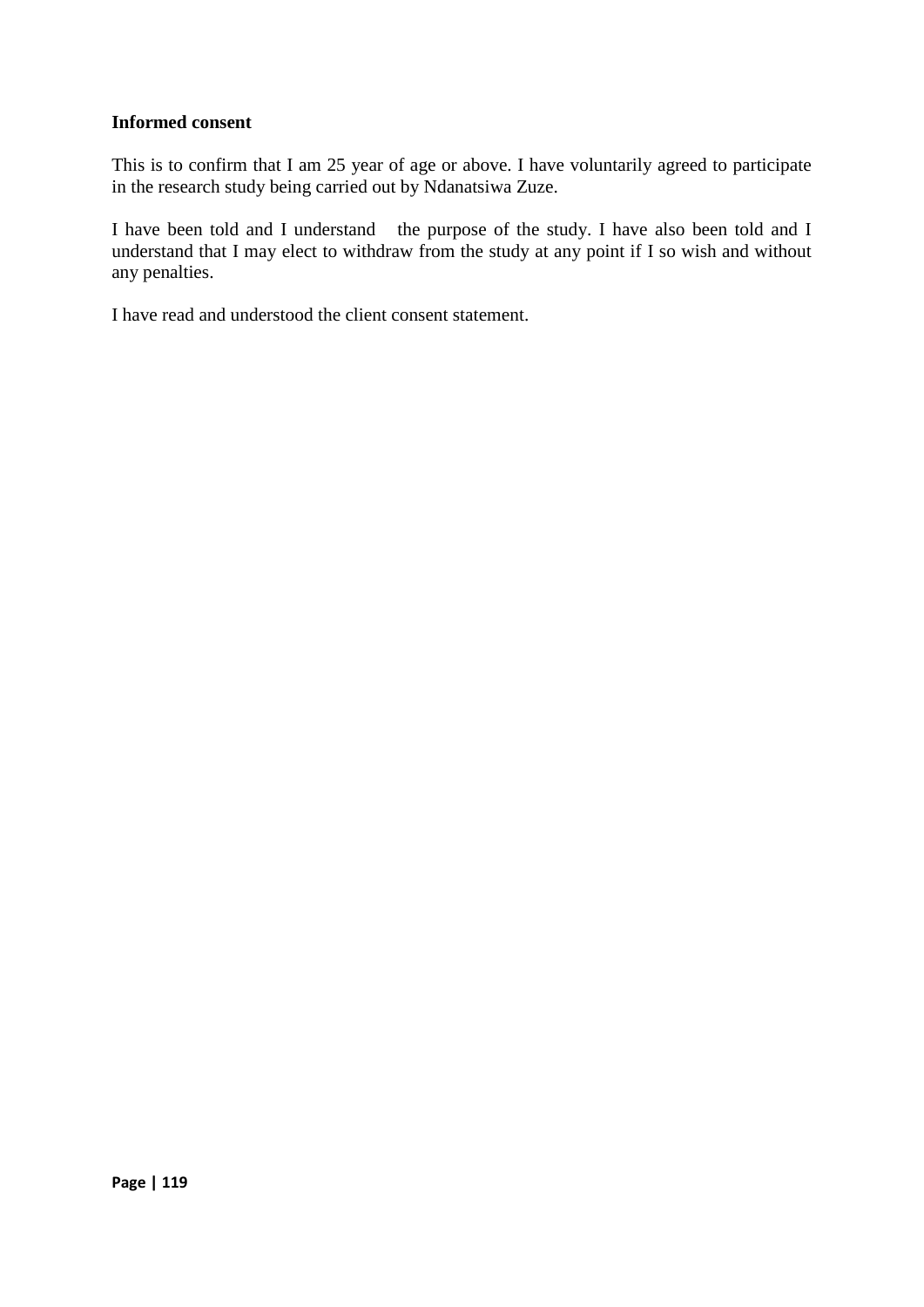**Informed consent**

This is to confirm that I am 25 year of age or above. I have voluntarily agreed to participate in the research study being carried out by Ndanatsiwa Zuze.

I have been told and I understand the purpose of the study. I have also been told and I understand that I may elect to withdraw from the study at any point if I so wish and without any penalties.

I have read and understood the client consent statement.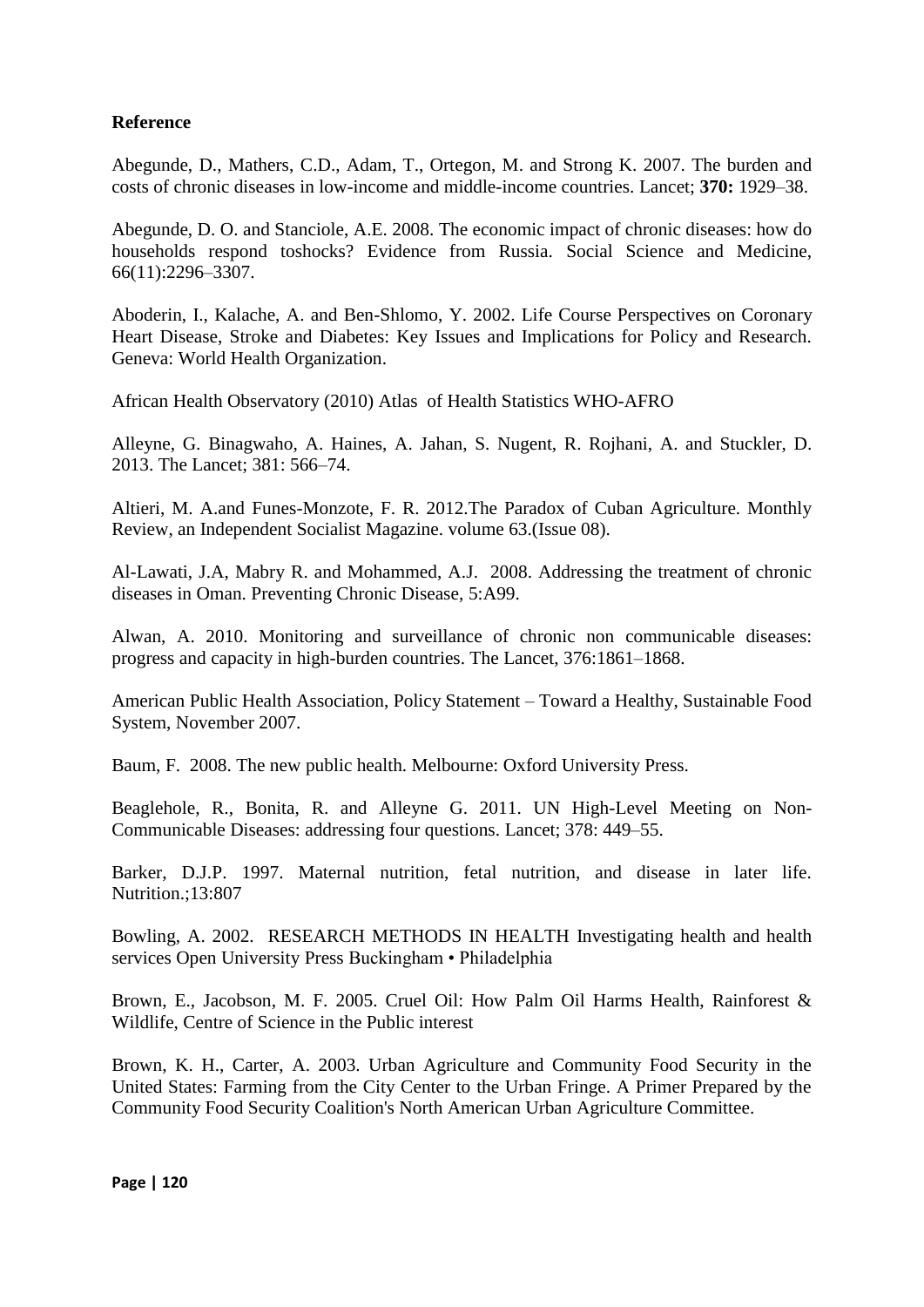**Reference**

Abegunde, D., Mathers, C.D., Adam, T., Ortegon, M. and Strong K. 2007. The burden and costs of chronic diseases in low-income and middle-income countries. Lancet; **370:** 1929–38.

Abegunde, D. O. and Stanciole, A.E. 2008. The economic impact of chronic diseases: how do households respond toshocks? Evidence from Russia. Social Science and Medicine, 66(11):2296–3307.

Aboderin, I., Kalache, A. and Ben-Shlomo, Y. 2002. Life Course Perspectives on Coronary Heart Disease, Stroke and Diabetes: Key Issues and Implications for Policy and Research. Geneva: World Health Organization.

African Health Observatory (2010) Atlas of Health Statistics WHO-AFRO

Alleyne, G. Binagwaho, A. Haines, A. Jahan, S. Nugent, R. Rojhani, A. and Stuckler, D. 2013. The Lancet; 381: 566–74.

Altieri, M. A.and Funes-Monzote, F. R. 2012.The Paradox of Cuban Agriculture. Monthly Review, an Independent Socialist Magazine. volume 63.(Issue 08).

Al-Lawati, J.A, Mabry R. and Mohammed, A.J. 2008. Addressing the treatment of chronic diseases in Oman. Preventing Chronic Disease, 5:A99.

Alwan, A. 2010. Monitoring and surveillance of chronic non communicable diseases: progress and capacity in high-burden countries. The Lancet, 376:1861–1868.

American Public Health Association, Policy Statement – Toward a Healthy, Sustainable Food System, November 2007.

Baum, F. 2008. The new public health. Melbourne: Oxford University Press.

Beaglehole, R., Bonita, R. and Alleyne G. 2011. UN High-Level Meeting on Non-Communicable Diseases: addressing four questions. Lancet; 378: 449–55.

Barker, D.J.P. 1997. Maternal nutrition, fetal nutrition, and disease in later life. Nutrition.;13:807

Bowling, A. 2002. RESEARCH METHODS IN HEALTH Investigating health and health services Open University Press Buckingham • Philadelphia

Brown, E., Jacobson, M. F. 2005. Cruel Oil: How Palm Oil Harms Health, Rainforest & Wildlife, Centre of Science in the Public interest

Brown, K. H., Carter, A. 2003. Urban Agriculture and Community Food Security in the United States: Farming from the City Center to the Urban Fringe. A Primer Prepared by the Community Food Security Coalition's North American Urban Agriculture Committee.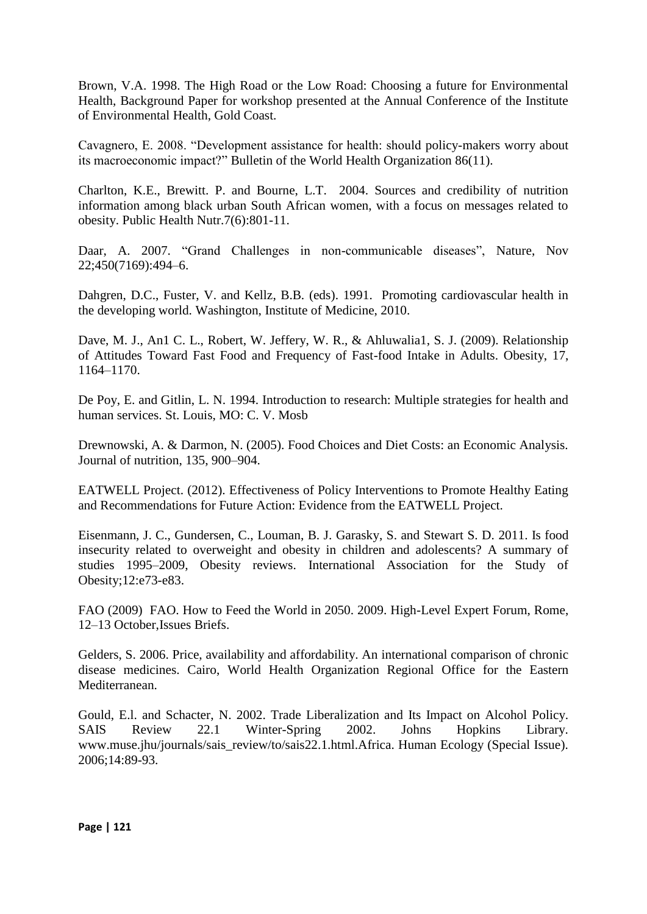Brown, V.A. 1998. The High Road or the Low Road: Choosing a future for Environmental Health, Background Paper for workshop presented at the Annual Conference of the Institute of Environmental Health, Gold Coast.

Cavagnero, E. 2008. "Development assistance for health: should policy-makers worry about its macroeconomic impact?" Bulletin of the World Health Organization 86(11).

Charlton, K.E., Brewitt. P. and Bourne, L.T. 2004. Sources and credibility of nutrition information among black urban South African women, with a focus on messages related to obesity. Public Health Nutr.7(6):801-11.

Daar, A. 2007. "Grand Challenges in non-communicable diseases", Nature, Nov 22;450(7169):494–6.

Dahgren, D.C., Fuster, V. and Kellz, B.B. (eds). 1991. Promoting cardiovascular health in the developing world. Washington, Institute of Medicine, 2010.

Dave, M. J., An1 C. L., Robert, W. Jeffery, W. R., & Ahluwalia1, S. J. (2009). Relationship of Attitudes Toward Fast Food and Frequency of Fast-food Intake in Adults. Obesity, 17, 1164–1170.

De Poy, E. and Gitlin, L. N. 1994. Introduction to research: Multiple strategies for health and human services. St. Louis, MO: C. V. Mosb

Drewnowski, A. & Darmon, N. (2005). Food Choices and Diet Costs: an Economic Analysis. Journal of nutrition, 135, 900–904.

EATWELL Project. (2012). Effectiveness of Policy Interventions to Promote Healthy Eating and Recommendations for Future Action: Evidence from the EATWELL Project.

Eisenmann, J. C., Gundersen, C., Louman, B. J. Garasky, S. and Stewart S. D. 2011. Is food insecurity related to overweight and obesity in children and adolescents? A summary of studies 1995–2009, Obesity reviews. International Association for the Study of Obesity;12:e73-e83.

FAO (2009) FAO. How to Feed the World in 2050. 2009. High-Level Expert Forum, Rome, 12–13 October,Issues Briefs.

Gelders, S. 2006. Price, availability and affordability. An international comparison of chronic disease medicines. Cairo, World Health Organization Regional Office for the Eastern Mediterranean.

Gould, E.l. and Schacter, N. 2002. Trade Liberalization and Its Impact on Alcohol Policy. SAIS Review 22.1 Winter-Spring 2002. Johns Hopkins Library. www.muse.jhu/journals/sais_review/to/sais22.1.html.Africa. Human Ecology (Special Issue). 2006;14:89-93.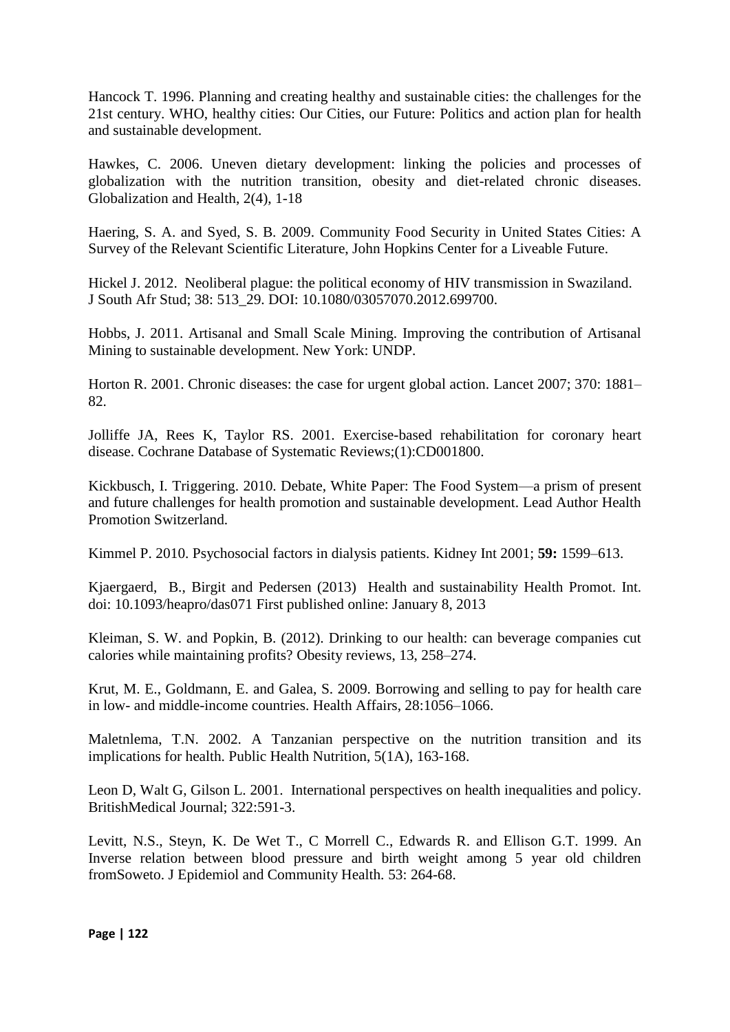Hancock T. 1996. Planning and creating healthy and sustainable cities: the challenges for the 21st century. WHO, healthy cities: Our Cities, our Future: Politics and action plan for health and sustainable development.

Hawkes, C. 2006. Uneven dietary development: linking the policies and processes of globalization with the nutrition transition, obesity and diet-related chronic diseases. Globalization and Health, 2(4), 1-18

Haering, S. A. and Syed, S. B. 2009. Community Food Security in United States Cities: A Survey of the Relevant Scientific Literature, John Hopkins Center for a Liveable Future.

Hickel J. 2012. Neoliberal plague: the political economy of HIV transmission in Swaziland. J South Afr Stud; 38: 513_29. DOI: 10.1080/03057070.2012.699700.

Hobbs, J. 2011. Artisanal and Small Scale Mining. Improving the contribution of Artisanal Mining to sustainable development. New York: UNDP.

Horton R. 2001. Chronic diseases: the case for urgent global action. Lancet 2007; 370: 1881–82.

Jolliffe JA, Rees K, Taylor RS. 2001. Exercise-based rehabilitation for coronary heart disease. Cochrane Database of Systematic Reviews;(1):CD001800.

Kickbusch, I. Triggering. 2010. Debate, White Paper: The Food System—a prism of present and future challenges for health promotion and sustainable development. Lead Author Health Promotion Switzerland.

Kimmel P. 2010. Psychosocial factors in dialysis patients. Kidney Int 2001; **59:** 1599–613.

Kjaergaerd, B., Birgit and Pedersen (2013) Health and sustainability Health Promot. Int. doi: 10.1093/heapro/das071 First published online: January 8, 2013

Kleiman, S. W. and Popkin, B. (2012). Drinking to our health: can beverage companies cut calories while maintaining profits? Obesity reviews, 13, 258–274.

Krut, M. E., Goldmann, E. and Galea, S. 2009. Borrowing and selling to pay for health care in low- and middle-income countries. Health Affairs, 28:1056–1066.

Maletnlema, T.N. 2002. A Tanzanian perspective on the nutrition transition and its implications for health. Public Health Nutrition, 5(1A), 163-168.

Leon D, Walt G, Gilson L. 2001. International perspectives on health inequalities and policy. BritishMedical Journal; 322:591-3.

Levitt, N.S., Steyn, K. De Wet T., C Morrell C., Edwards R. and Ellison G.T. 1999. An Inverse relation between blood pressure and birth weight among 5 year old children fromSoweto. J Epidemiol and Community Health. 53: 264-68.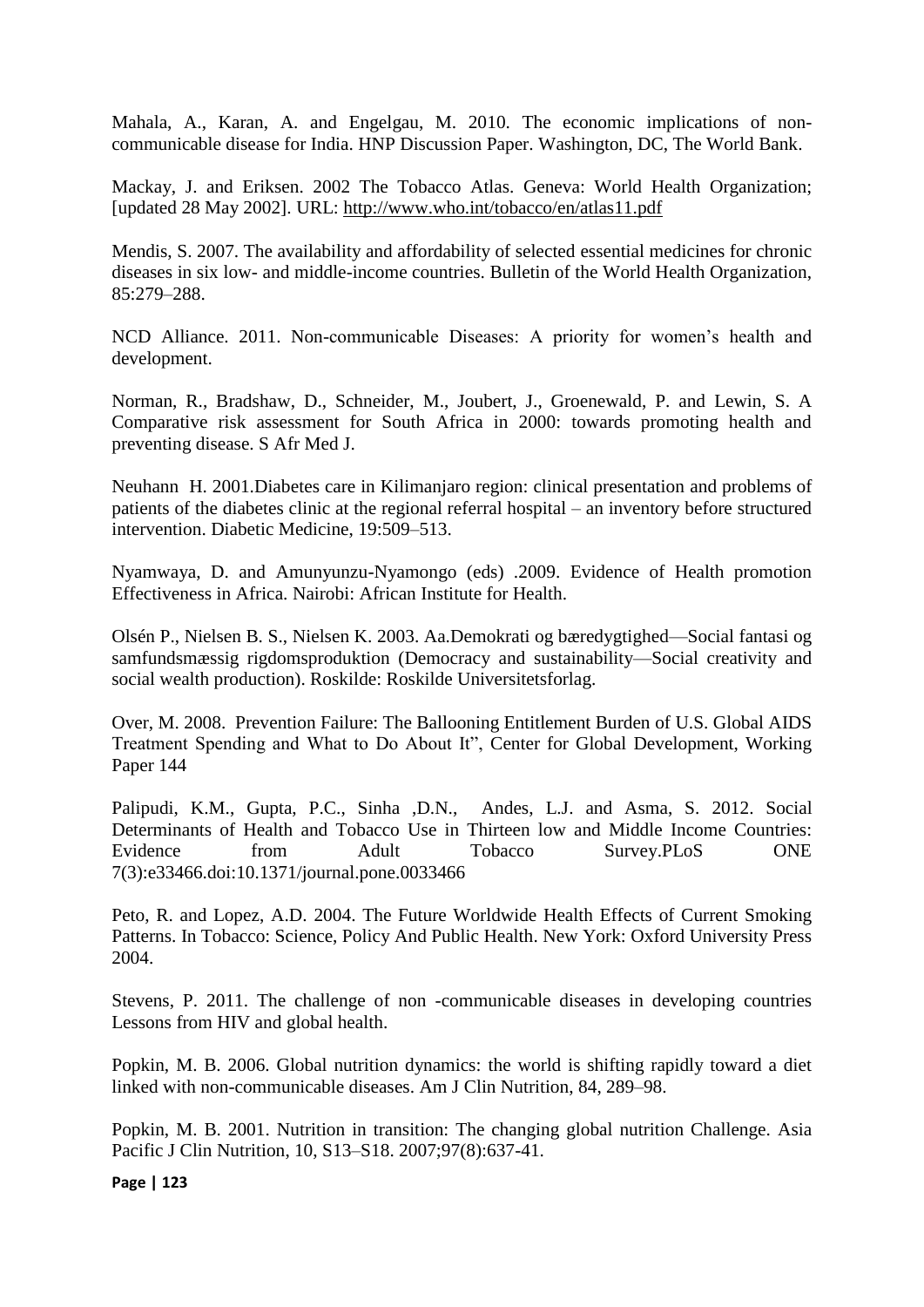Mahala, A., Karan, A. and Engelgau, M. 2010. The economic implications of non-communicable disease for India. HNP Discussion Paper. Washington, DC, The World Bank.

Mackay, J. and Eriksen. 2002 The Tobacco Atlas. Geneva: World Health Organization; [updated 28 May 2002]. URL: http://www.who.int/tobacco/en/atlas11.pdf

Mendis, S. 2007. The availability and affordability of selected essential medicines for chronic diseases in six low- and middle-income countries. Bulletin of the World Health Organization, 85:279–288.

NCD Alliance. 2011. Non-communicable Diseases: A priority for women's health and development.

Norman, R., Bradshaw, D., Schneider, M., Joubert, J., Groenewald, P. and Lewin, S. A Comparative risk assessment for South Africa in 2000: towards promoting health and preventing disease. S Afr Med J.

Neuhann H. 2001.Diabetes care in Kilimanjaro region: clinical presentation and problems of patients of the diabetes clinic at the regional referral hospital – an inventory before structured intervention. Diabetic Medicine, 19:509–513.

Nyamwaya, D. and Amunyunzu-Nyamongo (eds) .2009. Evidence of Health promotion Effectiveness in Africa. Nairobi: African Institute for Health.

Olsén P., Nielsen B. S., Nielsen K. 2003. Aa.Demokrati og bæredygtighed—Social fantasi og samfundsmæssig rigdomsproduktion (Democracy and sustainability—Social creativity and social wealth production). Roskilde: Roskilde Universitetsforlag.

Over, M. 2008. Prevention Failure: The Ballooning Entitlement Burden of U.S. Global AIDS Treatment Spending and What to Do About It", Center for Global Development, Working Paper 144

Palipudi, K.M., Gupta, P.C., Sinha ,D.N., Andes, L.J. and Asma, S. 2012. Social Determinants of Health and Tobacco Use in Thirteen low and Middle Income Countries: Evidence from Adult Tobacco Survey.PLoS ONE 7(3):e33466.doi:10.1371/journal.pone.0033466

Peto, R. and Lopez, A.D. 2004. The Future Worldwide Health Effects of Current Smoking Patterns. In Tobacco: Science, Policy And Public Health. New York: Oxford University Press 2004.

Stevens, P. 2011. The challenge of non -communicable diseases in developing countries Lessons from HIV and global health.

Popkin, M. B. 2006. Global nutrition dynamics: the world is shifting rapidly toward a diet linked with non-communicable diseases. Am J Clin Nutrition, 84, 289–98.

Popkin, M. B. 2001. Nutrition in transition: The changing global nutrition Challenge. Asia Pacific J Clin Nutrition, 10, S13–S18. 2007;97(8):637-41.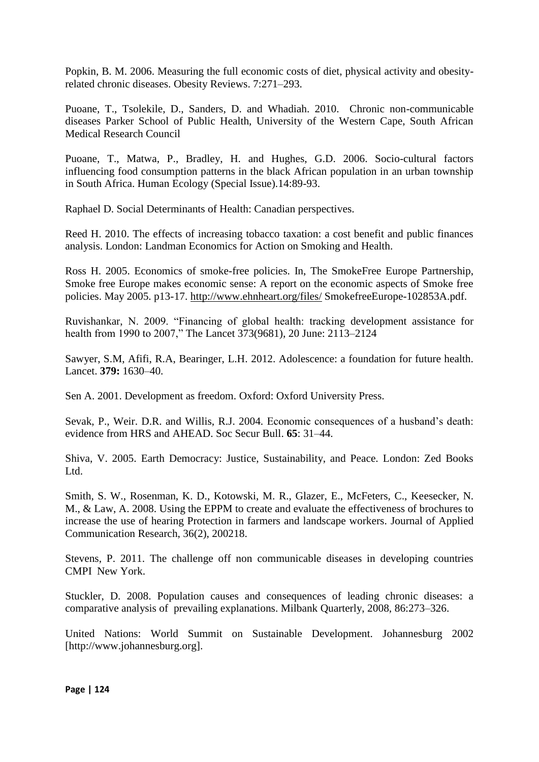Popkin, B. M. 2006. Measuring the full economic costs of diet, physical activity and obesity-related chronic diseases. Obesity Reviews. 7:271–293.

Puoane, T., Tsolekile, D., Sanders, D. and Whadiah. 2010. Chronic non-communicable diseases Parker School of Public Health, University of the Western Cape, South African Medical Research Council

Puoane, T., Matwa, P., Bradley, H. and Hughes, G.D. 2006. Socio-cultural factors influencing food consumption patterns in the black African population in an urban township in South Africa. Human Ecology (Special Issue).14:89-93.

Raphael D. Social Determinants of Health: Canadian perspectives.

Reed H. 2010. The effects of increasing tobacco taxation: a cost benefit and public finances analysis. London: Landman Economics for Action on Smoking and Health.

Ross H. 2005. Economics of smoke-free policies. In, The SmokeFree Europe Partnership, Smoke free Europe makes economic sense: A report on the economic aspects of Smoke free policies. May 2005. p13-17. http://www.ehnheart.org/files/ SmokefreeEurope-102853A.pdf.

Ruvishankar, N. 2009. "Financing of global health: tracking development assistance for health from 1990 to 2007," The Lancet 373(9681), 20 June: 2113–2124

Sawyer, S.M, Afifi, R.A, Bearinger, L.H. 2012. Adolescence: a foundation for future health. Lancet. **379:** 1630–40.

Sen A. 2001. Development as freedom. Oxford: Oxford University Press.

Sevak, P., Weir. D.R. and Willis, R.J. 2004. Economic consequences of a husband's death: evidence from HRS and AHEAD. Soc Secur Bull. **65**: 31–44.

Shiva, V. 2005. Earth Democracy: Justice, Sustainability, and Peace. London: Zed Books Ltd.

Smith, S. W., Rosenman, K. D., Kotowski, M. R., Glazer, E., McFeters, C., Keesecker, N. M., & Law, A. 2008. Using the EPPM to create and evaluate the effectiveness of brochures to increase the use of hearing Protection in farmers and landscape workers. Journal of Applied Communication Research, 36(2), 200218.

Stevens, P. 2011. The challenge off non communicable diseases in developing countries CMPI New York.

Stuckler, D. 2008. Population causes and consequences of leading chronic diseases: a comparative analysis of prevailing explanations. Milbank Quarterly, 2008, 86:273–326.

United Nations: World Summit on Sustainable Development. Johannesburg 2002 [http://www.johannesburg.org].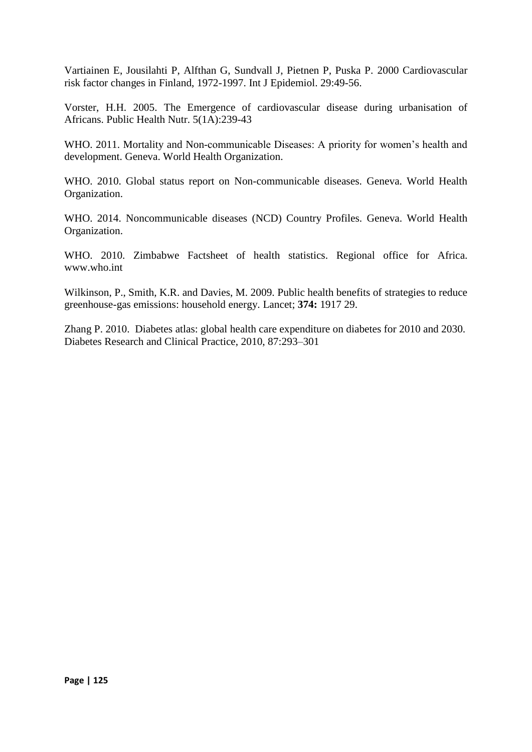Vartiainen E, Jousilahti P, Alfthan G, Sundvall J, Pietnen P, Puska P. 2000 Cardiovascular risk factor changes in Finland, 1972-1997. Int J Epidemiol. 29:49-56.

Vorster, H.H. 2005. The Emergence of cardiovascular disease during urbanisation of Africans. Public Health Nutr. 5(1A):239-43

WHO. 2011. Mortality and Non-communicable Diseases: A priority for women's health and development. Geneva. World Health Organization.

WHO. 2010. Global status report on Non-communicable diseases. Geneva. World Health Organization.

WHO. 2014. Noncommunicable diseases (NCD) Country Profiles. Geneva. World Health Organization.

WHO. 2010. Zimbabwe Factsheet of health statistics. Regional office for Africa. www.who.int

Wilkinson, P., Smith, K.R. and Davies, M. 2009. Public health benefits of strategies to reduce greenhouse-gas emissions: household energy. Lancet; **374:** 1917 29.

Zhang P. 2010. Diabetes atlas: global health care expenditure on diabetes for 2010 and 2030. Diabetes Research and Clinical Practice, 2010, 87:293–301